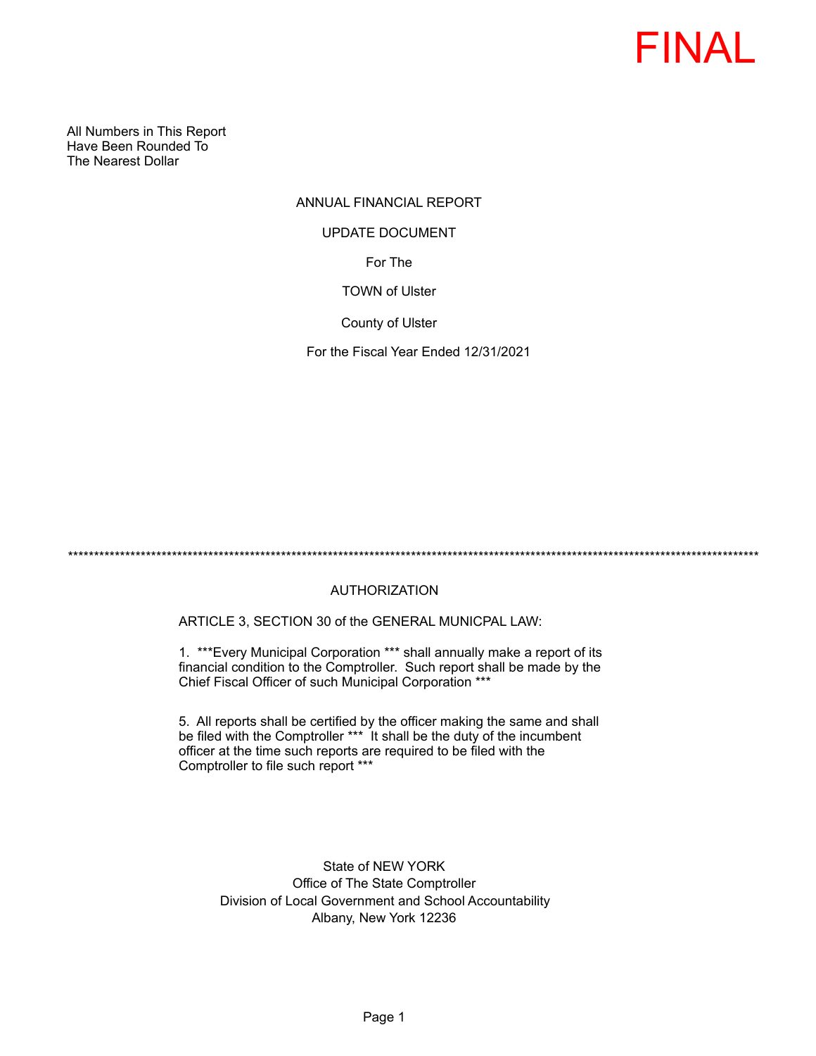FINAL

All Numbers in This Report
Have Been Rounded To
The Nearest Dollar

# ANNUAL FINANCIAL REPORT

## UPDATE DOCUMENT

For The

TOWN of Ulster

County of Ulster

For the Fiscal Year Ended 12/31/2021

*****************************************************************************************************************************

## AUTHORIZATION

ARTICLE 3, SECTION 30 of the GENERAL MUNICPAL LAW:

1. ***Every Municipal Corporation *** shall annually make a report of its financial condition to the Comptroller. Such report shall be made by the Chief Fiscal Officer of such Municipal Corporation ***

5. All reports shall be certified by the officer making the same and shall be filed with the Comptroller *** It shall be the duty of the incumbent officer at the time such reports are required to be filed with the Comptroller to file such report ***

State of NEW YORK
Office of The State Comptroller
Division of Local Government and School Accountability
Albany, New York 12236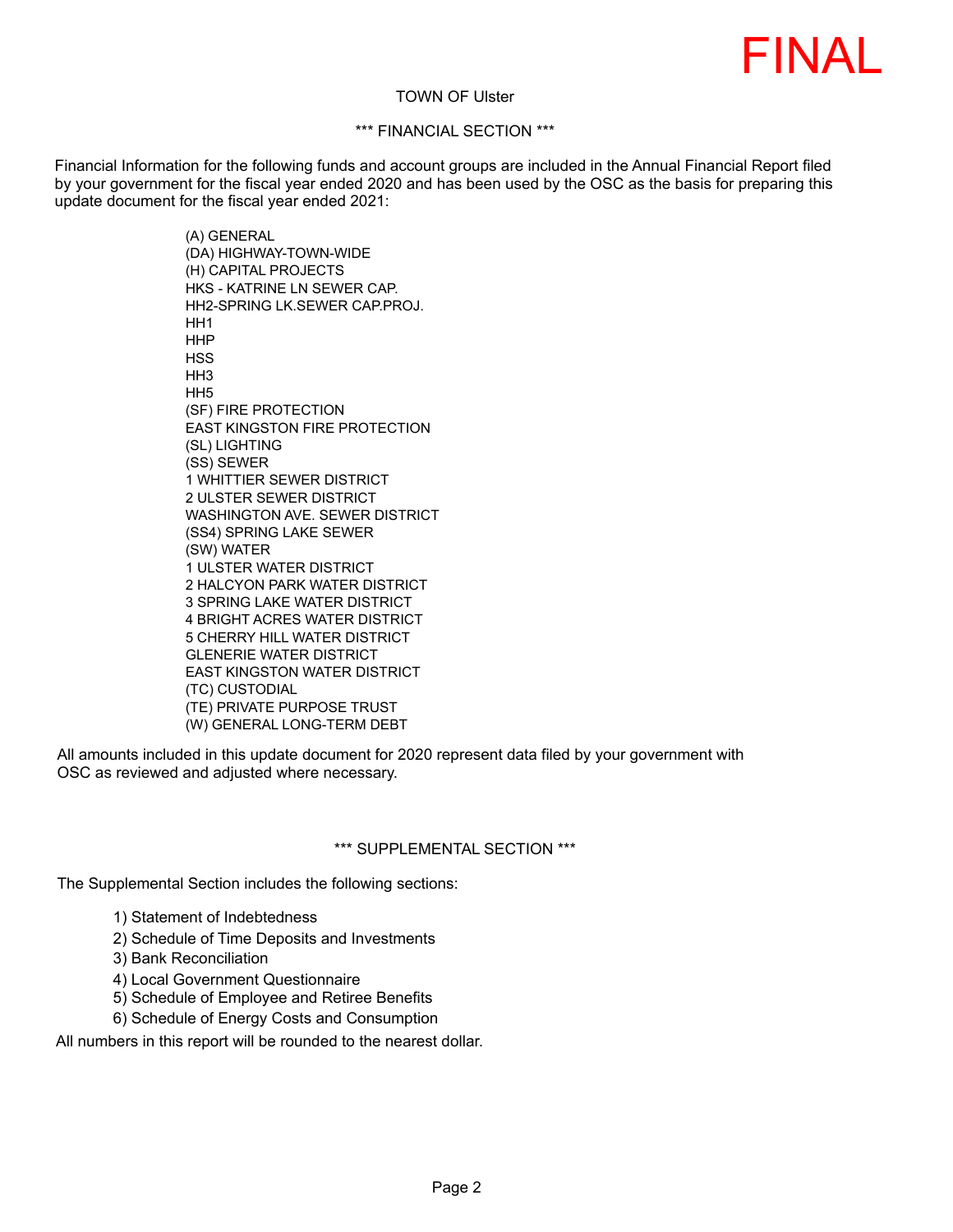FINAL

TOWN OF Ulster

*** FINANCIAL SECTION ***

Financial Information for the following funds and account groups are included in the Annual Financial Report filed by your government for the fiscal year ended 2020 and has been used by the OSC as the basis for preparing this update document for the fiscal year ended 2021:

(A) GENERAL
(DA) HIGHWAY-TOWN-WIDE
(H) CAPITAL PROJECTS
HKS - KATRINE LN SEWER CAP.
HH2-SPRING LK.SEWER CAP.PROJ.
HH1
HHP
HSS
HH3
HH5
(SF) FIRE PROTECTION
EAST KINGSTON FIRE PROTECTION
(SL) LIGHTING
(SS) SEWER
1 WHITTIER SEWER DISTRICT
2 ULSTER SEWER DISTRICT
WASHINGTON AVE. SEWER DISTRICT
(SS4) SPRING LAKE SEWER
(SW) WATER
1 ULSTER WATER DISTRICT
2 HALCYON PARK WATER DISTRICT
3 SPRING LAKE WATER DISTRICT
4 BRIGHT ACRES WATER DISTRICT
5 CHERRY HILL WATER DISTRICT
GLENERIE WATER DISTRICT
EAST KINGSTON WATER DISTRICT
(TC) CUSTODIAL
(TE) PRIVATE PURPOSE TRUST
(W) GENERAL LONG-TERM DEBT

All amounts included in this update document for 2020 represent data filed by your government with OSC as reviewed and adjusted where necessary.

*** SUPPLEMENTAL SECTION ***

The Supplemental Section includes the following sections:

1) Statement of Indebtedness
2) Schedule of Time Deposits and Investments
3) Bank Reconciliation
4) Local Government Questionnaire
5) Schedule of Employee and Retiree Benefits
6) Schedule of Energy Costs and Consumption

All numbers in this report will be rounded to the nearest dollar.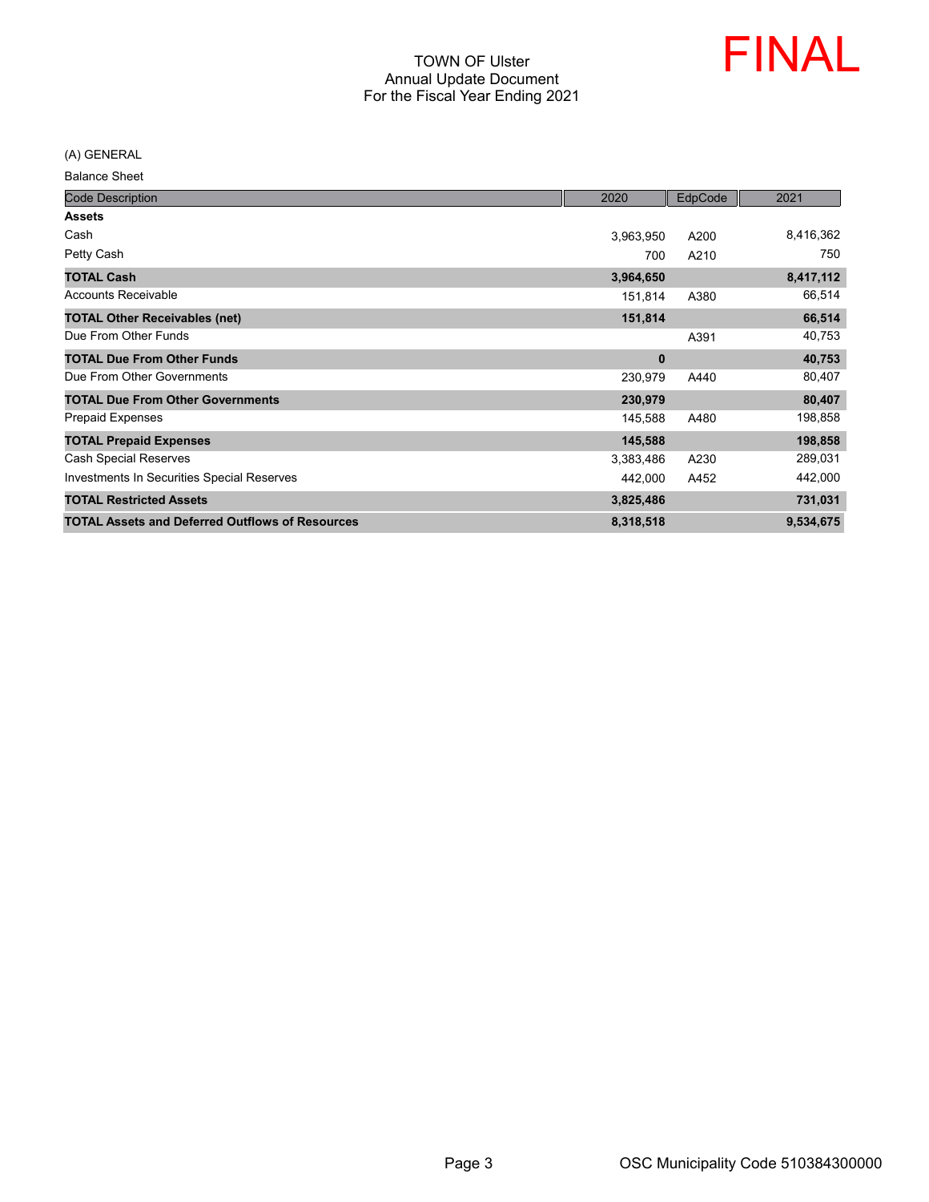# TOWN OF Ulster
## Annual Update Document
## For the Fiscal Year Ending 2021

FINAL

(A) GENERAL

Balance Sheet

| Code Description | 2020 | EdpCode | 2021 |
|---|---|---|---|
| **Assets** | | | |
| Cash | 3,963,950 | A200 | 8,416,362 |
| Petty Cash | 700 | A210 | 750 |
| **TOTAL Cash** | **3,964,650** | | **8,417,112** |
| Accounts Receivable | 151,814 | A380 | 66,514 |
| **TOTAL Other Receivables (net)** | **151,814** | | **66,514** |
| Due From Other Funds | | A391 | 40,753 |
| **TOTAL Due From Other Funds** | **0** | | **40,753** |
| Due From Other Governments | 230,979 | A440 | 80,407 |
| **TOTAL Due From Other Governments** | **230,979** | | **80,407** |
| Prepaid Expenses | 145,588 | A480 | 198,858 |
| **TOTAL Prepaid Expenses** | **145,588** | | **198,858** |
| Cash Special Reserves | 3,383,486 | A230 | 289,031 |
| Investments In Securities Special Reserves | 442,000 | A452 | 442,000 |
| **TOTAL Restricted Assets** | **3,825,486** | | **731,031** |
| **TOTAL Assets and Deferred Outflows of Resources** | **8,318,518** | | **9,534,675** |

OSC Municipality Code 510384300000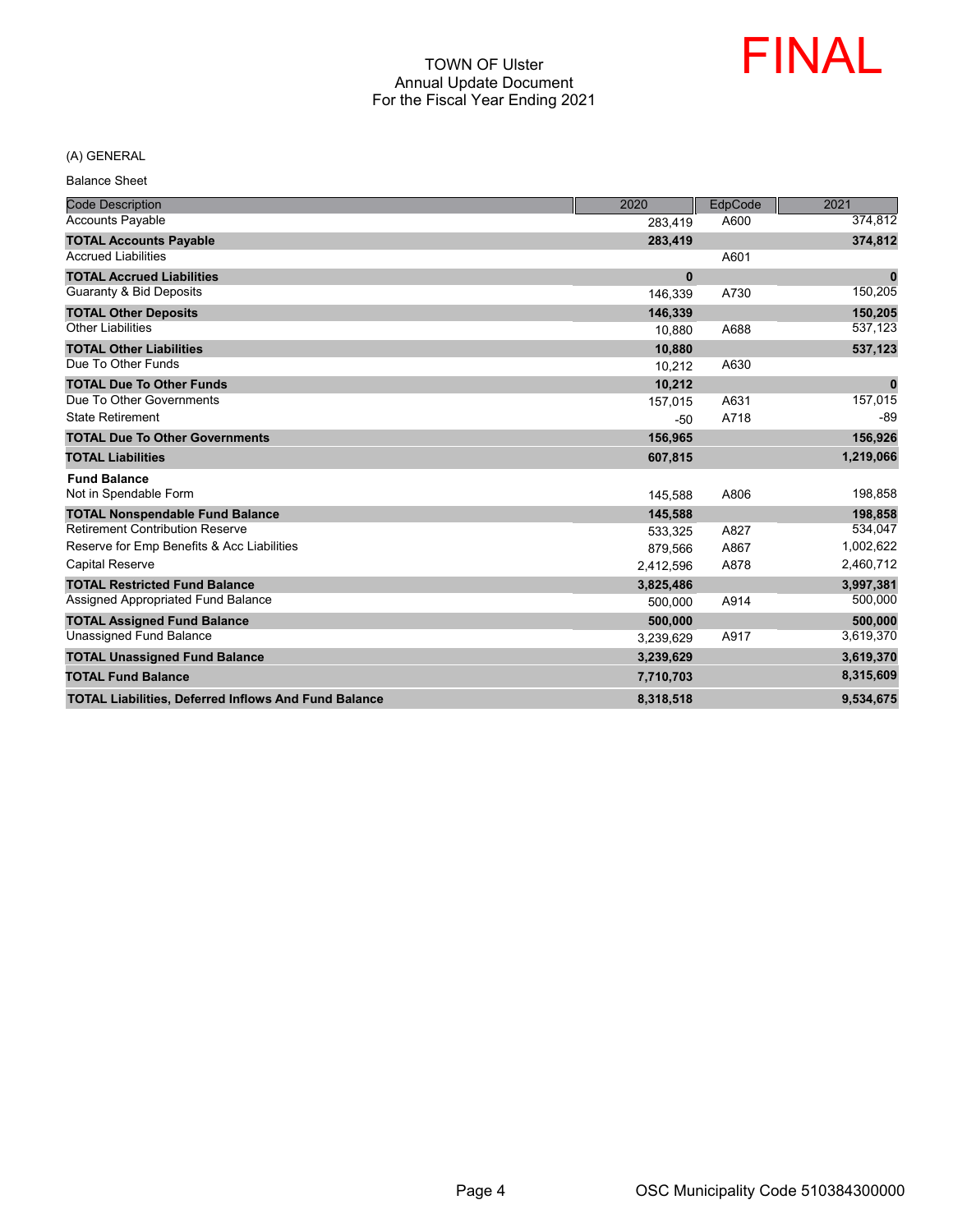TOWN OF Ulster
Annual Update Document
For the Fiscal Year Ending 2021

FINAL

(A) GENERAL

Balance Sheet

| Code Description | 2020 | EdpCode | 2021 |
|---|---|---|---|
| Accounts Payable | 283,419 | A600 | 374,812 |
| **TOTAL Accounts Payable** | **283,419** | | **374,812** |
| Accrued Liabilities | | A601 | |
| **TOTAL Accrued Liabilities** | **0** | | **0** |
| Guaranty & Bid Deposits | 146,339 | A730 | 150,205 |
| **TOTAL Other Deposits** | **146,339** | | **150,205** |
| Other Liabilities | 10,880 | A688 | 537,123 |
| **TOTAL Other Liabilities** | **10,880** | | **537,123** |
| Due To Other Funds | 10,212 | A630 | |
| **TOTAL Due To Other Funds** | **10,212** | | **0** |
| Due To Other Governments | 157,015 | A631 | 157,015 |
| State Retirement | -50 | A718 | -89 |
| **TOTAL Due To Other Governments** | **156,965** | | **156,926** |
| **TOTAL Liabilities** | **607,815** | | **1,219,066** |
| **Fund Balance** | | | |
| Not in Spendable Form | 145,588 | A806 | 198,858 |
| **TOTAL Nonspendable Fund Balance** | **145,588** | | **198,858** |
| Retirement Contribution Reserve | 533,325 | A827 | 534,047 |
| Reserve for Emp Benefits & Acc Liabilities | 879,566 | A867 | 1,002,622 |
| Capital Reserve | 2,412,596 | A878 | 2,460,712 |
| **TOTAL Restricted Fund Balance** | **3,825,486** | | **3,997,381** |
| Assigned Appropriated Fund Balance | 500,000 | A914 | 500,000 |
| **TOTAL Assigned Fund Balance** | **500,000** | | **500,000** |
| Unassigned Fund Balance | 3,239,629 | A917 | 3,619,370 |
| **TOTAL Unassigned Fund Balance** | **3,239,629** | | **3,619,370** |
| **TOTAL Fund Balance** | **7,710,703** | | **8,315,609** |
| **TOTAL Liabilities, Deferred Inflows And Fund Balance** | **8,318,518** | | **9,534,675** |

OSC Municipality Code 510384300000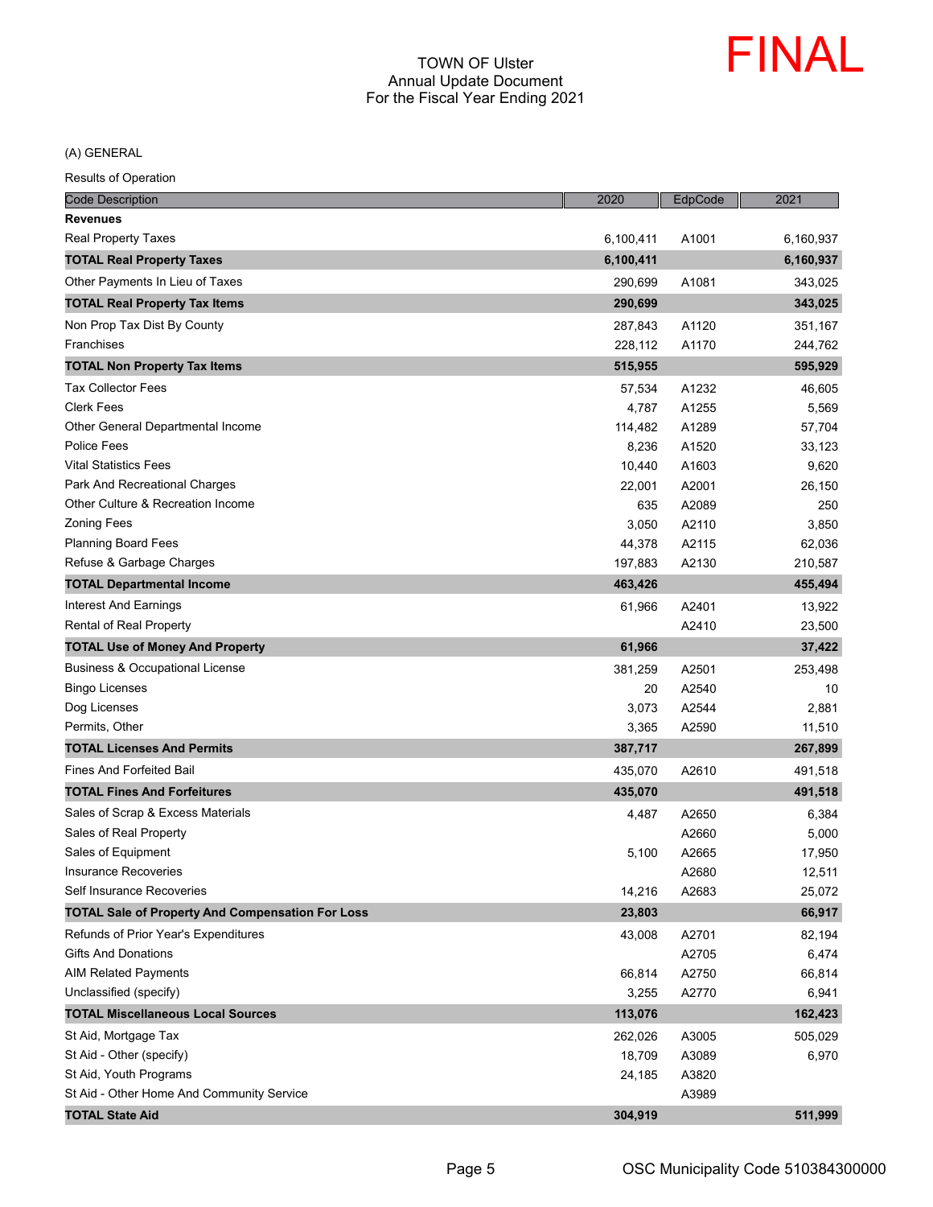TOWN OF Ulster
Annual Update Document
For the Fiscal Year Ending 2021

FINAL

(A) GENERAL

Results of Operation

| Code Description | 2020 | EdpCode | 2021 |
|---|---|---|---|
| **Revenues** | | | |
| Real Property Taxes | 6,100,411 | A1001 | 6,160,937 |
| **TOTAL Real Property Taxes** | **6,100,411** | | **6,160,937** |
| Other Payments In Lieu of Taxes | 290,699 | A1081 | 343,025 |
| **TOTAL Real Property Tax Items** | **290,699** | | **343,025** |
| Non Prop Tax Dist By County | 287,843 | A1120 | 351,167 |
| Franchises | 228,112 | A1170 | 244,762 |
| **TOTAL Non Property Tax Items** | **515,955** | | **595,929** |
| Tax Collector Fees | 57,534 | A1232 | 46,605 |
| Clerk Fees | 4,787 | A1255 | 5,569 |
| Other General Departmental Income | 114,482 | A1289 | 57,704 |
| Police Fees | 8,236 | A1520 | 33,123 |
| Vital Statistics Fees | 10,440 | A1603 | 9,620 |
| Park And Recreational Charges | 22,001 | A2001 | 26,150 |
| Other Culture & Recreation Income | 635 | A2089 | 250 |
| Zoning Fees | 3,050 | A2110 | 3,850 |
| Planning Board Fees | 44,378 | A2115 | 62,036 |
| Refuse & Garbage Charges | 197,883 | A2130 | 210,587 |
| **TOTAL Departmental Income** | **463,426** | | **455,494** |
| Interest And Earnings | 61,966 | A2401 | 13,922 |
| Rental of Real Property | | A2410 | 23,500 |
| **TOTAL Use of Money And Property** | **61,966** | | **37,422** |
| Business & Occupational License | 381,259 | A2501 | 253,498 |
| Bingo Licenses | 20 | A2540 | 10 |
| Dog Licenses | 3,073 | A2544 | 2,881 |
| Permits, Other | 3,365 | A2590 | 11,510 |
| **TOTAL Licenses And Permits** | **387,717** | | **267,899** |
| Fines And Forfeited Bail | 435,070 | A2610 | 491,518 |
| **TOTAL Fines And Forfeitures** | **435,070** | | **491,518** |
| Sales of Scrap & Excess Materials | 4,487 | A2650 | 6,384 |
| Sales of Real Property | | A2660 | 5,000 |
| Sales of Equipment | 5,100 | A2665 | 17,950 |
| Insurance Recoveries | | A2680 | 12,511 |
| Self Insurance Recoveries | 14,216 | A2683 | 25,072 |
| **TOTAL Sale of Property And Compensation For Loss** | **23,803** | | **66,917** |
| Refunds of Prior Year's Expenditures | 43,008 | A2701 | 82,194 |
| Gifts And Donations | | A2705 | 6,474 |
| AIM Related Payments | 66,814 | A2750 | 66,814 |
| Unclassified (specify) | 3,255 | A2770 | 6,941 |
| **TOTAL Miscellaneous Local Sources** | **113,076** | | **162,423** |
| St Aid, Mortgage Tax | 262,026 | A3005 | 505,029 |
| St Aid - Other (specify) | 18,709 | A3089 | 6,970 |
| St Aid, Youth Programs | 24,185 | A3820 | |
| St Aid - Other Home And Community Service | | A3989 | |
| **TOTAL State Aid** | **304,919** | | **511,999** |

OSC Municipality Code 510384300000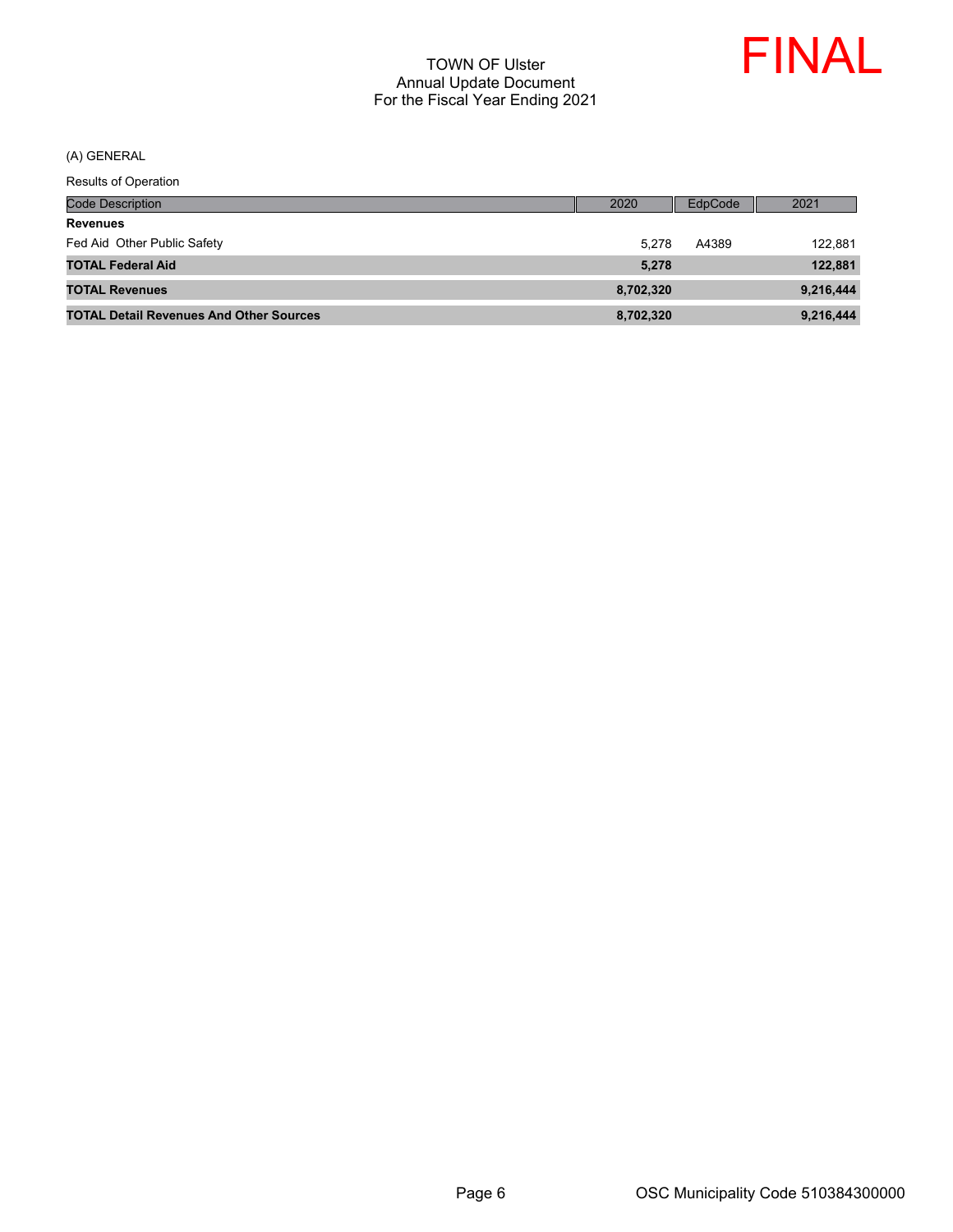TOWN OF Ulster
Annual Update Document
For the Fiscal Year Ending 2021

FINAL

(A) GENERAL

Results of Operation

| Code Description | 2020 | EdpCode | 2021 |
|---|---|---|---|
| **Revenues** | | | |
| Fed Aid Other Public Safety | 5,278 | A4389 | 122,881 |
| **TOTAL Federal Aid** | **5,278** | | **122,881** |
| **TOTAL Revenues** | **8,702,320** | | **9,216,444** |
| **TOTAL Detail Revenues And Other Sources** | **8,702,320** | | **9,216,444** |

OSC Municipality Code 510384300000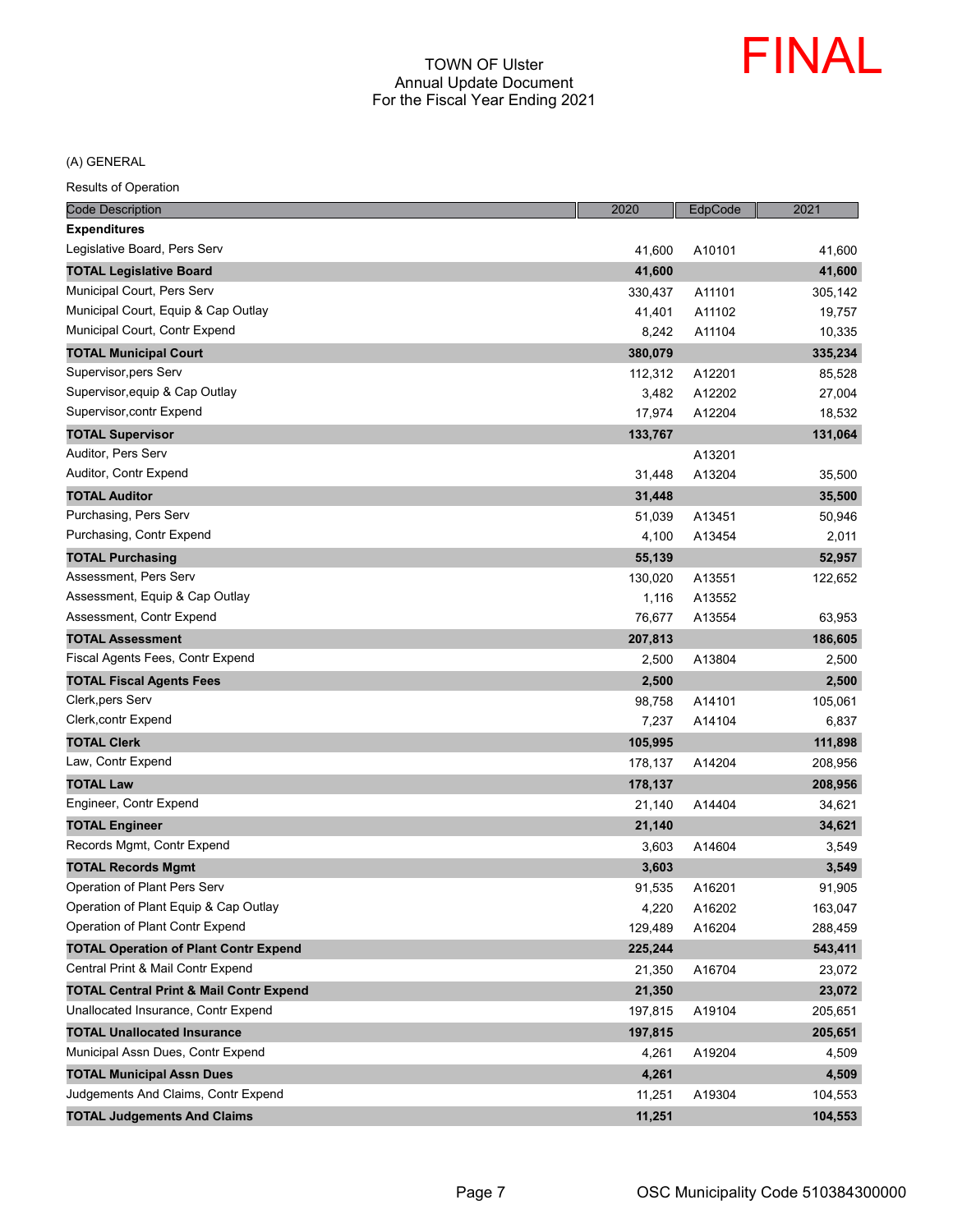TOWN OF Ulster
Annual Update Document
For the Fiscal Year Ending 2021

FINAL

(A) GENERAL

Results of Operation

| Code Description | 2020 | EdpCode | 2021 |
|---|---|---|---|
| **Expenditures** | | | |
| Legislative Board, Pers Serv | 41,600 | A10101 | 41,600 |
| **TOTAL Legislative Board** | **41,600** | | **41,600** |
| Municipal Court, Pers Serv | 330,437 | A11101 | 305,142 |
| Municipal Court, Equip & Cap Outlay | 41,401 | A11102 | 19,757 |
| Municipal Court, Contr Expend | 8,242 | A11104 | 10,335 |
| **TOTAL Municipal Court** | **380,079** | | **335,234** |
| Supervisor,pers Serv | 112,312 | A12201 | 85,528 |
| Supervisor,equip & Cap Outlay | 3,482 | A12202 | 27,004 |
| Supervisor,contr Expend | 17,974 | A12204 | 18,532 |
| **TOTAL Supervisor** | **133,767** | | **131,064** |
| Auditor, Pers Serv | | A13201 | |
| Auditor, Contr Expend | 31,448 | A13204 | 35,500 |
| **TOTAL Auditor** | **31,448** | | **35,500** |
| Purchasing, Pers Serv | 51,039 | A13451 | 50,946 |
| Purchasing, Contr Expend | 4,100 | A13454 | 2,011 |
| **TOTAL Purchasing** | **55,139** | | **52,957** |
| Assessment, Pers Serv | 130,020 | A13551 | 122,652 |
| Assessment, Equip & Cap Outlay | 1,116 | A13552 | |
| Assessment, Contr Expend | 76,677 | A13554 | 63,953 |
| **TOTAL Assessment** | **207,813** | | **186,605** |
| Fiscal Agents Fees, Contr Expend | 2,500 | A13804 | 2,500 |
| **TOTAL Fiscal Agents Fees** | **2,500** | | **2,500** |
| Clerk,pers Serv | 98,758 | A14101 | 105,061 |
| Clerk,contr Expend | 7,237 | A14104 | 6,837 |
| **TOTAL Clerk** | **105,995** | | **111,898** |
| Law, Contr Expend | 178,137 | A14204 | 208,956 |
| **TOTAL Law** | **178,137** | | **208,956** |
| Engineer, Contr Expend | 21,140 | A14404 | 34,621 |
| **TOTAL Engineer** | **21,140** | | **34,621** |
| Records Mgmt, Contr Expend | 3,603 | A14604 | 3,549 |
| **TOTAL Records Mgmt** | **3,603** | | **3,549** |
| Operation of Plant Pers Serv | 91,535 | A16201 | 91,905 |
| Operation of Plant Equip & Cap Outlay | 4,220 | A16202 | 163,047 |
| Operation of Plant Contr Expend | 129,489 | A16204 | 288,459 |
| **TOTAL Operation of Plant Contr Expend** | **225,244** | | **543,411** |
| Central Print & Mail Contr Expend | 21,350 | A16704 | 23,072 |
| **TOTAL Central Print & Mail Contr Expend** | **21,350** | | **23,072** |
| Unallocated Insurance, Contr Expend | 197,815 | A19104 | 205,651 |
| **TOTAL Unallocated Insurance** | **197,815** | | **205,651** |
| Municipal Assn Dues, Contr Expend | 4,261 | A19204 | 4,509 |
| **TOTAL Municipal Assn Dues** | **4,261** | | **4,509** |
| Judgements And Claims, Contr Expend | 11,251 | A19304 | 104,553 |
| **TOTAL Judgements And Claims** | **11,251** | | **104,553** |

OSC Municipality Code 510384300000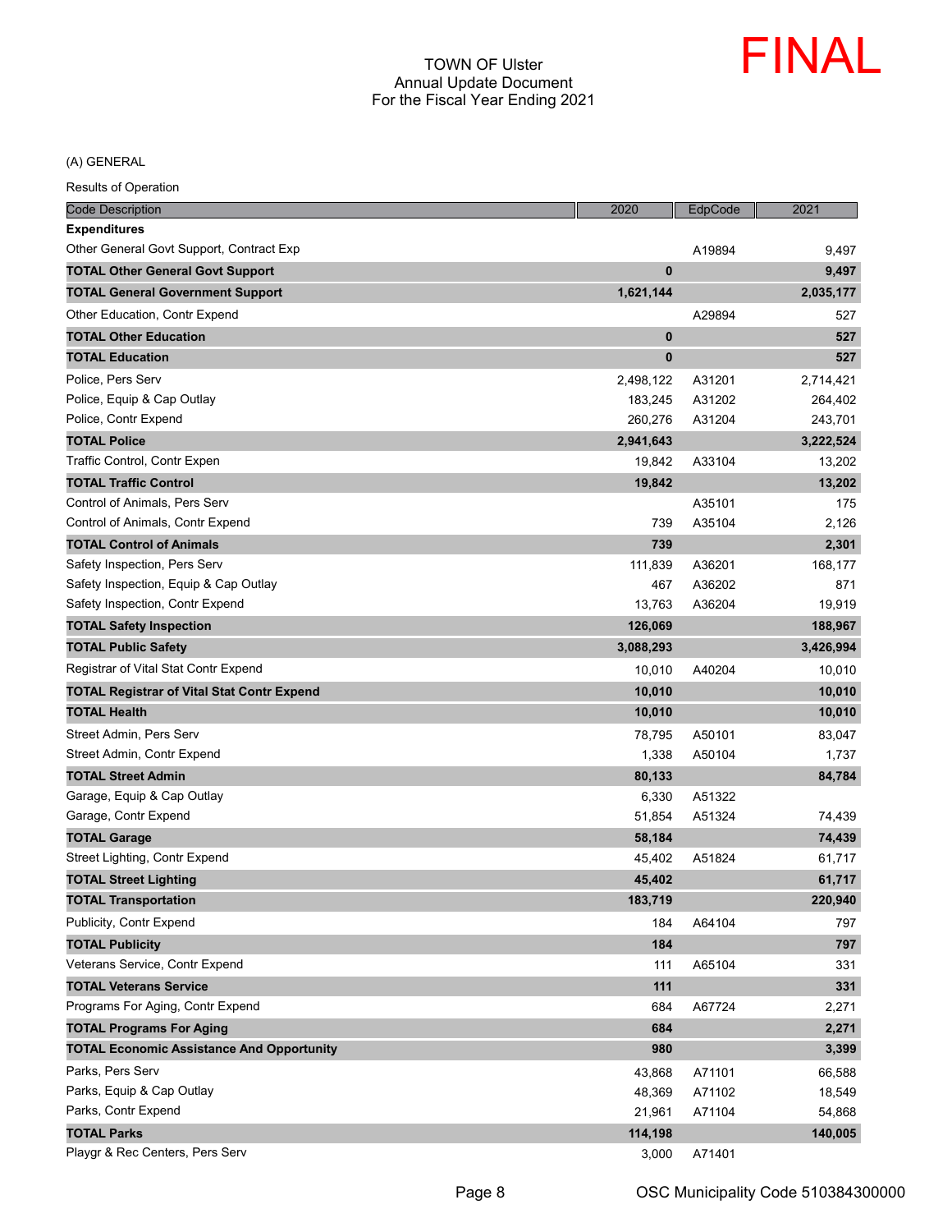TOWN OF Ulster
Annual Update Document
For the Fiscal Year Ending 2021

FINAL

(A) GENERAL

Results of Operation

| Code Description | 2020 | EdpCode | 2021 |
|---|---|---|---|
| **Expenditures** | | | |
| Other General Govt Support, Contract Exp | | A19894 | 9,497 |
| **TOTAL Other General Govt Support** | **0** | | **9,497** |
| **TOTAL General Government Support** | **1,621,144** | | **2,035,177** |
| Other Education, Contr Expend | | A29894 | 527 |
| **TOTAL Other Education** | **0** | | **527** |
| **TOTAL Education** | **0** | | **527** |
| Police, Pers Serv | 2,498,122 | A31201 | 2,714,421 |
| Police, Equip & Cap Outlay | 183,245 | A31202 | 264,402 |
| Police, Contr Expend | 260,276 | A31204 | 243,701 |
| **TOTAL Police** | **2,941,643** | | **3,222,524** |
| Traffic Control, Contr Expen | 19,842 | A33104 | 13,202 |
| **TOTAL Traffic Control** | **19,842** | | **13,202** |
| Control of Animals, Pers Serv | | A35101 | 175 |
| Control of Animals, Contr Expend | 739 | A35104 | 2,126 |
| **TOTAL Control of Animals** | **739** | | **2,301** |
| Safety Inspection, Pers Serv | 111,839 | A36201 | 168,177 |
| Safety Inspection, Equip & Cap Outlay | 467 | A36202 | 871 |
| Safety Inspection, Contr Expend | 13,763 | A36204 | 19,919 |
| **TOTAL Safety Inspection** | **126,069** | | **188,967** |
| **TOTAL Public Safety** | **3,088,293** | | **3,426,994** |
| Registrar of Vital Stat Contr Expend | 10,010 | A40204 | 10,010 |
| **TOTAL Registrar of Vital Stat Contr Expend** | **10,010** | | **10,010** |
| **TOTAL Health** | **10,010** | | **10,010** |
| Street Admin, Pers Serv | 78,795 | A50101 | 83,047 |
| Street Admin, Contr Expend | 1,338 | A50104 | 1,737 |
| **TOTAL Street Admin** | **80,133** | | **84,784** |
| Garage, Equip & Cap Outlay | 6,330 | A51322 | |
| Garage, Contr Expend | 51,854 | A51324 | 74,439 |
| **TOTAL Garage** | **58,184** | | **74,439** |
| Street Lighting, Contr Expend | 45,402 | A51824 | 61,717 |
| **TOTAL Street Lighting** | **45,402** | | **61,717** |
| **TOTAL Transportation** | **183,719** | | **220,940** |
| Publicity, Contr Expend | 184 | A64104 | 797 |
| **TOTAL Publicity** | **184** | | **797** |
| Veterans Service, Contr Expend | 111 | A65104 | 331 |
| **TOTAL Veterans Service** | **111** | | **331** |
| Programs For Aging, Contr Expend | 684 | A67724 | 2,271 |
| **TOTAL Programs For Aging** | **684** | | **2,271** |
| **TOTAL Economic Assistance And Opportunity** | **980** | | **3,399** |
| Parks, Pers Serv | 43,868 | A71101 | 66,588 |
| Parks, Equip & Cap Outlay | 48,369 | A71102 | 18,549 |
| Parks, Contr Expend | 21,961 | A71104 | 54,868 |
| **TOTAL Parks** | **114,198** | | **140,005** |
| Playgr & Rec Centers, Pers Serv | 3,000 | A71401 | |

OSC Municipality Code 510384300000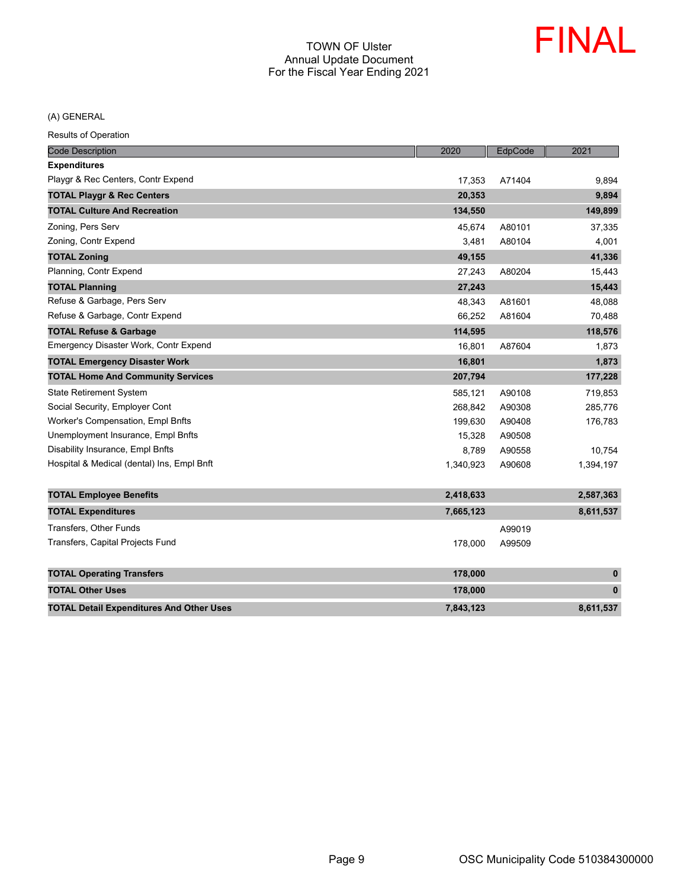TOWN OF Ulster
Annual Update Document
For the Fiscal Year Ending 2021

FINAL

(A) GENERAL

Results of Operation

| Code Description | 2020 | EdpCode | 2021 |
|---|---|---|---|
| **Expenditures** | | | |
| Playgr & Rec Centers, Contr Expend | 17,353 | A71404 | 9,894 |
| **TOTAL Playgr & Rec Centers** | **20,353** | | **9,894** |
| **TOTAL Culture And Recreation** | **134,550** | | **149,899** |
| Zoning, Pers Serv | 45,674 | A80101 | 37,335 |
| Zoning, Contr Expend | 3,481 | A80104 | 4,001 |
| **TOTAL Zoning** | **49,155** | | **41,336** |
| Planning, Contr Expend | 27,243 | A80204 | 15,443 |
| **TOTAL Planning** | **27,243** | | **15,443** |
| Refuse & Garbage, Pers Serv | 48,343 | A81601 | 48,088 |
| Refuse & Garbage, Contr Expend | 66,252 | A81604 | 70,488 |
| **TOTAL Refuse & Garbage** | **114,595** | | **118,576** |
| Emergency Disaster Work, Contr Expend | 16,801 | A87604 | 1,873 |
| **TOTAL Emergency Disaster Work** | **16,801** | | **1,873** |
| **TOTAL Home And Community Services** | **207,794** | | **177,228** |
| State Retirement System | 585,121 | A90108 | 719,853 |
| Social Security, Employer Cont | 268,842 | A90308 | 285,776 |
| Worker's Compensation, Empl Bnfts | 199,630 | A90408 | 176,783 |
| Unemployment Insurance, Empl Bnfts | 15,328 | A90508 | |
| Disability Insurance, Empl Bnfts | 8,789 | A90558 | 10,754 |
| Hospital & Medical (dental) Ins, Empl Bnft | 1,340,923 | A90608 | 1,394,197 |
| **TOTAL Employee Benefits** | **2,418,633** | | **2,587,363** |
| **TOTAL Expenditures** | **7,665,123** | | **8,611,537** |
| Transfers, Other Funds | | A99019 | |
| Transfers, Capital Projects Fund | 178,000 | A99509 | |
| **TOTAL Operating Transfers** | **178,000** | | **0** |
| **TOTAL Other Uses** | **178,000** | | **0** |
| **TOTAL Detail Expenditures And Other Uses** | **7,843,123** | | **8,611,537** |

OSC Municipality Code 510384300000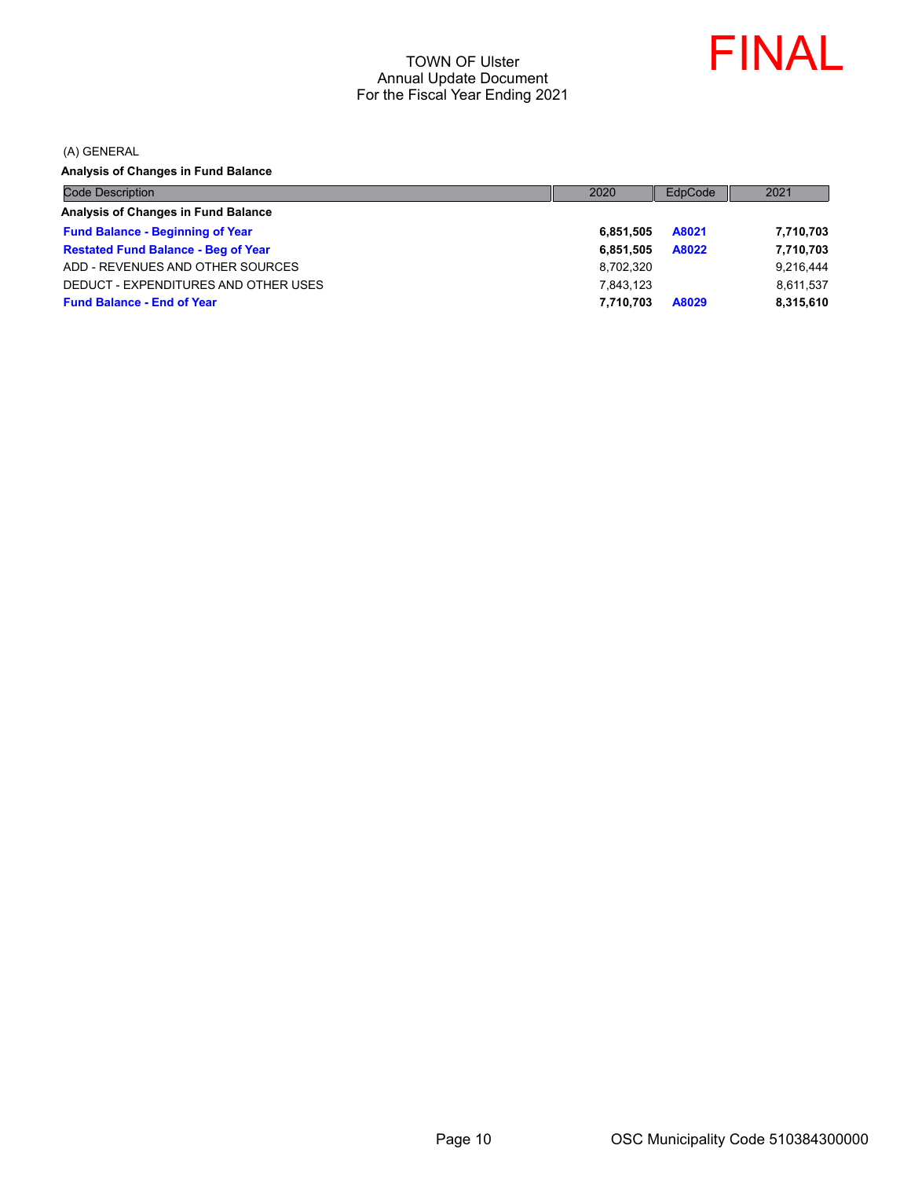TOWN OF Ulster
Annual Update Document
For the Fiscal Year Ending 2021

FINAL

(A) GENERAL

**Analysis of Changes in Fund Balance**

| Code Description | 2020 | EdpCode | 2021 |
|---|---|---|---|
| **Analysis of Changes in Fund Balance** | | | |
| **Fund Balance - Beginning of Year** | **6,851,505** | **A8021** | **7,710,703** |
| **Restated Fund Balance - Beg of Year** | **6,851,505** | **A8022** | **7,710,703** |
| ADD - REVENUES AND OTHER SOURCES | 8,702,320 | | 9,216,444 |
| DEDUCT - EXPENDITURES AND OTHER USES | 7,843,123 | | 8,611,537 |
| **Fund Balance - End of Year** | **7,710,703** | **A8029** | **8,315,610** |

OSC Municipality Code 510384300000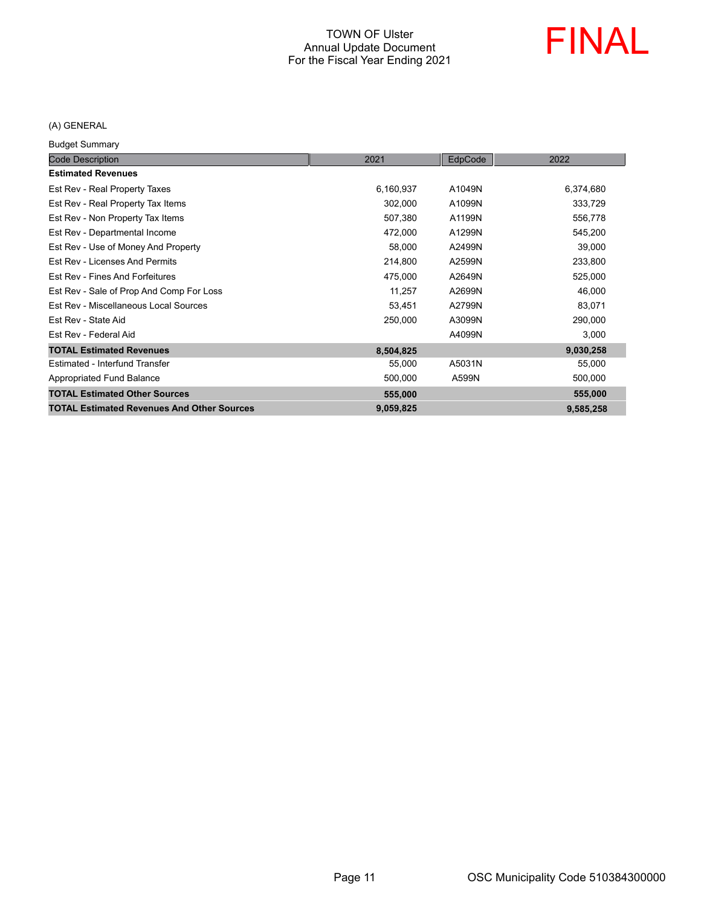TOWN OF Ulster
Annual Update Document
For the Fiscal Year Ending 2021

FINAL

(A) GENERAL

Budget Summary

| Code Description | 2021 | EdpCode | 2022 |
|---|---|---|---|
| **Estimated Revenues** | | | |
| Est Rev - Real Property Taxes | 6,160,937 | A1049N | 6,374,680 |
| Est Rev - Real Property Tax Items | 302,000 | A1099N | 333,729 |
| Est Rev - Non Property Tax Items | 507,380 | A1199N | 556,778 |
| Est Rev - Departmental Income | 472,000 | A1299N | 545,200 |
| Est Rev - Use of Money And Property | 58,000 | A2499N | 39,000 |
| Est Rev - Licenses And Permits | 214,800 | A2599N | 233,800 |
| Est Rev - Fines And Forfeitures | 475,000 | A2649N | 525,000 |
| Est Rev - Sale of Prop And Comp For Loss | 11,257 | A2699N | 46,000 |
| Est Rev - Miscellaneous Local Sources | 53,451 | A2799N | 83,071 |
| Est Rev - State Aid | 250,000 | A3099N | 290,000 |
| Est Rev - Federal Aid | | A4099N | 3,000 |
| **TOTAL Estimated Revenues** | **8,504,825** | | **9,030,258** |
| Estimated - Interfund Transfer | 55,000 | A5031N | 55,000 |
| Appropriated Fund Balance | 500,000 | A599N | 500,000 |
| **TOTAL Estimated Other Sources** | **555,000** | | **555,000** |
| **TOTAL Estimated Revenues And Other Sources** | **9,059,825** | | **9,585,258** |

OSC Municipality Code 510384300000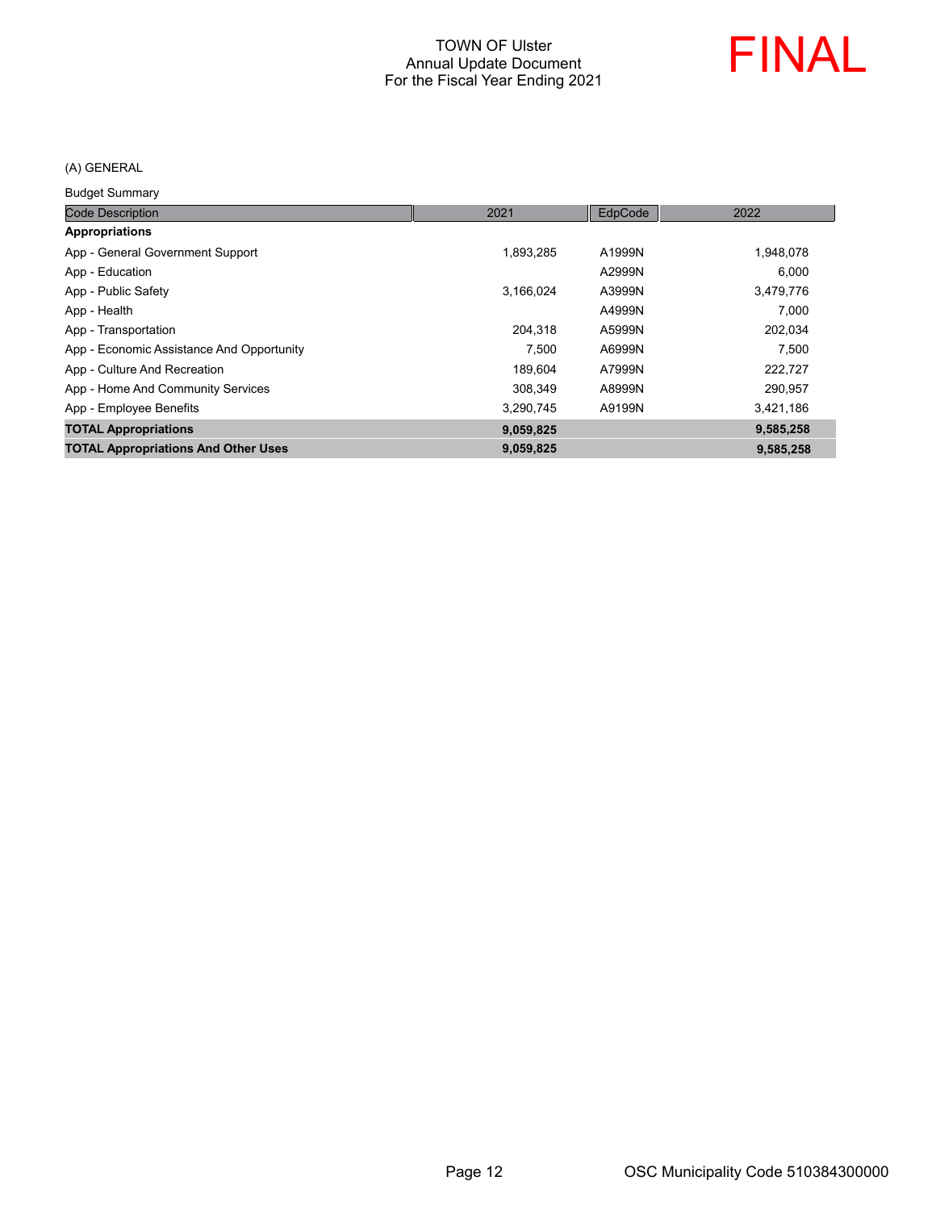TOWN OF Ulster
Annual Update Document
For the Fiscal Year Ending 2021

FINAL

(A) GENERAL

Budget Summary

| Code Description | 2021 | EdpCode | 2022 |
|---|---|---|---|
| **Appropriations** | | | |
| App - General Government Support | 1,893,285 | A1999N | 1,948,078 |
| App - Education | | A2999N | 6,000 |
| App - Public Safety | 3,166,024 | A3999N | 3,479,776 |
| App - Health | | A4999N | 7,000 |
| App - Transportation | 204,318 | A5999N | 202,034 |
| App - Economic Assistance And Opportunity | 7,500 | A6999N | 7,500 |
| App - Culture And Recreation | 189,604 | A7999N | 222,727 |
| App - Home And Community Services | 308,349 | A8999N | 290,957 |
| App - Employee Benefits | 3,290,745 | A9199N | 3,421,186 |
| **TOTAL Appropriations** | **9,059,825** | | **9,585,258** |
| **TOTAL Appropriations And Other Uses** | **9,059,825** | | **9,585,258** |

OSC Municipality Code 510384300000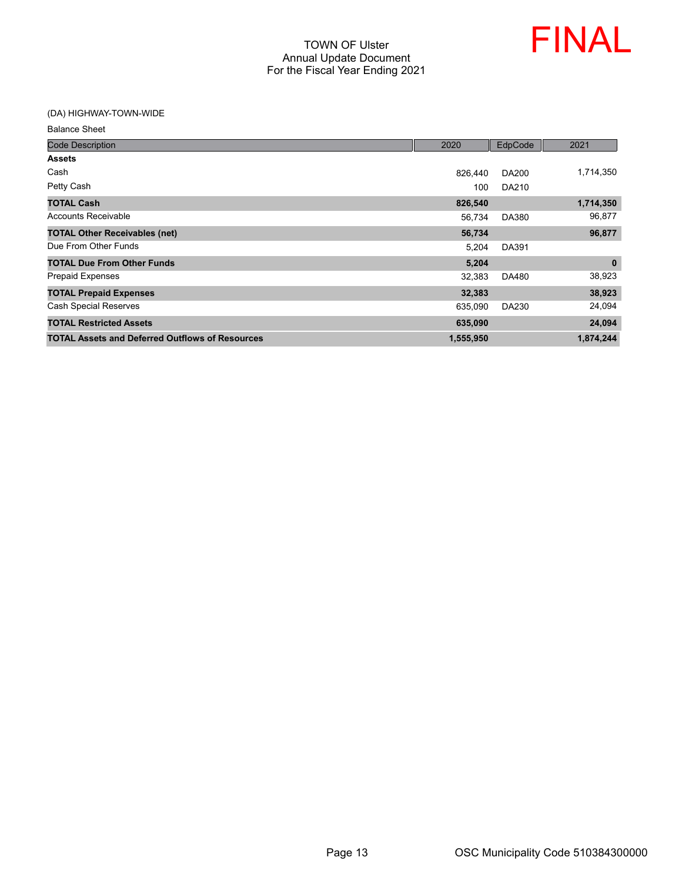TOWN OF Ulster
Annual Update Document
For the Fiscal Year Ending 2021

FINAL

(DA) HIGHWAY-TOWN-WIDE

Balance Sheet

| Code Description | 2020 | EdpCode | 2021 |
|---|---|---|---|
| **Assets** | | | |
| Cash | 826,440 | DA200 | 1,714,350 |
| Petty Cash | 100 | DA210 | |
| **TOTAL Cash** | **826,540** | | **1,714,350** |
| Accounts Receivable | 56,734 | DA380 | 96,877 |
| **TOTAL Other Receivables (net)** | **56,734** | | **96,877** |
| Due From Other Funds | 5,204 | DA391 | |
| **TOTAL Due From Other Funds** | **5,204** | | **0** |
| Prepaid Expenses | 32,383 | DA480 | 38,923 |
| **TOTAL Prepaid Expenses** | **32,383** | | **38,923** |
| Cash Special Reserves | 635,090 | DA230 | 24,094 |
| **TOTAL Restricted Assets** | **635,090** | | **24,094** |
| **TOTAL Assets and Deferred Outflows of Resources** | **1,555,950** | | **1,874,244** |

OSC Municipality Code 510384300000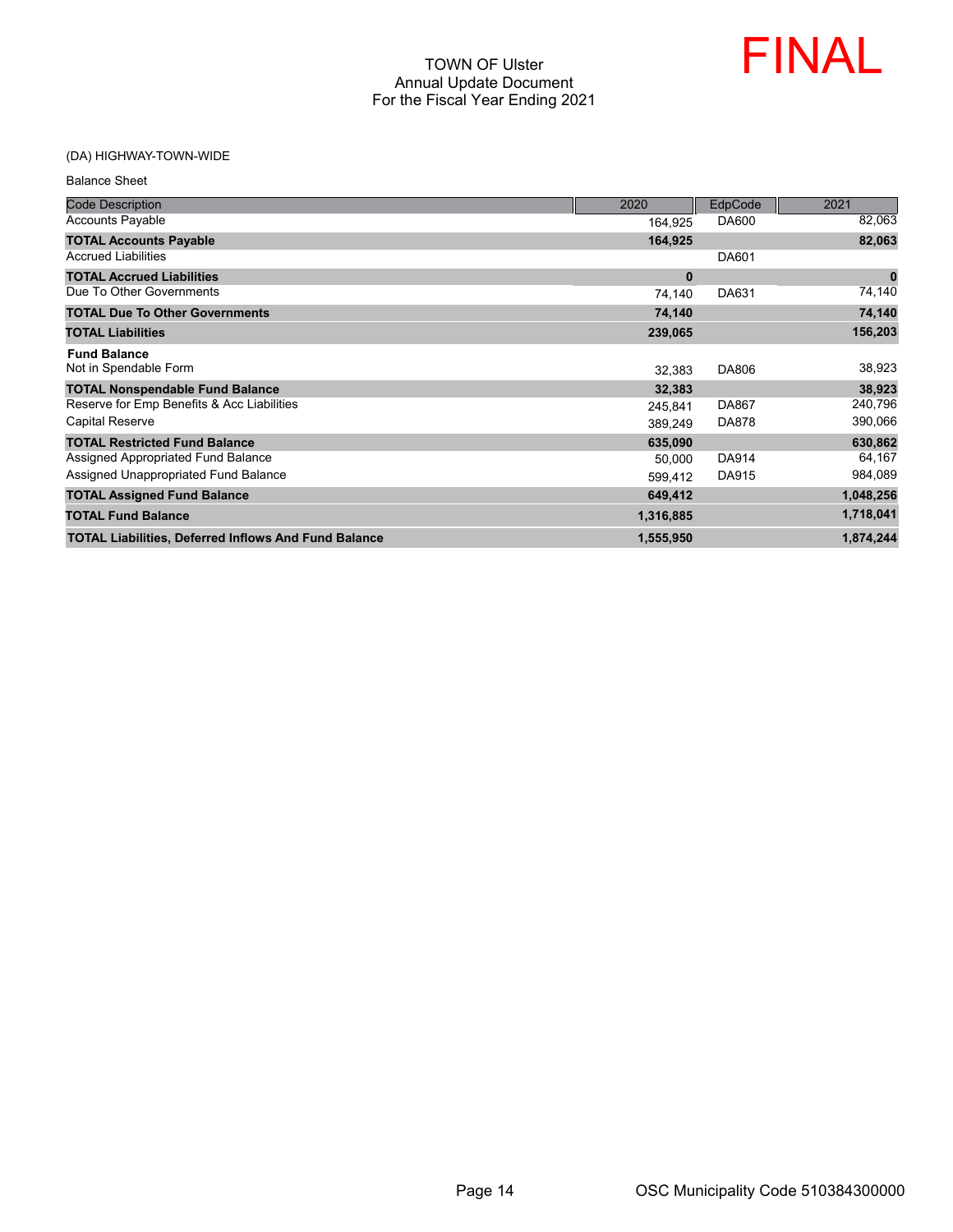TOWN OF Ulster
Annual Update Document
For the Fiscal Year Ending 2021

FINAL

(DA) HIGHWAY-TOWN-WIDE

Balance Sheet

| Code Description | 2020 | EdpCode | 2021 |
|---|---|---|---|
| Accounts Payable | 164,925 | DA600 | 82,063 |
| **TOTAL Accounts Payable** | **164,925** | | **82,063** |
| Accrued Liabilities | | DA601 | |
| **TOTAL Accrued Liabilities** | **0** | | **0** |
| Due To Other Governments | 74,140 | DA631 | 74,140 |
| **TOTAL Due To Other Governments** | **74,140** | | **74,140** |
| **TOTAL Liabilities** | **239,065** | | **156,203** |
| **Fund Balance** | | | |
| Not in Spendable Form | 32,383 | DA806 | 38,923 |
| **TOTAL Nonspendable Fund Balance** | **32,383** | | **38,923** |
| Reserve for Emp Benefits & Acc Liabilities | 245,841 | DA867 | 240,796 |
| Capital Reserve | 389,249 | DA878 | 390,066 |
| **TOTAL Restricted Fund Balance** | **635,090** | | **630,862** |
| Assigned Appropriated Fund Balance | 50,000 | DA914 | 64,167 |
| Assigned Unappropriated Fund Balance | 599,412 | DA915 | 984,089 |
| **TOTAL Assigned Fund Balance** | **649,412** | | **1,048,256** |
| **TOTAL Fund Balance** | **1,316,885** | | **1,718,041** |
| **TOTAL Liabilities, Deferred Inflows And Fund Balance** | **1,555,950** | | **1,874,244** |

OSC Municipality Code 510384300000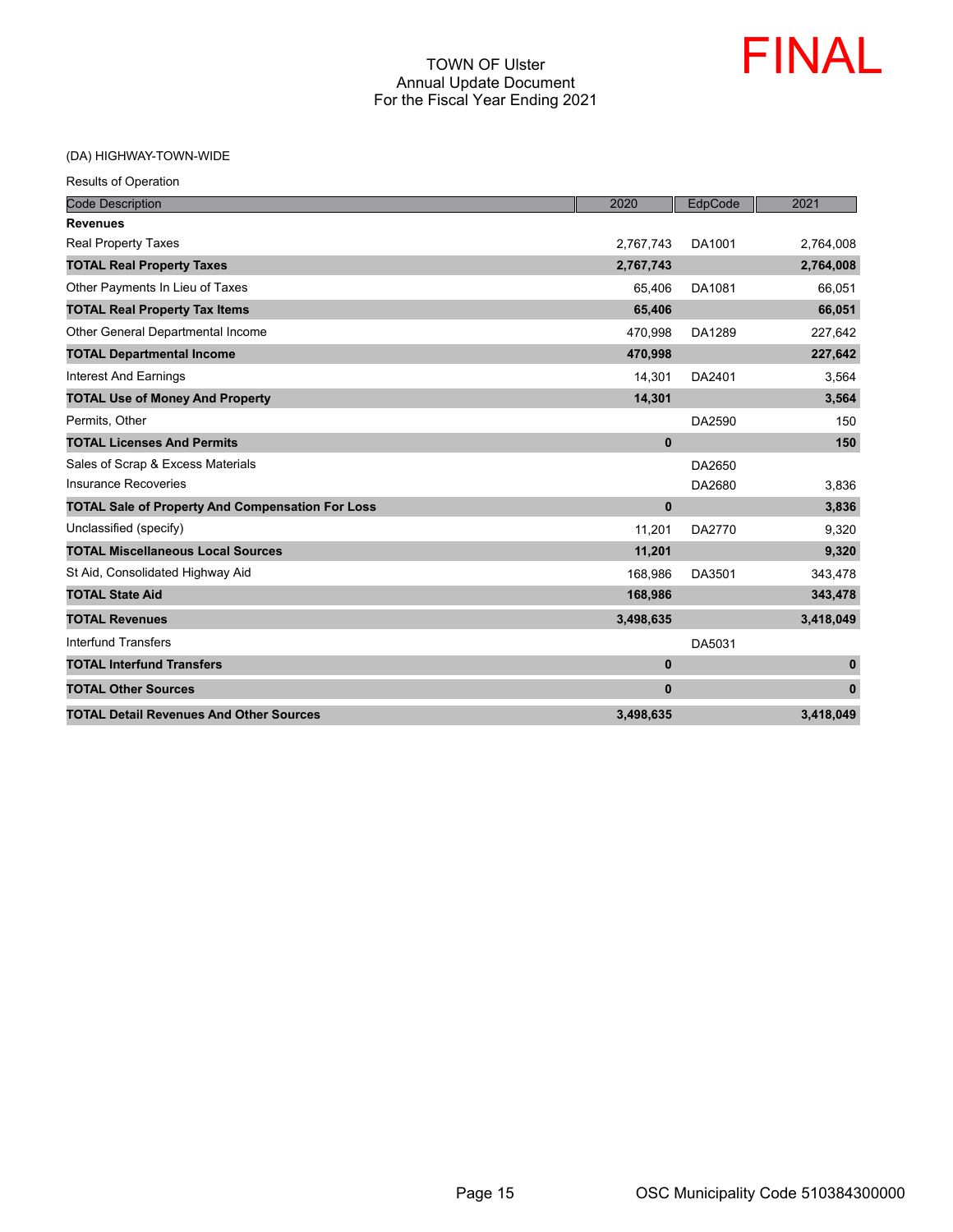# TOWN OF Ulster
## Annual Update Document
## For the Fiscal Year Ending 2021

FINAL

(DA) HIGHWAY-TOWN-WIDE

Results of Operation

| Code Description | 2020 | EdpCode | 2021 |
|---|---|---|---|
| **Revenues** | | | |
| Real Property Taxes | 2,767,743 | DA1001 | 2,764,008 |
| **TOTAL Real Property Taxes** | **2,767,743** | | **2,764,008** |
| Other Payments In Lieu of Taxes | 65,406 | DA1081 | 66,051 |
| **TOTAL Real Property Tax Items** | **65,406** | | **66,051** |
| Other General Departmental Income | 470,998 | DA1289 | 227,642 |
| **TOTAL Departmental Income** | **470,998** | | **227,642** |
| Interest And Earnings | 14,301 | DA2401 | 3,564 |
| **TOTAL Use of Money And Property** | **14,301** | | **3,564** |
| Permits, Other | | DA2590 | 150 |
| **TOTAL Licenses And Permits** | **0** | | **150** |
| Sales of Scrap & Excess Materials | | DA2650 | |
| Insurance Recoveries | | DA2680 | 3,836 |
| **TOTAL Sale of Property And Compensation For Loss** | **0** | | **3,836** |
| Unclassified (specify) | 11,201 | DA2770 | 9,320 |
| **TOTAL Miscellaneous Local Sources** | **11,201** | | **9,320** |
| St Aid, Consolidated Highway Aid | 168,986 | DA3501 | 343,478 |
| **TOTAL State Aid** | **168,986** | | **343,478** |
| **TOTAL Revenues** | **3,498,635** | | **3,418,049** |
| Interfund Transfers | | DA5031 | |
| **TOTAL Interfund Transfers** | **0** | | **0** |
| **TOTAL Other Sources** | **0** | | **0** |
| **TOTAL Detail Revenues And Other Sources** | **3,498,635** | | **3,418,049** |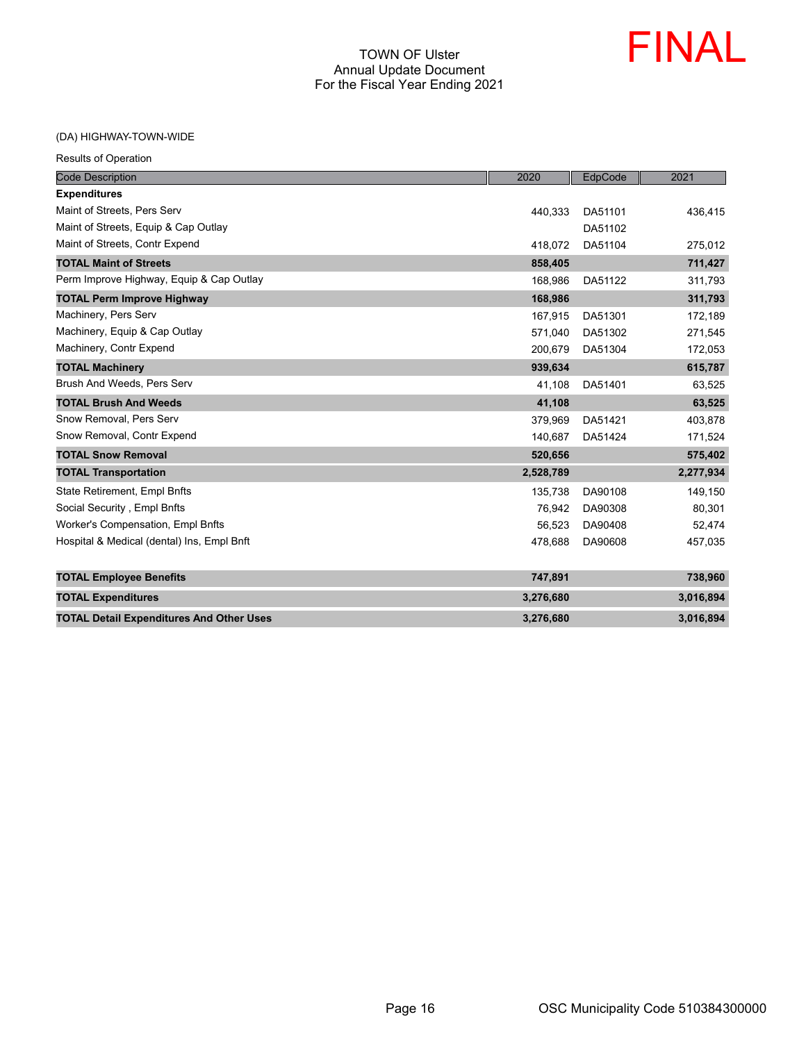TOWN OF Ulster
Annual Update Document
For the Fiscal Year Ending 2021

FINAL

(DA) HIGHWAY-TOWN-WIDE

Results of Operation

| Code Description | 2020 | EdpCode | 2021 |
|---|---|---|---|
| **Expenditures** | | | |
| Maint of Streets, Pers Serv | 440,333 | DA51101 | 436,415 |
| Maint of Streets, Equip & Cap Outlay | | DA51102 | |
| Maint of Streets, Contr Expend | 418,072 | DA51104 | 275,012 |
| **TOTAL Maint of Streets** | **858,405** | | **711,427** |
| Perm Improve Highway, Equip & Cap Outlay | 168,986 | DA51122 | 311,793 |
| **TOTAL Perm Improve Highway** | **168,986** | | **311,793** |
| Machinery, Pers Serv | 167,915 | DA51301 | 172,189 |
| Machinery, Equip & Cap Outlay | 571,040 | DA51302 | 271,545 |
| Machinery, Contr Expend | 200,679 | DA51304 | 172,053 |
| **TOTAL Machinery** | **939,634** | | **615,787** |
| Brush And Weeds, Pers Serv | 41,108 | DA51401 | 63,525 |
| **TOTAL Brush And Weeds** | **41,108** | | **63,525** |
| Snow Removal, Pers Serv | 379,969 | DA51421 | 403,878 |
| Snow Removal, Contr Expend | 140,687 | DA51424 | 171,524 |
| **TOTAL Snow Removal** | **520,656** | | **575,402** |
| **TOTAL Transportation** | **2,528,789** | | **2,277,934** |
| State Retirement, Empl Bnfts | 135,738 | DA90108 | 149,150 |
| Social Security , Empl Bnfts | 76,942 | DA90308 | 80,301 |
| Worker's Compensation, Empl Bnfts | 56,523 | DA90408 | 52,474 |
| Hospital & Medical (dental) Ins, Empl Bnft | 478,688 | DA90608 | 457,035 |
| **TOTAL Employee Benefits** | **747,891** | | **738,960** |
| **TOTAL Expenditures** | **3,276,680** | | **3,016,894** |
| **TOTAL Detail Expenditures And Other Uses** | **3,276,680** | | **3,016,894** |

OSC Municipality Code 510384300000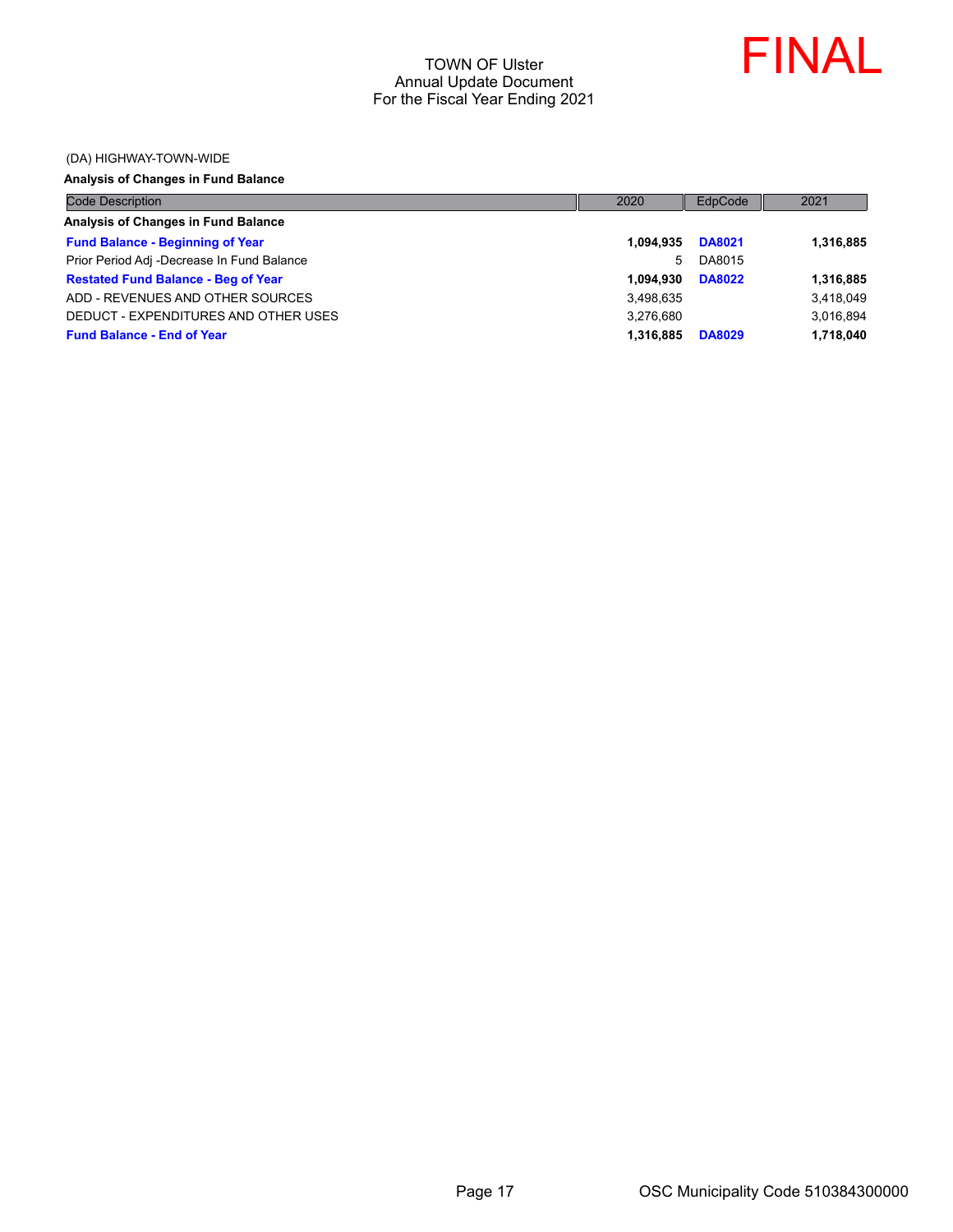TOWN OF Ulster
Annual Update Document
For the Fiscal Year Ending 2021

FINAL

(DA) HIGHWAY-TOWN-WIDE

**Analysis of Changes in Fund Balance**

| Code Description | 2020 | EdpCode | 2021 |
|---|---|---|---|
| **Analysis of Changes in Fund Balance** | | | |
| **Fund Balance - Beginning of Year** | **1,094,935** | **DA8021** | **1,316,885** |
| Prior Period Adj -Decrease In Fund Balance | 5 | DA8015 | |
| **Restated Fund Balance - Beg of Year** | **1,094,930** | **DA8022** | **1,316,885** |
| ADD - REVENUES AND OTHER SOURCES | 3,498,635 | | 3,418,049 |
| DEDUCT - EXPENDITURES AND OTHER USES | 3,276,680 | | 3,016,894 |
| **Fund Balance - End of Year** | **1,316,885** | **DA8029** | **1,718,040** |

OSC Municipality Code 510384300000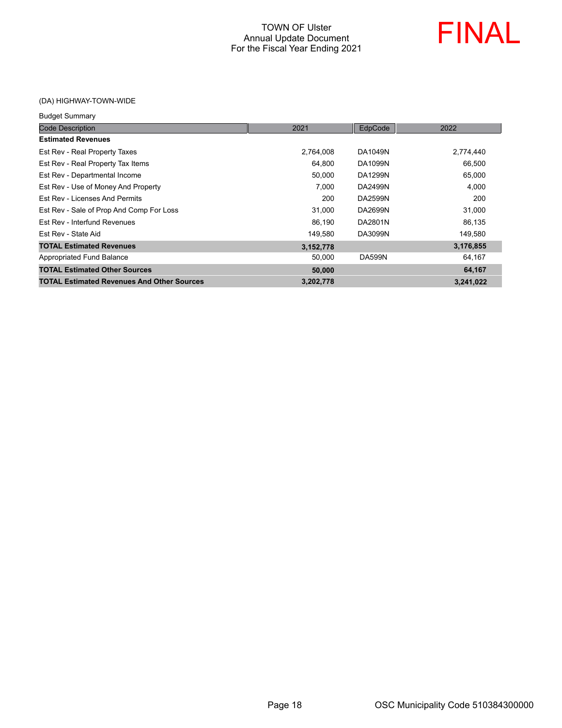TOWN OF Ulster
Annual Update Document
For the Fiscal Year Ending 2021

FINAL

(DA) HIGHWAY-TOWN-WIDE

Budget Summary

| Code Description | 2021 | EdpCode | 2022 |
|---|---|---|---|
| **Estimated Revenues** | | | |
| Est Rev - Real Property Taxes | 2,764,008 | DA1049N | 2,774,440 |
| Est Rev - Real Property Tax Items | 64,800 | DA1099N | 66,500 |
| Est Rev - Departmental Income | 50,000 | DA1299N | 65,000 |
| Est Rev - Use of Money And Property | 7,000 | DA2499N | 4,000 |
| Est Rev - Licenses And Permits | 200 | DA2599N | 200 |
| Est Rev - Sale of Prop And Comp For Loss | 31,000 | DA2699N | 31,000 |
| Est Rev - Interfund Revenues | 86,190 | DA2801N | 86,135 |
| Est Rev - State Aid | 149,580 | DA3099N | 149,580 |
| **TOTAL Estimated Revenues** | **3,152,778** | | **3,176,855** |
| Appropriated Fund Balance | 50,000 | DA599N | 64,167 |
| **TOTAL Estimated Other Sources** | **50,000** | | **64,167** |
| **TOTAL Estimated Revenues And Other Sources** | **3,202,778** | | **3,241,022** |

OSC Municipality Code 510384300000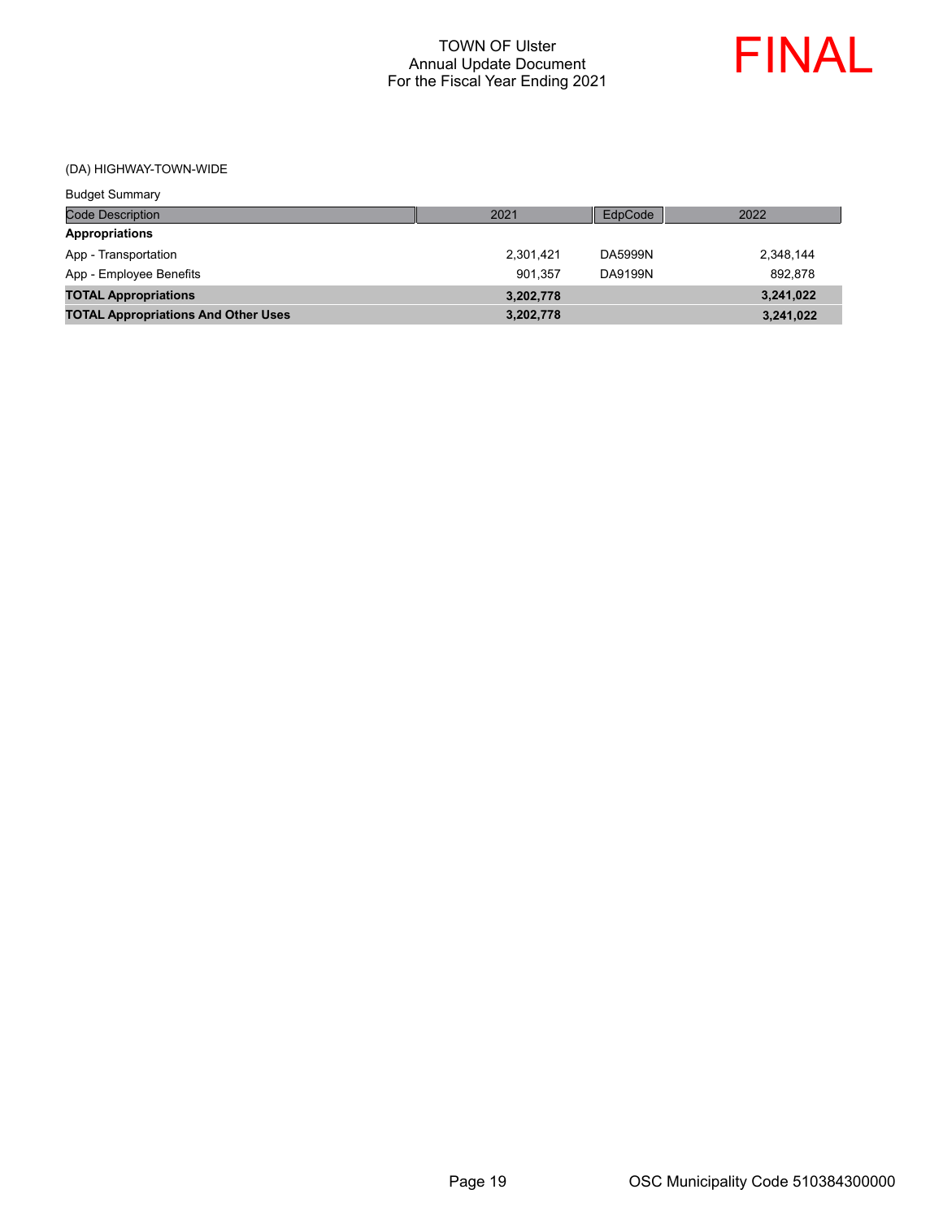TOWN OF Ulster
Annual Update Document
For the Fiscal Year Ending 2021

FINAL

(DA) HIGHWAY-TOWN-WIDE

Budget Summary

| Code Description | 2021 | EdpCode | 2022 |
|---|---|---|---|
| **Appropriations** | | | |
| App - Transportation | 2,301,421 | DA5999N | 2,348,144 |
| App - Employee Benefits | 901,357 | DA9199N | 892,878 |
| **TOTAL Appropriations** | **3,202,778** | | **3,241,022** |
| **TOTAL Appropriations And Other Uses** | **3,202,778** | | **3,241,022** |

OSC Municipality Code 510384300000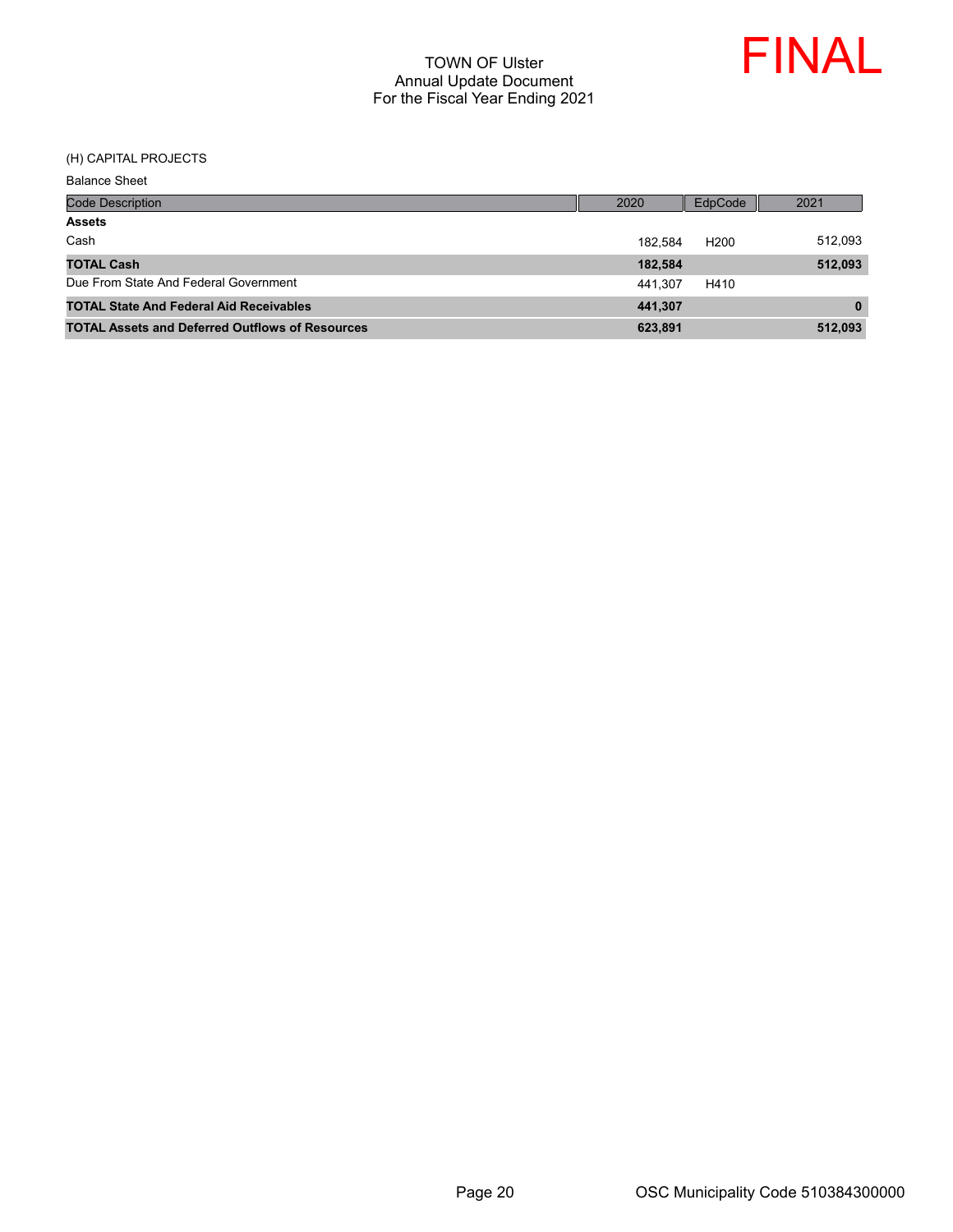TOWN OF Ulster
Annual Update Document
For the Fiscal Year Ending 2021

FINAL

(H) CAPITAL PROJECTS

Balance Sheet

| Code Description | 2020 | EdpCode | 2021 |
|---|---|---|---|
| **Assets** | | | |
| Cash | 182,584 | H200 | 512,093 |
| **TOTAL Cash** | **182,584** | | **512,093** |
| Due From State And Federal Government | 441,307 | H410 | |
| **TOTAL State And Federal Aid Receivables** | **441,307** | | **0** |
| **TOTAL Assets and Deferred Outflows of Resources** | **623,891** | | **512,093** |

OSC Municipality Code 510384300000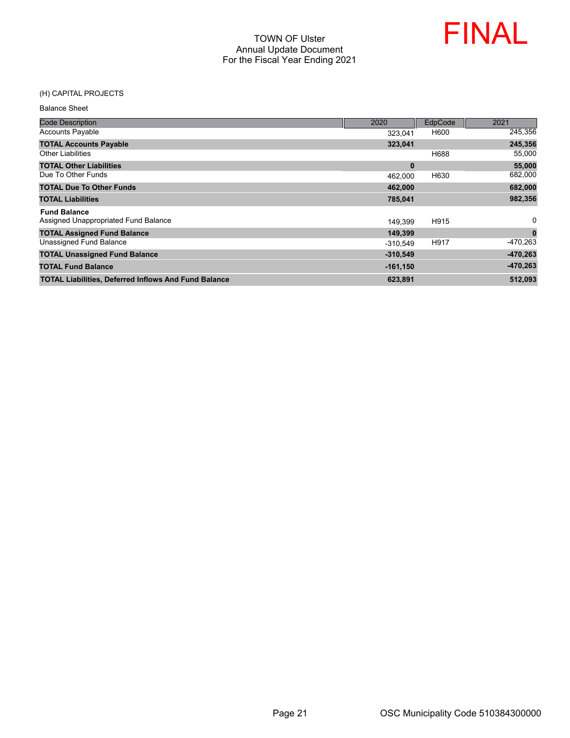TOWN OF Ulster
Annual Update Document
For the Fiscal Year Ending 2021

FINAL

(H) CAPITAL PROJECTS

Balance Sheet

| Code Description | 2020 | EdpCode | 2021 |
|---|---|---|---|
| Accounts Payable | 323,041 | H600 | 245,356 |
| **TOTAL Accounts Payable** | **323,041** | | **245,356** |
| Other Liabilities | | H688 | 55,000 |
| **TOTAL Other Liabilities** | **0** | | **55,000** |
| Due To Other Funds | 462,000 | H630 | 682,000 |
| **TOTAL Due To Other Funds** | **462,000** | | **682,000** |
| **TOTAL Liabilities** | **785,041** | | **982,356** |
| **Fund Balance** | | | |
| Assigned Unappropriated Fund Balance | 149,399 | H915 | 0 |
| **TOTAL Assigned Fund Balance** | **149,399** | | **0** |
| Unassigned Fund Balance | -310,549 | H917 | -470,263 |
| **TOTAL Unassigned Fund Balance** | **-310,549** | | **-470,263** |
| **TOTAL Fund Balance** | **-161,150** | | **-470,263** |
| **TOTAL Liabilities, Deferred Inflows And Fund Balance** | **623,891** | | **512,093** |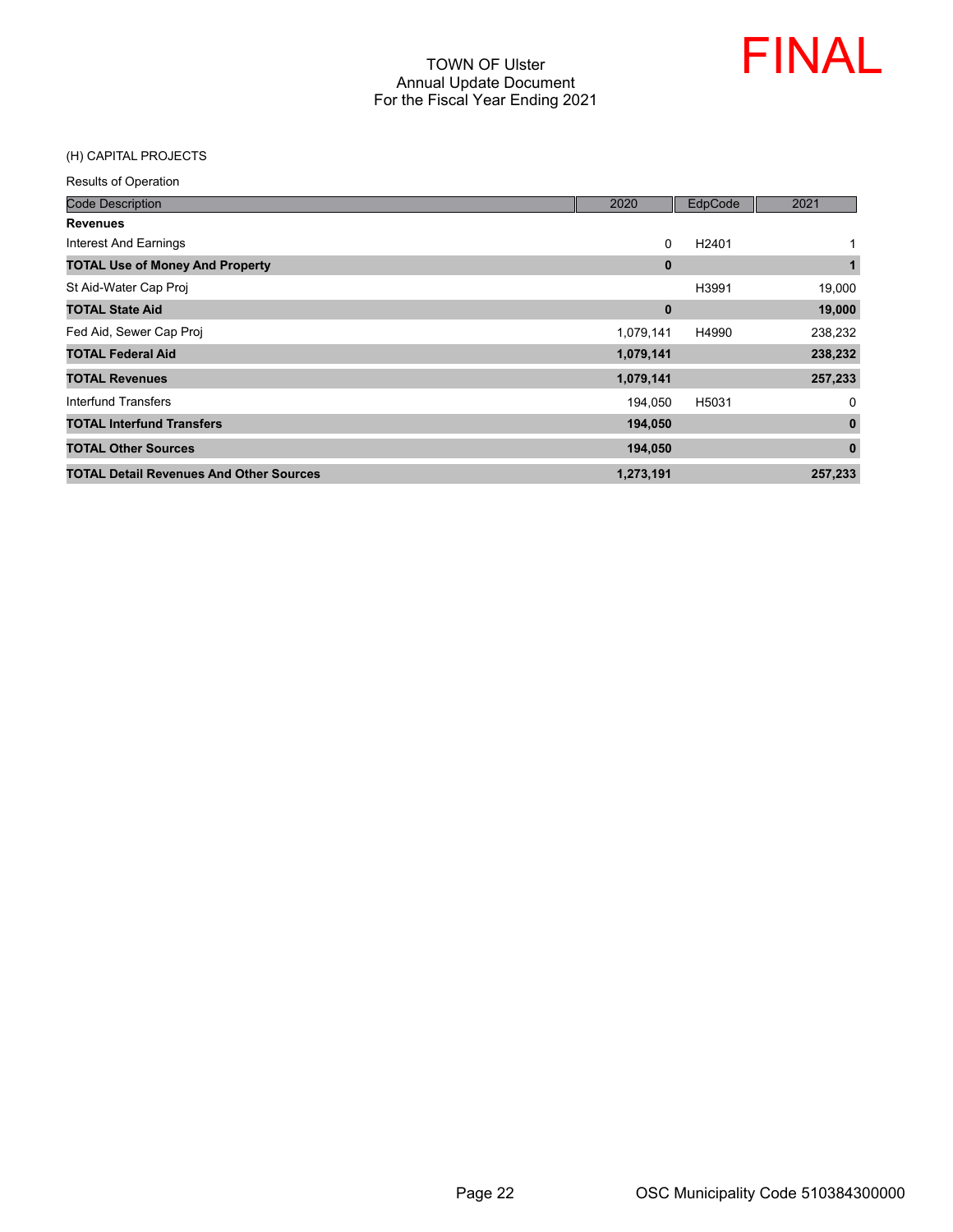TOWN OF Ulster
Annual Update Document
For the Fiscal Year Ending 2021

FINAL

(H) CAPITAL PROJECTS

Results of Operation

| Code Description | 2020 | EdpCode | 2021 |
|---|---|---|---|
| **Revenues** | | | |
| Interest And Earnings | 0 | H2401 | 1 |
| **TOTAL Use of Money And Property** | **0** | | **1** |
| St Aid-Water Cap Proj | | H3991 | 19,000 |
| **TOTAL State Aid** | **0** | | **19,000** |
| Fed Aid, Sewer Cap Proj | 1,079,141 | H4990 | 238,232 |
| **TOTAL Federal Aid** | **1,079,141** | | **238,232** |
| **TOTAL Revenues** | **1,079,141** | | **257,233** |
| Interfund Transfers | 194,050 | H5031 | 0 |
| **TOTAL Interfund Transfers** | **194,050** | | **0** |
| **TOTAL Other Sources** | **194,050** | | **0** |
| **TOTAL Detail Revenues And Other Sources** | **1,273,191** | | **257,233** |

OSC Municipality Code 510384300000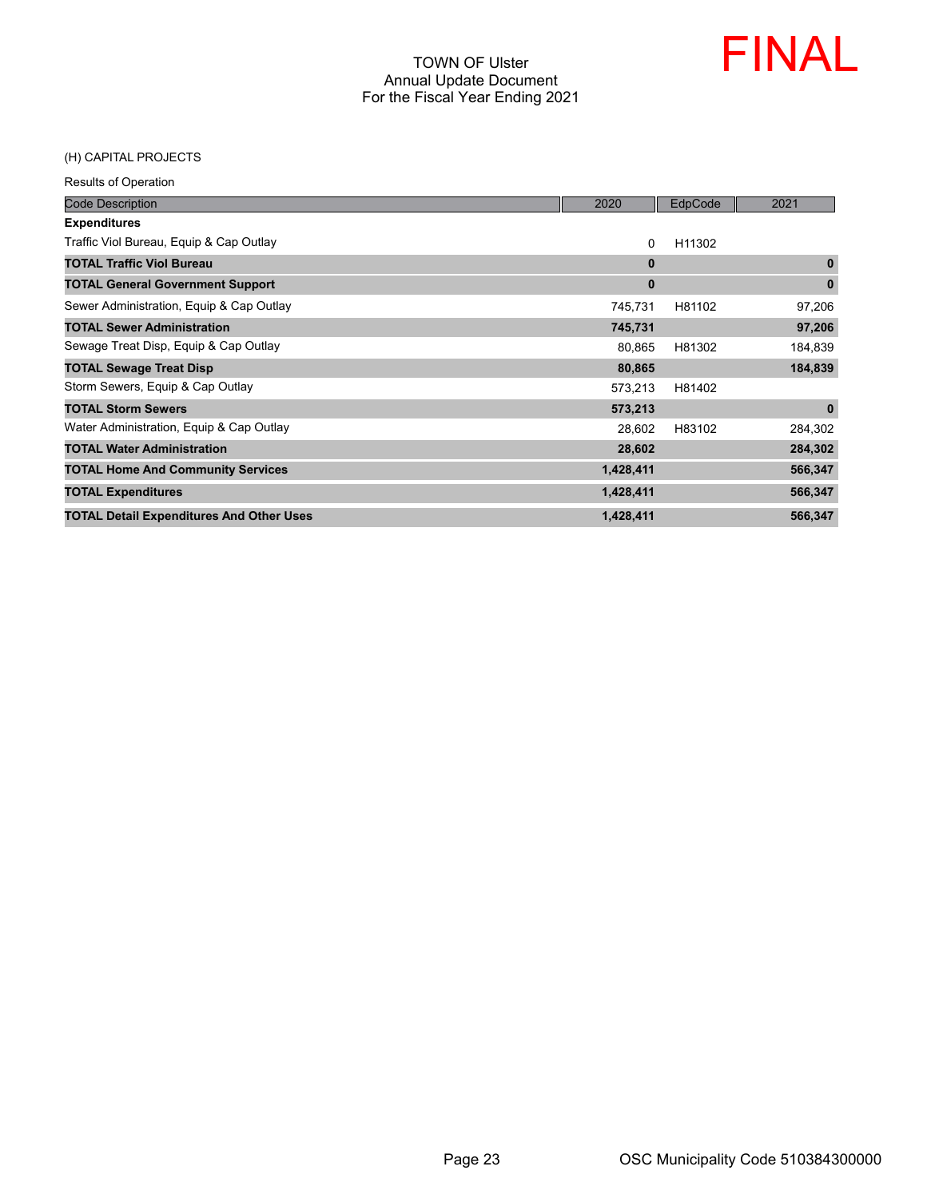# TOWN OF Ulster
## Annual Update Document
## For the Fiscal Year Ending 2021

FINAL

(H) CAPITAL PROJECTS

Results of Operation

| Code Description | 2020 | EdpCode | 2021 |
|---|---|---|---|
| **Expenditures** | | | |
| Traffic Viol Bureau, Equip & Cap Outlay | 0 | H11302 | |
| **TOTAL Traffic Viol Bureau** | **0** | | **0** |
| **TOTAL General Government Support** | **0** | | **0** |
| Sewer Administration, Equip & Cap Outlay | 745,731 | H81102 | 97,206 |
| **TOTAL Sewer Administration** | **745,731** | | **97,206** |
| Sewage Treat Disp, Equip & Cap Outlay | 80,865 | H81302 | 184,839 |
| **TOTAL Sewage Treat Disp** | **80,865** | | **184,839** |
| Storm Sewers, Equip & Cap Outlay | 573,213 | H81402 | |
| **TOTAL Storm Sewers** | **573,213** | | **0** |
| Water Administration, Equip & Cap Outlay | 28,602 | H83102 | 284,302 |
| **TOTAL Water Administration** | **28,602** | | **284,302** |
| **TOTAL Home And Community Services** | **1,428,411** | | **566,347** |
| **TOTAL Expenditures** | **1,428,411** | | **566,347** |
| **TOTAL Detail Expenditures And Other Uses** | **1,428,411** | | **566,347** |

OSC Municipality Code 510384300000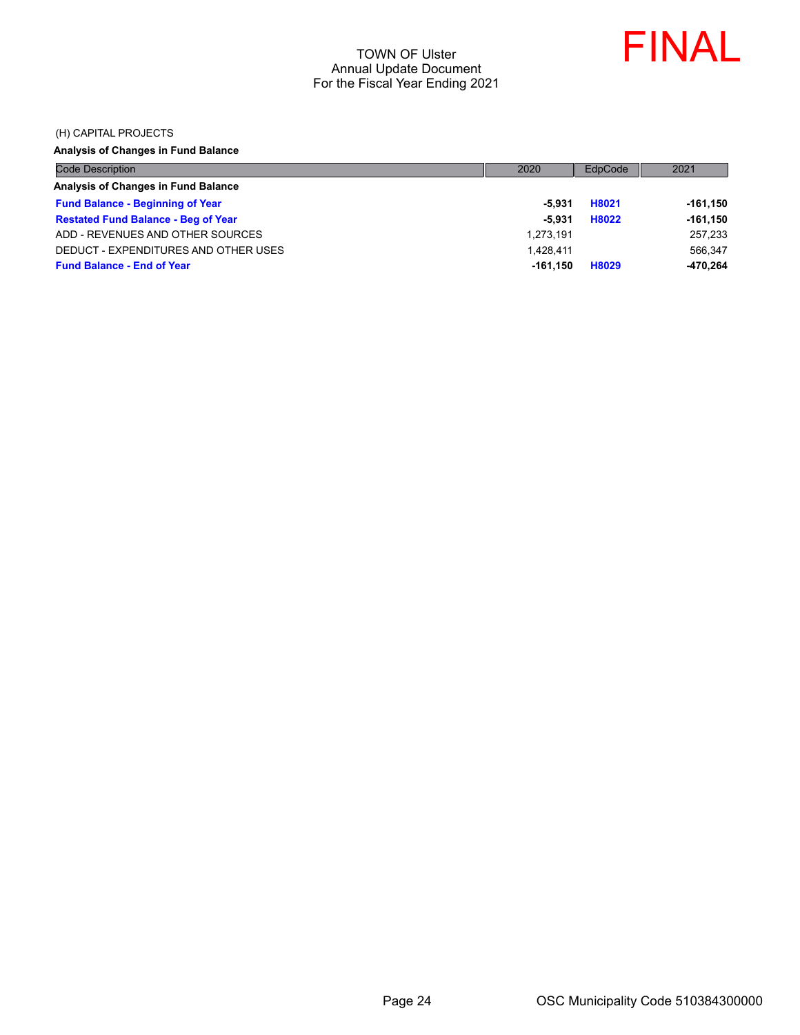# TOWN OF Ulster
## Annual Update Document
## For the Fiscal Year Ending 2021

FINAL

(H) CAPITAL PROJECTS

**Analysis of Changes in Fund Balance**

| Code Description | 2020 | EdpCode | 2021 |
|---|---|---|---|
| **Analysis of Changes in Fund Balance** | | | |
| **Fund Balance - Beginning of Year** | **-5,931** | **H8021** | **-161,150** |
| **Restated Fund Balance - Beg of Year** | **-5,931** | **H8022** | **-161,150** |
| ADD - REVENUES AND OTHER SOURCES | 1,273,191 | | 257,233 |
| DEDUCT - EXPENDITURES AND OTHER USES | 1,428,411 | | 566,347 |
| **Fund Balance - End of Year** | **-161,150** | **H8029** | **-470,264** |

OSC Municipality Code 510384300000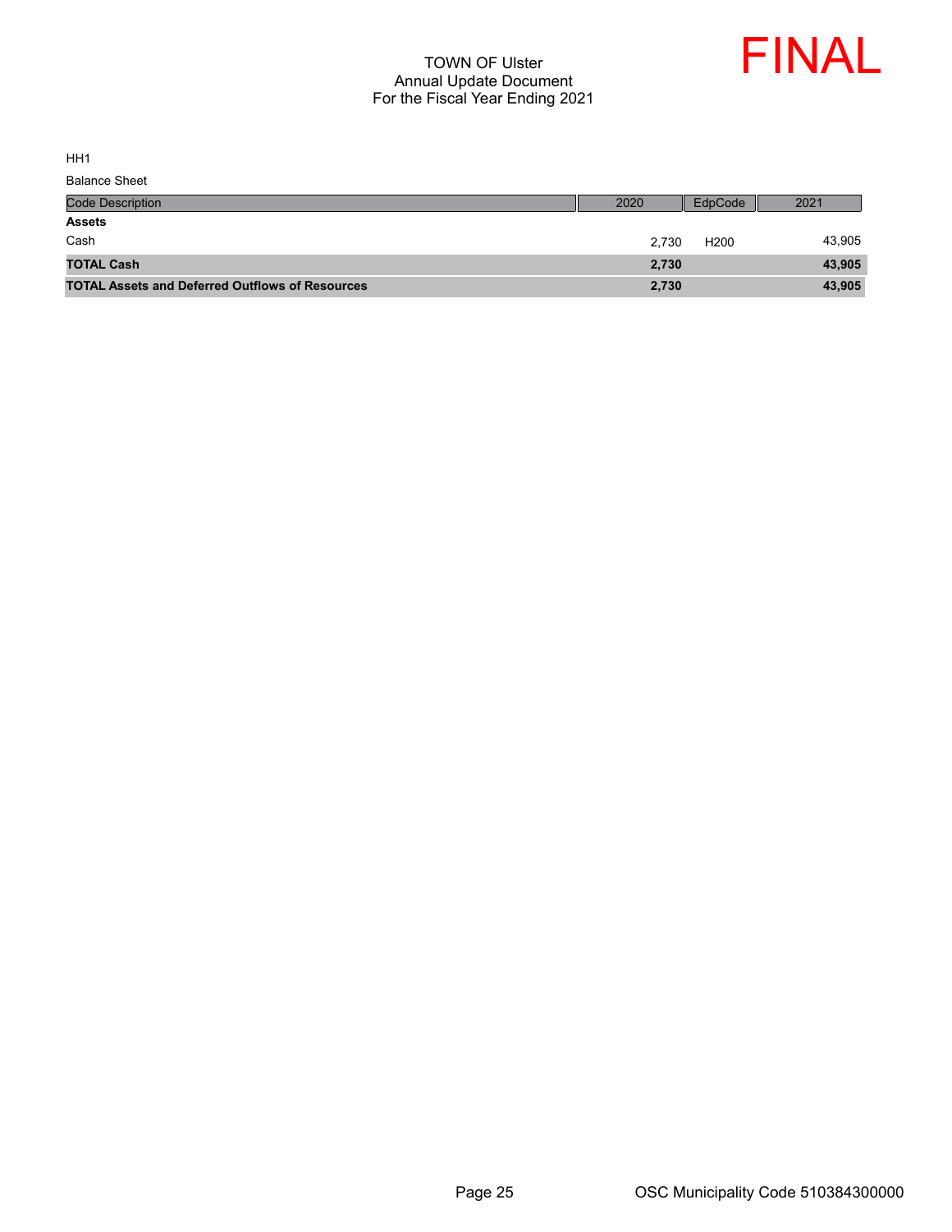# TOWN OF Ulster
## Annual Update Document
## For the Fiscal Year Ending 2021

FINAL

HH1

Balance Sheet

| Code Description | 2020 | EdpCode | 2021 |
|---|---|---|---|
| **Assets** | | | |
| Cash | 2,730 | H200 | 43,905 |
| **TOTAL Cash** | **2,730** | | **43,905** |
| **TOTAL Assets and Deferred Outflows of Resources** | **2,730** | | **43,905** |

OSC Municipality Code 510384300000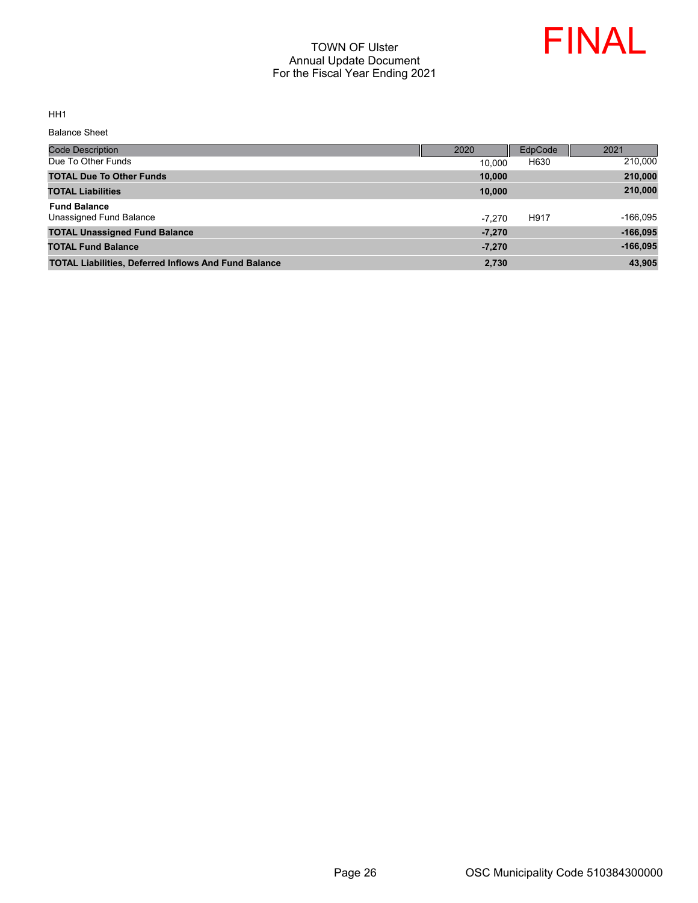TOWN OF Ulster
Annual Update Document
For the Fiscal Year Ending 2021

FINAL

HH1

Balance Sheet

| Code Description | 2020 | EdpCode | 2021 |
|---|---|---|---|
| Due To Other Funds | 10,000 | H630 | 210,000 |
| **TOTAL Due To Other Funds** | **10,000** | | **210,000** |
| **TOTAL Liabilities** | **10,000** | | **210,000** |
| **Fund Balance** | | | |
| Unassigned Fund Balance | -7,270 | H917 | -166,095 |
| **TOTAL Unassigned Fund Balance** | **-7,270** | | **-166,095** |
| **TOTAL Fund Balance** | **-7,270** | | **-166,095** |
| **TOTAL Liabilities, Deferred Inflows And Fund Balance** | **2,730** | | **43,905** |

OSC Municipality Code 510384300000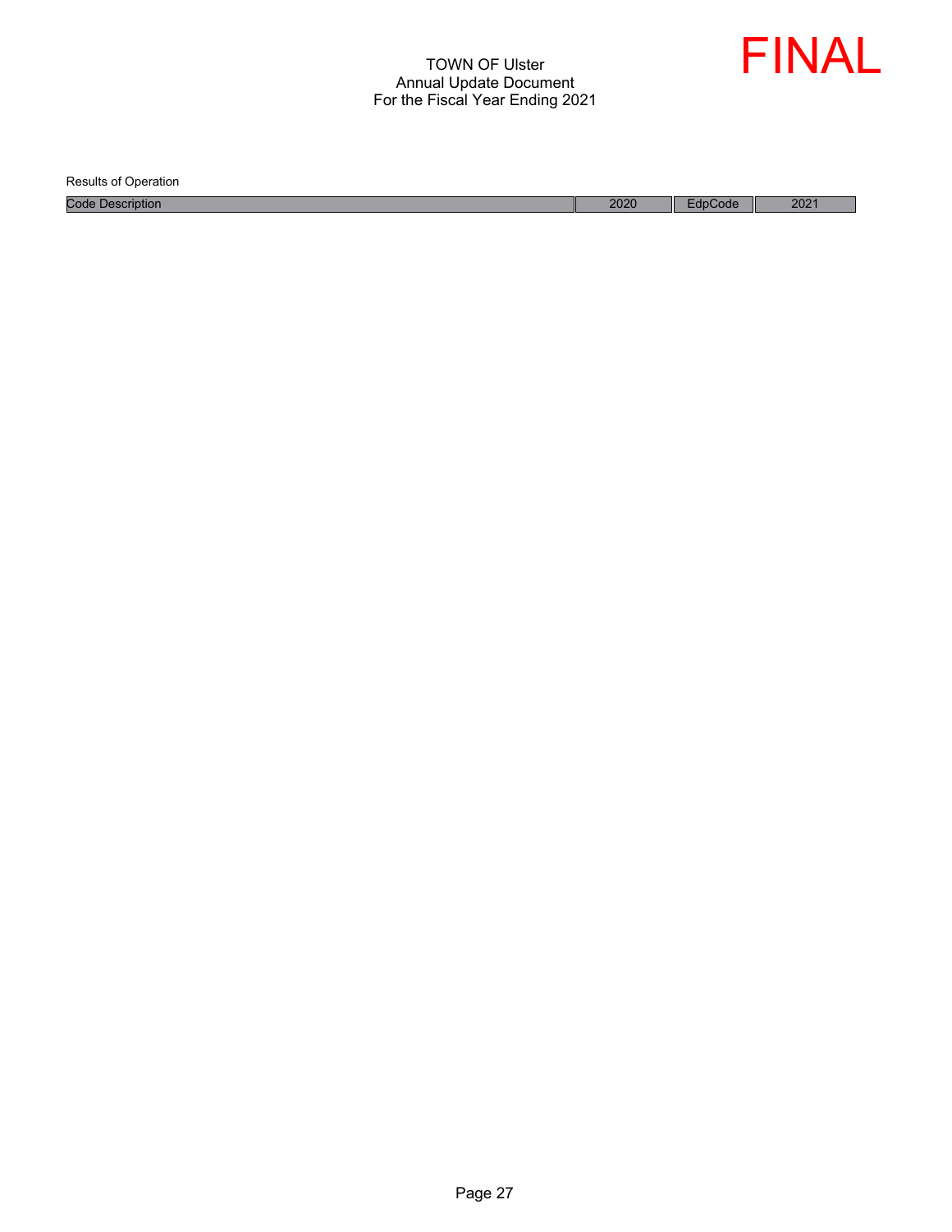TOWN OF Ulster
Annual Update Document
For the Fiscal Year Ending 2021

FINAL

Results of Operation

| Code Description | 2020 | EdpCode | 2021 |
|---|---|---|---|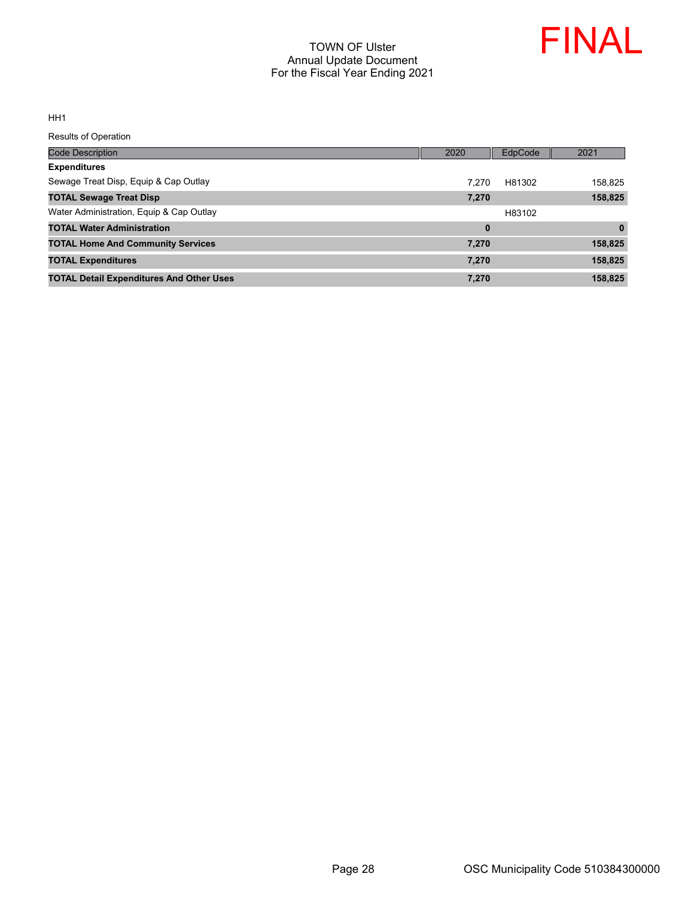TOWN OF Ulster
Annual Update Document
For the Fiscal Year Ending 2021

FINAL

HH1

Results of Operation

| Code Description | 2020 | EdpCode | 2021 |
|---|---|---|---|
| **Expenditures** | | | |
| Sewage Treat Disp, Equip & Cap Outlay | 7,270 | H81302 | 158,825 |
| **TOTAL Sewage Treat Disp** | **7,270** | | **158,825** |
| Water Administration, Equip & Cap Outlay | | H83102 | |
| **TOTAL Water Administration** | **0** | | **0** |
| **TOTAL Home And Community Services** | **7,270** | | **158,825** |
| **TOTAL Expenditures** | **7,270** | | **158,825** |
| **TOTAL Detail Expenditures And Other Uses** | **7,270** | | **158,825** |

OSC Municipality Code 510384300000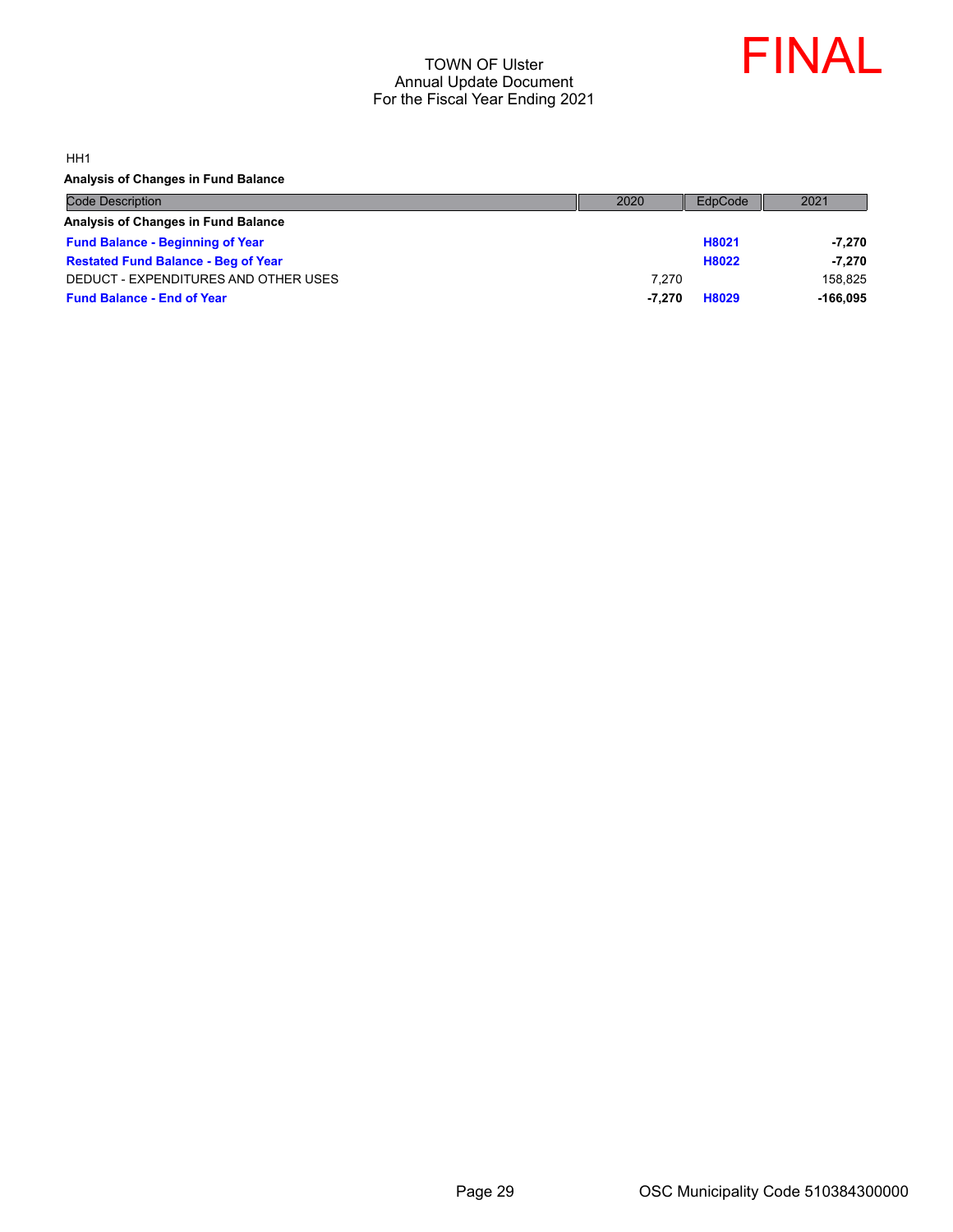TOWN OF Ulster
Annual Update Document
For the Fiscal Year Ending 2021

FINAL

HH1

**Analysis of Changes in Fund Balance**

| Code Description | 2020 | EdpCode | 2021 |
|---|---|---|---|
| **Analysis of Changes in Fund Balance** | | | |
| **Fund Balance - Beginning of Year** | | **H8021** | **-7,270** |
| **Restated Fund Balance - Beg of Year** | | **H8022** | **-7,270** |
| DEDUCT - EXPENDITURES AND OTHER USES | 7,270 | | 158,825 |
| **Fund Balance - End of Year** | **-7,270** | **H8029** | **-166,095** |

OSC Municipality Code 510384300000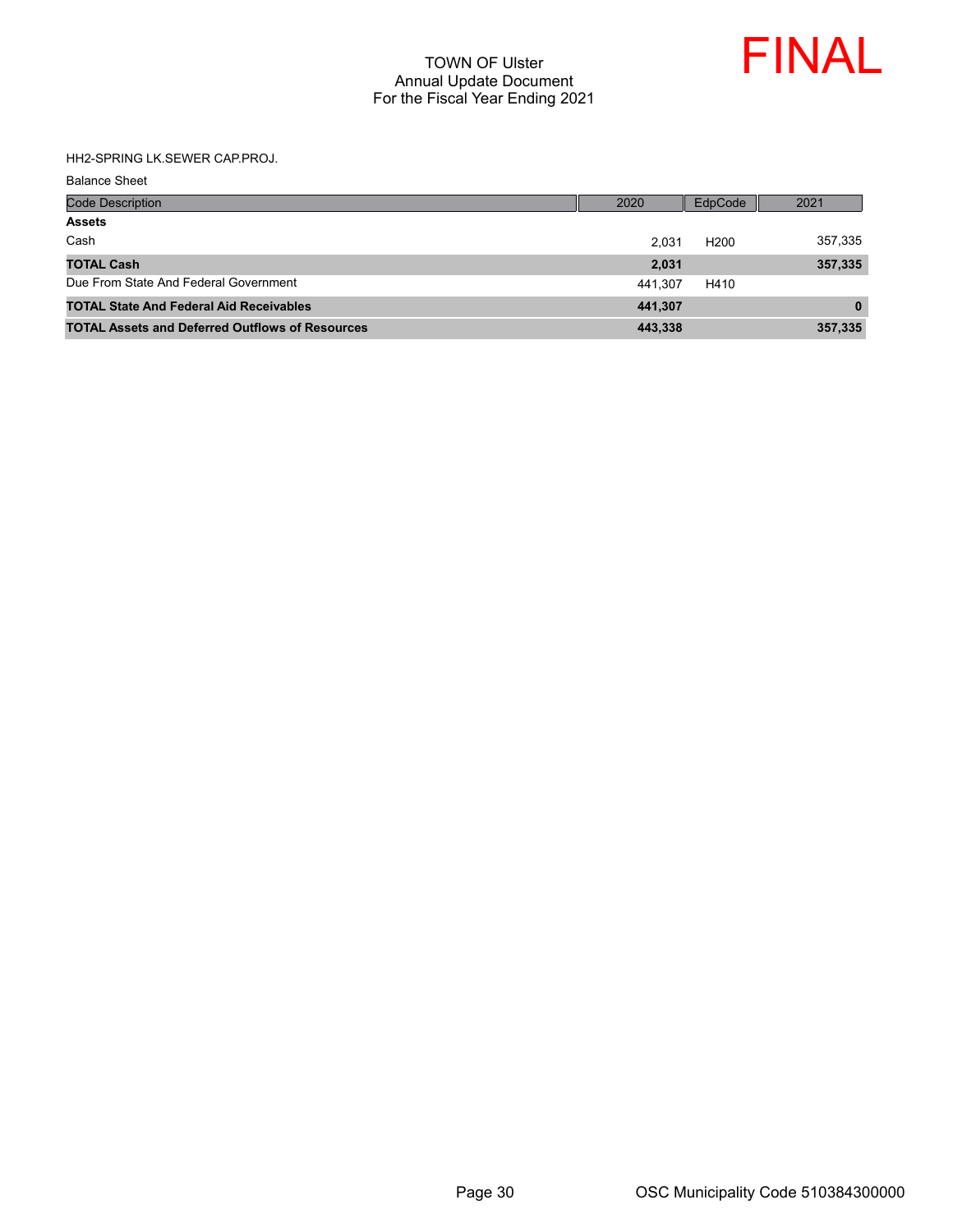# TOWN OF Ulster
## Annual Update Document
## For the Fiscal Year Ending 2021

FINAL

HH2-SPRING LK.SEWER CAP.PROJ.

Balance Sheet

| Code Description | 2020 | EdpCode | 2021 |
|---|---|---|---|
| **Assets** | | | |
| Cash | 2,031 | H200 | 357,335 |
| **TOTAL Cash** | **2,031** | | **357,335** |
| Due From State And Federal Government | 441,307 | H410 | |
| **TOTAL State And Federal Aid Receivables** | **441,307** | | **0** |
| **TOTAL Assets and Deferred Outflows of Resources** | **443,338** | | **357,335** |

OSC Municipality Code 510384300000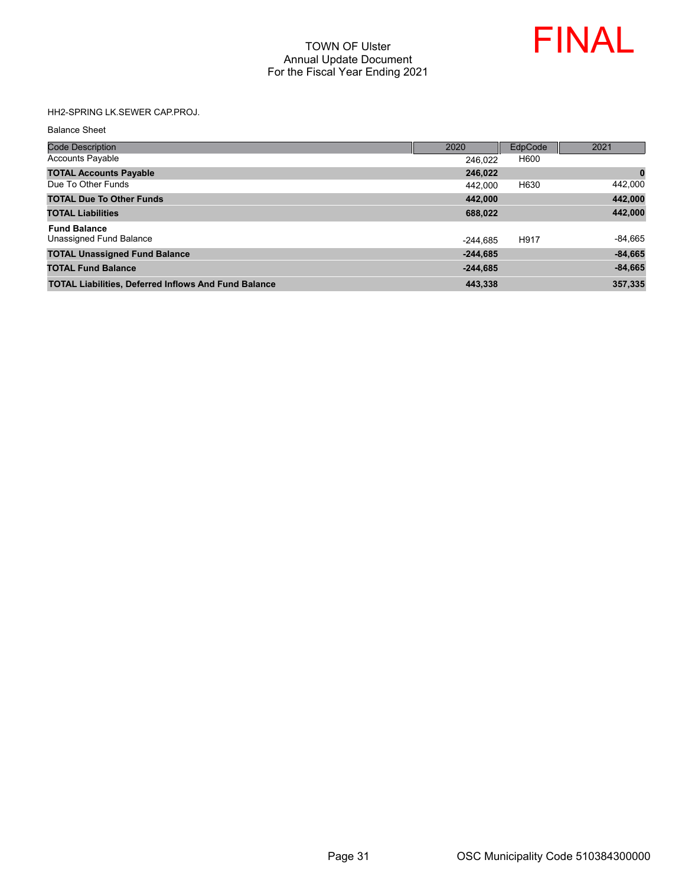TOWN OF Ulster
Annual Update Document
For the Fiscal Year Ending 2021

FINAL

HH2-SPRING LK.SEWER CAP.PROJ.

Balance Sheet

| Code Description | 2020 | EdpCode | 2021 |
|---|---|---|---|
| Accounts Payable | 246,022 | H600 | |
| **TOTAL Accounts Payable** | **246,022** | | **0** |
| Due To Other Funds | 442,000 | H630 | 442,000 |
| **TOTAL Due To Other Funds** | **442,000** | | **442,000** |
| **TOTAL Liabilities** | **688,022** | | **442,000** |
| **Fund Balance** | | | |
| Unassigned Fund Balance | -244,685 | H917 | -84,665 |
| **TOTAL Unassigned Fund Balance** | **-244,685** | | **-84,665** |
| **TOTAL Fund Balance** | **-244,685** | | **-84,665** |
| **TOTAL Liabilities, Deferred Inflows And Fund Balance** | **443,338** | | **357,335** |

OSC Municipality Code 510384300000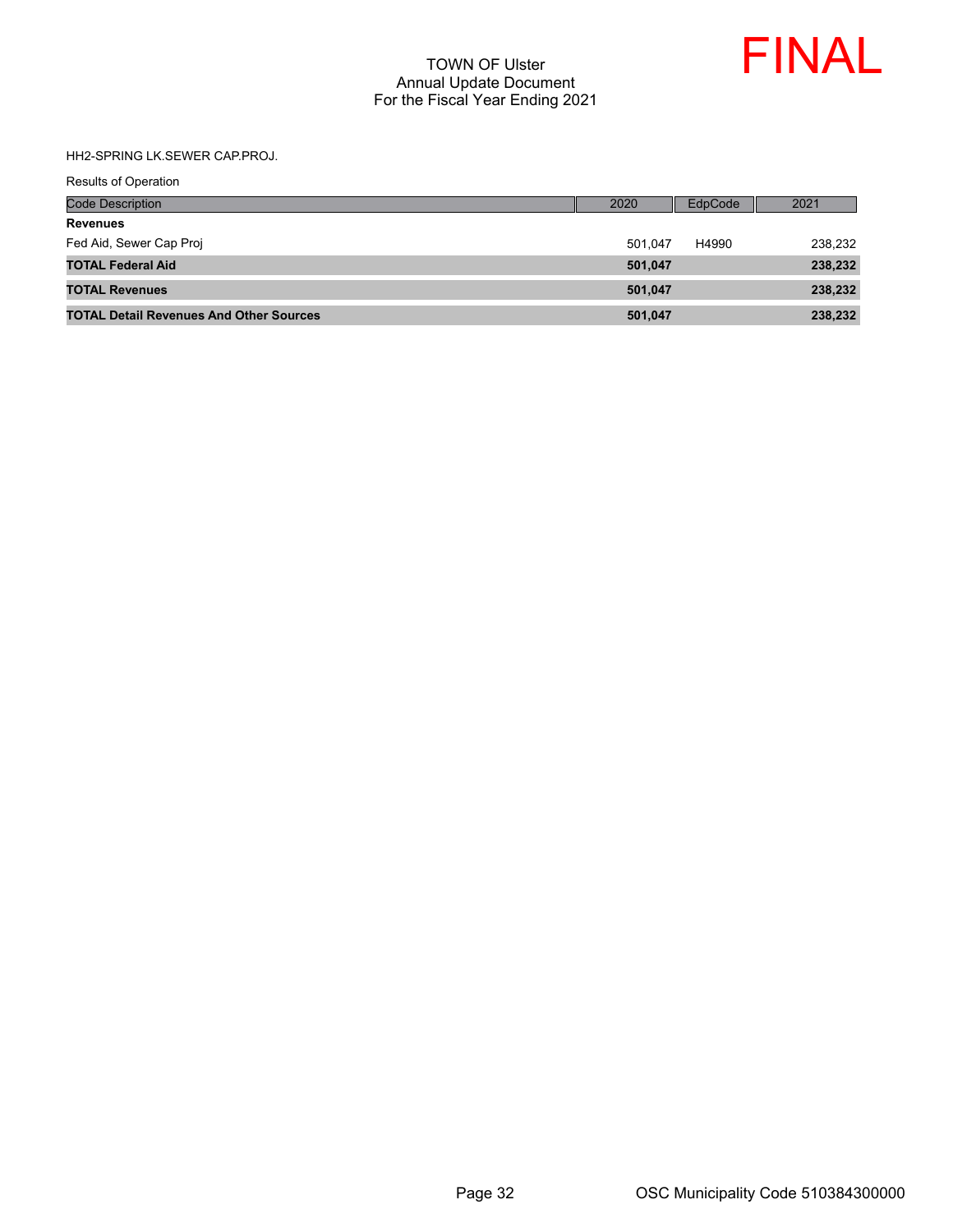HH2-SPRING LK.SEWER CAP.PROJ.

Results of Operation

| Code Description | 2020 | EdpCode | 2021 |
|---|---|---|---|
| **Revenues** | | | |
| Fed Aid, Sewer Cap Proj | 501,047 | H4990 | 238,232 |
| **TOTAL Federal Aid** | **501,047** | | **238,232** |
| **TOTAL Revenues** | **501,047** | | **238,232** |
| **TOTAL Detail Revenues And Other Sources** | **501,047** | | **238,232** |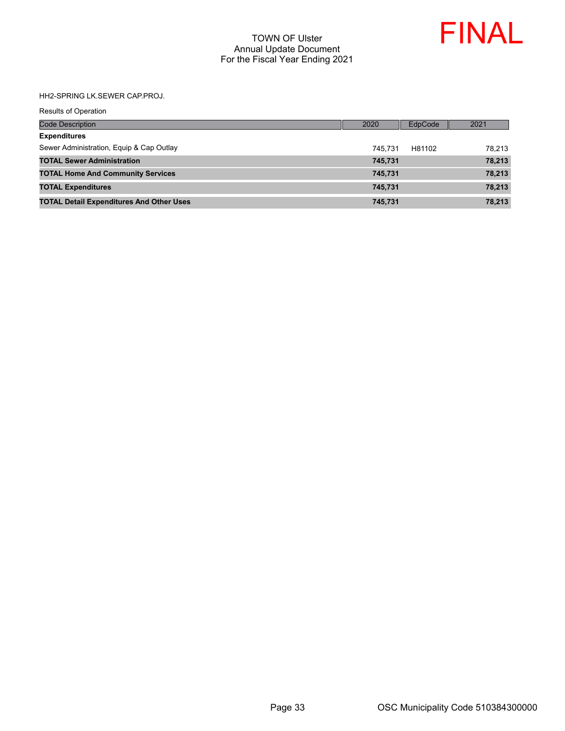TOWN OF Ulster
Annual Update Document
For the Fiscal Year Ending 2021

FINAL

HH2-SPRING LK.SEWER CAP.PROJ.

Results of Operation

| Code Description | 2020 | EdpCode | 2021 |
|---|---|---|---|
| **Expenditures** | | | |
| Sewer Administration, Equip & Cap Outlay | 745,731 | H81102 | 78,213 |
| **TOTAL Sewer Administration** | **745,731** | | **78,213** |
| **TOTAL Home And Community Services** | **745,731** | | **78,213** |
| **TOTAL Expenditures** | **745,731** | | **78,213** |
| **TOTAL Detail Expenditures And Other Uses** | **745,731** | | **78,213** |

OSC Municipality Code 510384300000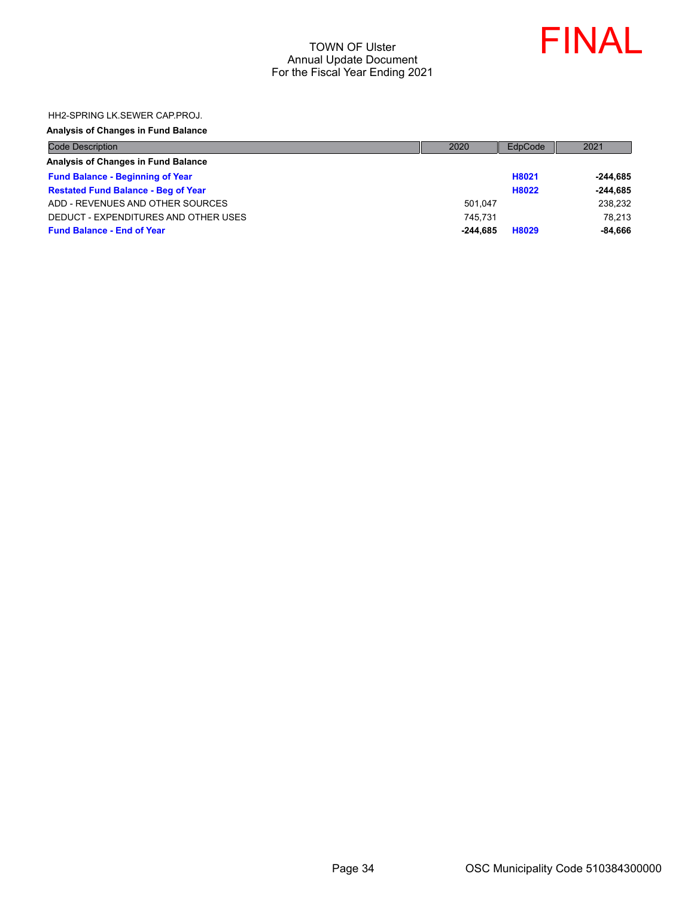HH2-SPRING LK.SEWER CAP.PROJ.

**Analysis of Changes in Fund Balance**

| Code Description | 2020 | EdpCode | 2021 |
|---|---|---|---|
| **Analysis of Changes in Fund Balance** | | | |
| **Fund Balance - Beginning of Year** | | **H8021** | **-244,685** |
| **Restated Fund Balance - Beg of Year** | | **H8022** | **-244,685** |
| ADD - REVENUES AND OTHER SOURCES | 501,047 | | 238,232 |
| DEDUCT - EXPENDITURES AND OTHER USES | 745,731 | | 78,213 |
| **Fund Balance - End of Year** | **-244,685** | **H8029** | **-84,666** |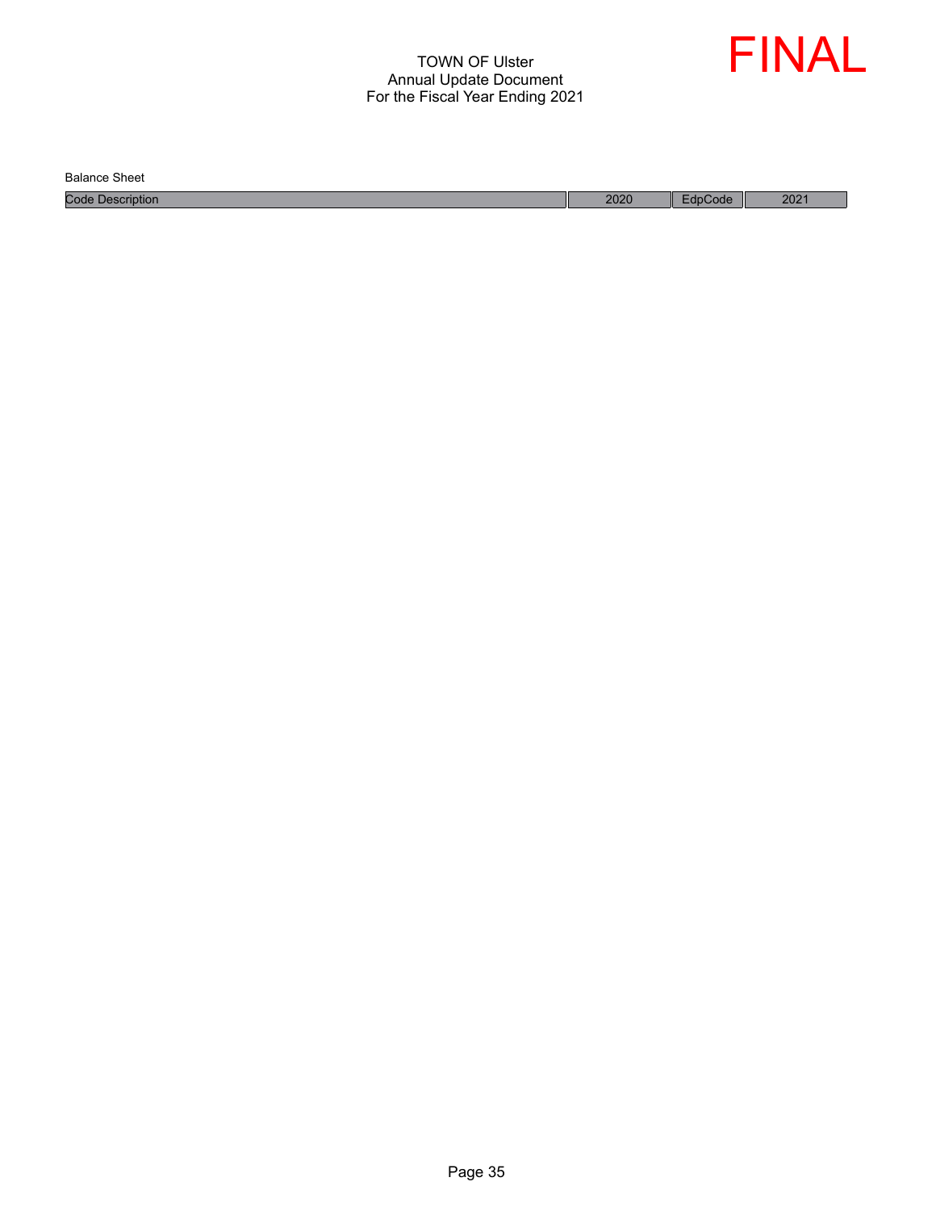Balance Sheet

| Code Description | 2020 | EdpCode | 2021 |
|---|---|---|---|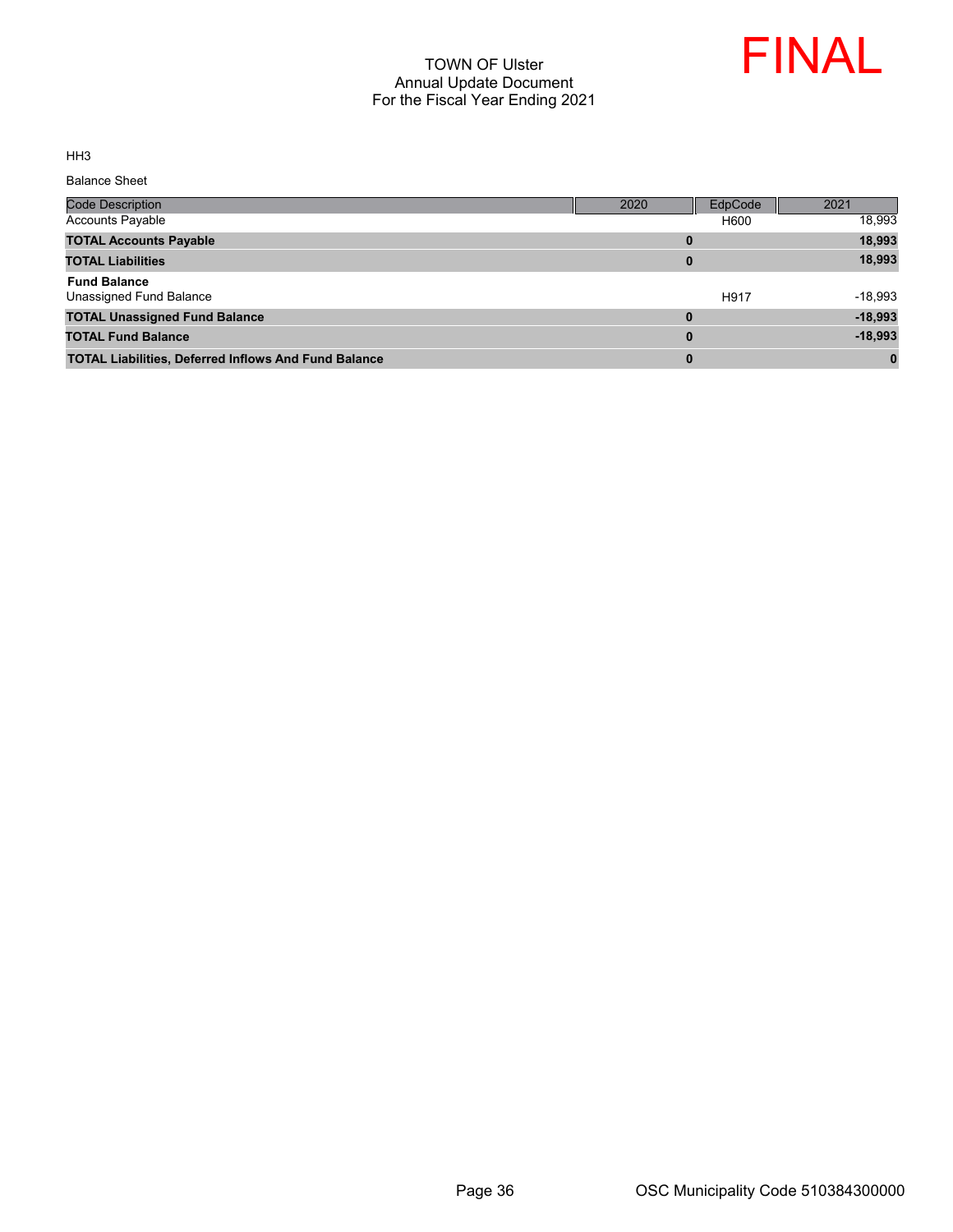TOWN OF Ulster
Annual Update Document
For the Fiscal Year Ending 2021

FINAL

HH3

Balance Sheet

| Code Description | 2020 | EdpCode | 2021 |
|---|---|---|---|
| Accounts Payable | | H600 | 18,993 |
| **TOTAL Accounts Payable** | **0** | | **18,993** |
| **TOTAL Liabilities** | **0** | | **18,993** |
| **Fund Balance** | | | |
| Unassigned Fund Balance | | H917 | -18,993 |
| **TOTAL Unassigned Fund Balance** | **0** | | **-18,993** |
| **TOTAL Fund Balance** | **0** | | **-18,993** |
| **TOTAL Liabilities, Deferred Inflows And Fund Balance** | **0** | | **0** |

OSC Municipality Code 510384300000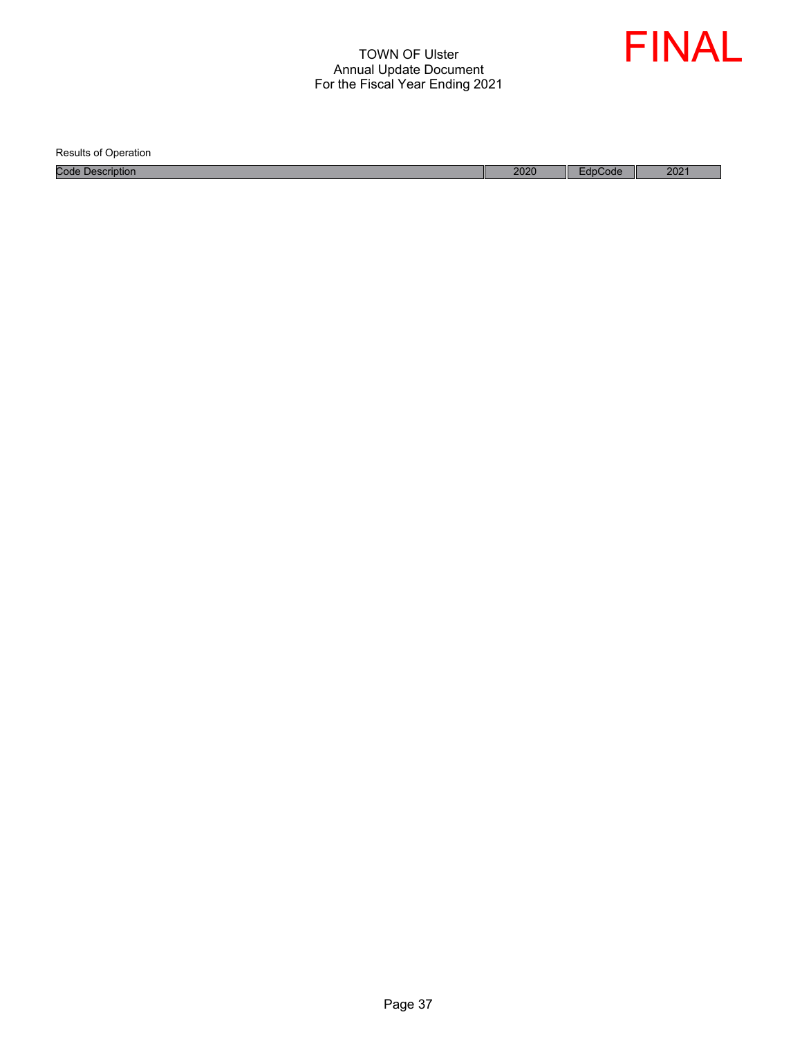TOWN OF Ulster
Annual Update Document
For the Fiscal Year Ending 2021

FINAL

Results of Operation

| Code Description | 2020 | EdpCode | 2021 |
|---|---|---|---|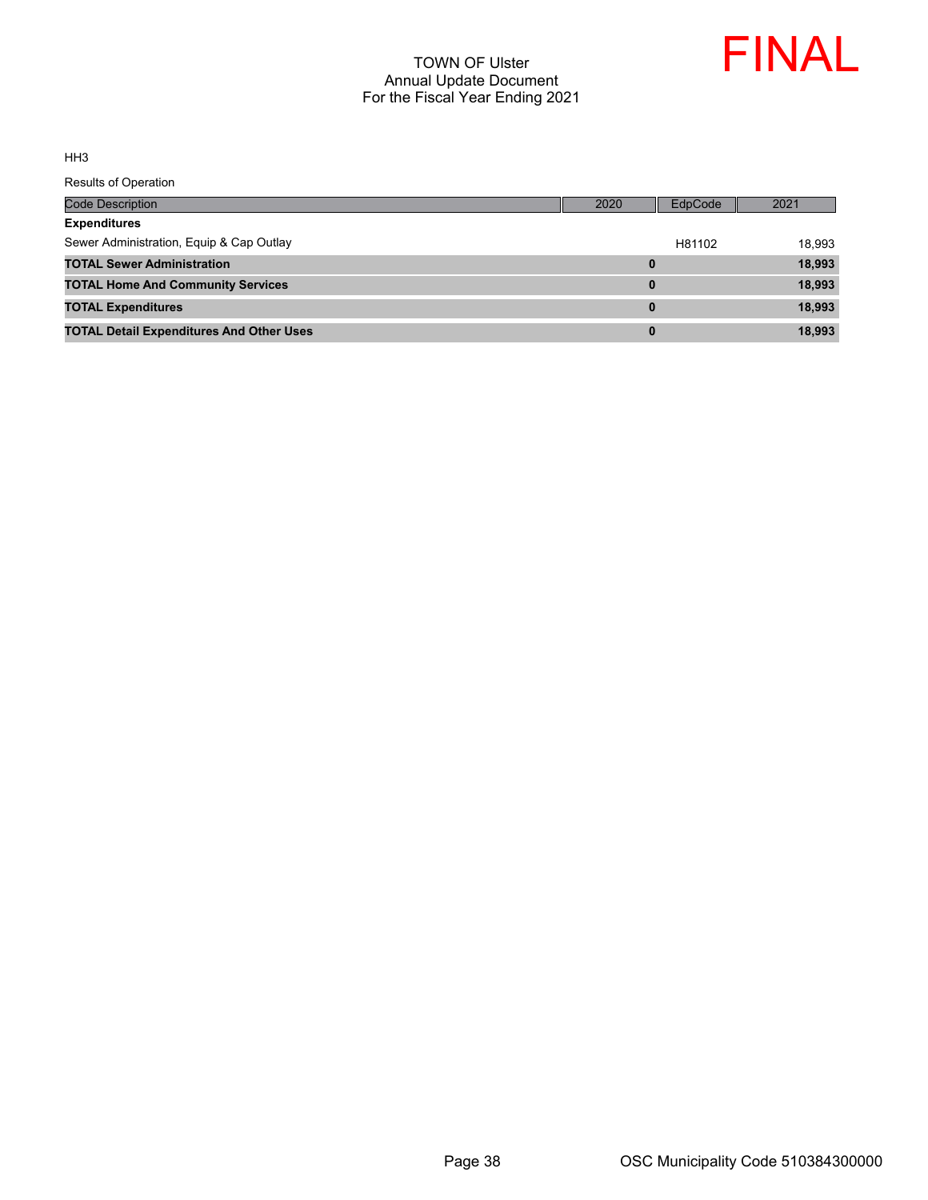TOWN OF Ulster
Annual Update Document
For the Fiscal Year Ending 2021

FINAL

HH3

Results of Operation

| Code Description | 2020 | EdpCode | 2021 |
|---|---|---|---|
| **Expenditures** | | | |
| Sewer Administration, Equip & Cap Outlay | | H81102 | 18,993 |
| **TOTAL Sewer Administration** | **0** | | **18,993** |
| **TOTAL Home And Community Services** | **0** | | **18,993** |
| **TOTAL Expenditures** | **0** | | **18,993** |
| **TOTAL Detail Expenditures And Other Uses** | **0** | | **18,993** |

OSC Municipality Code 510384300000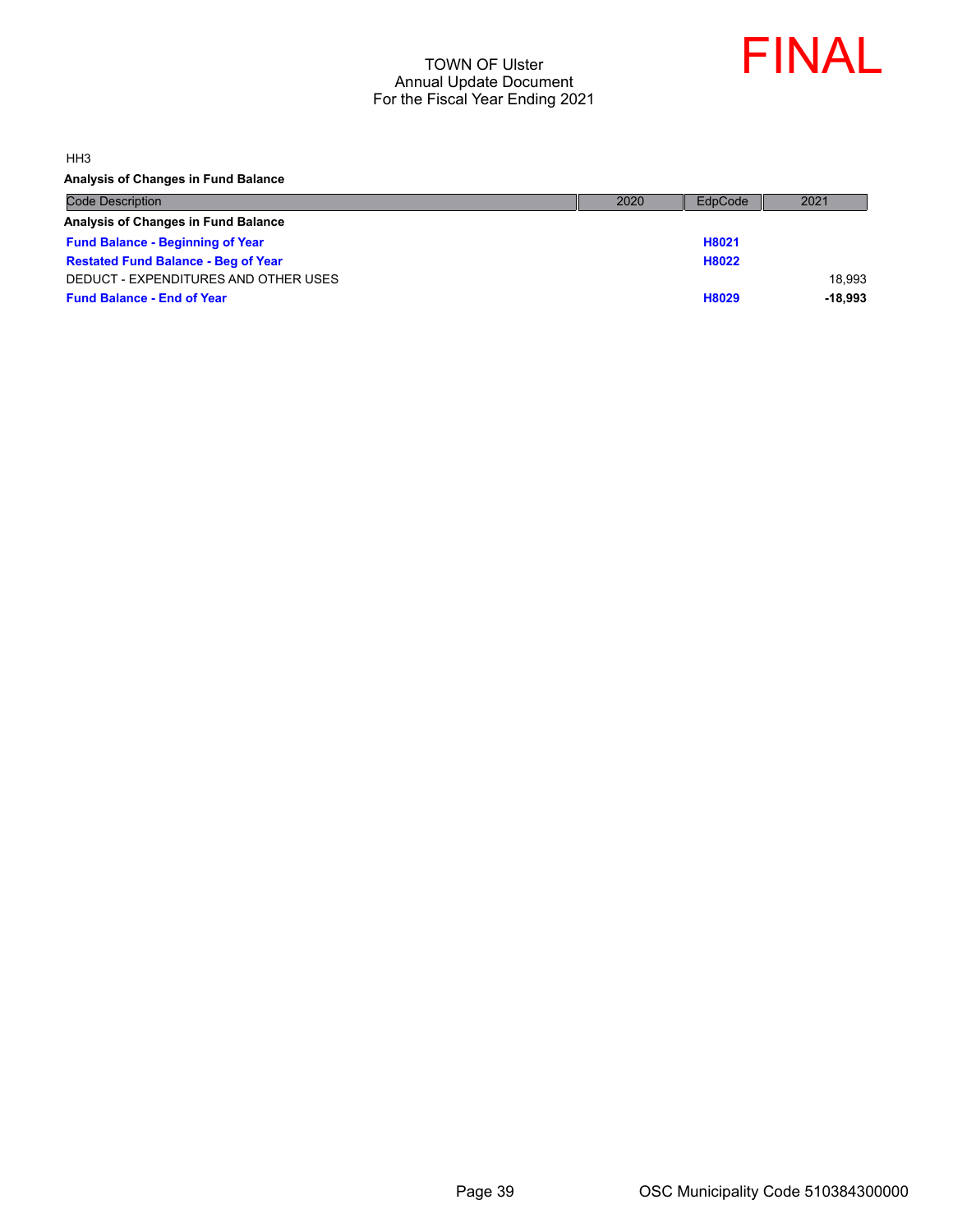TOWN OF Ulster
Annual Update Document
For the Fiscal Year Ending 2021

FINAL

HH3

**Analysis of Changes in Fund Balance**

| Code Description | 2020 | EdpCode | 2021 |
|---|---|---|---|
| **Analysis of Changes in Fund Balance** | | | |
| **Fund Balance - Beginning of Year** | | **H8021** | |
| **Restated Fund Balance - Beg of Year** | | **H8022** | |
| DEDUCT - EXPENDITURES AND OTHER USES | | | 18,993 |
| **Fund Balance - End of Year** | | **H8029** | **-18,993** |

OSC Municipality Code 510384300000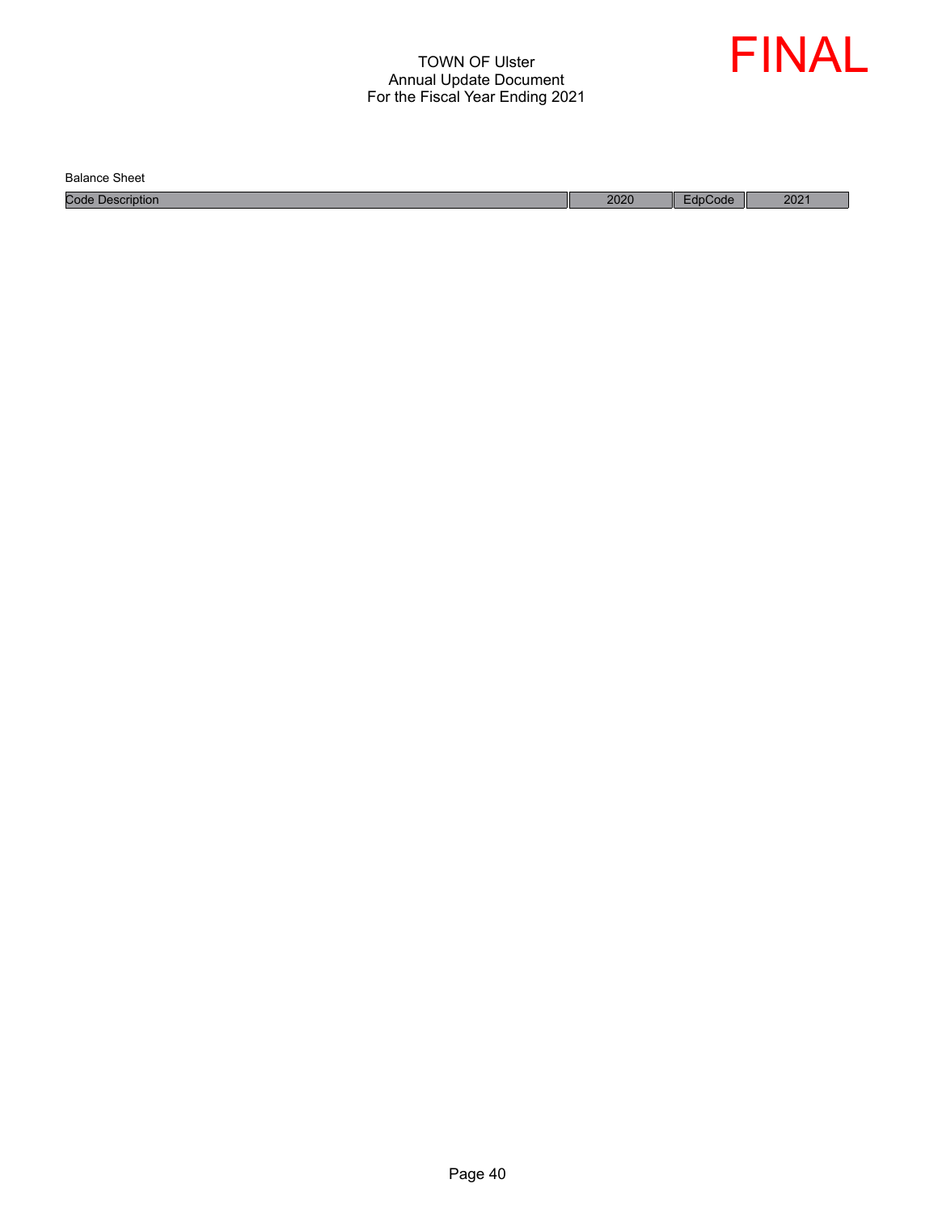TOWN OF Ulster
Annual Update Document
For the Fiscal Year Ending 2021

FINAL

Balance Sheet

| Code Description | 2020 | EdpCode | 2021 |
|---|---|---|---|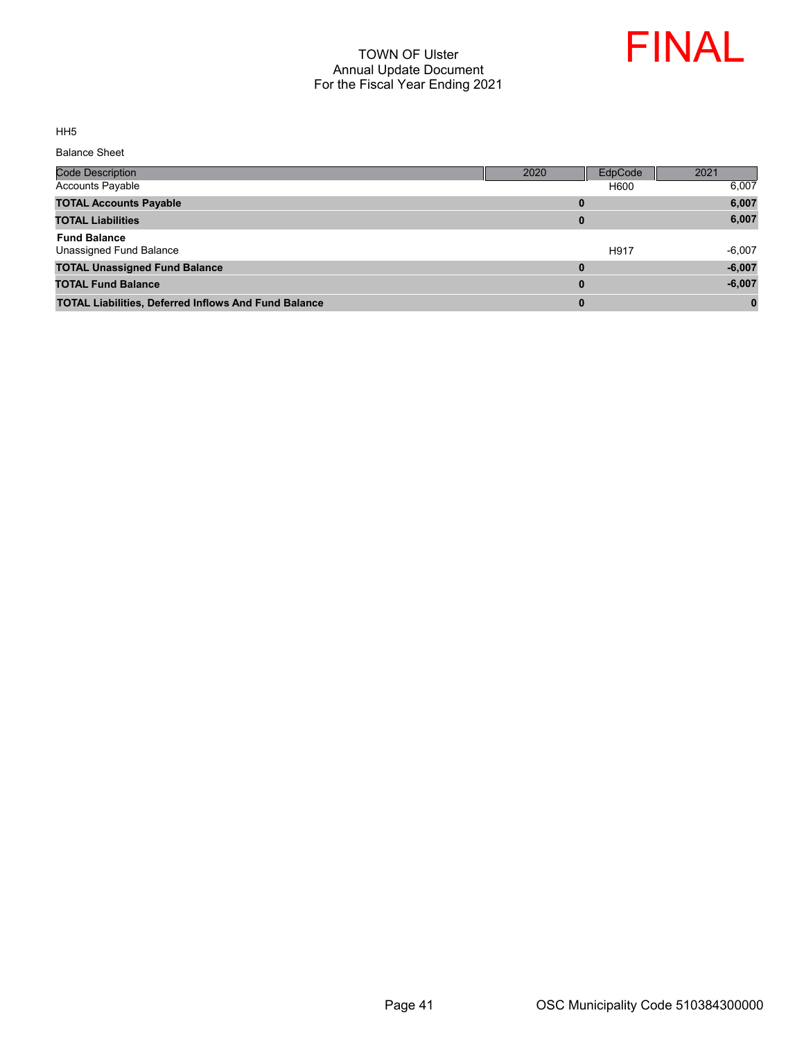# TOWN OF Ulster
## Annual Update Document
## For the Fiscal Year Ending 2021

FINAL

HH5

Balance Sheet

| Code Description | 2020 | EdpCode | 2021 |
|---|---|---|---|
| Accounts Payable | | H600 | 6,007 |
| **TOTAL Accounts Payable** | **0** | | **6,007** |
| **TOTAL Liabilities** | **0** | | **6,007** |
| **Fund Balance** | | | |
| Unassigned Fund Balance | | H917 | -6,007 |
| **TOTAL Unassigned Fund Balance** | **0** | | **-6,007** |
| **TOTAL Fund Balance** | **0** | | **-6,007** |
| **TOTAL Liabilities, Deferred Inflows And Fund Balance** | **0** | | **0** |

OSC Municipality Code 510384300000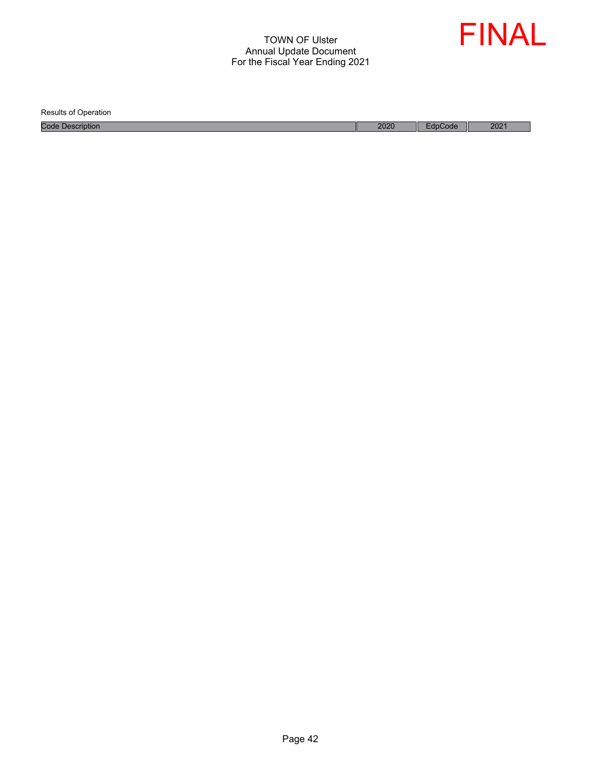TOWN OF Ulster
Annual Update Document
For the Fiscal Year Ending 2021

FINAL

Results of Operation

| Code Description | 2020 | EdpCode | 2021 |
| --- | --- | --- | --- |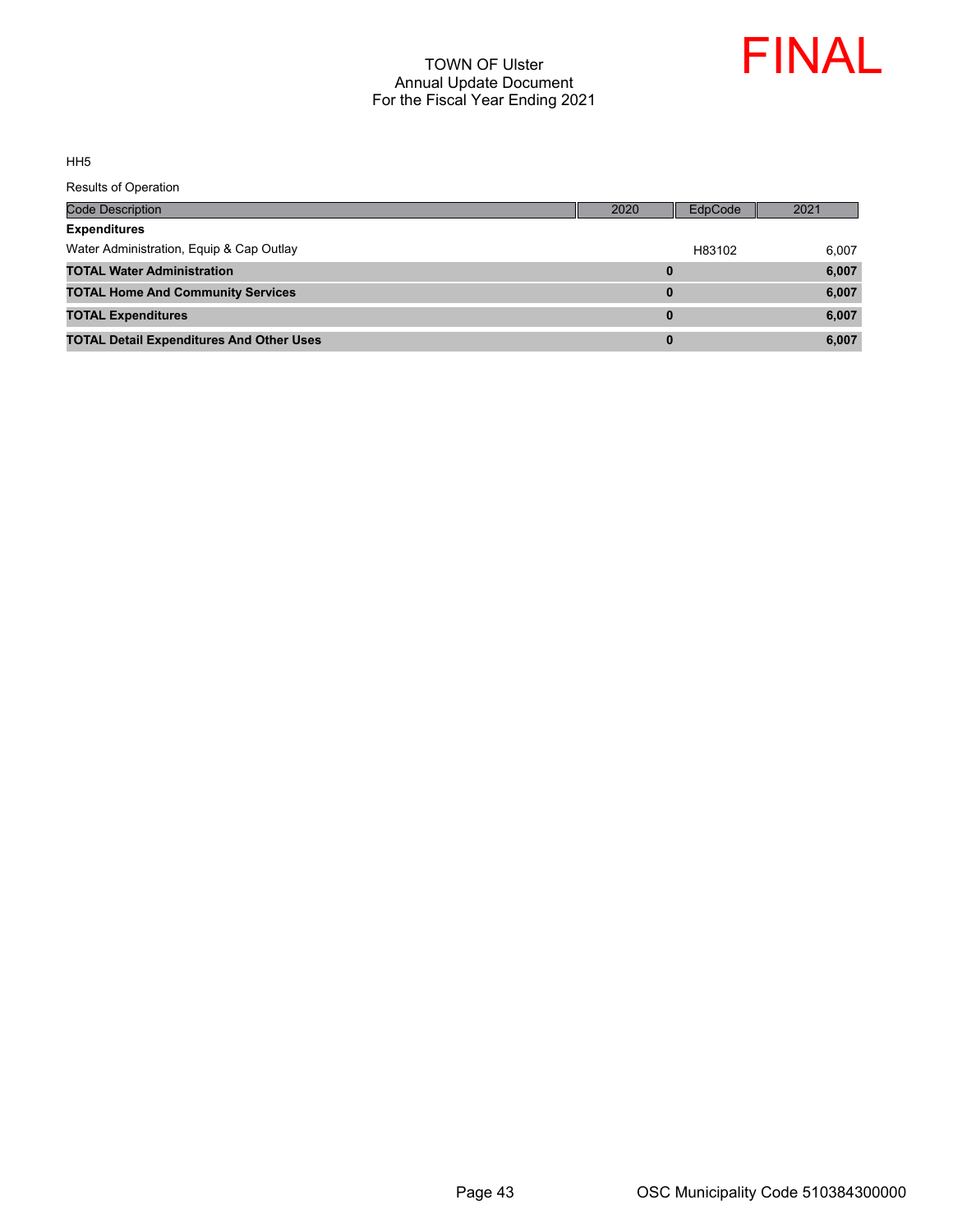TOWN OF Ulster
Annual Update Document
For the Fiscal Year Ending 2021

FINAL

HH5

Results of Operation

| Code Description | 2020 | EdpCode | 2021 |
|---|---|---|---|
| **Expenditures** | | | |
| Water Administration, Equip & Cap Outlay | | H83102 | 6,007 |
| **TOTAL Water Administration** | **0** | | **6,007** |
| **TOTAL Home And Community Services** | **0** | | **6,007** |
| **TOTAL Expenditures** | **0** | | **6,007** |
| **TOTAL Detail Expenditures And Other Uses** | **0** | | **6,007** |

OSC Municipality Code 510384300000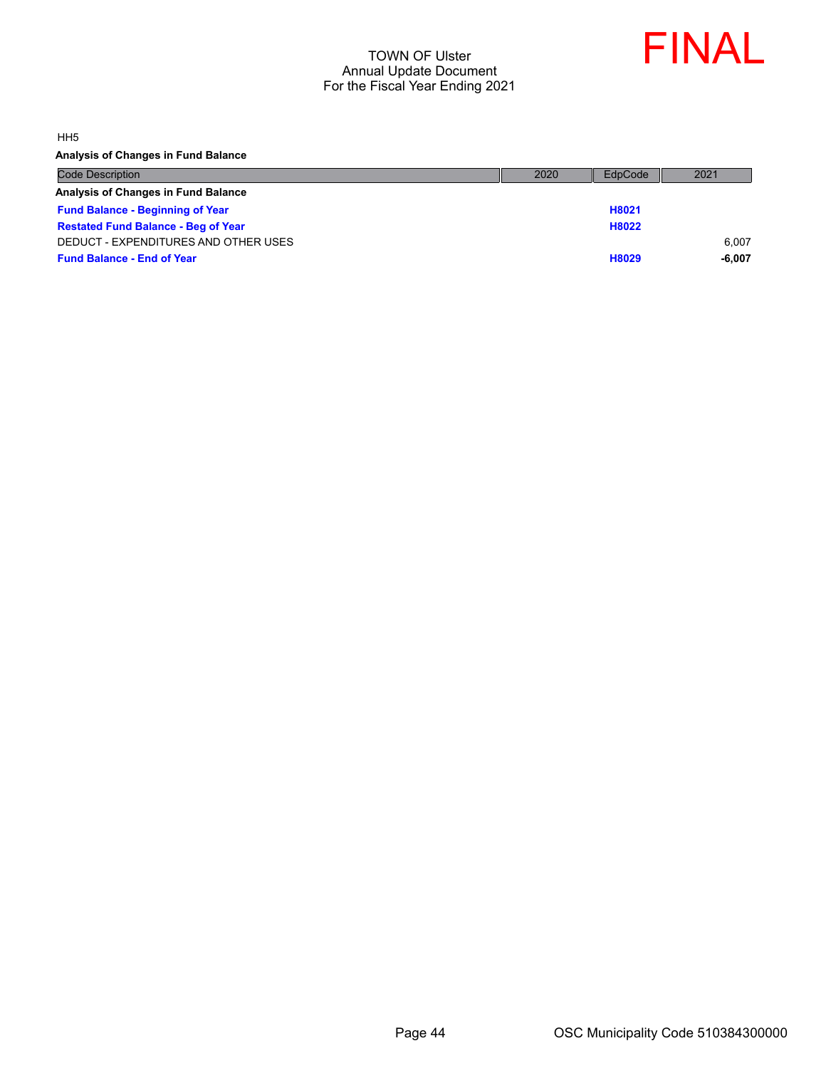TOWN OF Ulster
Annual Update Document
For the Fiscal Year Ending 2021

FINAL

HH5

**Analysis of Changes in Fund Balance**

| Code Description | 2020 | EdpCode | 2021 |
|---|---|---|---|
| **Analysis of Changes in Fund Balance** | | | |
| **Fund Balance - Beginning of Year** | | **H8021** | |
| **Restated Fund Balance - Beg of Year** | | **H8022** | |
| DEDUCT - EXPENDITURES AND OTHER USES | | | 6,007 |
| **Fund Balance - End of Year** | | **H8029** | **-6,007** |

OSC Municipality Code 510384300000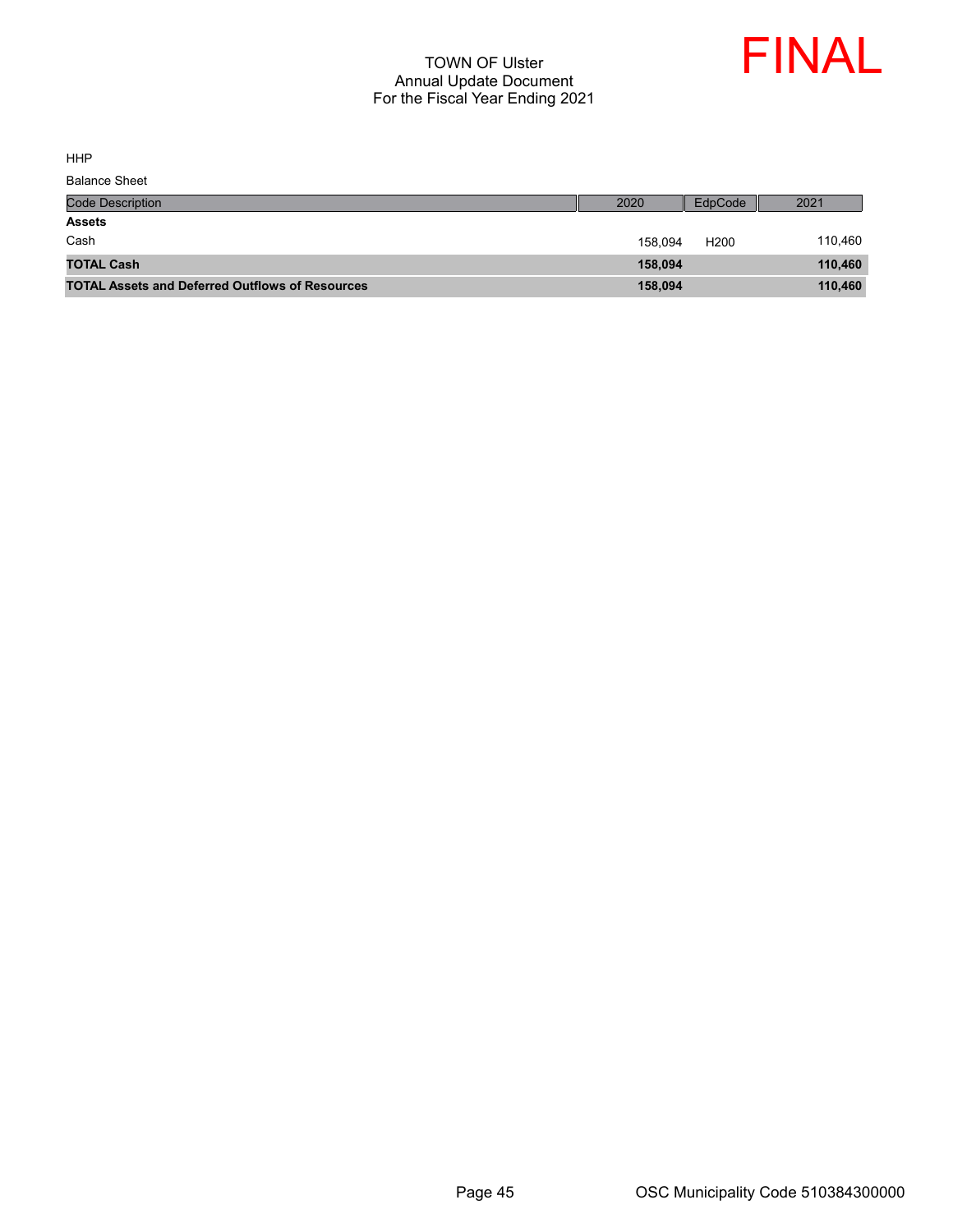TOWN OF Ulster
Annual Update Document
For the Fiscal Year Ending 2021

FINAL

HHP

Balance Sheet

| Code Description | 2020 | EdpCode | 2021 |
|---|---|---|---|
| **Assets** | | | |
| Cash | 158,094 | H200 | 110,460 |
| **TOTAL Cash** | **158,094** | | **110,460** |
| **TOTAL Assets and Deferred Outflows of Resources** | **158,094** | | **110,460** |

OSC Municipality Code 510384300000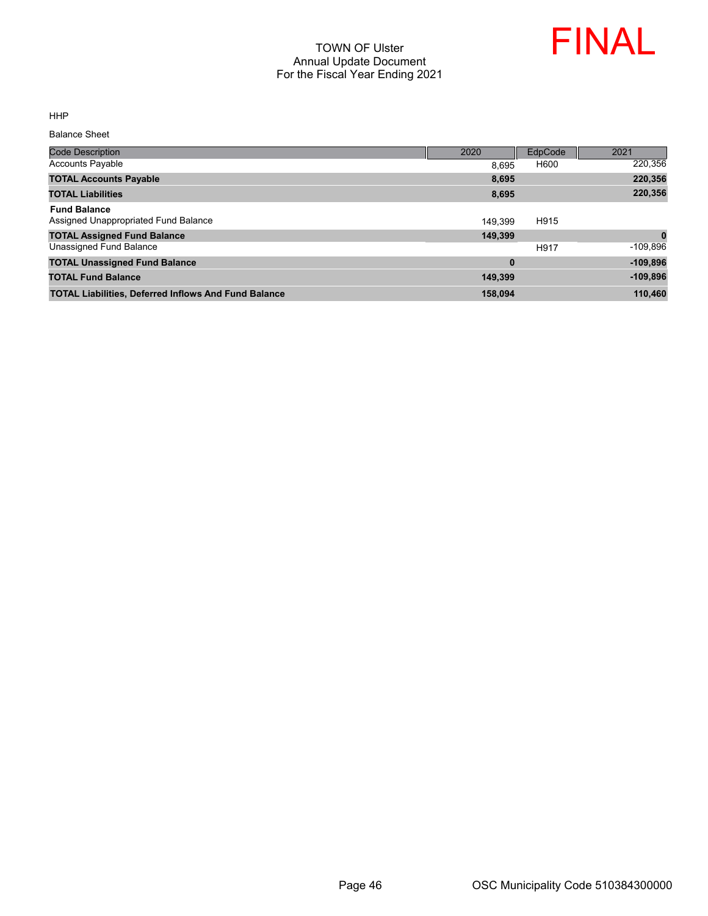# TOWN OF Ulster
## Annual Update Document
## For the Fiscal Year Ending 2021

**FINAL**

HHP

Balance Sheet

| Code Description | 2020 | EdpCode | 2021 |
|---|---|---|---|
| Accounts Payable | 8,695 | H600 | 220,356 |
| **TOTAL Accounts Payable** | **8,695** | | **220,356** |
| **TOTAL Liabilities** | **8,695** | | **220,356** |
| **Fund Balance** | | | |
| Assigned Unappropriated Fund Balance | 149,399 | H915 | |
| **TOTAL Assigned Fund Balance** | **149,399** | | **0** |
| Unassigned Fund Balance | | H917 | -109,896 |
| **TOTAL Unassigned Fund Balance** | **0** | | **-109,896** |
| **TOTAL Fund Balance** | **149,399** | | **-109,896** |
| **TOTAL Liabilities, Deferred Inflows And Fund Balance** | **158,094** | | **110,460** |

OSC Municipality Code 510384300000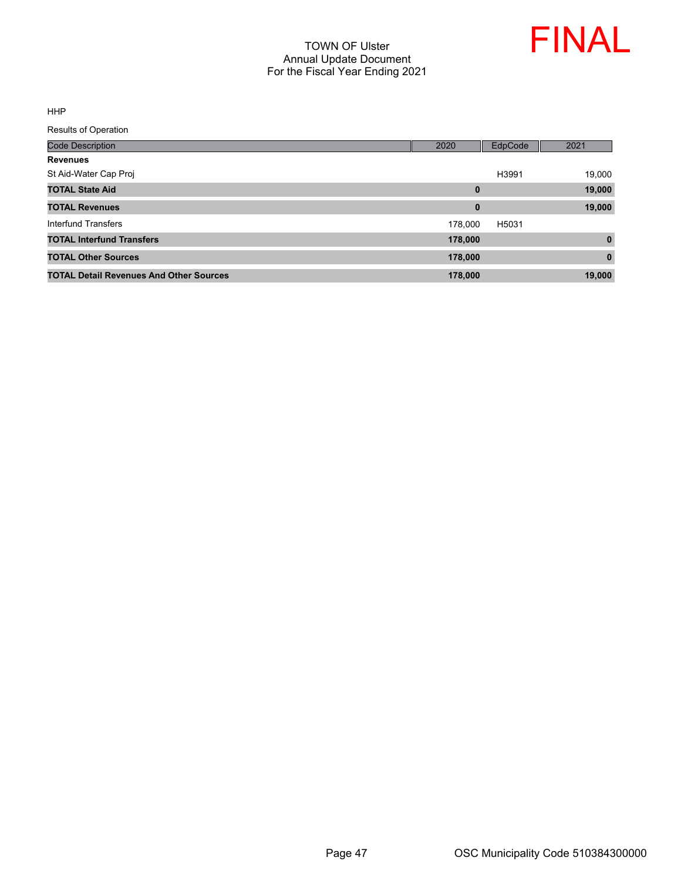# TOWN OF Ulster
## Annual Update Document
## For the Fiscal Year Ending 2021

FINAL

HHP

Results of Operation

| Code Description | 2020 | EdpCode | 2021 |
|---|---|---|---|
| **Revenues** | | | |
| St Aid-Water Cap Proj | | H3991 | 19,000 |
| **TOTAL State Aid** | **0** | | **19,000** |
| **TOTAL Revenues** | **0** | | **19,000** |
| Interfund Transfers | 178,000 | H5031 | |
| **TOTAL Interfund Transfers** | **178,000** | | **0** |
| **TOTAL Other Sources** | **178,000** | | **0** |
| **TOTAL Detail Revenues And Other Sources** | **178,000** | | **19,000** |

OSC Municipality Code 510384300000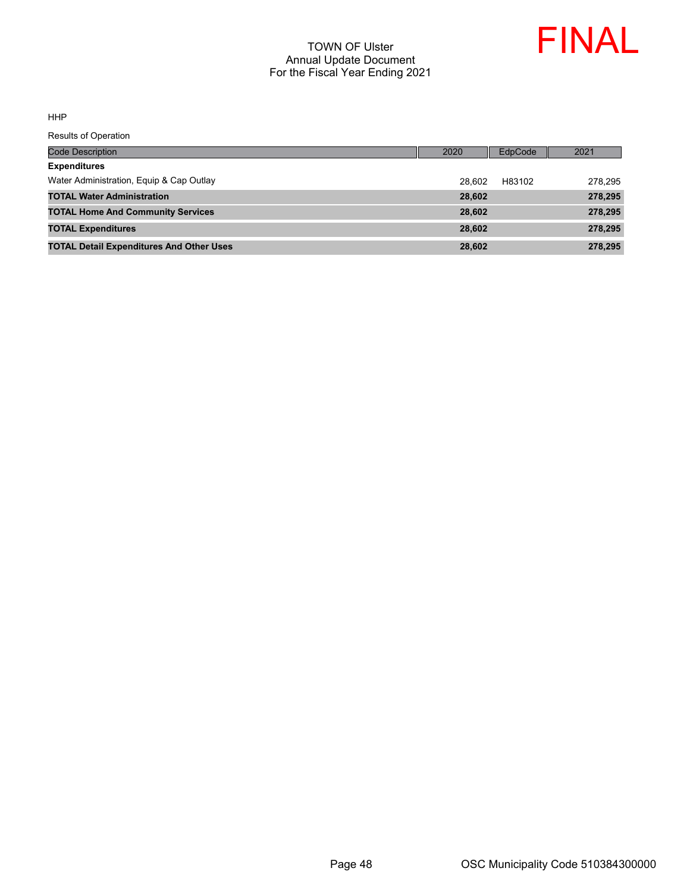TOWN OF Ulster
Annual Update Document
For the Fiscal Year Ending 2021

FINAL

HHP

Results of Operation

| Code Description | 2020 | EdpCode | 2021 |
| --- | --- | --- | --- |
| **Expenditures** | | | |
| Water Administration, Equip & Cap Outlay | 28,602 | H83102 | 278,295 |
| **TOTAL Water Administration** | **28,602** | | **278,295** |
| **TOTAL Home And Community Services** | **28,602** | | **278,295** |
| **TOTAL Expenditures** | **28,602** | | **278,295** |
| **TOTAL Detail Expenditures And Other Uses** | **28,602** | | **278,295** |

OSC Municipality Code 510384300000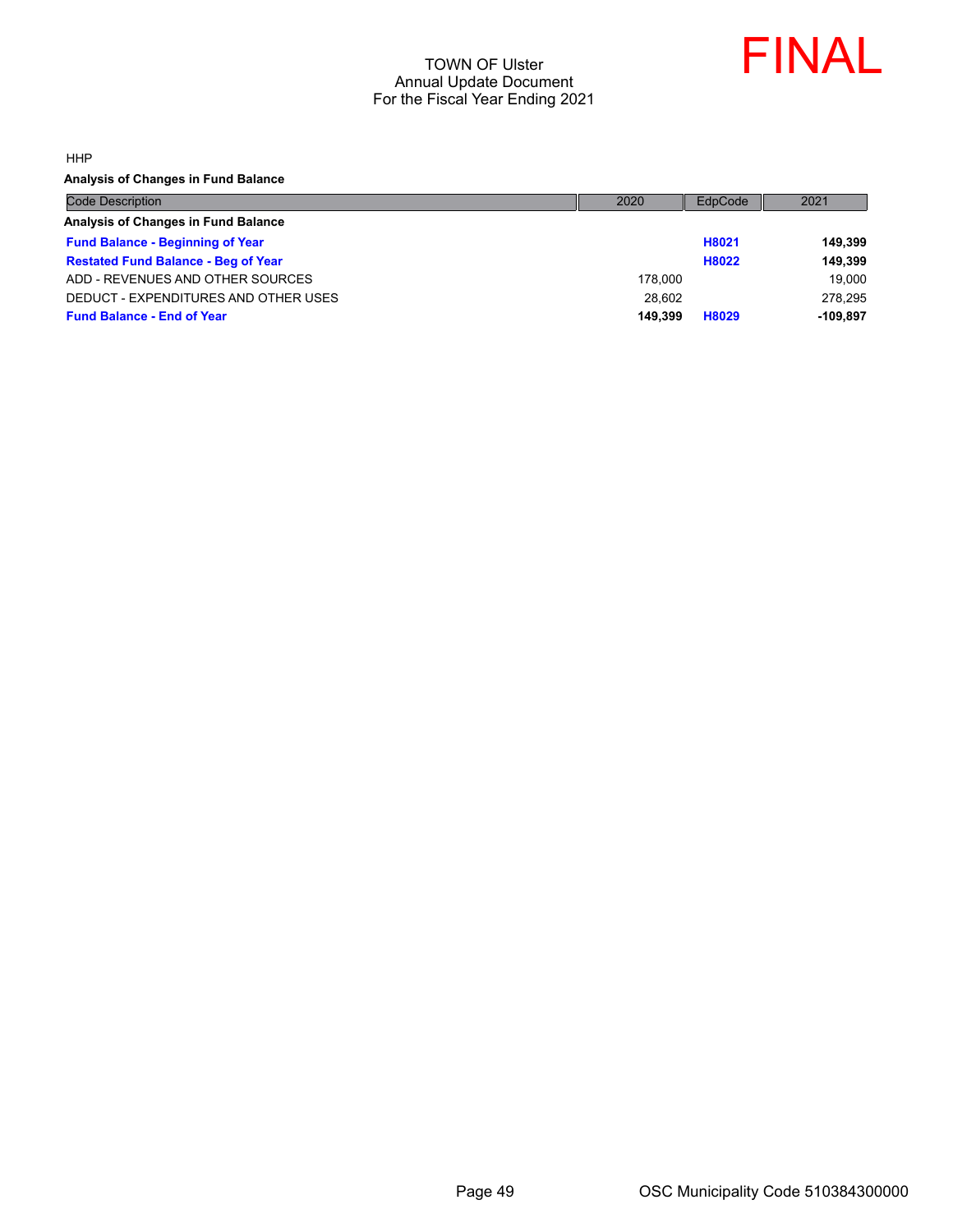# TOWN OF Ulster
## Annual Update Document
## For the Fiscal Year Ending 2021

FINAL

HHP

**Analysis of Changes in Fund Balance**

| Code Description | 2020 | EdpCode | 2021 |
|---|---|---|---|
| **Analysis of Changes in Fund Balance** | | | |
| **Fund Balance - Beginning of Year** | | **H8021** | **149,399** |
| **Restated Fund Balance - Beg of Year** | | **H8022** | **149,399** |
| ADD - REVENUES AND OTHER SOURCES | 178,000 | | 19,000 |
| DEDUCT - EXPENDITURES AND OTHER USES | 28,602 | | 278,295 |
| **Fund Balance - End of Year** | **149,399** | **H8029** | **-109,897** |

OSC Municipality Code 510384300000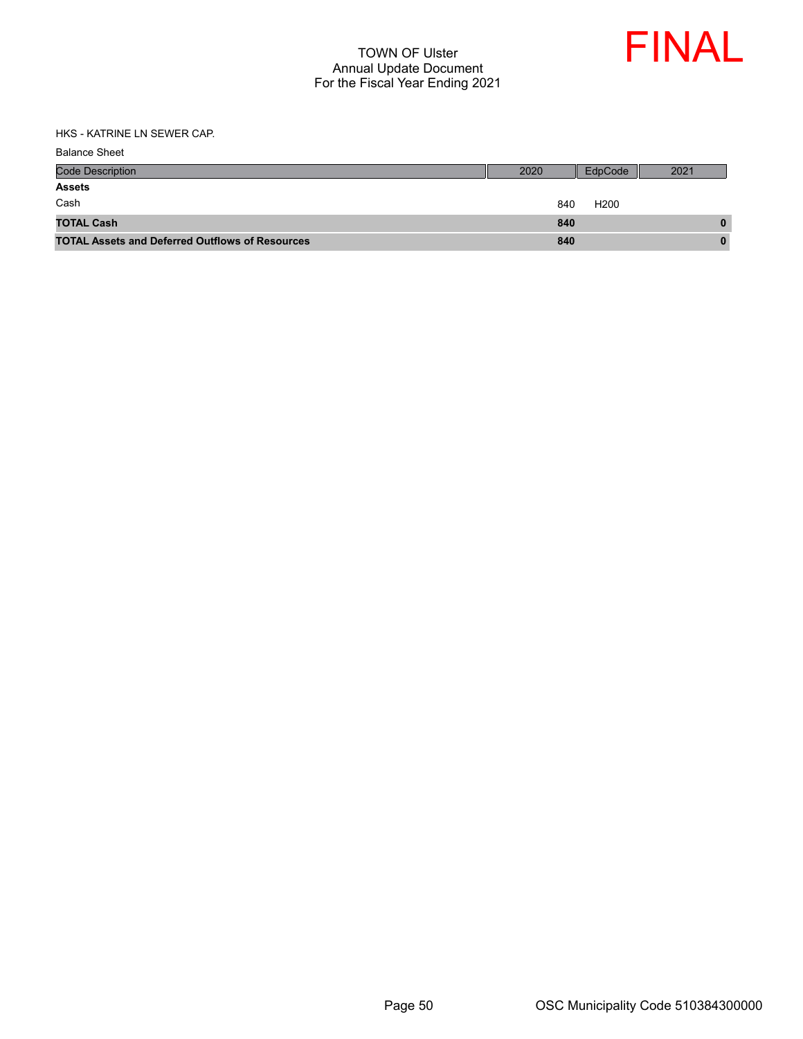TOWN OF Ulster
Annual Update Document
For the Fiscal Year Ending 2021

FINAL

HKS - KATRINE LN SEWER CAP.

Balance Sheet

| Code Description | 2020 | EdpCode | 2021 |
|---|---|---|---|
| **Assets** | | | |
| Cash | 840 | H200 | |
| **TOTAL Cash** | **840** | | **0** |
| **TOTAL Assets and Deferred Outflows of Resources** | **840** | | **0** |

OSC Municipality Code 510384300000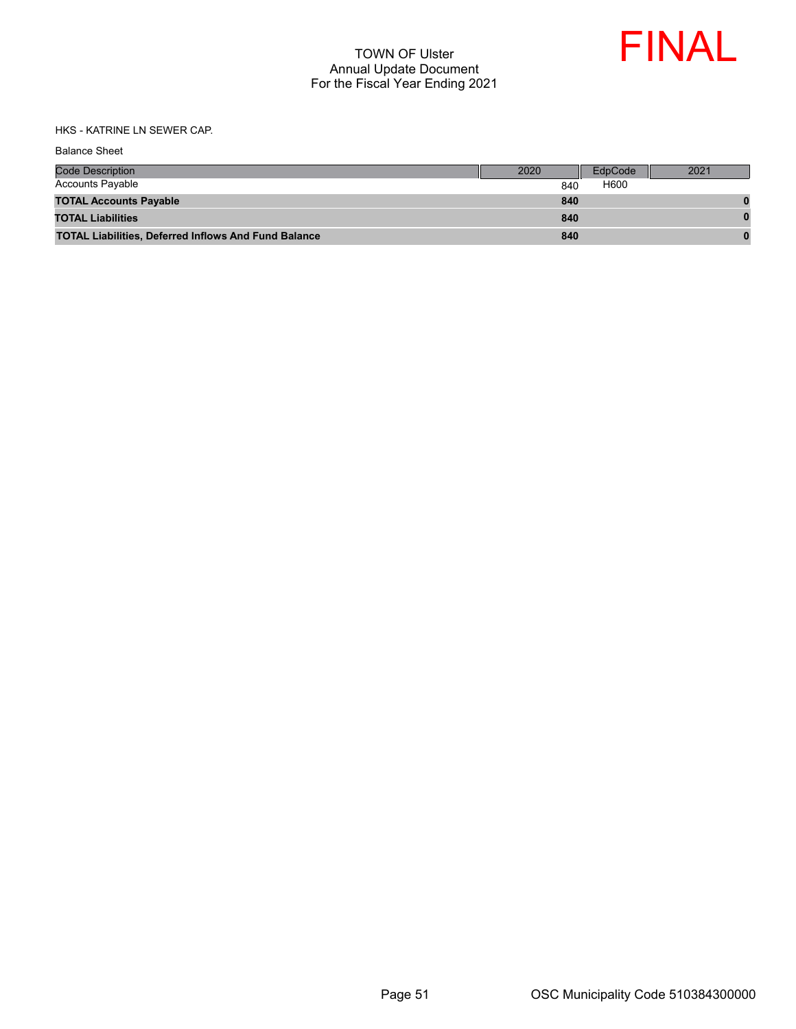HKS - KATRINE LN SEWER CAP.

Balance Sheet

| Code Description | 2020 | EdpCode | 2021 |
|---|---|---|---|
| Accounts Payable | 840 | H600 | |
| **TOTAL Accounts Payable** | **840** | | **0** |
| **TOTAL Liabilities** | **840** | | **0** |
| **TOTAL Liabilities, Deferred Inflows And Fund Balance** | **840** | | **0** |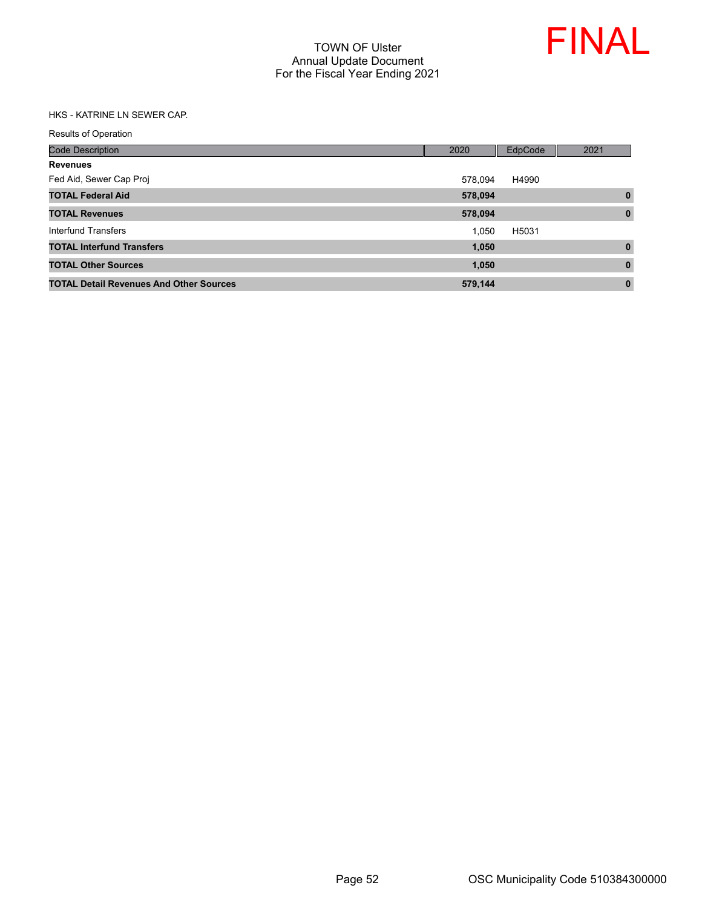# TOWN OF Ulster
## Annual Update Document
## For the Fiscal Year Ending 2021

FINAL

HKS - KATRINE LN SEWER CAP.

Results of Operation

| Code Description | 2020 | EdpCode | 2021 |
|---|---|---|---|
| **Revenues** | | | |
| Fed Aid, Sewer Cap Proj | 578,094 | H4990 | |
| **TOTAL Federal Aid** | **578,094** | | **0** |
| **TOTAL Revenues** | **578,094** | | **0** |
| Interfund Transfers | 1,050 | H5031 | |
| **TOTAL Interfund Transfers** | **1,050** | | **0** |
| **TOTAL Other Sources** | **1,050** | | **0** |
| **TOTAL Detail Revenues And Other Sources** | **579,144** | | **0** |

OSC Municipality Code 510384300000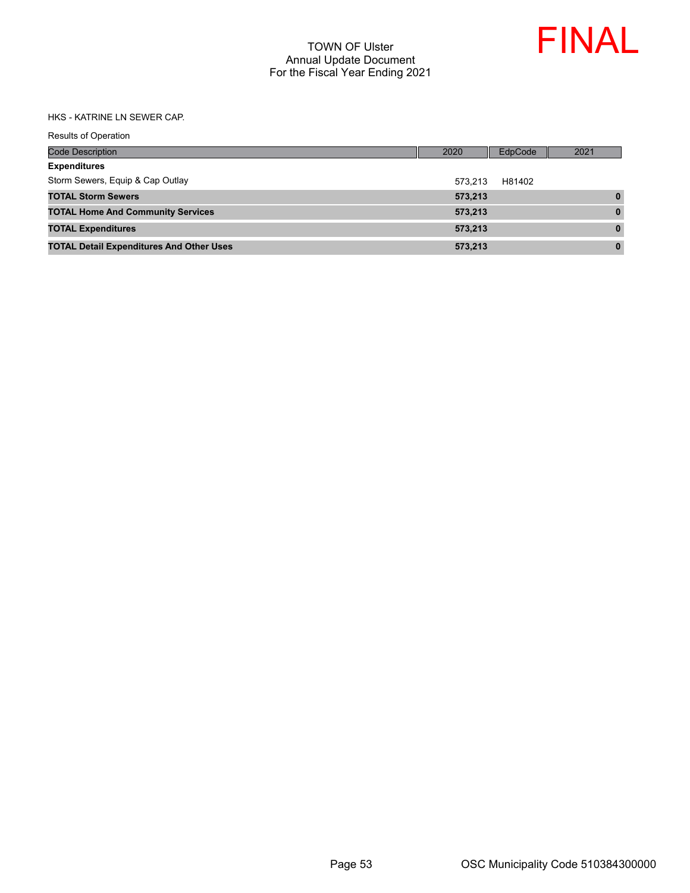TOWN OF Ulster
Annual Update Document
For the Fiscal Year Ending 2021

FINAL

HKS - KATRINE LN SEWER CAP.

Results of Operation

| Code Description | 2020 | EdpCode | 2021 |
|---|---|---|---|
| **Expenditures** | | | |
| Storm Sewers, Equip & Cap Outlay | 573,213 | H81402 | |
| **TOTAL Storm Sewers** | **573,213** | | **0** |
| **TOTAL Home And Community Services** | **573,213** | | **0** |
| **TOTAL Expenditures** | **573,213** | | **0** |
| **TOTAL Detail Expenditures And Other Uses** | **573,213** | | **0** |

OSC Municipality Code 510384300000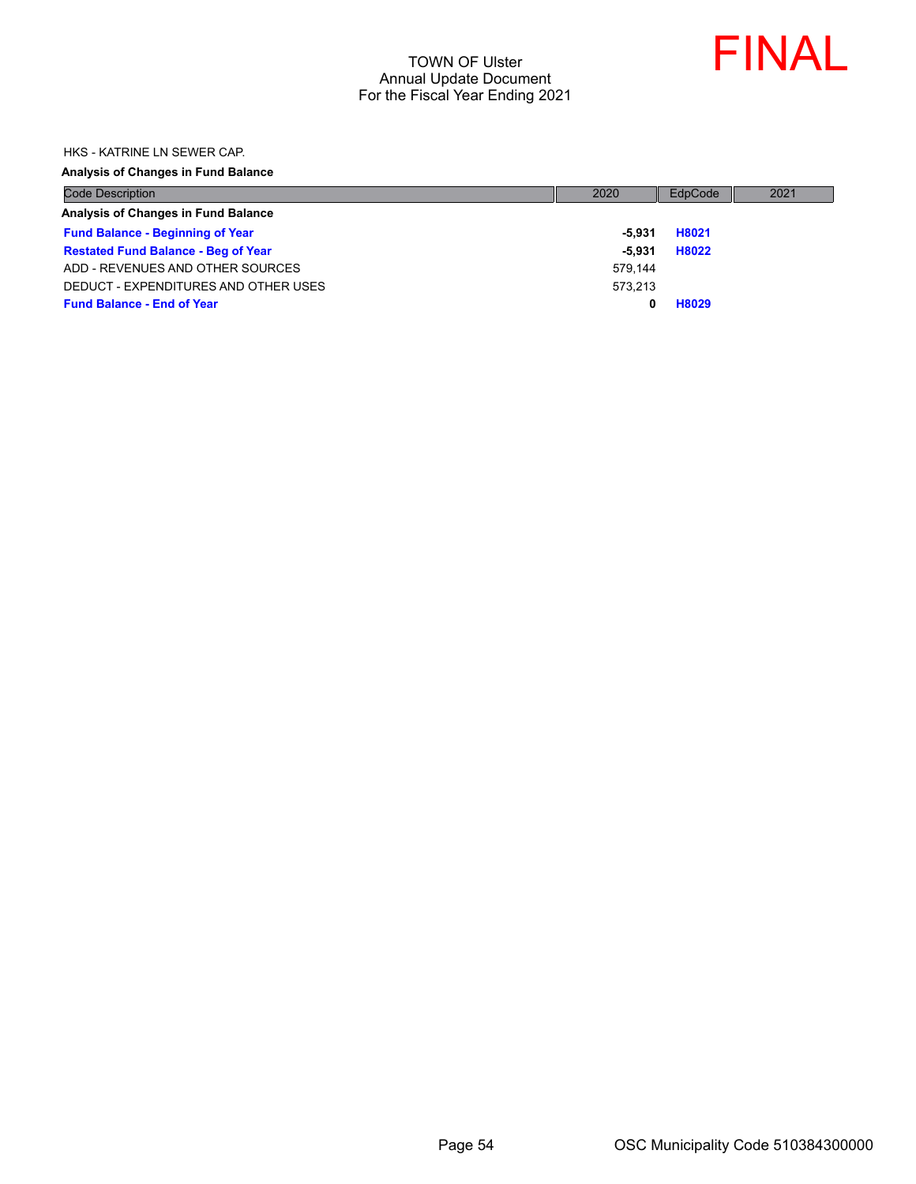TOWN OF Ulster
Annual Update Document
For the Fiscal Year Ending 2021

FINAL

HKS - KATRINE LN SEWER CAP.

**Analysis of Changes in Fund Balance**

| Code Description | 2020 | EdpCode | 2021 |
|---|---|---|---|
| **Analysis of Changes in Fund Balance** | | | |
| **Fund Balance - Beginning of Year** | **-5,931** | **H8021** | |
| **Restated Fund Balance - Beg of Year** | **-5,931** | **H8022** | |
| ADD - REVENUES AND OTHER SOURCES | 579,144 | | |
| DEDUCT - EXPENDITURES AND OTHER USES | 573,213 | | |
| **Fund Balance - End of Year** | **0** | **H8029** | |

OSC Municipality Code 510384300000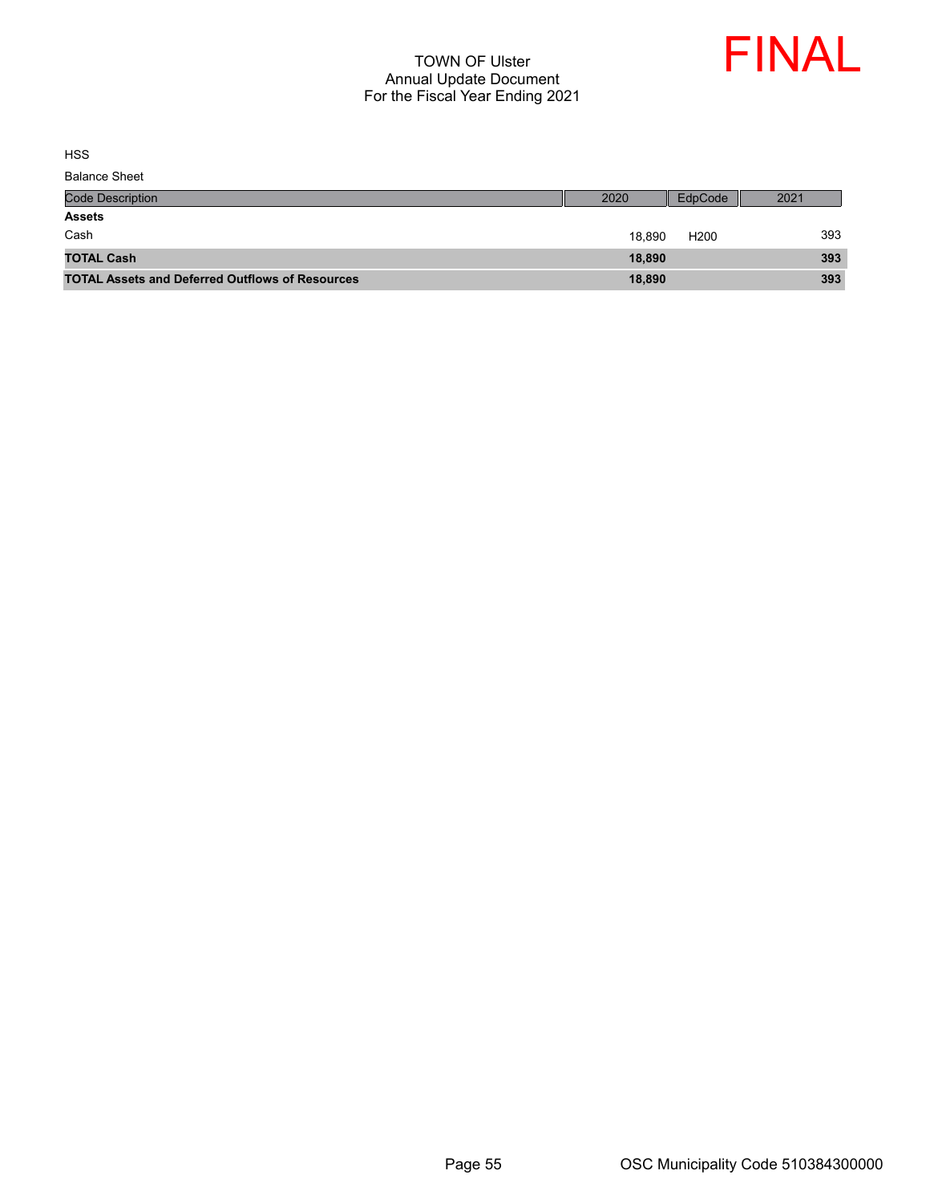# TOWN OF Ulster
## Annual Update Document
## For the Fiscal Year Ending 2021

FINAL

HSS

Balance Sheet

| Code Description | 2020 | EdpCode | 2021 |
|---|---|---|---|
| **Assets** | | | |
| Cash | 18,890 | H200 | 393 |
| **TOTAL Cash** | **18,890** | | **393** |
| **TOTAL Assets and Deferred Outflows of Resources** | **18,890** | | **393** |

OSC Municipality Code 510384300000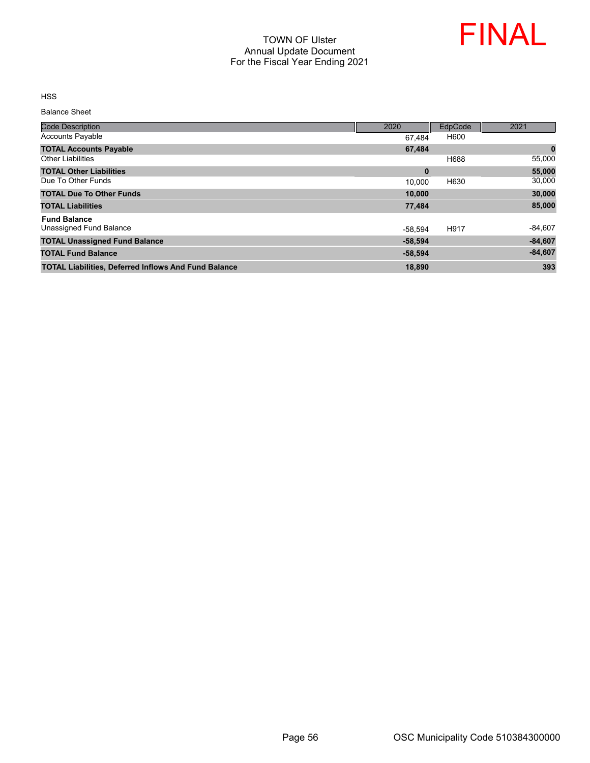TOWN OF Ulster
Annual Update Document
For the Fiscal Year Ending 2021

FINAL

HSS

Balance Sheet

| Code Description | 2020 | EdpCode | 2021 |
|---|---|---|---|
| Accounts Payable | 67,484 | H600 | |
| **TOTAL Accounts Payable** | **67,484** | | **0** |
| Other Liabilities | | H688 | 55,000 |
| **TOTAL Other Liabilities** | **0** | | **55,000** |
| Due To Other Funds | 10,000 | H630 | 30,000 |
| **TOTAL Due To Other Funds** | **10,000** | | **30,000** |
| **TOTAL Liabilities** | **77,484** | | **85,000** |
| **Fund Balance** | | | |
| Unassigned Fund Balance | -58,594 | H917 | -84,607 |
| **TOTAL Unassigned Fund Balance** | **-58,594** | | **-84,607** |
| **TOTAL Fund Balance** | **-58,594** | | **-84,607** |
| **TOTAL Liabilities, Deferred Inflows And Fund Balance** | **18,890** | | **393** |

OSC Municipality Code 510384300000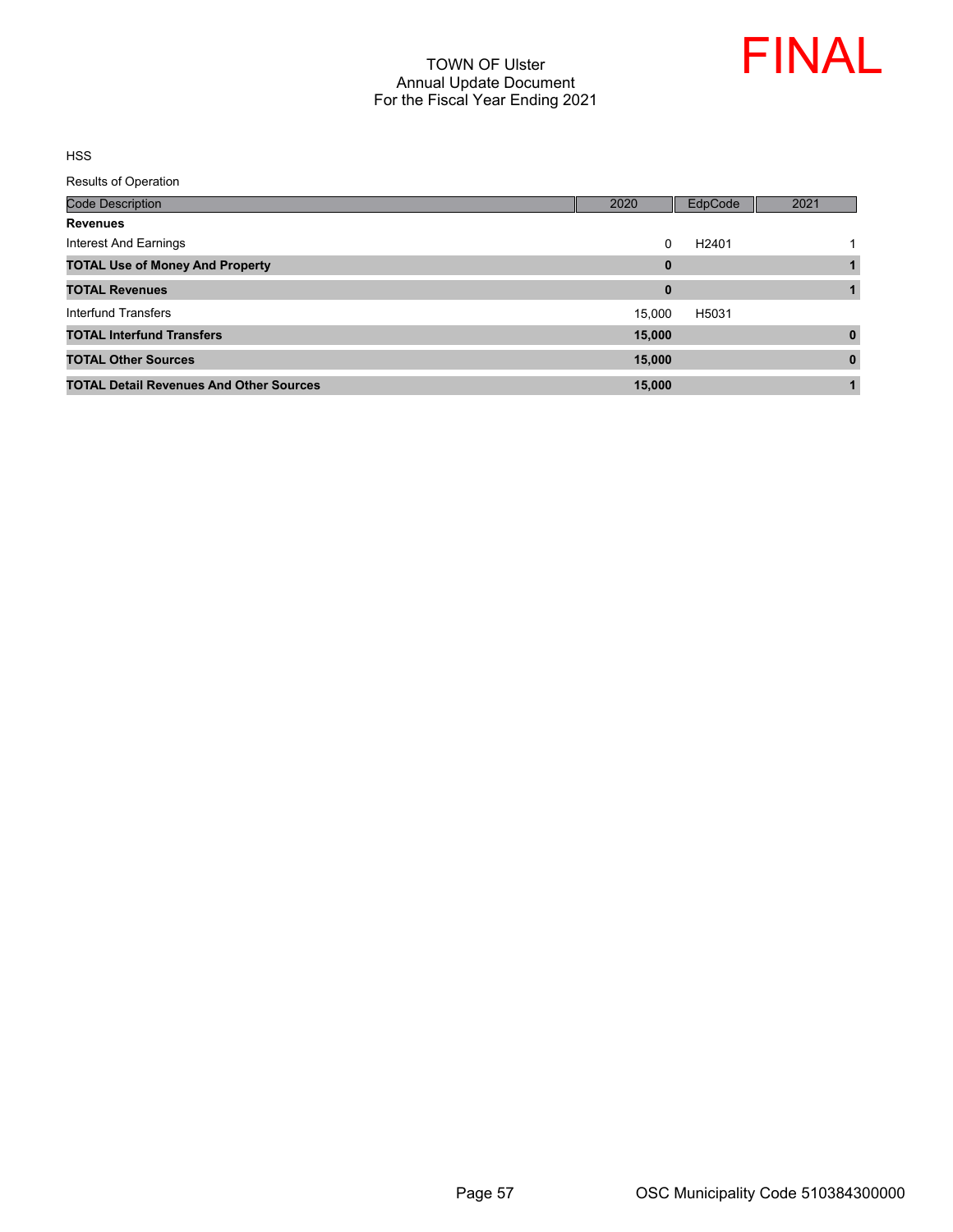TOWN OF Ulster
Annual Update Document
For the Fiscal Year Ending 2021

FINAL

HSS

Results of Operation

| Code Description | 2020 | EdpCode | 2021 |
|---|---|---|---|
| **Revenues** | | | |
| Interest And Earnings | 0 | H2401 | 1 |
| **TOTAL Use of Money And Property** | **0** | | **1** |
| **TOTAL Revenues** | **0** | | **1** |
| Interfund Transfers | 15,000 | H5031 | |
| **TOTAL Interfund Transfers** | **15,000** | | **0** |
| **TOTAL Other Sources** | **15,000** | | **0** |
| **TOTAL Detail Revenues And Other Sources** | **15,000** | | **1** |

OSC Municipality Code 510384300000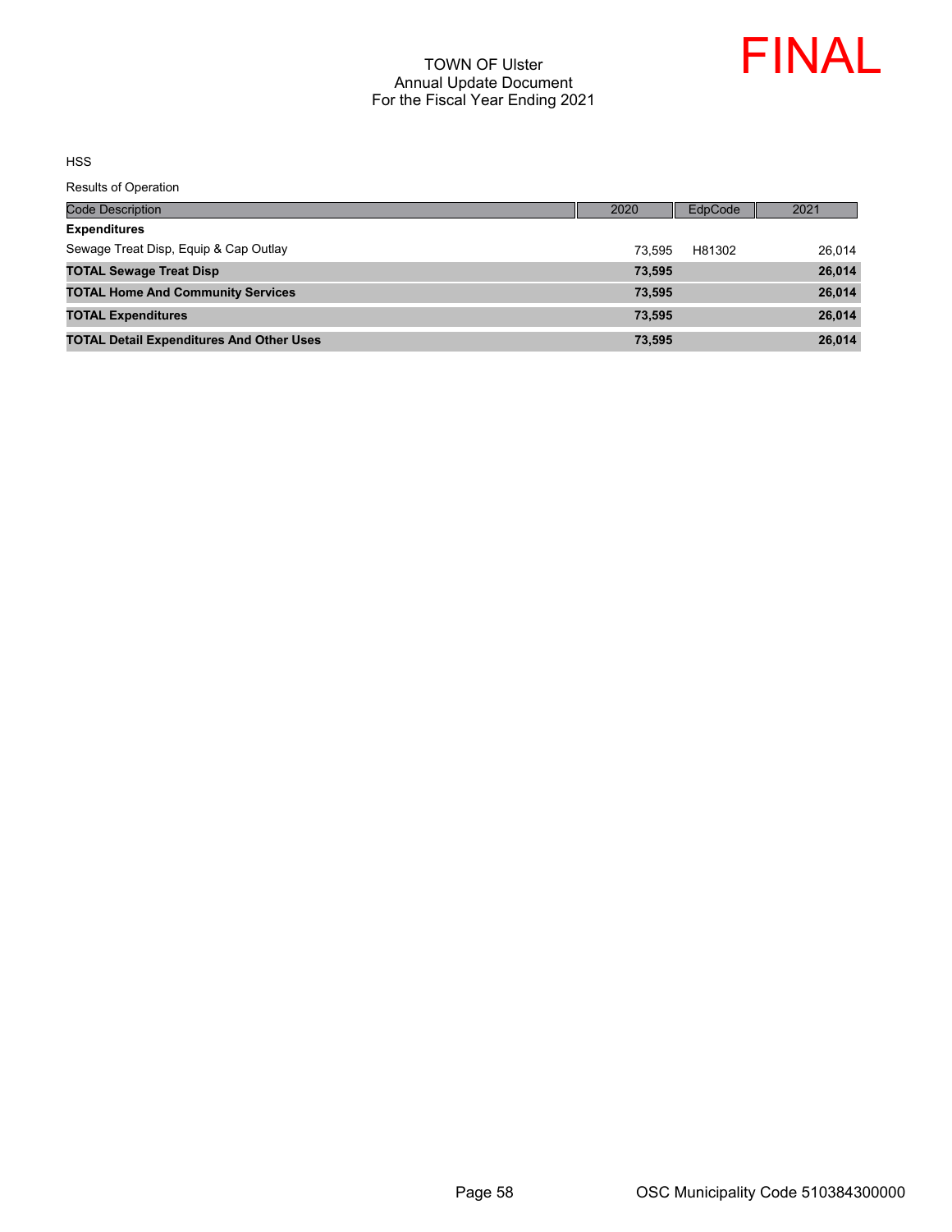TOWN OF Ulster
Annual Update Document
For the Fiscal Year Ending 2021

FINAL

HSS

Results of Operation

| Code Description | 2020 | EdpCode | 2021 |
|---|---|---|---|
| **Expenditures** | | | |
| Sewage Treat Disp, Equip & Cap Outlay | 73,595 | H81302 | 26,014 |
| **TOTAL Sewage Treat Disp** | **73,595** | | **26,014** |
| **TOTAL Home And Community Services** | **73,595** | | **26,014** |
| **TOTAL Expenditures** | **73,595** | | **26,014** |
| **TOTAL Detail Expenditures And Other Uses** | **73,595** | | **26,014** |

OSC Municipality Code 510384300000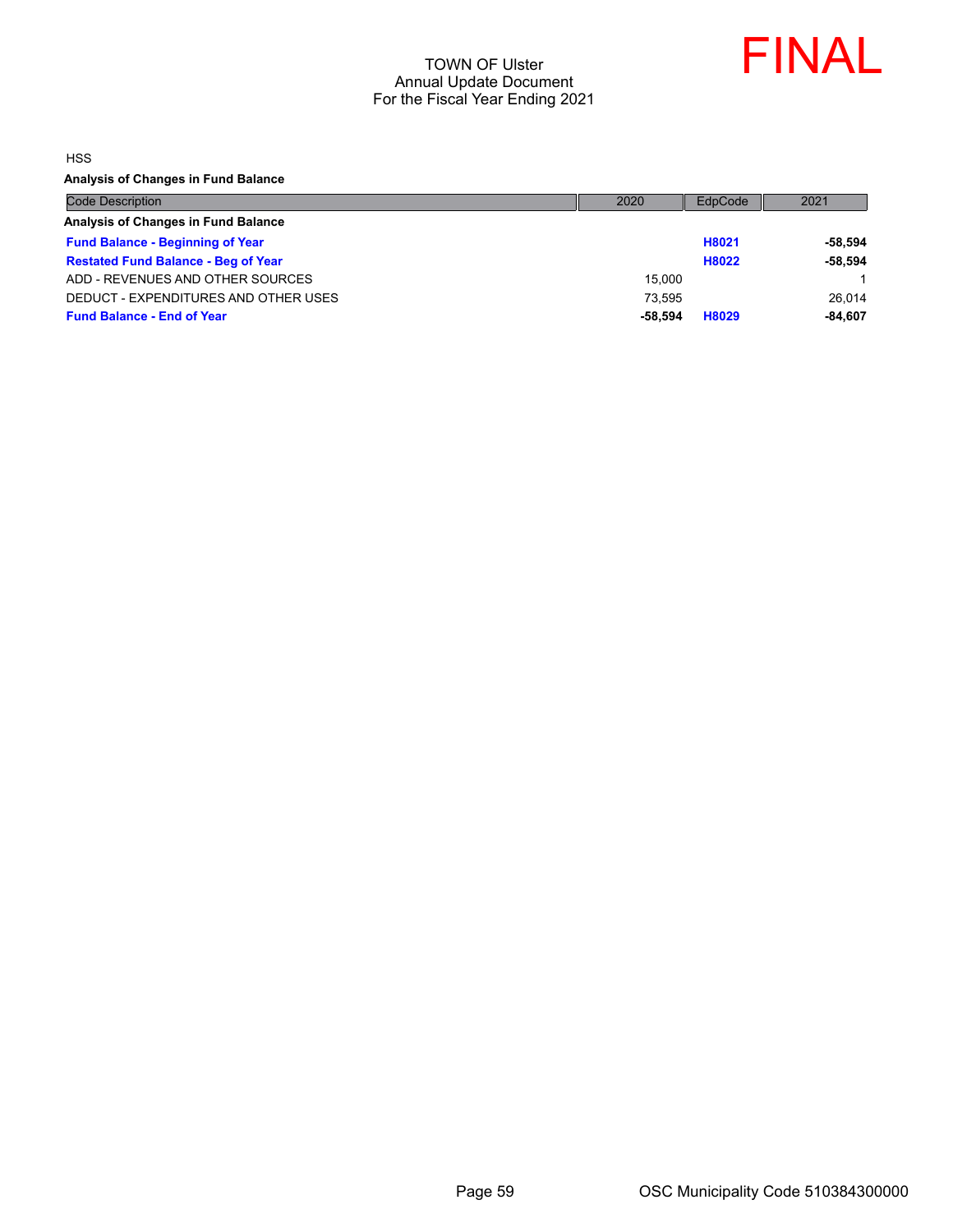TOWN OF Ulster
Annual Update Document
For the Fiscal Year Ending 2021

FINAL

HSS

**Analysis of Changes in Fund Balance**

| Code Description | 2020 | EdpCode | 2021 |
|---|---|---|---|
| **Analysis of Changes in Fund Balance** | | | |
| **Fund Balance - Beginning of Year** | | **H8021** | **-58,594** |
| **Restated Fund Balance - Beg of Year** | | **H8022** | **-58,594** |
| ADD - REVENUES AND OTHER SOURCES | 15,000 | | 1 |
| DEDUCT - EXPENDITURES AND OTHER USES | 73,595 | | 26,014 |
| **Fund Balance - End of Year** | **-58,594** | **H8029** | **-84,607** |

OSC Municipality Code 510384300000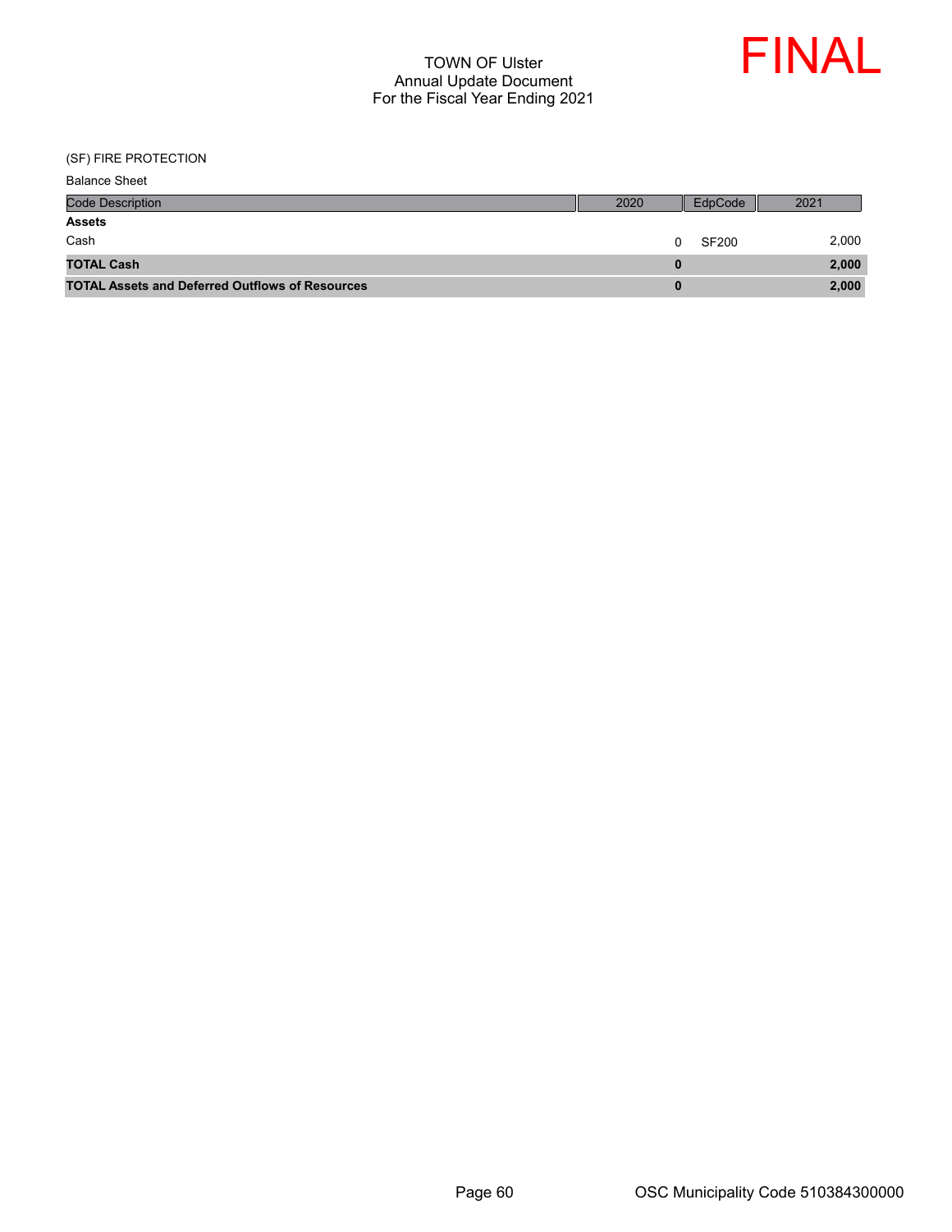TOWN OF Ulster
Annual Update Document
For the Fiscal Year Ending 2021

FINAL

(SF) FIRE PROTECTION

Balance Sheet

| Code Description | 2020 | EdpCode | 2021 |
|---|---|---|---|
| **Assets** | | | |
| Cash | 0 | SF200 | 2,000 |
| **TOTAL Cash** | **0** | | **2,000** |
| **TOTAL Assets and Deferred Outflows of Resources** | **0** | | **2,000** |

OSC Municipality Code 510384300000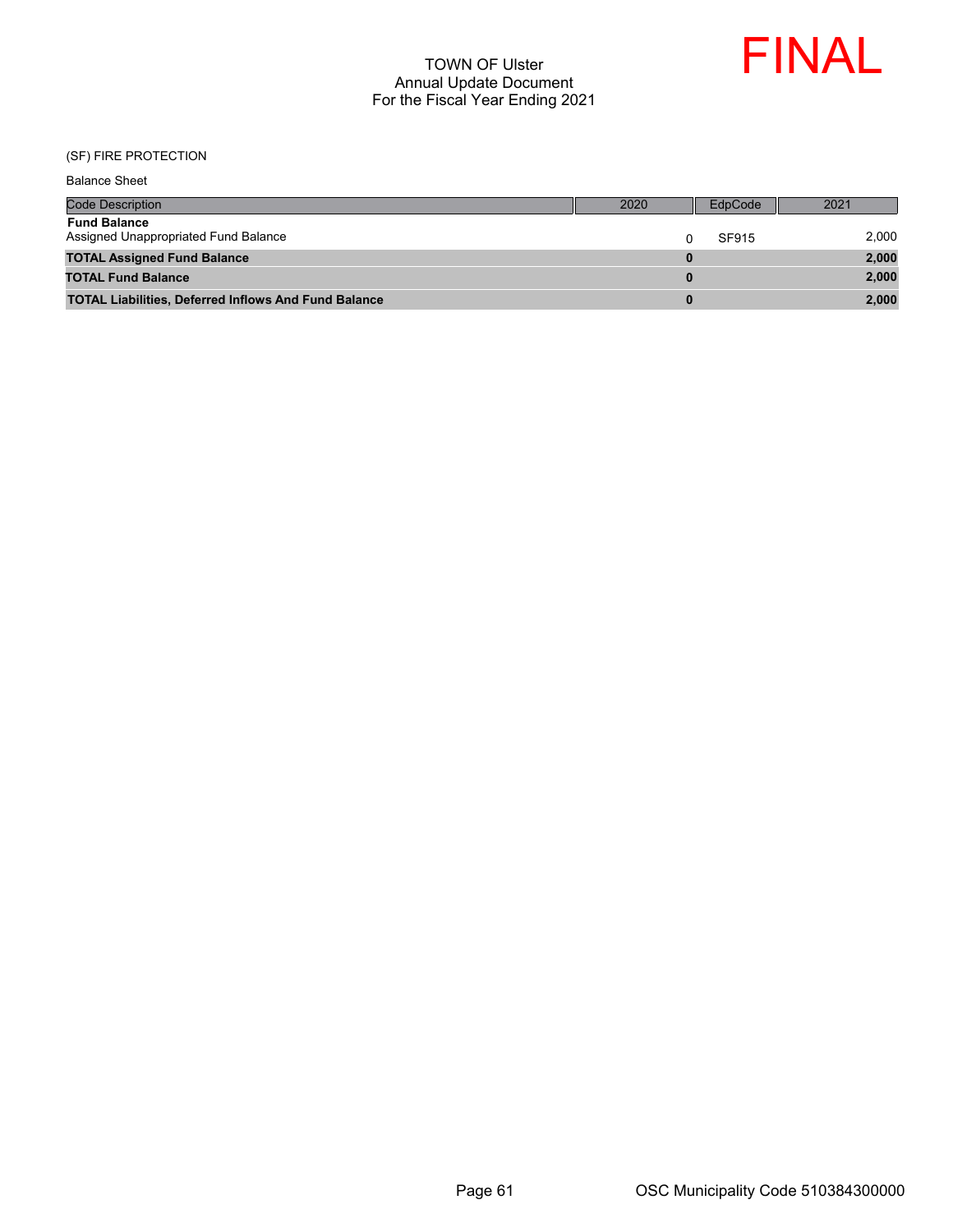# TOWN OF Ulster
## Annual Update Document
## For the Fiscal Year Ending 2021

FINAL

(SF) FIRE PROTECTION

Balance Sheet

| Code Description | 2020 | EdpCode | 2021 |
|---|---|---|---|
| **Fund Balance** | | | |
| Assigned Unappropriated Fund Balance | 0 | SF915 | 2,000 |
| **TOTAL Assigned Fund Balance** | **0** | | **2,000** |
| **TOTAL Fund Balance** | **0** | | **2,000** |
| **TOTAL Liabilities, Deferred Inflows And Fund Balance** | **0** | | **2,000** |

OSC Municipality Code 510384300000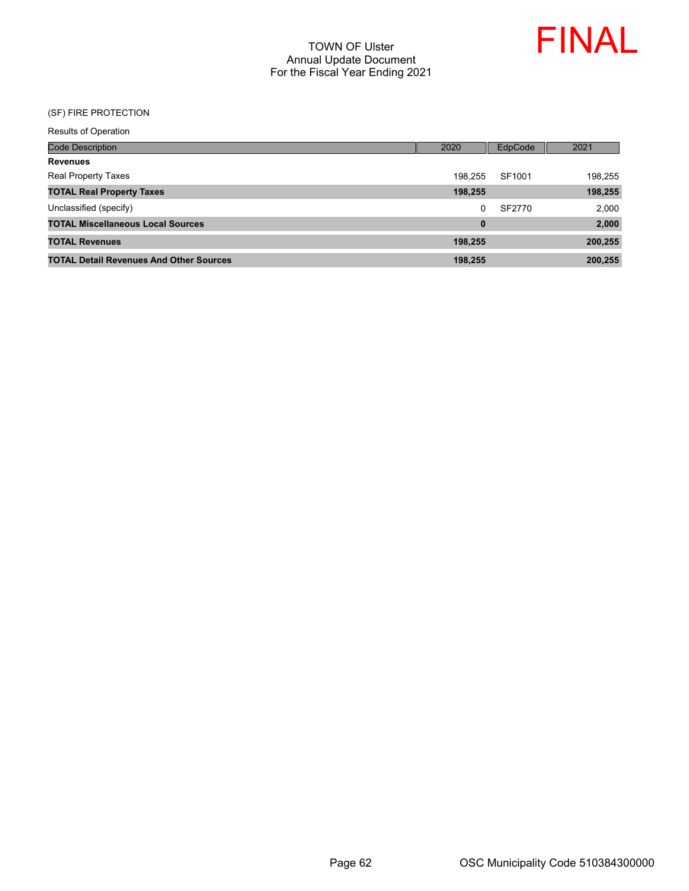# TOWN OF Ulster
## Annual Update Document
## For the Fiscal Year Ending 2021

**FINAL**

(SF) FIRE PROTECTION

Results of Operation

| Code Description | 2020 | EdpCode | 2021 |
|---|---|---|---|
| **Revenues** | | | |
| Real Property Taxes | 198,255 | SF1001 | 198,255 |
| **TOTAL Real Property Taxes** | **198,255** | | **198,255** |
| Unclassified (specify) | 0 | SF2770 | 2,000 |
| **TOTAL Miscellaneous Local Sources** | **0** | | **2,000** |
| **TOTAL Revenues** | **198,255** | | **200,255** |
| **TOTAL Detail Revenues And Other Sources** | **198,255** | | **200,255** |

OSC Municipality Code 510384300000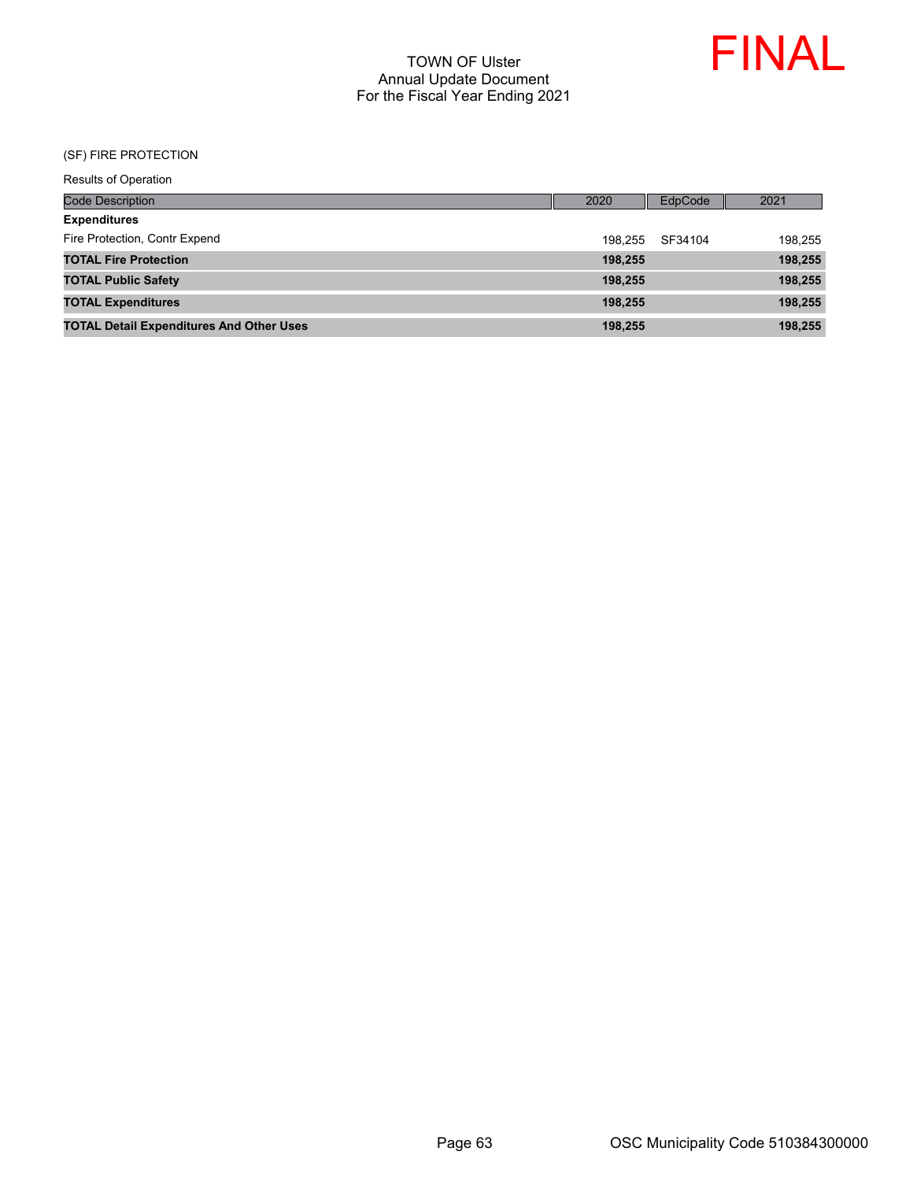TOWN OF Ulster
Annual Update Document
For the Fiscal Year Ending 2021

FINAL

(SF) FIRE PROTECTION

Results of Operation

| Code Description | 2020 | EdpCode | 2021 |
|---|---|---|---|
| **Expenditures** | | | |
| Fire Protection, Contr Expend | 198,255 | SF34104 | 198,255 |
| **TOTAL Fire Protection** | **198,255** | | **198,255** |
| **TOTAL Public Safety** | **198,255** | | **198,255** |
| **TOTAL Expenditures** | **198,255** | | **198,255** |
| **TOTAL Detail Expenditures And Other Uses** | **198,255** | | **198,255** |

OSC Municipality Code 510384300000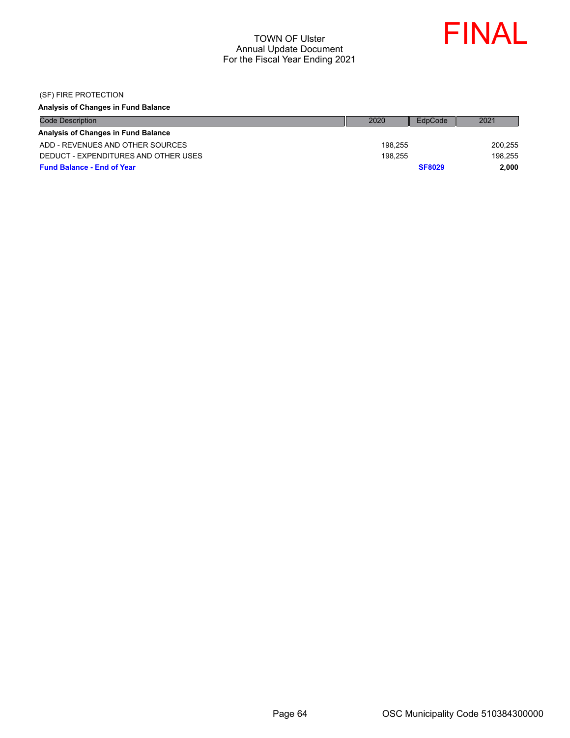# TOWN OF Ulster
## Annual Update Document
## For the Fiscal Year Ending 2021

FINAL

(SF) FIRE PROTECTION

**Analysis of Changes in Fund Balance**

| Code Description | 2020 | EdpCode | 2021 |
|---|---|---|---|
| **Analysis of Changes in Fund Balance** | | | |
| ADD - REVENUES AND OTHER SOURCES | 198,255 | | 200,255 |
| DEDUCT - EXPENDITURES AND OTHER USES | 198,255 | | 198,255 |
| **Fund Balance - End of Year** | | **SF8029** | **2,000** |

OSC Municipality Code 510384300000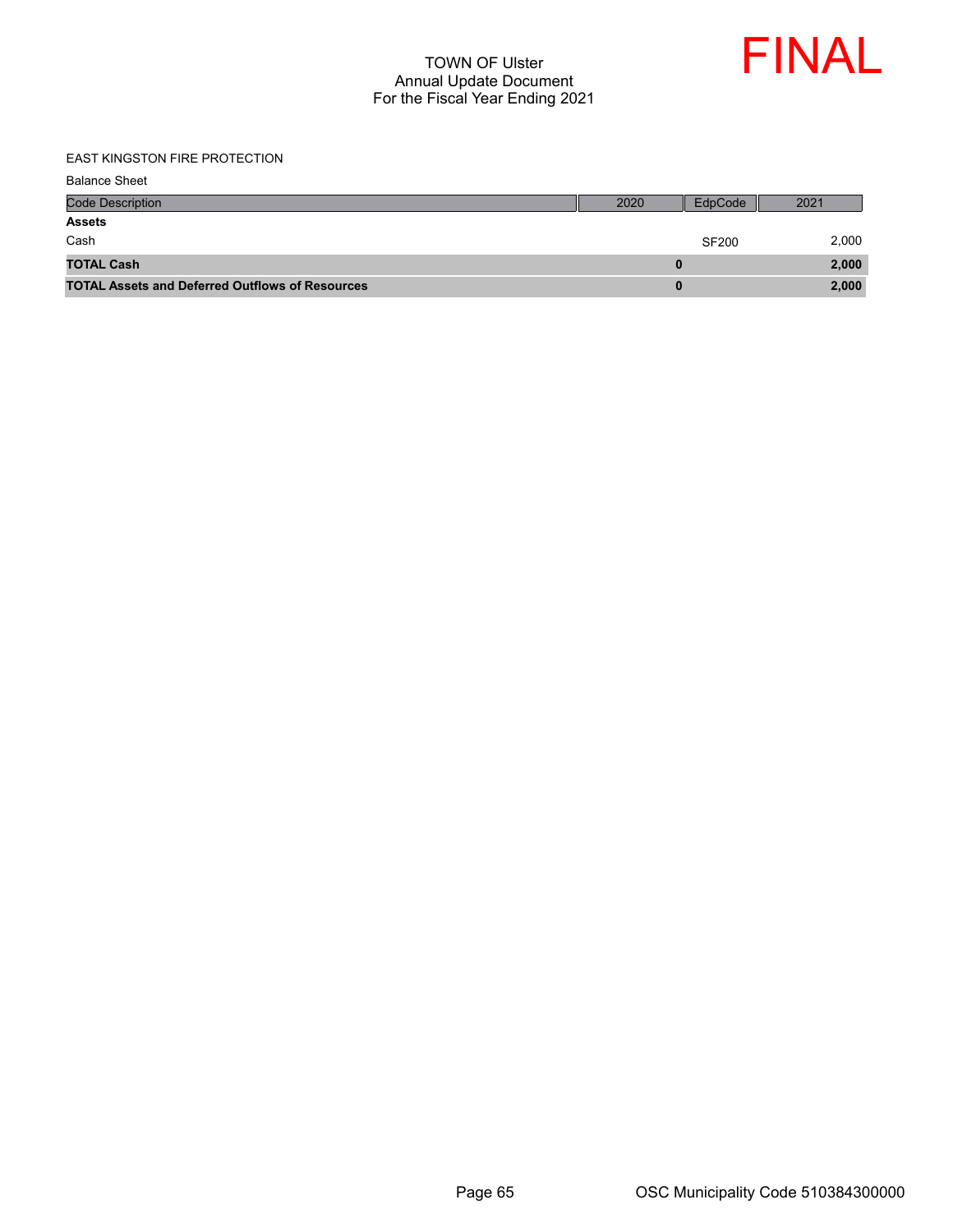# TOWN OF Ulster
## Annual Update Document
## For the Fiscal Year Ending 2021

FINAL

EAST KINGSTON FIRE PROTECTION

Balance Sheet

| Code Description | 2020 | EdpCode | 2021 |
|---|---|---|---|
| **Assets** | | | |
| Cash | | SF200 | 2,000 |
| **TOTAL Cash** | **0** | | **2,000** |
| **TOTAL Assets and Deferred Outflows of Resources** | **0** | | **2,000** |

OSC Municipality Code 510384300000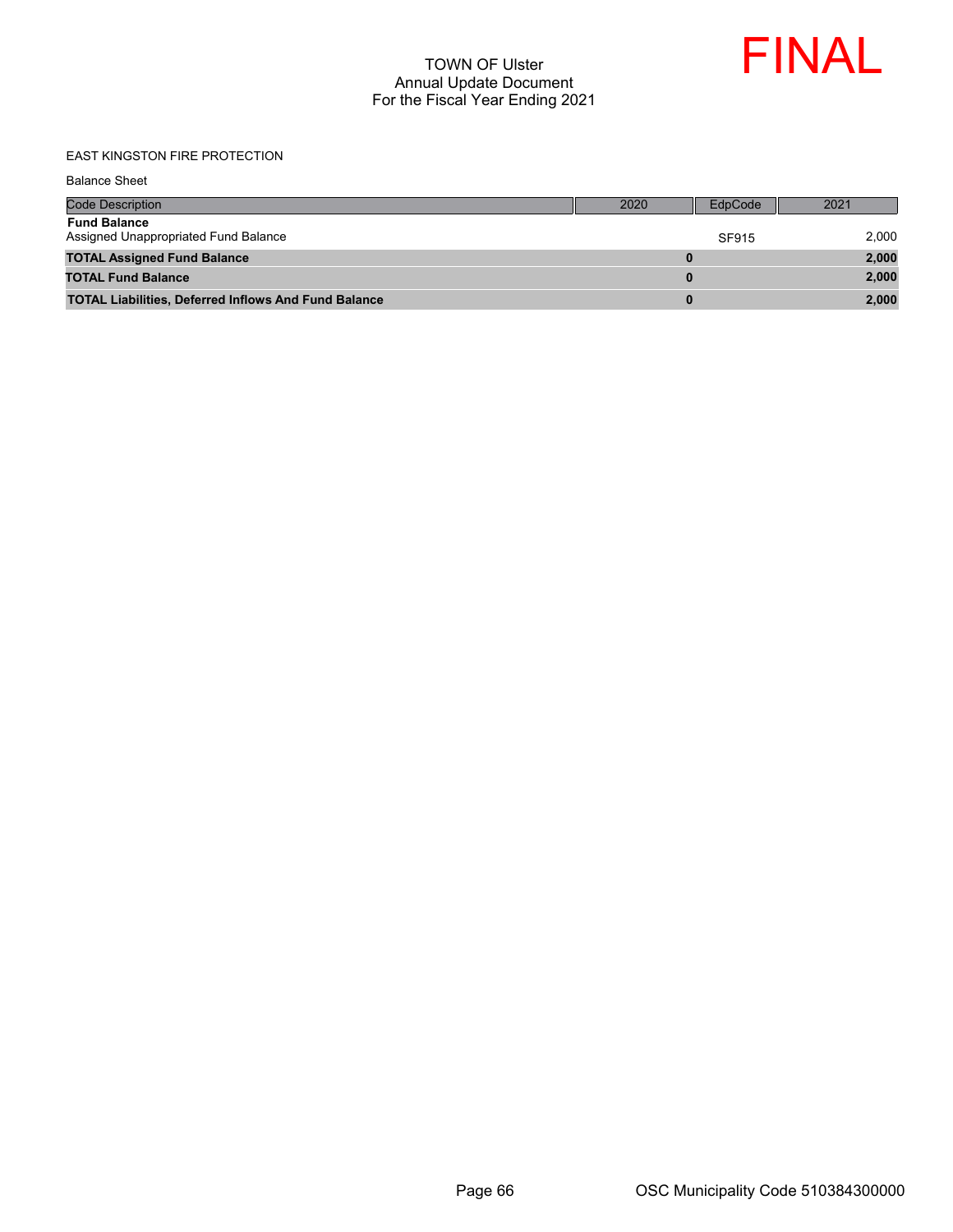# TOWN OF Ulster
## Annual Update Document
## For the Fiscal Year Ending 2021

FINAL

EAST KINGSTON FIRE PROTECTION

Balance Sheet

| Code Description | 2020 | EdpCode | 2021 |
|---|---|---|---|
| **Fund Balance** | | | |
| Assigned Unappropriated Fund Balance | | SF915 | 2,000 |
| **TOTAL Assigned Fund Balance** | **0** | | **2,000** |
| **TOTAL Fund Balance** | **0** | | **2,000** |
| **TOTAL Liabilities, Deferred Inflows And Fund Balance** | **0** | | **2,000** |

OSC Municipality Code 510384300000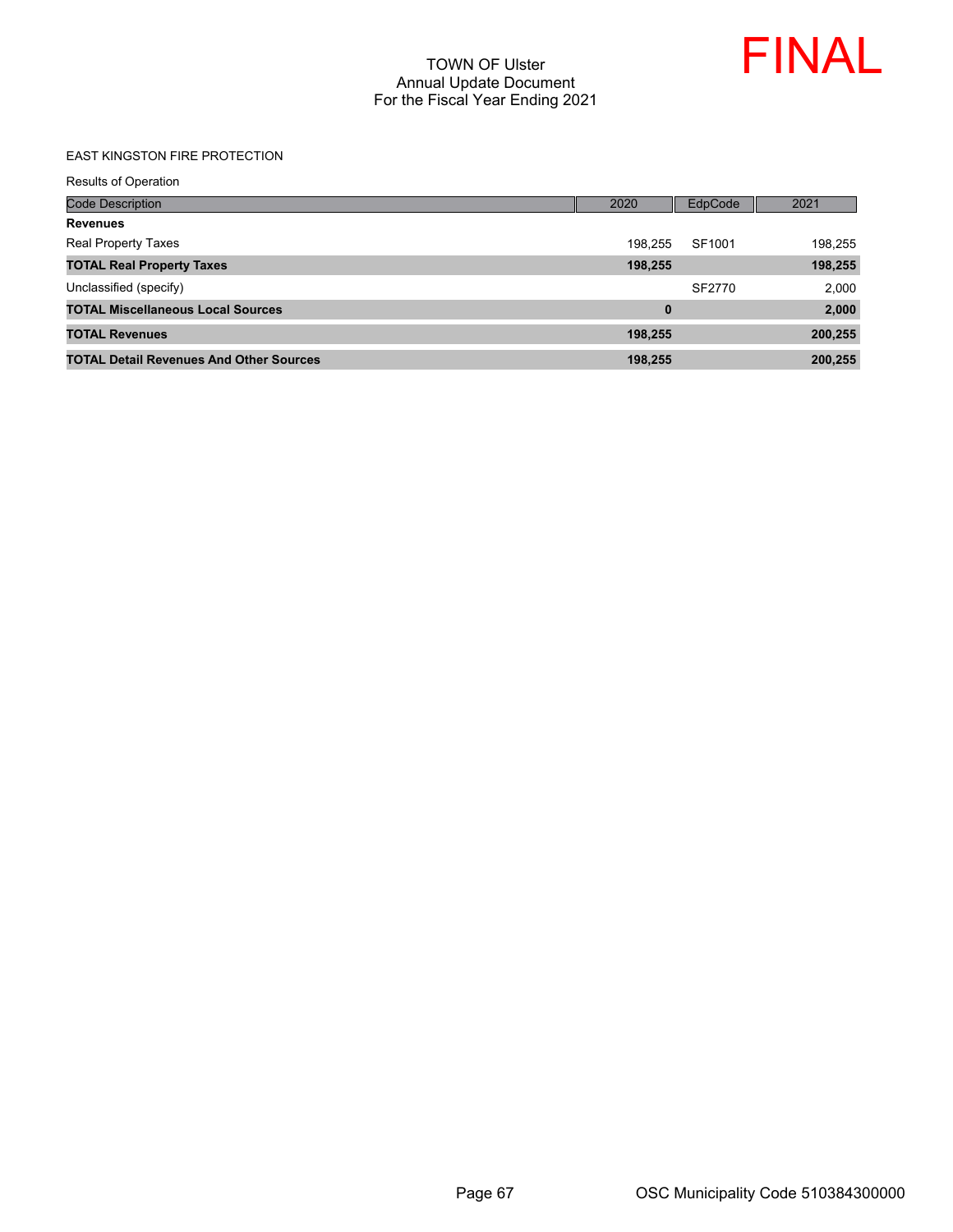TOWN OF Ulster
Annual Update Document
For the Fiscal Year Ending 2021

FINAL

EAST KINGSTON FIRE PROTECTION

Results of Operation

| Code Description | 2020 | EdpCode | 2021 |
|---|---|---|---|
| **Revenues** | | | |
| Real Property Taxes | 198,255 | SF1001 | 198,255 |
| **TOTAL Real Property Taxes** | **198,255** | | **198,255** |
| Unclassified (specify) | | SF2770 | 2,000 |
| **TOTAL Miscellaneous Local Sources** | **0** | | **2,000** |
| **TOTAL Revenues** | **198,255** | | **200,255** |
| **TOTAL Detail Revenues And Other Sources** | **198,255** | | **200,255** |

OSC Municipality Code 510384300000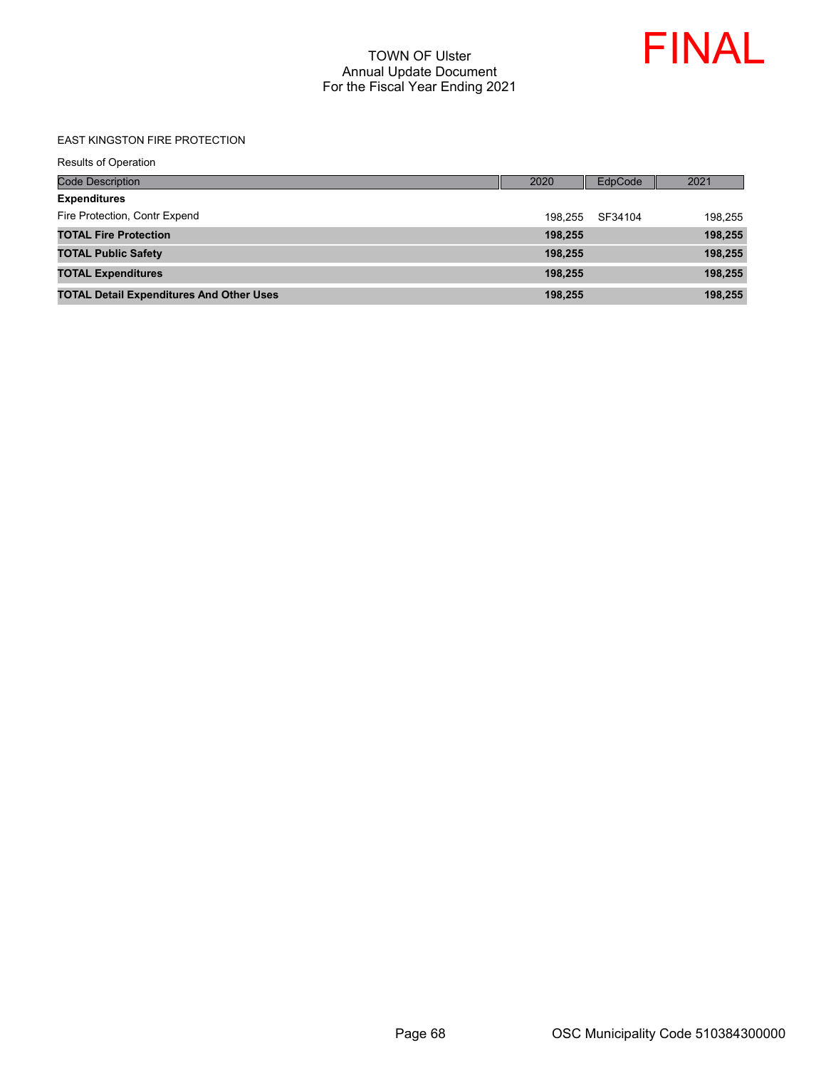TOWN OF Ulster
Annual Update Document
For the Fiscal Year Ending 2021

FINAL

EAST KINGSTON FIRE PROTECTION

Results of Operation

| Code Description | 2020 | EdpCode | 2021 |
|---|---|---|---|
| **Expenditures** | | | |
| Fire Protection, Contr Expend | 198,255 | SF34104 | 198,255 |
| **TOTAL Fire Protection** | **198,255** | | **198,255** |
| **TOTAL Public Safety** | **198,255** | | **198,255** |
| **TOTAL Expenditures** | **198,255** | | **198,255** |
| **TOTAL Detail Expenditures And Other Uses** | **198,255** | | **198,255** |

OSC Municipality Code 510384300000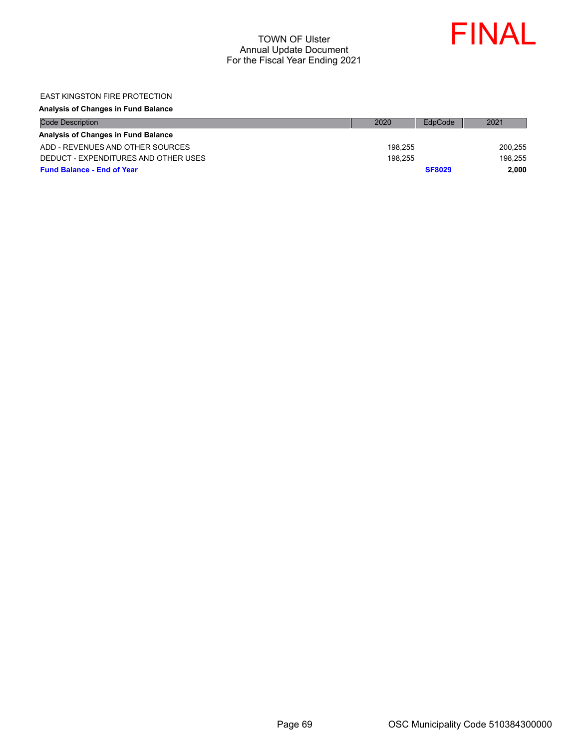EAST KINGSTON FIRE PROTECTION

**Analysis of Changes in Fund Balance**

| Code Description | 2020 | EdpCode | 2021 |
|---|---|---|---|
| **Analysis of Changes in Fund Balance** | | | |
| ADD - REVENUES AND OTHER SOURCES | 198,255 | | 200,255 |
| DEDUCT - EXPENDITURES AND OTHER USES | 198,255 | | 198,255 |
| **Fund Balance - End of Year** | | **SF8029** | **2,000** |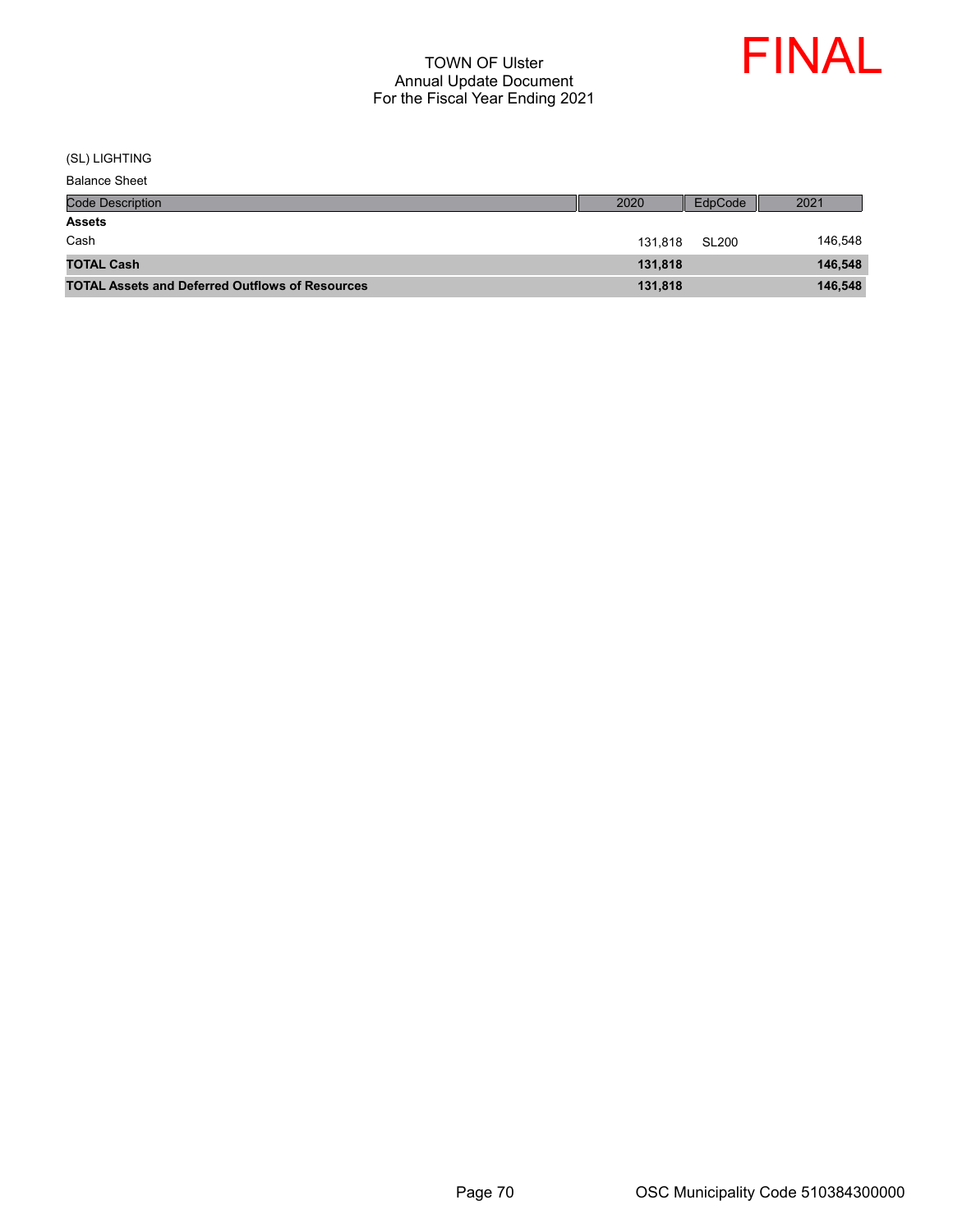# TOWN OF Ulster
## Annual Update Document
## For the Fiscal Year Ending 2021

FINAL

(SL) LIGHTING

Balance Sheet

| Code Description | 2020 | EdpCode | 2021 |
|---|---|---|---|
| **Assets** | | | |
| Cash | 131,818 | SL200 | 146,548 |
| **TOTAL Cash** | **131,818** | | **146,548** |
| **TOTAL Assets and Deferred Outflows of Resources** | **131,818** | | **146,548** |

OSC Municipality Code 510384300000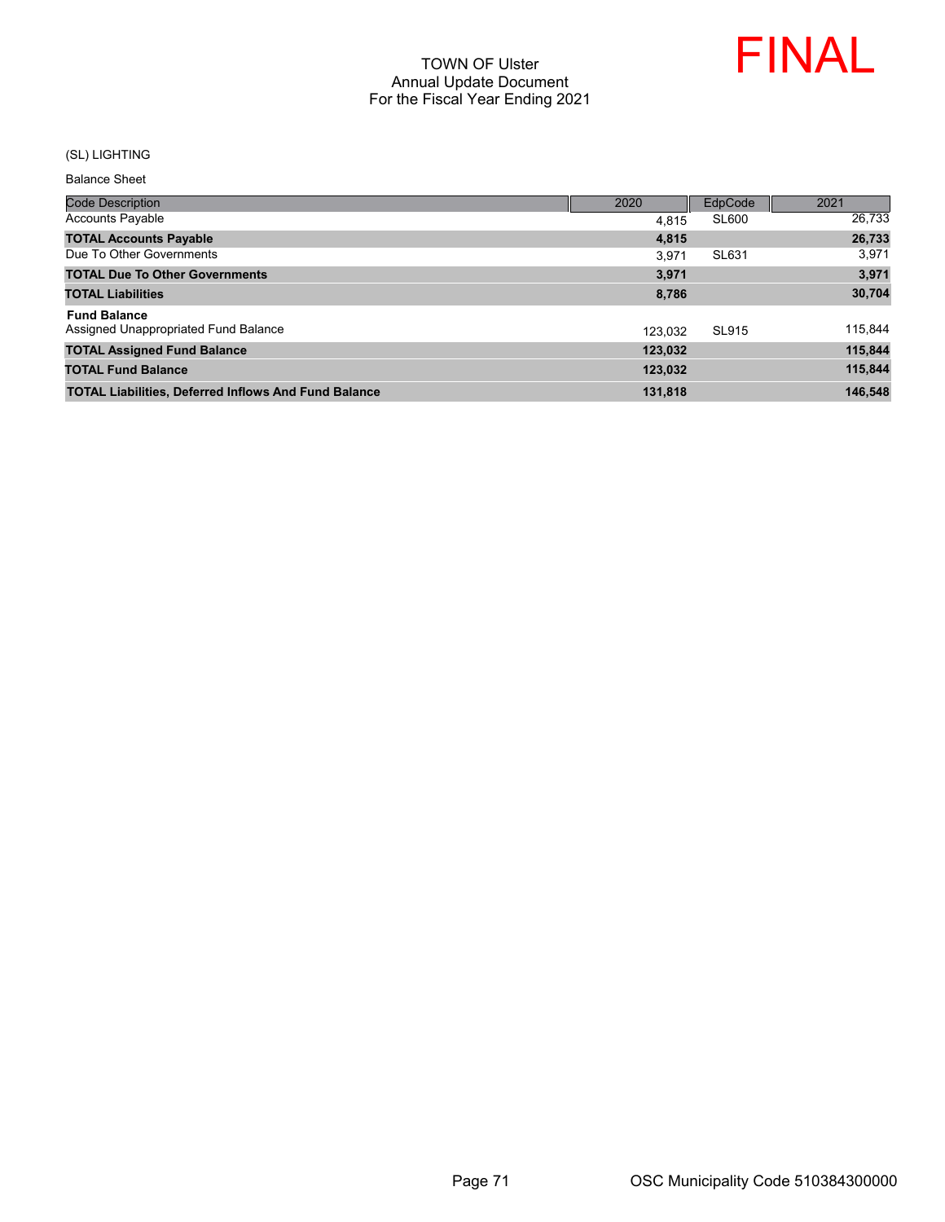# TOWN OF Ulster
## Annual Update Document
## For the Fiscal Year Ending 2021

FINAL

(SL) LIGHTING

Balance Sheet

| Code Description | 2020 | EdpCode | 2021 |
|---|---|---|---|
| Accounts Payable | 4,815 | SL600 | 26,733 |
| **TOTAL Accounts Payable** | **4,815** | | **26,733** |
| Due To Other Governments | 3,971 | SL631 | 3,971 |
| **TOTAL Due To Other Governments** | **3,971** | | **3,971** |
| **TOTAL Liabilities** | **8,786** | | **30,704** |
| **Fund Balance** | | | |
| Assigned Unappropriated Fund Balance | 123,032 | SL915 | 115,844 |
| **TOTAL Assigned Fund Balance** | **123,032** | | **115,844** |
| **TOTAL Fund Balance** | **123,032** | | **115,844** |
| **TOTAL Liabilities, Deferred Inflows And Fund Balance** | **131,818** | | **146,548** |

OSC Municipality Code 510384300000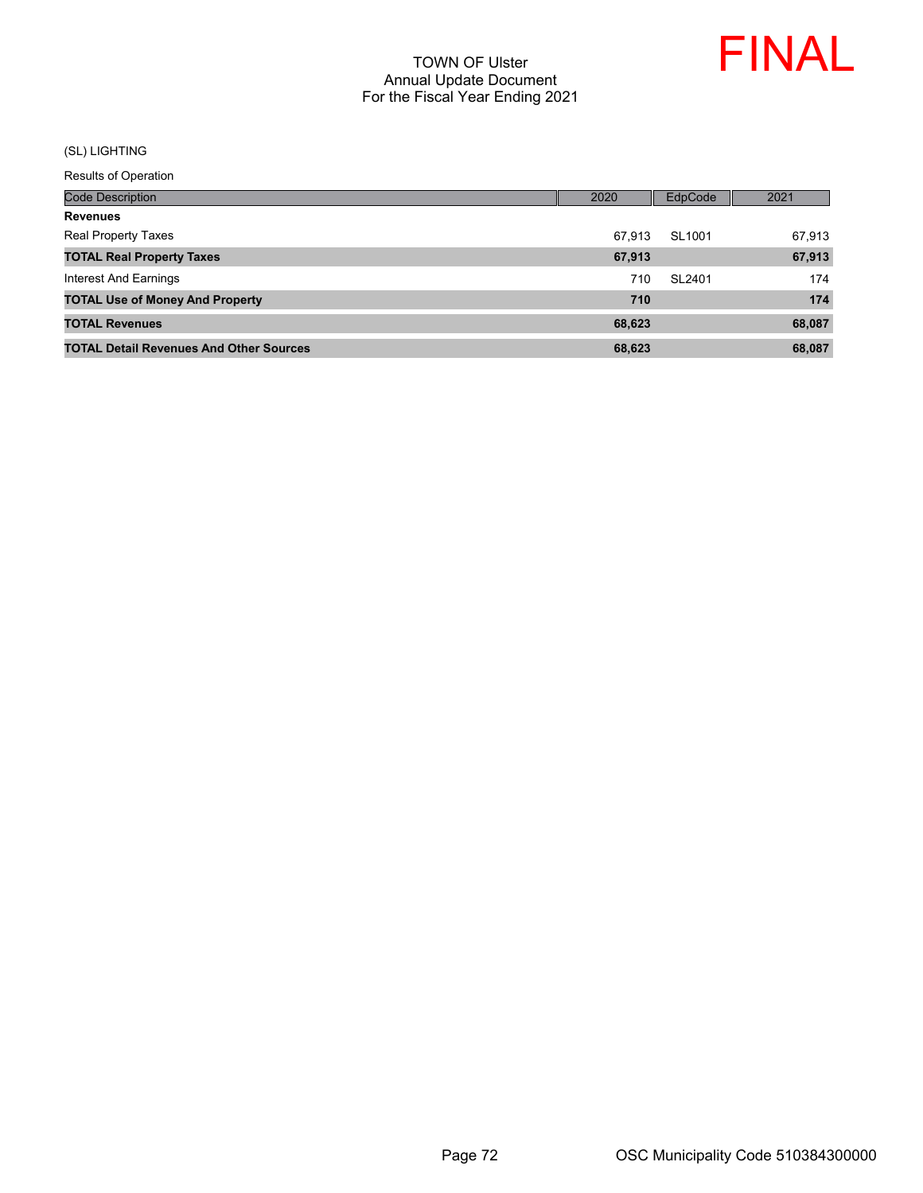TOWN OF Ulster
Annual Update Document
For the Fiscal Year Ending 2021

FINAL

(SL) LIGHTING

Results of Operation

| Code Description | 2020 | EdpCode | 2021 |
|---|---|---|---|
| **Revenues** | | | |
| Real Property Taxes | 67,913 | SL1001 | 67,913 |
| **TOTAL Real Property Taxes** | **67,913** | | **67,913** |
| Interest And Earnings | 710 | SL2401 | 174 |
| **TOTAL Use of Money And Property** | **710** | | **174** |
| **TOTAL Revenues** | **68,623** | | **68,087** |
| **TOTAL Detail Revenues And Other Sources** | **68,623** | | **68,087** |

OSC Municipality Code 510384300000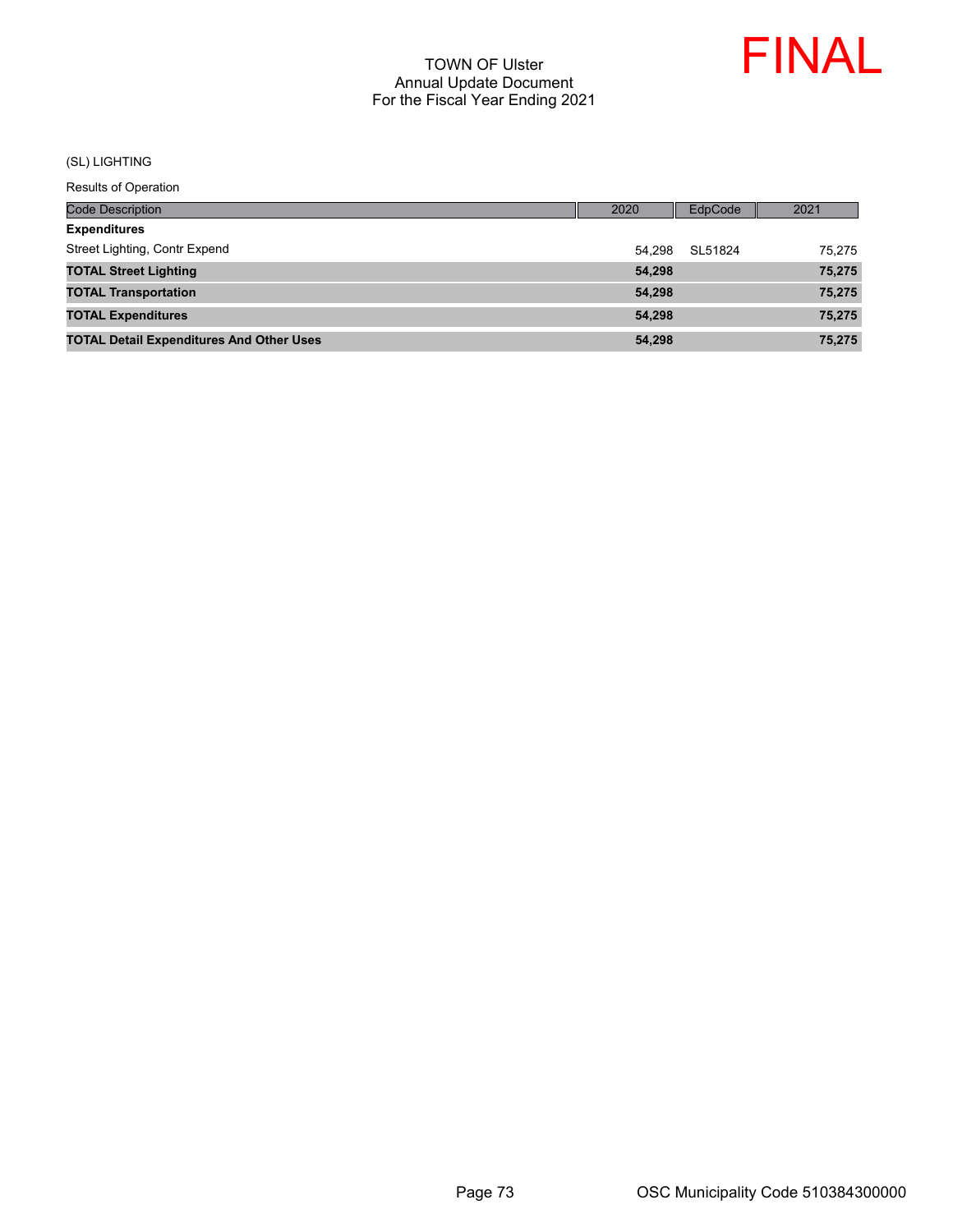# TOWN OF Ulster
## Annual Update Document
## For the Fiscal Year Ending 2021

FINAL

(SL) LIGHTING

Results of Operation

| Code Description | 2020 | EdpCode | 2021 |
|---|---|---|---|
| **Expenditures** | | | |
| Street Lighting, Contr Expend | 54,298 | SL51824 | 75,275 |
| **TOTAL Street Lighting** | **54,298** | | **75,275** |
| **TOTAL Transportation** | **54,298** | | **75,275** |
| **TOTAL Expenditures** | **54,298** | | **75,275** |
| **TOTAL Detail Expenditures And Other Uses** | **54,298** | | **75,275** |

OSC Municipality Code 510384300000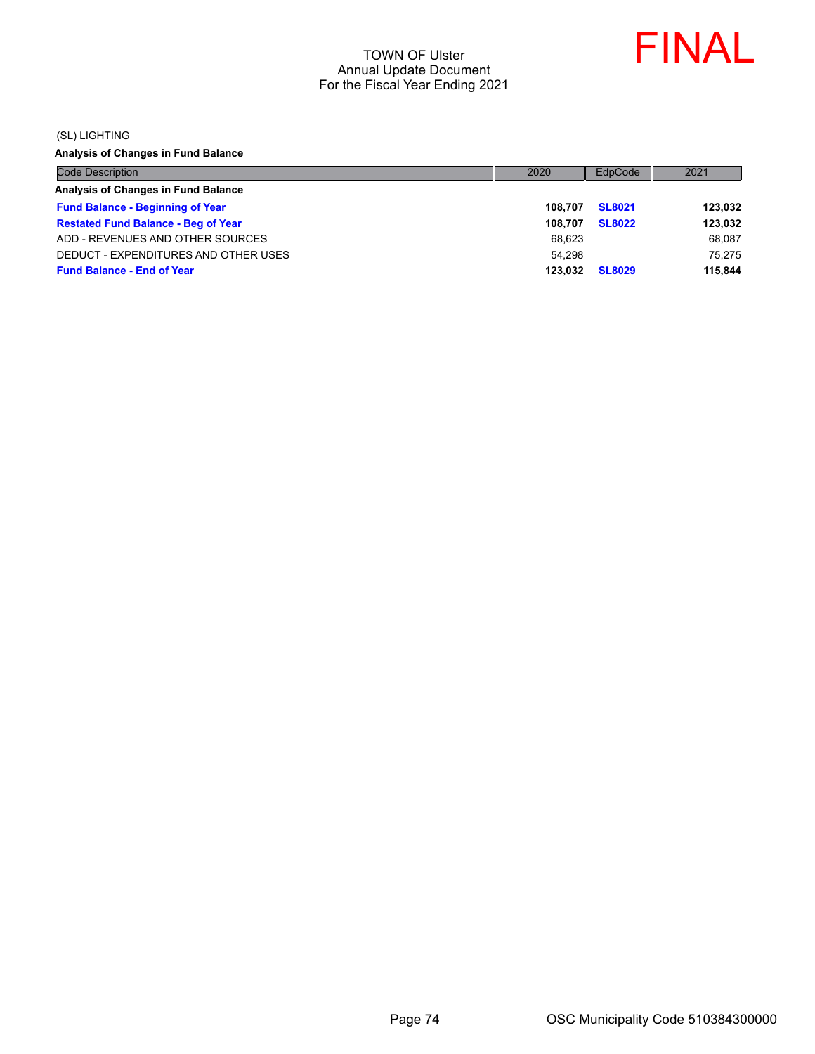TOWN OF Ulster
Annual Update Document
For the Fiscal Year Ending 2021

FINAL

(SL) LIGHTING

**Analysis of Changes in Fund Balance**

| Code Description | 2020 | EdpCode | 2021 |
|---|---|---|---|
| **Analysis of Changes in Fund Balance** | | | |
| **Fund Balance - Beginning of Year** | **108,707** | **SL8021** | **123,032** |
| **Restated Fund Balance - Beg of Year** | **108,707** | **SL8022** | **123,032** |
| ADD - REVENUES AND OTHER SOURCES | 68,623 | | 68,087 |
| DEDUCT - EXPENDITURES AND OTHER USES | 54,298 | | 75,275 |
| **Fund Balance - End of Year** | **123,032** | **SL8029** | **115,844** |

OSC Municipality Code 510384300000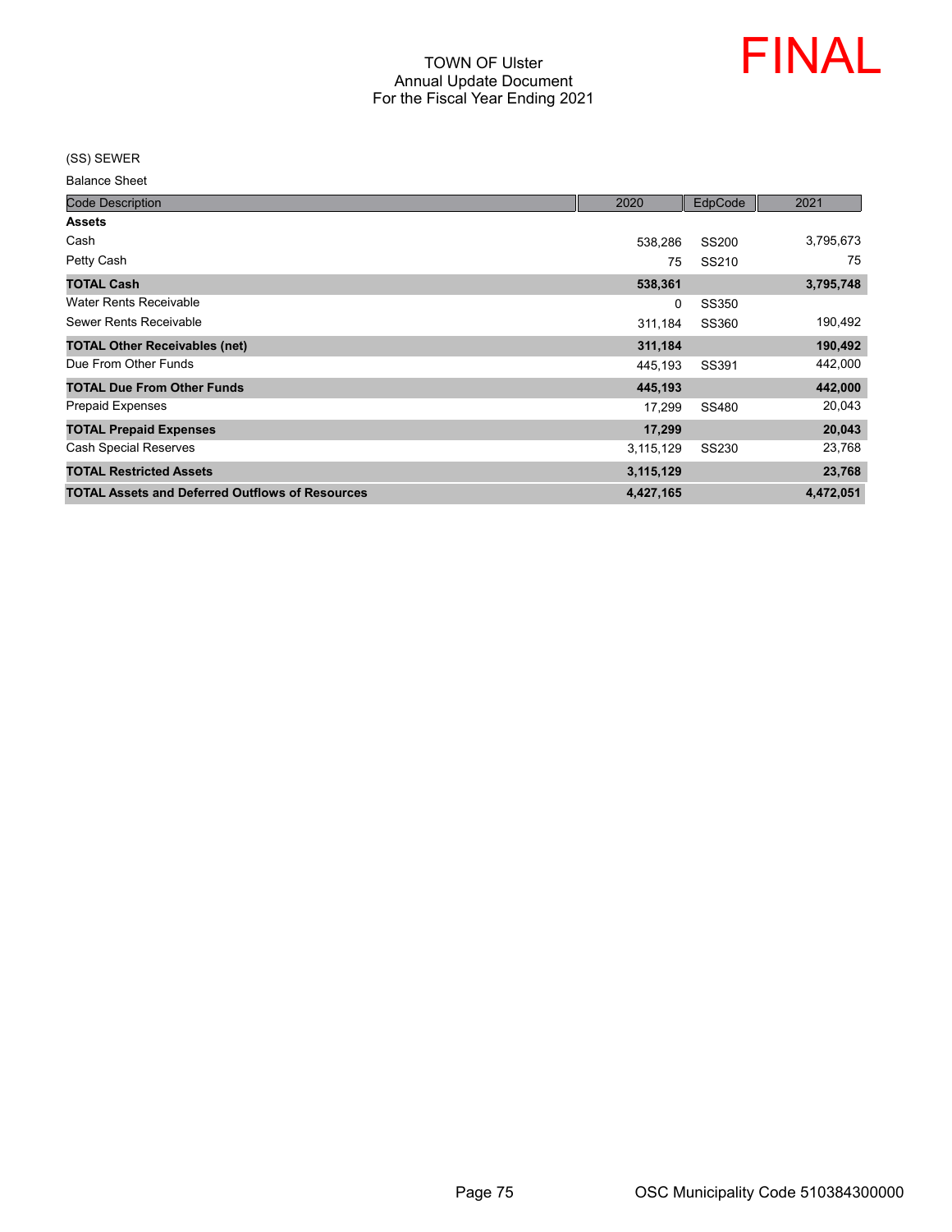TOWN OF Ulster
Annual Update Document
For the Fiscal Year Ending 2021

FINAL

(SS) SEWER

Balance Sheet

| Code Description | 2020 | EdpCode | 2021 |
|---|---|---|---|
| **Assets** | | | |
| Cash | 538,286 | SS200 | 3,795,673 |
| Petty Cash | 75 | SS210 | 75 |
| **TOTAL Cash** | **538,361** | | **3,795,748** |
| Water Rents Receivable | 0 | SS350 | |
| Sewer Rents Receivable | 311,184 | SS360 | 190,492 |
| **TOTAL Other Receivables (net)** | **311,184** | | **190,492** |
| Due From Other Funds | 445,193 | SS391 | 442,000 |
| **TOTAL Due From Other Funds** | **445,193** | | **442,000** |
| Prepaid Expenses | 17,299 | SS480 | 20,043 |
| **TOTAL Prepaid Expenses** | **17,299** | | **20,043** |
| Cash Special Reserves | 3,115,129 | SS230 | 23,768 |
| **TOTAL Restricted Assets** | **3,115,129** | | **23,768** |
| **TOTAL Assets and Deferred Outflows of Resources** | **4,427,165** | | **4,472,051** |

OSC Municipality Code 510384300000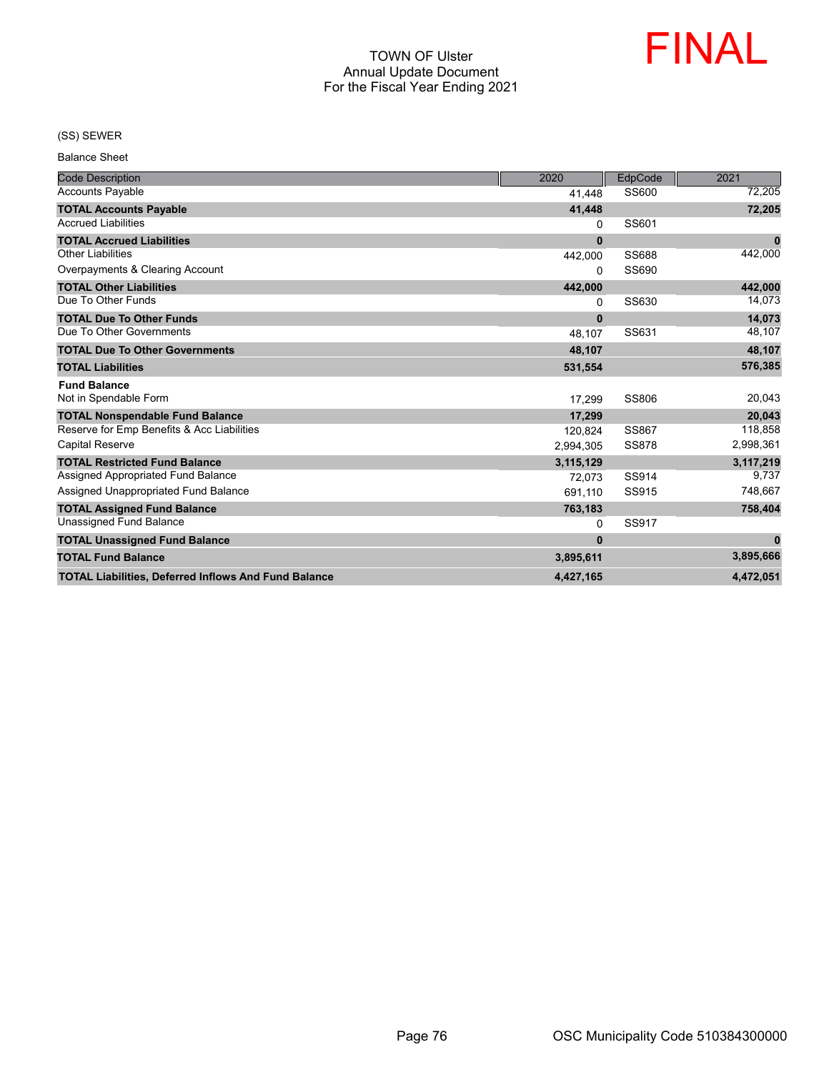TOWN OF Ulster
Annual Update Document
For the Fiscal Year Ending 2021

FINAL

(SS) SEWER

Balance Sheet

| Code Description | 2020 | EdpCode | 2021 |
|---|---|---|---|
| Accounts Payable | 41,448 | SS600 | 72,205 |
| **TOTAL Accounts Payable** | **41,448** | | **72,205** |
| Accrued Liabilities | 0 | SS601 | |
| **TOTAL Accrued Liabilities** | **0** | | **0** |
| Other Liabilities | 442,000 | SS688 | 442,000 |
| Overpayments & Clearing Account | 0 | SS690 | |
| **TOTAL Other Liabilities** | **442,000** | | **442,000** |
| Due To Other Funds | 0 | SS630 | 14,073 |
| **TOTAL Due To Other Funds** | **0** | | **14,073** |
| Due To Other Governments | 48,107 | SS631 | 48,107 |
| **TOTAL Due To Other Governments** | **48,107** | | **48,107** |
| **TOTAL Liabilities** | **531,554** | | **576,385** |
| **Fund Balance** | | | |
| Not in Spendable Form | 17,299 | SS806 | 20,043 |
| **TOTAL Nonspendable Fund Balance** | **17,299** | | **20,043** |
| Reserve for Emp Benefits & Acc Liabilities | 120,824 | SS867 | 118,858 |
| Capital Reserve | 2,994,305 | SS878 | 2,998,361 |
| **TOTAL Restricted Fund Balance** | **3,115,129** | | **3,117,219** |
| Assigned Appropriated Fund Balance | 72,073 | SS914 | 9,737 |
| Assigned Unappropriated Fund Balance | 691,110 | SS915 | 748,667 |
| **TOTAL Assigned Fund Balance** | **763,183** | | **758,404** |
| Unassigned Fund Balance | 0 | SS917 | |
| **TOTAL Unassigned Fund Balance** | **0** | | **0** |
| **TOTAL Fund Balance** | **3,895,611** | | **3,895,666** |
| **TOTAL Liabilities, Deferred Inflows And Fund Balance** | **4,427,165** | | **4,472,051** |

OSC Municipality Code 510384300000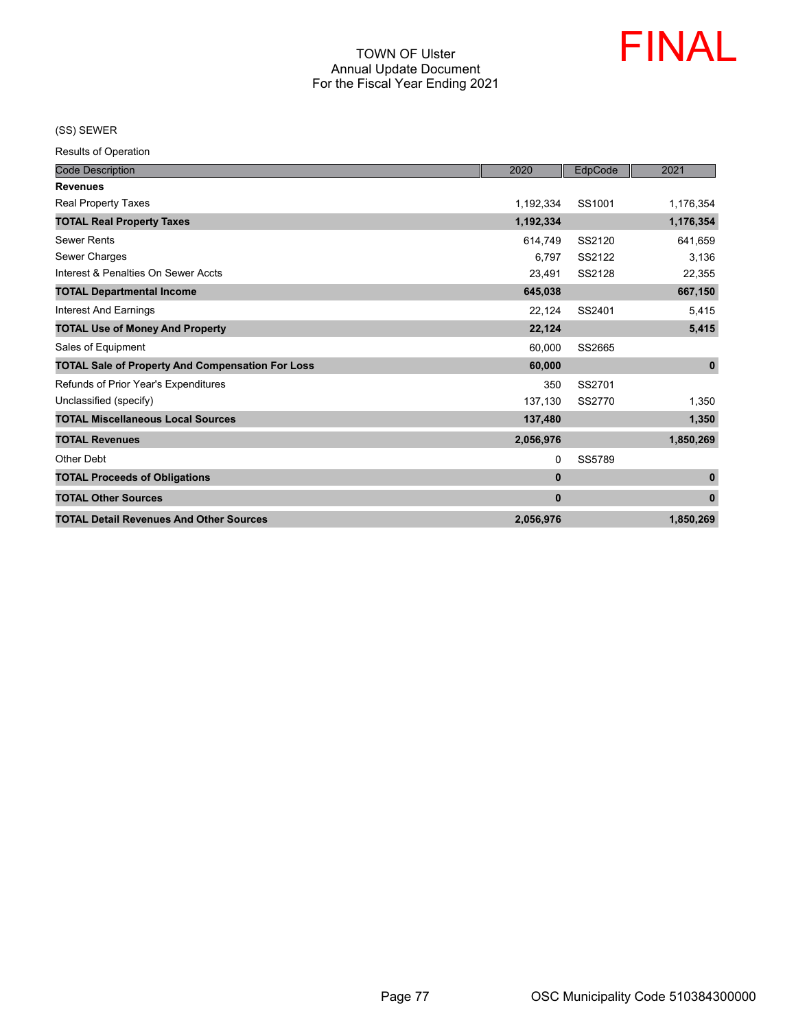TOWN OF Ulster
Annual Update Document
For the Fiscal Year Ending 2021

FINAL

(SS) SEWER

Results of Operation

| Code Description | 2020 | EdpCode | 2021 |
|---|---|---|---|
| **Revenues** | | | |
| Real Property Taxes | 1,192,334 | SS1001 | 1,176,354 |
| **TOTAL Real Property Taxes** | **1,192,334** | | **1,176,354** |
| Sewer Rents | 614,749 | SS2120 | 641,659 |
| Sewer Charges | 6,797 | SS2122 | 3,136 |
| Interest & Penalties On Sewer Accts | 23,491 | SS2128 | 22,355 |
| **TOTAL Departmental Income** | **645,038** | | **667,150** |
| Interest And Earnings | 22,124 | SS2401 | 5,415 |
| **TOTAL Use of Money And Property** | **22,124** | | **5,415** |
| Sales of Equipment | 60,000 | SS2665 | |
| **TOTAL Sale of Property And Compensation For Loss** | **60,000** | | **0** |
| Refunds of Prior Year's Expenditures | 350 | SS2701 | |
| Unclassified (specify) | 137,130 | SS2770 | 1,350 |
| **TOTAL Miscellaneous Local Sources** | **137,480** | | **1,350** |
| **TOTAL Revenues** | **2,056,976** | | **1,850,269** |
| Other Debt | 0 | SS5789 | |
| **TOTAL Proceeds of Obligations** | **0** | | **0** |
| **TOTAL Other Sources** | **0** | | **0** |
| **TOTAL Detail Revenues And Other Sources** | **2,056,976** | | **1,850,269** |

OSC Municipality Code 510384300000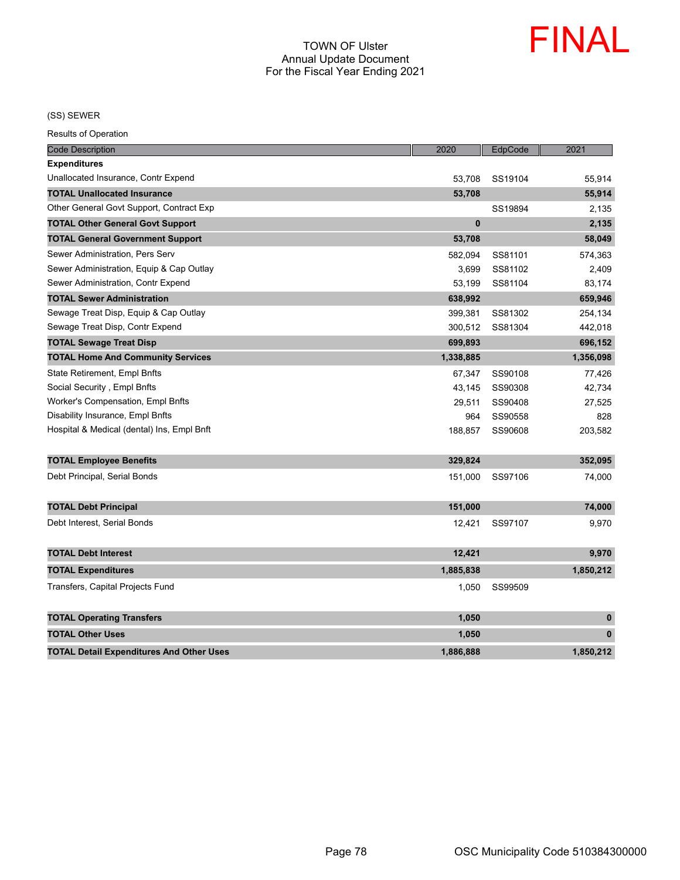TOWN OF Ulster
Annual Update Document
For the Fiscal Year Ending 2021

FINAL

(SS) SEWER

Results of Operation

| Code Description | 2020 | EdpCode | 2021 |
|---|---|---|---|
| **Expenditures** | | | |
| Unallocated Insurance, Contr Expend | 53,708 | SS19104 | 55,914 |
| **TOTAL Unallocated Insurance** | **53,708** | | **55,914** |
| Other General Govt Support, Contract Exp | | SS19894 | 2,135 |
| **TOTAL Other General Govt Support** | **0** | | **2,135** |
| **TOTAL General Government Support** | **53,708** | | **58,049** |
| Sewer Administration, Pers Serv | 582,094 | SS81101 | 574,363 |
| Sewer Administration, Equip & Cap Outlay | 3,699 | SS81102 | 2,409 |
| Sewer Administration, Contr Expend | 53,199 | SS81104 | 83,174 |
| **TOTAL Sewer Administration** | **638,992** | | **659,946** |
| Sewage Treat Disp, Equip & Cap Outlay | 399,381 | SS81302 | 254,134 |
| Sewage Treat Disp, Contr Expend | 300,512 | SS81304 | 442,018 |
| **TOTAL Sewage Treat Disp** | **699,893** | | **696,152** |
| **TOTAL Home And Community Services** | **1,338,885** | | **1,356,098** |
| State Retirement, Empl Bnfts | 67,347 | SS90108 | 77,426 |
| Social Security , Empl Bnfts | 43,145 | SS90308 | 42,734 |
| Worker's Compensation, Empl Bnfts | 29,511 | SS90408 | 27,525 |
| Disability Insurance, Empl Bnfts | 964 | SS90558 | 828 |
| Hospital & Medical (dental) Ins, Empl Bnft | 188,857 | SS90608 | 203,582 |
| **TOTAL Employee Benefits** | **329,824** | | **352,095** |
| Debt Principal, Serial Bonds | 151,000 | SS97106 | 74,000 |
| **TOTAL Debt Principal** | **151,000** | | **74,000** |
| Debt Interest, Serial Bonds | 12,421 | SS97107 | 9,970 |
| **TOTAL Debt Interest** | **12,421** | | **9,970** |
| **TOTAL Expenditures** | **1,885,838** | | **1,850,212** |
| Transfers, Capital Projects Fund | 1,050 | SS99509 | |
| **TOTAL Operating Transfers** | **1,050** | | **0** |
| **TOTAL Other Uses** | **1,050** | | **0** |
| **TOTAL Detail Expenditures And Other Uses** | **1,886,888** | | **1,850,212** |

OSC Municipality Code 510384300000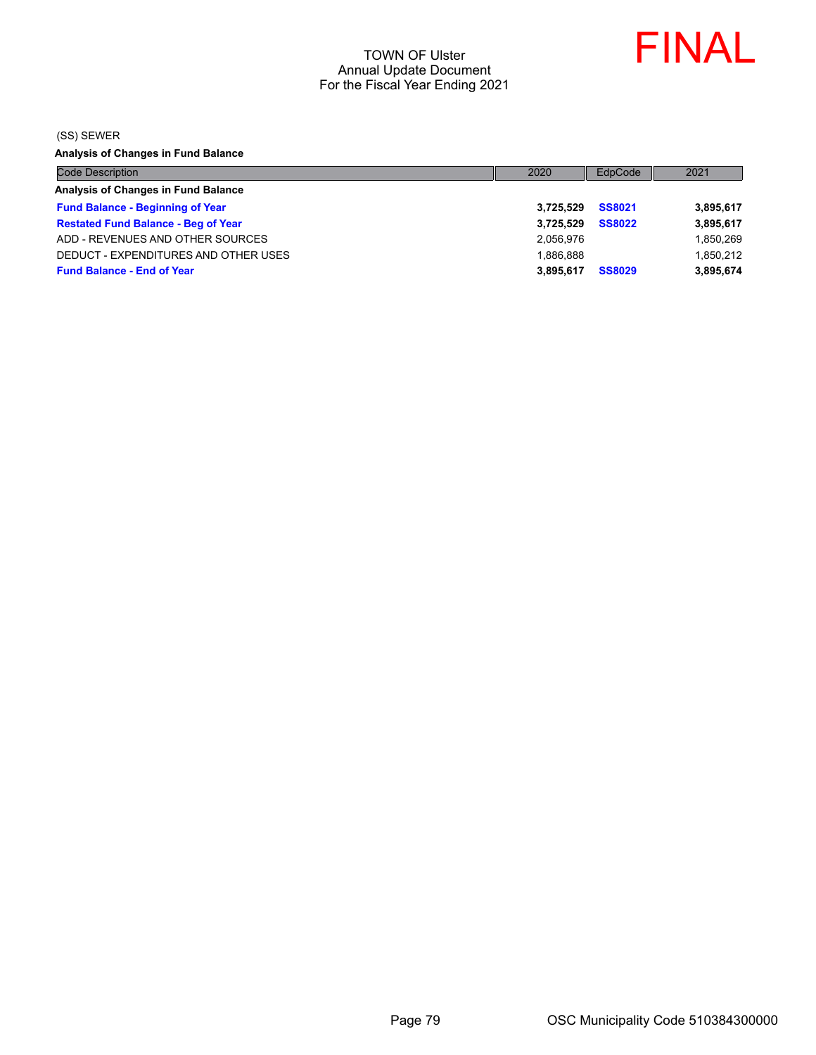# TOWN OF Ulster
## Annual Update Document
## For the Fiscal Year Ending 2021

FINAL

(SS) SEWER

**Analysis of Changes in Fund Balance**

| Code Description | 2020 | EdpCode | 2021 |
|---|---|---|---|
| **Analysis of Changes in Fund Balance** | | | |
| **Fund Balance - Beginning of Year** | **3,725,529** | **SS8021** | **3,895,617** |
| **Restated Fund Balance - Beg of Year** | **3,725,529** | **SS8022** | **3,895,617** |
| ADD - REVENUES AND OTHER SOURCES | 2,056,976 | | 1,850,269 |
| DEDUCT - EXPENDITURES AND OTHER USES | 1,886,888 | | 1,850,212 |
| **Fund Balance - End of Year** | **3,895,617** | **SS8029** | **3,895,674** |

OSC Municipality Code 510384300000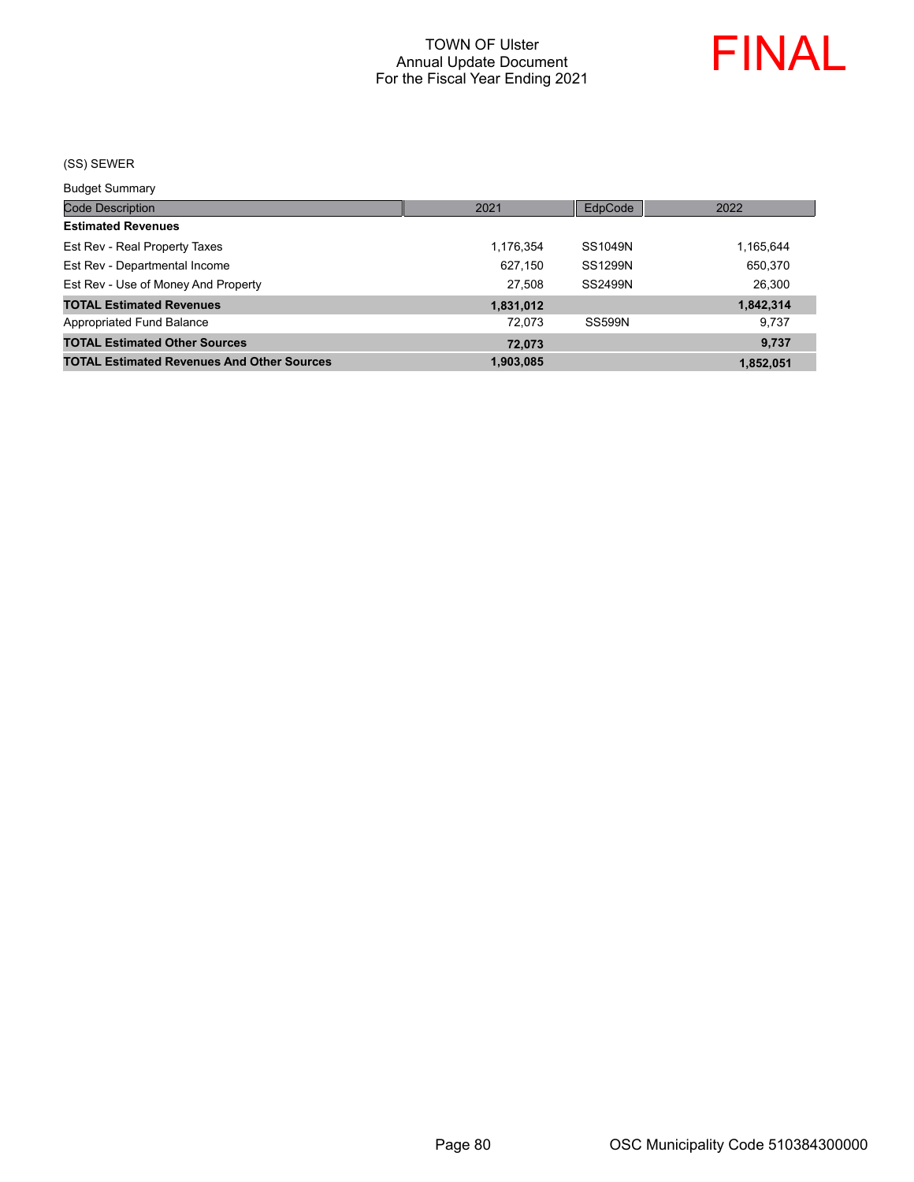TOWN OF Ulster
Annual Update Document
For the Fiscal Year Ending 2021

FINAL

(SS) SEWER

Budget Summary

| Code Description | 2021 | EdpCode | 2022 |
|---|---|---|---|
| **Estimated Revenues** | | | |
| Est Rev - Real Property Taxes | 1,176,354 | SS1049N | 1,165,644 |
| Est Rev - Departmental Income | 627,150 | SS1299N | 650,370 |
| Est Rev - Use of Money And Property | 27,508 | SS2499N | 26,300 |
| **TOTAL Estimated Revenues** | **1,831,012** | | **1,842,314** |
| Appropriated Fund Balance | 72,073 | SS599N | 9,737 |
| **TOTAL Estimated Other Sources** | **72,073** | | **9,737** |
| **TOTAL Estimated Revenues And Other Sources** | **1,903,085** | | **1,852,051** |

OSC Municipality Code 510384300000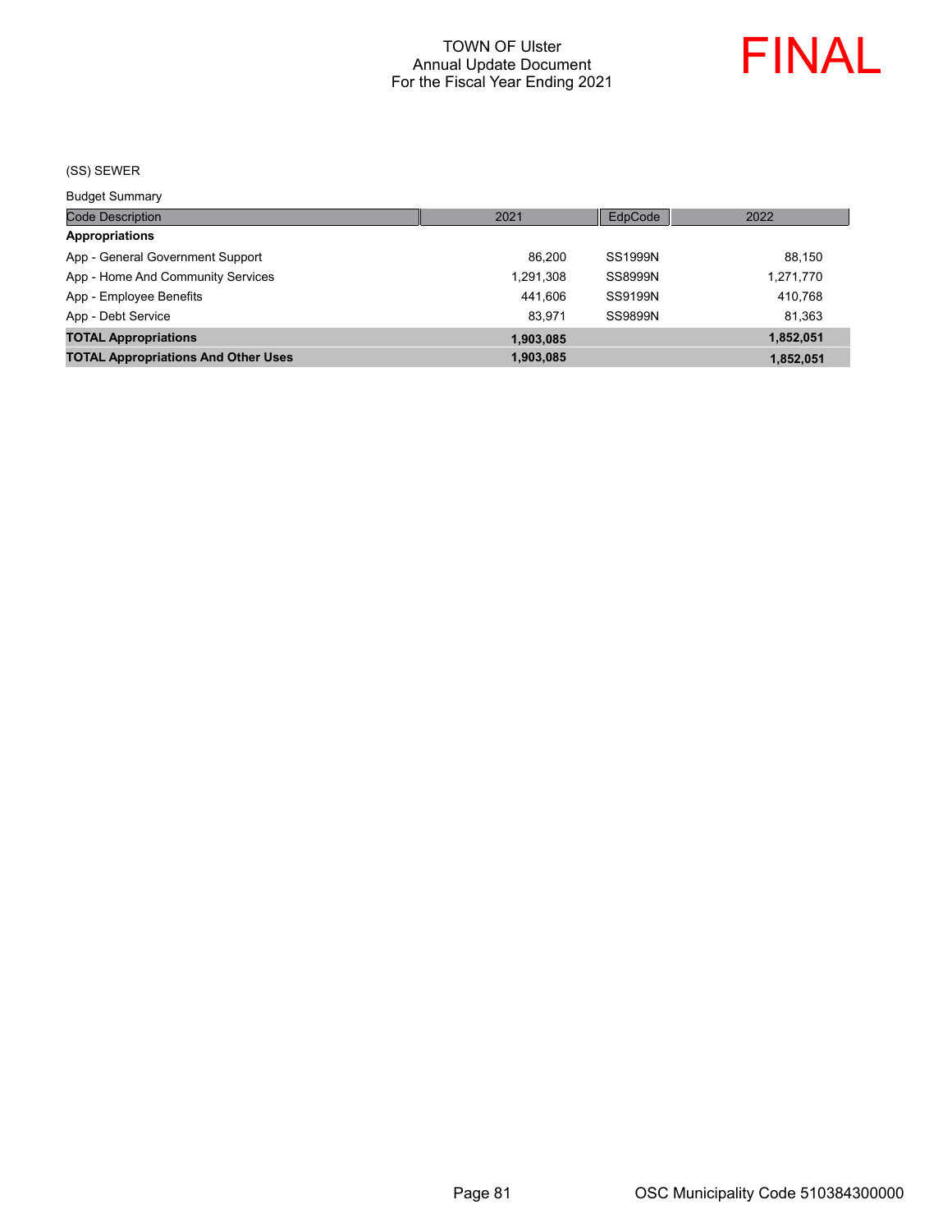TOWN OF Ulster
Annual Update Document
For the Fiscal Year Ending 2021

FINAL

(SS) SEWER

Budget Summary

| Code Description | 2021 | EdpCode | 2022 |
|---|---|---|---|
| **Appropriations** | | | |
| App - General Government Support | 86,200 | SS1999N | 88,150 |
| App - Home And Community Services | 1,291,308 | SS8999N | 1,271,770 |
| App - Employee Benefits | 441,606 | SS9199N | 410,768 |
| App - Debt Service | 83,971 | SS9899N | 81,363 |
| **TOTAL Appropriations** | **1,903,085** | | **1,852,051** |
| **TOTAL Appropriations And Other Uses** | **1,903,085** | | **1,852,051** |

OSC Municipality Code 510384300000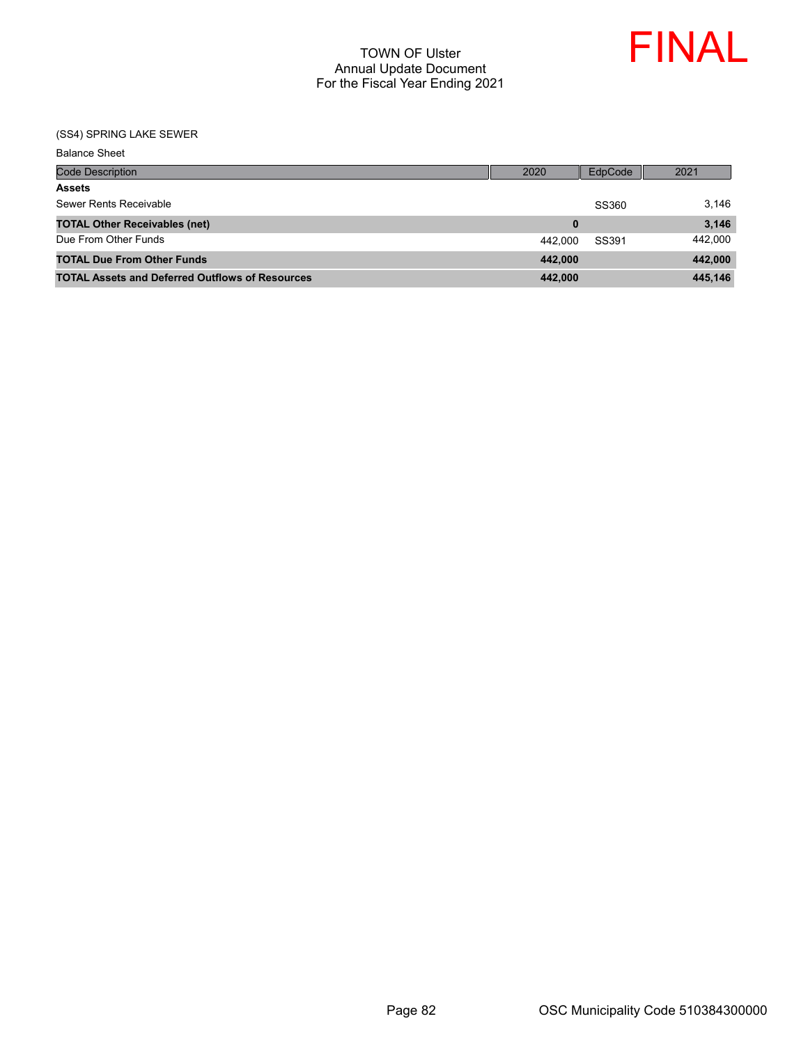# TOWN OF Ulster
## Annual Update Document
## For the Fiscal Year Ending 2021

FINAL

(SS4) SPRING LAKE SEWER

Balance Sheet

| Code Description | 2020 | EdpCode | 2021 |
|---|---|---|---|
| **Assets** | | | |
| Sewer Rents Receivable | | SS360 | 3,146 |
| **TOTAL Other Receivables (net)** | **0** | | **3,146** |
| Due From Other Funds | 442,000 | SS391 | 442,000 |
| **TOTAL Due From Other Funds** | **442,000** | | **442,000** |
| **TOTAL Assets and Deferred Outflows of Resources** | **442,000** | | **445,146** |

OSC Municipality Code 510384300000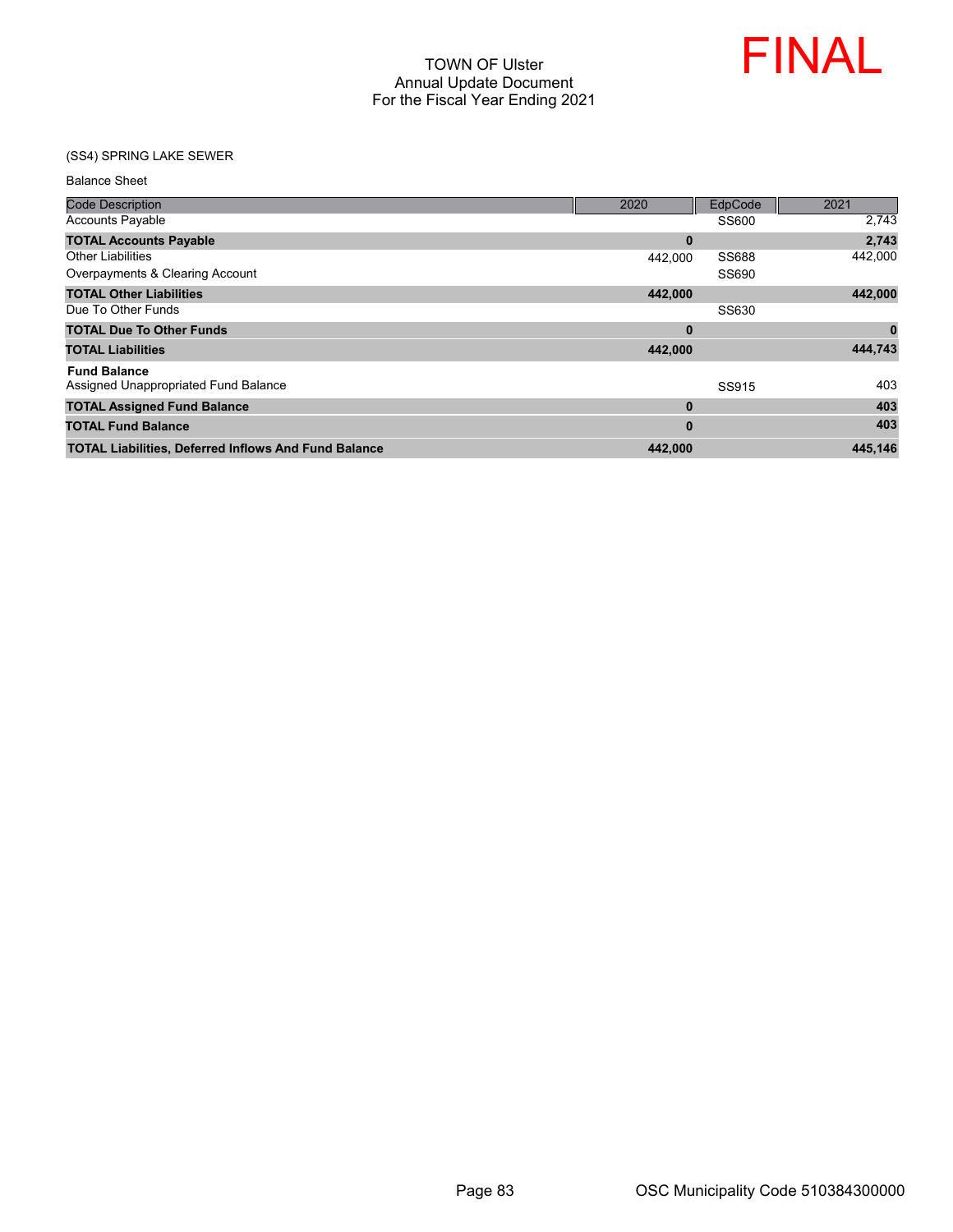TOWN OF Ulster
Annual Update Document
For the Fiscal Year Ending 2021

FINAL

(SS4) SPRING LAKE SEWER

Balance Sheet

| Code Description | 2020 | EdpCode | 2021 |
|---|---|---|---|
| Accounts Payable | | SS600 | 2,743 |
| **TOTAL Accounts Payable** | **0** | | **2,743** |
| Other Liabilities | 442,000 | SS688 | 442,000 |
| Overpayments & Clearing Account | | SS690 | |
| **TOTAL Other Liabilities** | **442,000** | | **442,000** |
| Due To Other Funds | | SS630 | |
| **TOTAL Due To Other Funds** | **0** | | **0** |
| **TOTAL Liabilities** | **442,000** | | **444,743** |
| **Fund Balance** | | | |
| Assigned Unappropriated Fund Balance | | SS915 | 403 |
| **TOTAL Assigned Fund Balance** | **0** | | **403** |
| **TOTAL Fund Balance** | **0** | | **403** |
| **TOTAL Liabilities, Deferred Inflows And Fund Balance** | **442,000** | | **445,146** |

OSC Municipality Code 510384300000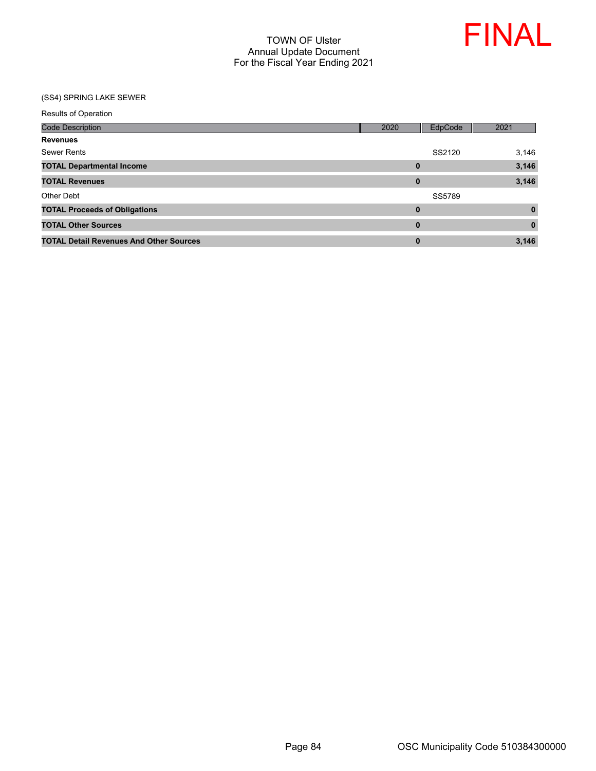# TOWN OF Ulster
## Annual Update Document
## For the Fiscal Year Ending 2021

FINAL

(SS4) SPRING LAKE SEWER

Results of Operation

| Code Description | 2020 | EdpCode | 2021 |
|---|---|---|---|
| **Revenues** | | | |
| Sewer Rents | | SS2120 | 3,146 |
| **TOTAL Departmental Income** | **0** | | **3,146** |
| **TOTAL Revenues** | **0** | | **3,146** |
| Other Debt | | SS5789 | |
| **TOTAL Proceeds of Obligations** | **0** | | **0** |
| **TOTAL Other Sources** | **0** | | **0** |
| **TOTAL Detail Revenues And Other Sources** | **0** | | **3,146** |

OSC Municipality Code 510384300000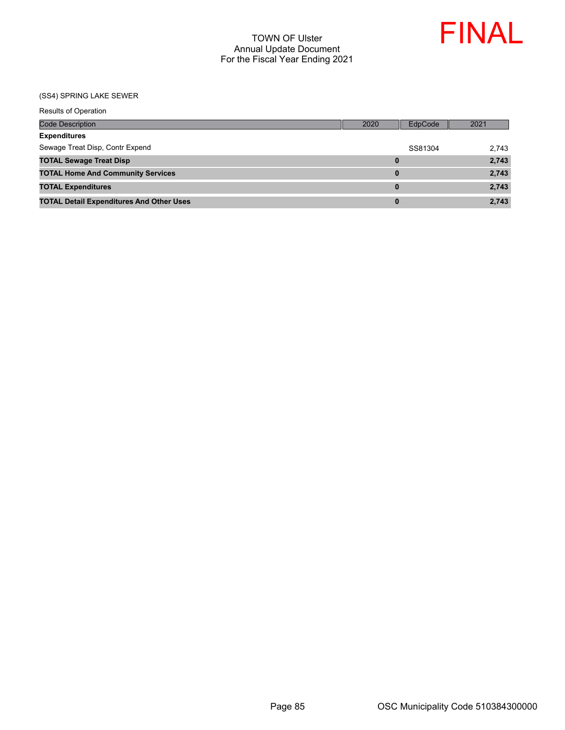# TOWN OF Ulster
## Annual Update Document
## For the Fiscal Year Ending 2021

FINAL

(SS4) SPRING LAKE SEWER

Results of Operation

| Code Description | 2020 | EdpCode | 2021 |
|---|---|---|---|
| **Expenditures** | | | |
| Sewage Treat Disp, Contr Expend | | SS81304 | 2,743 |
| **TOTAL Sewage Treat Disp** | **0** | | **2,743** |
| **TOTAL Home And Community Services** | **0** | | **2,743** |
| **TOTAL Expenditures** | **0** | | **2,743** |
| **TOTAL Detail Expenditures And Other Uses** | **0** | | **2,743** |

OSC Municipality Code 510384300000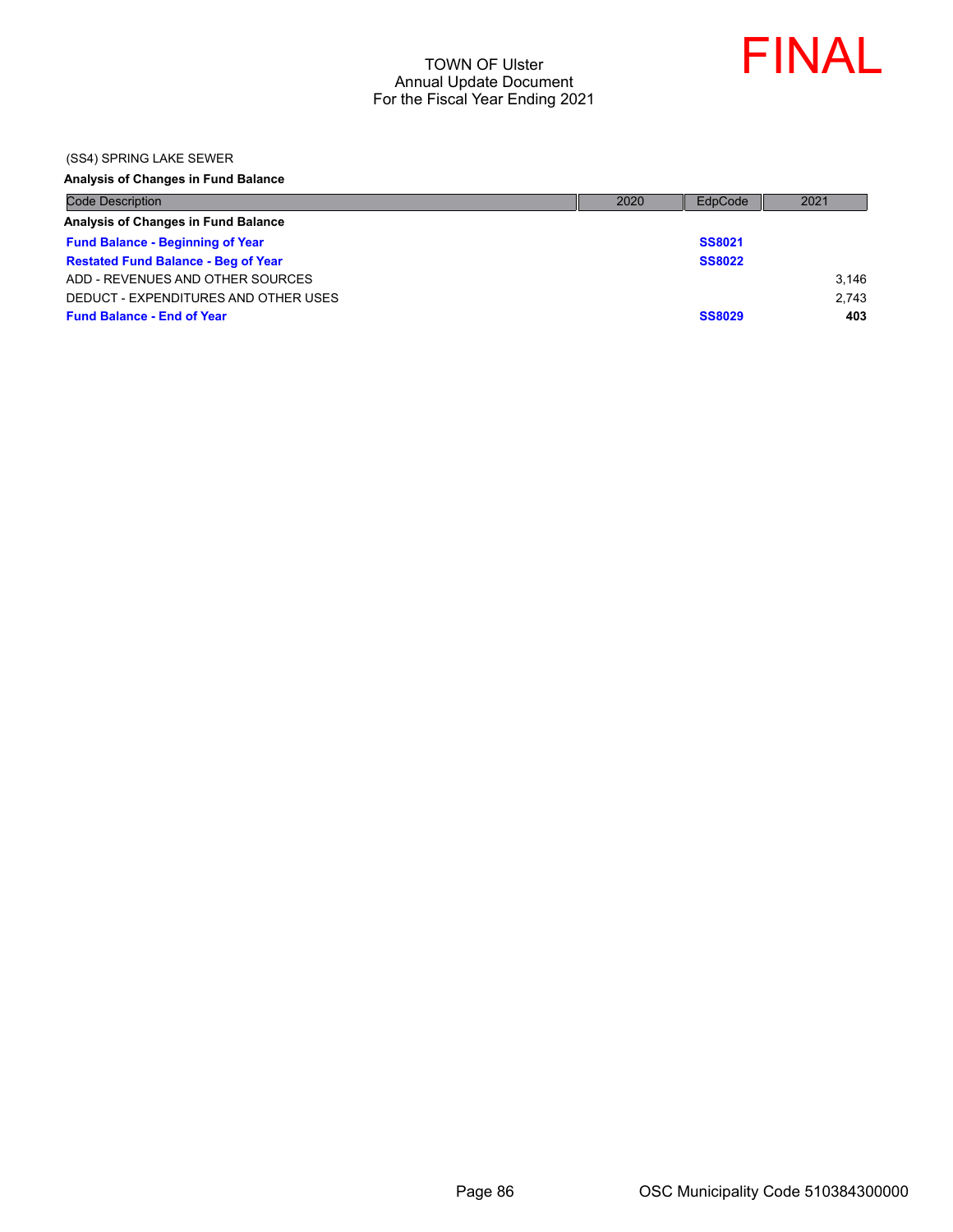TOWN OF Ulster
Annual Update Document
For the Fiscal Year Ending 2021

FINAL

(SS4) SPRING LAKE SEWER

**Analysis of Changes in Fund Balance**

| Code Description | 2020 | EdpCode | 2021 |
|---|---|---|---|
| **Analysis of Changes in Fund Balance** | | | |
| **Fund Balance - Beginning of Year** | | **SS8021** | |
| **Restated Fund Balance - Beg of Year** | | **SS8022** | |
| ADD - REVENUES AND OTHER SOURCES | | | 3,146 |
| DEDUCT - EXPENDITURES AND OTHER USES | | | 2,743 |
| **Fund Balance - End of Year** | | **SS8029** | **403** |

OSC Municipality Code 510384300000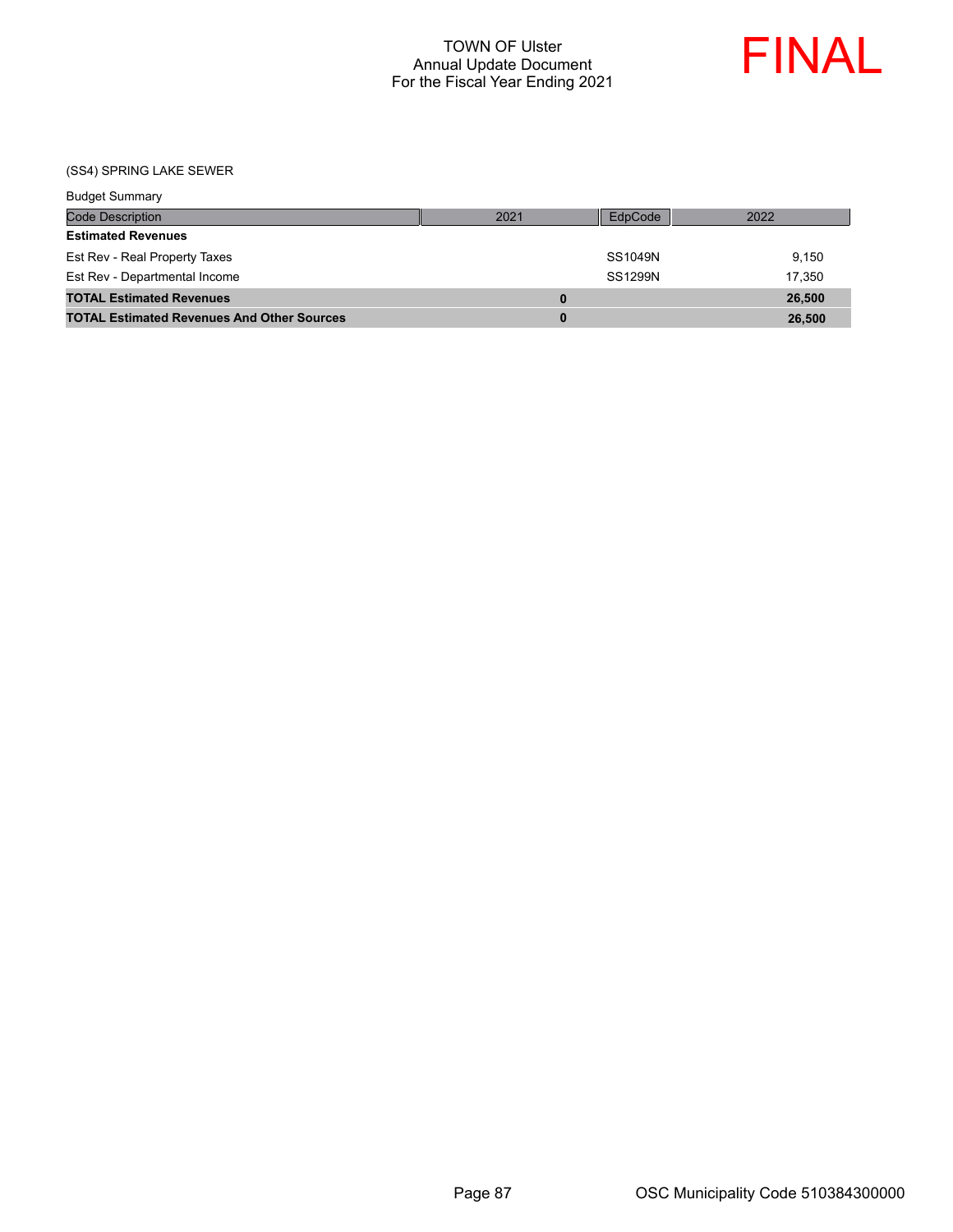TOWN OF Ulster
Annual Update Document
For the Fiscal Year Ending 2021

FINAL

(SS4) SPRING LAKE SEWER

Budget Summary

| Code Description | 2021 | EdpCode | 2022 |
|---|---|---|---|
| **Estimated Revenues** | | | |
| Est Rev - Real Property Taxes | | SS1049N | 9,150 |
| Est Rev - Departmental Income | | SS1299N | 17,350 |
| **TOTAL Estimated Revenues** | **0** | | **26,500** |
| **TOTAL Estimated Revenues And Other Sources** | **0** | | **26,500** |

OSC Municipality Code 510384300000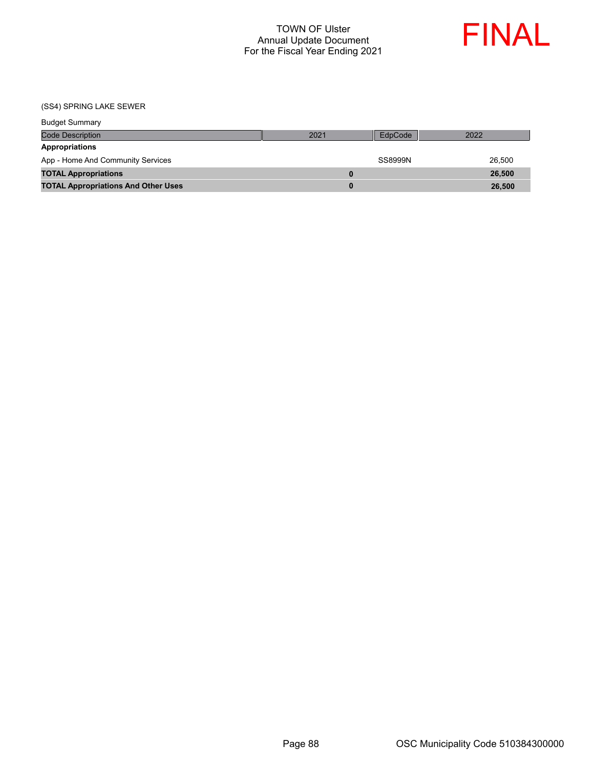TOWN OF Ulster
Annual Update Document
For the Fiscal Year Ending 2021

FINAL

(SS4) SPRING LAKE SEWER

Budget Summary

| Code Description | 2021 | EdpCode | 2022 |
|---|---|---|---|
| **Appropriations** | | | |
| App - Home And Community Services | | SS8999N | 26,500 |
| **TOTAL Appropriations** | **0** | | **26,500** |
| **TOTAL Appropriations And Other Uses** | **0** | | **26,500** |

OSC Municipality Code 510384300000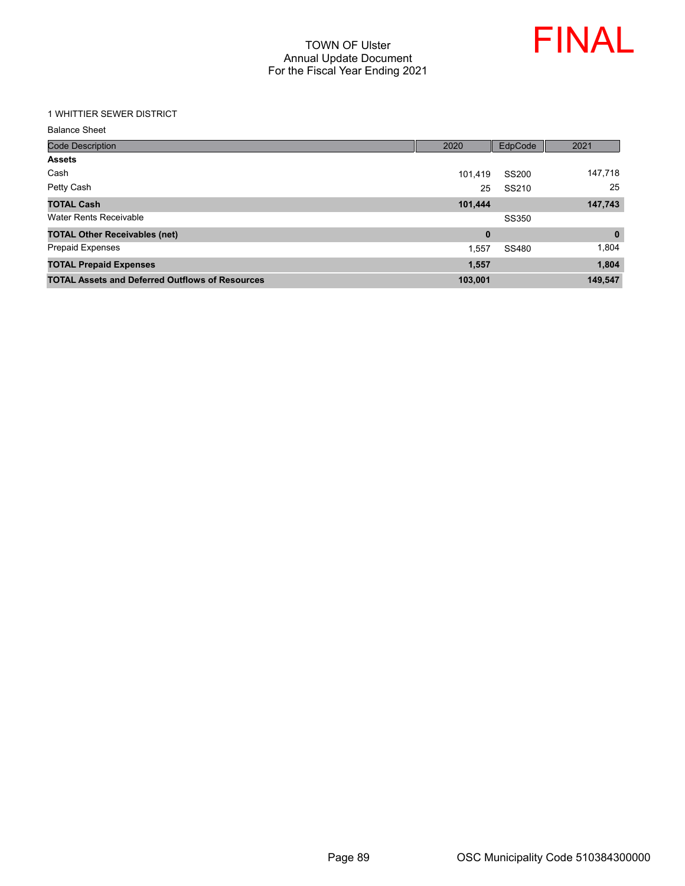# TOWN OF Ulster
## Annual Update Document
## For the Fiscal Year Ending 2021

FINAL

1 WHITTIER SEWER DISTRICT

Balance Sheet

| Code Description | 2020 | EdpCode | 2021 |
|---|---|---|---|
| **Assets** | | | |
| Cash | 101,419 | SS200 | 147,718 |
| Petty Cash | 25 | SS210 | 25 |
| **TOTAL Cash** | **101,444** | | **147,743** |
| Water Rents Receivable | | SS350 | |
| **TOTAL Other Receivables (net)** | **0** | | **0** |
| Prepaid Expenses | 1,557 | SS480 | 1,804 |
| **TOTAL Prepaid Expenses** | **1,557** | | **1,804** |
| **TOTAL Assets and Deferred Outflows of Resources** | **103,001** | | **149,547** |

OSC Municipality Code 510384300000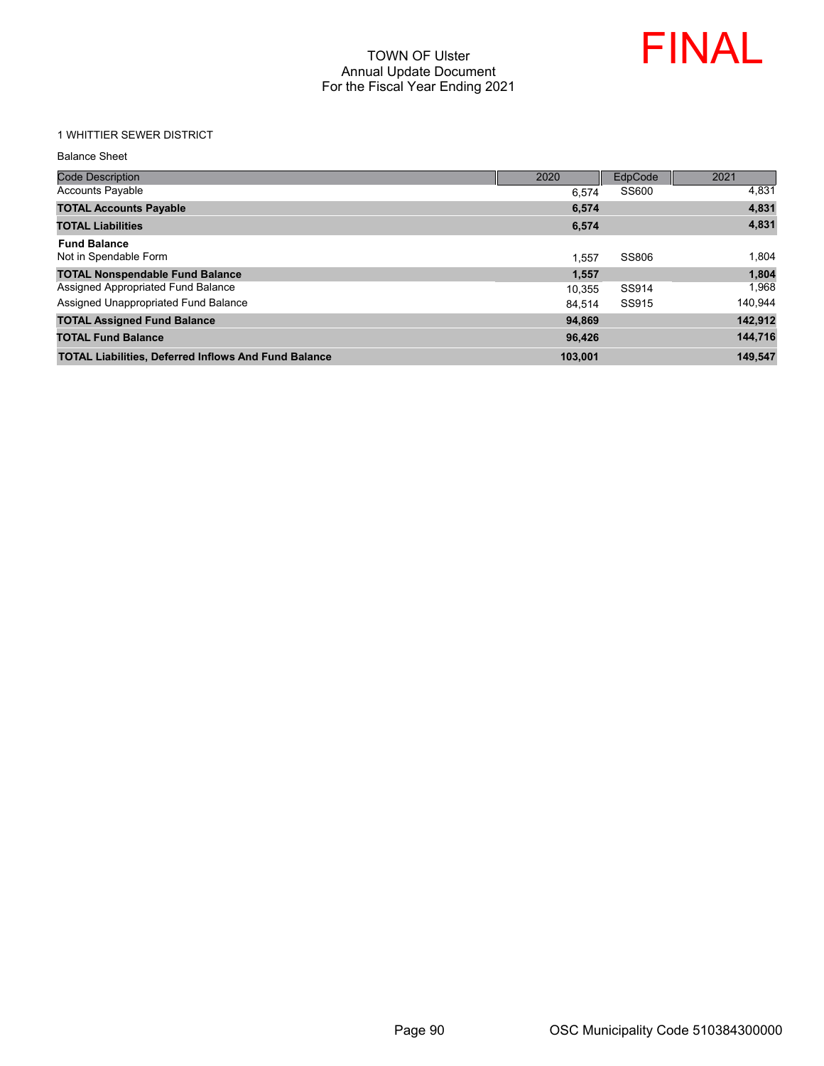# TOWN OF Ulster
## Annual Update Document
## For the Fiscal Year Ending 2021

FINAL

1 WHITTIER SEWER DISTRICT

Balance Sheet

| Code Description | 2020 | EdpCode | 2021 |
|---|---|---|---|
| Accounts Payable | 6,574 | SS600 | 4,831 |
| **TOTAL Accounts Payable** | **6,574** | | **4,831** |
| **TOTAL Liabilities** | **6,574** | | **4,831** |
| **Fund Balance** | | | |
| Not in Spendable Form | 1,557 | SS806 | 1,804 |
| **TOTAL Nonspendable Fund Balance** | **1,557** | | **1,804** |
| Assigned Appropriated Fund Balance | 10,355 | SS914 | 1,968 |
| Assigned Unappropriated Fund Balance | 84,514 | SS915 | 140,944 |
| **TOTAL Assigned Fund Balance** | **94,869** | | **142,912** |
| **TOTAL Fund Balance** | **96,426** | | **144,716** |
| **TOTAL Liabilities, Deferred Inflows And Fund Balance** | **103,001** | | **149,547** |

OSC Municipality Code 510384300000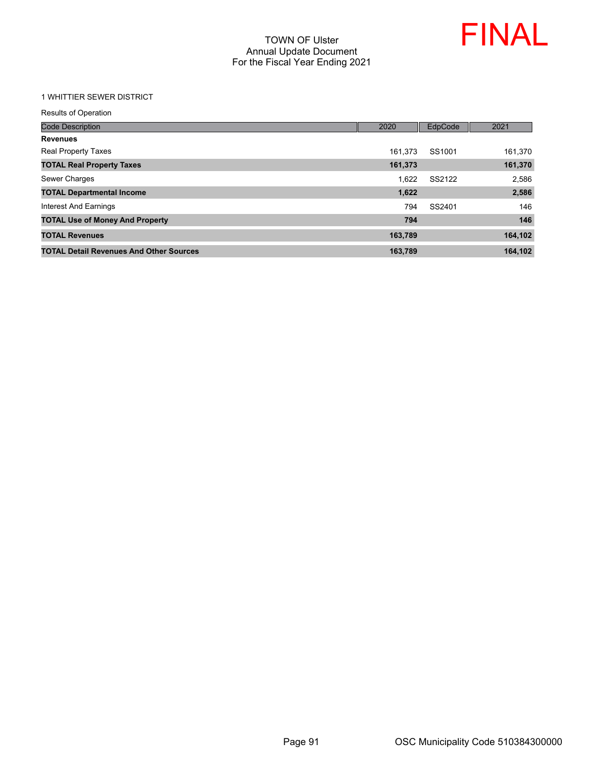# TOWN OF Ulster
## Annual Update Document
## For the Fiscal Year Ending 2021

FINAL

1 WHITTIER SEWER DISTRICT

Results of Operation

| Code Description | 2020 | EdpCode | 2021 |
|---|---|---|---|
| **Revenues** | | | |
| Real Property Taxes | 161,373 | SS1001 | 161,370 |
| **TOTAL Real Property Taxes** | **161,373** | | **161,370** |
| Sewer Charges | 1,622 | SS2122 | 2,586 |
| **TOTAL Departmental Income** | **1,622** | | **2,586** |
| Interest And Earnings | 794 | SS2401 | 146 |
| **TOTAL Use of Money And Property** | **794** | | **146** |
| **TOTAL Revenues** | **163,789** | | **164,102** |
| **TOTAL Detail Revenues And Other Sources** | **163,789** | | **164,102** |

OSC Municipality Code 510384300000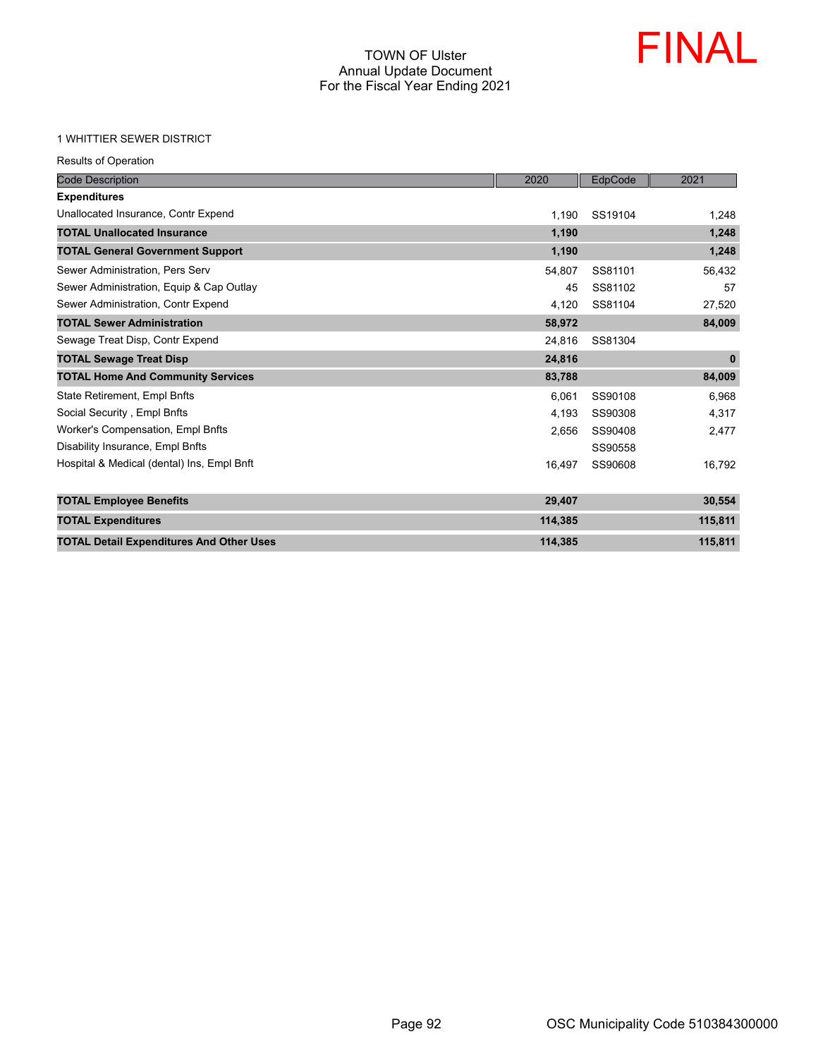TOWN OF Ulster
Annual Update Document
For the Fiscal Year Ending 2021

FINAL

1 WHITTIER SEWER DISTRICT

Results of Operation

| Code Description | 2020 | EdpCode | 2021 |
|---|---|---|---|
| **Expenditures** | | | |
| Unallocated Insurance, Contr Expend | 1,190 | SS19104 | 1,248 |
| **TOTAL Unallocated Insurance** | **1,190** | | **1,248** |
| **TOTAL General Government Support** | **1,190** | | **1,248** |
| Sewer Administration, Pers Serv | 54,807 | SS81101 | 56,432 |
| Sewer Administration, Equip & Cap Outlay | 45 | SS81102 | 57 |
| Sewer Administration, Contr Expend | 4,120 | SS81104 | 27,520 |
| **TOTAL Sewer Administration** | **58,972** | | **84,009** |
| Sewage Treat Disp, Contr Expend | 24,816 | SS81304 | |
| **TOTAL Sewage Treat Disp** | **24,816** | | **0** |
| **TOTAL Home And Community Services** | **83,788** | | **84,009** |
| State Retirement, Empl Bnfts | 6,061 | SS90108 | 6,968 |
| Social Security , Empl Bnfts | 4,193 | SS90308 | 4,317 |
| Worker's Compensation, Empl Bnfts | 2,656 | SS90408 | 2,477 |
| Disability Insurance, Empl Bnfts | | SS90558 | |
| Hospital & Medical (dental) Ins, Empl Bnft | 16,497 | SS90608 | 16,792 |
| **TOTAL Employee Benefits** | **29,407** | | **30,554** |
| **TOTAL Expenditures** | **114,385** | | **115,811** |
| **TOTAL Detail Expenditures And Other Uses** | **114,385** | | **115,811** |

OSC Municipality Code 510384300000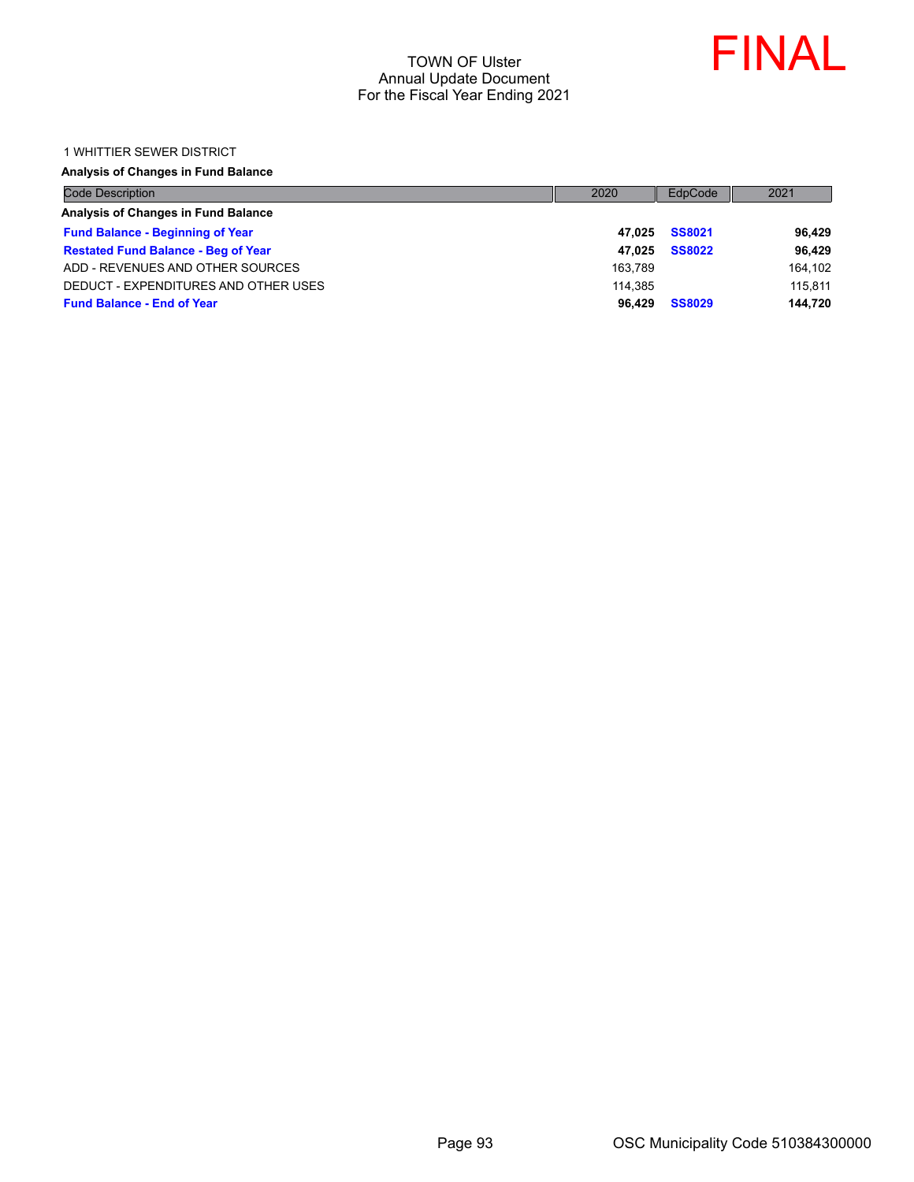TOWN OF Ulster
Annual Update Document
For the Fiscal Year Ending 2021

FINAL

1 WHITTIER SEWER DISTRICT

**Analysis of Changes in Fund Balance**

| Code Description | 2020 | EdpCode | 2021 |
|---|---|---|---|
| **Analysis of Changes in Fund Balance** | | | |
| **Fund Balance - Beginning of Year** | **47,025** | **SS8021** | **96,429** |
| **Restated Fund Balance - Beg of Year** | **47,025** | **SS8022** | **96,429** |
| ADD - REVENUES AND OTHER SOURCES | 163,789 | | 164,102 |
| DEDUCT - EXPENDITURES AND OTHER USES | 114,385 | | 115,811 |
| **Fund Balance - End of Year** | **96,429** | **SS8029** | **144,720** |

OSC Municipality Code 510384300000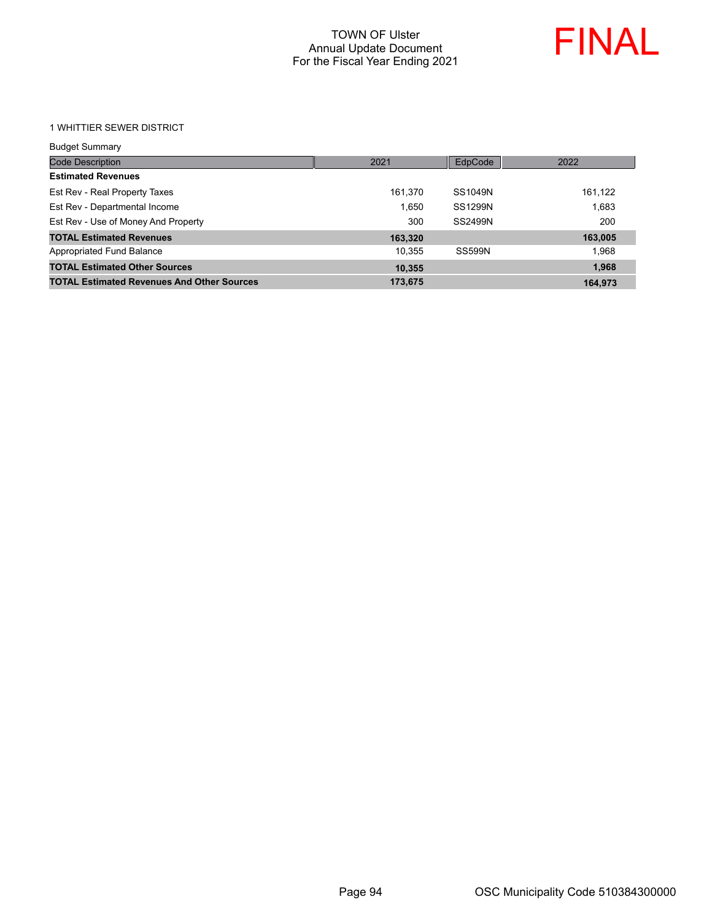TOWN OF Ulster
Annual Update Document
For the Fiscal Year Ending 2021

FINAL

1 WHITTIER SEWER DISTRICT

Budget Summary

| Code Description | 2021 | EdpCode | 2022 |
|---|---|---|---|
| **Estimated Revenues** | | | |
| Est Rev - Real Property Taxes | 161,370 | SS1049N | 161,122 |
| Est Rev - Departmental Income | 1,650 | SS1299N | 1,683 |
| Est Rev - Use of Money And Property | 300 | SS2499N | 200 |
| **TOTAL Estimated Revenues** | **163,320** | | **163,005** |
| Appropriated Fund Balance | 10,355 | SS599N | 1,968 |
| **TOTAL Estimated Other Sources** | **10,355** | | **1,968** |
| **TOTAL Estimated Revenues And Other Sources** | **173,675** | | **164,973** |

OSC Municipality Code 510384300000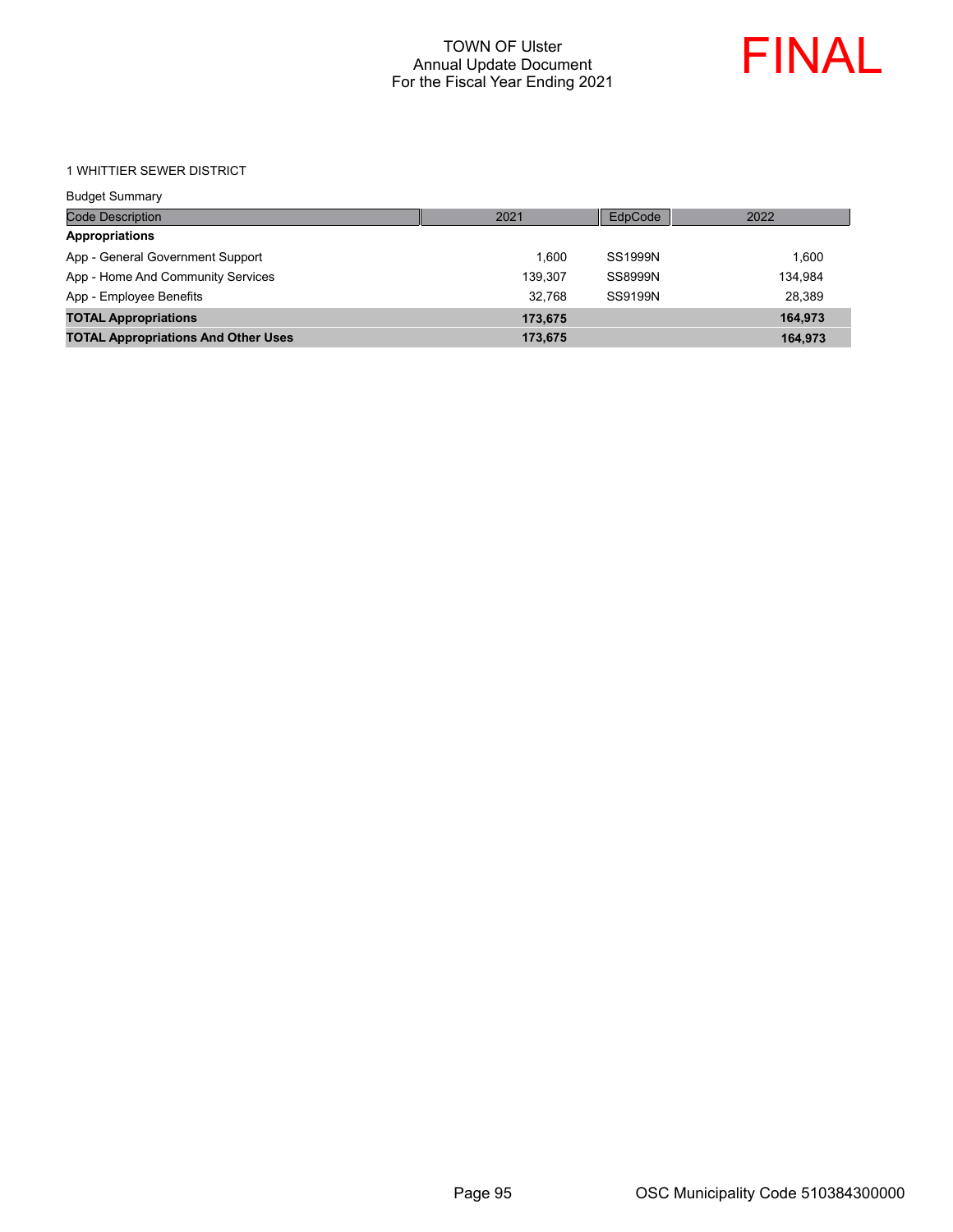TOWN OF Ulster
Annual Update Document
For the Fiscal Year Ending 2021

FINAL

1 WHITTIER SEWER DISTRICT

Budget Summary

| Code Description | 2021 | EdpCode | 2022 |
|---|---|---|---|
| **Appropriations** | | | |
| App - General Government Support | 1,600 | SS1999N | 1,600 |
| App - Home And Community Services | 139,307 | SS8999N | 134,984 |
| App - Employee Benefits | 32,768 | SS9199N | 28,389 |
| **TOTAL Appropriations** | **173,675** | | **164,973** |
| **TOTAL Appropriations And Other Uses** | **173,675** | | **164,973** |

OSC Municipality Code 510384300000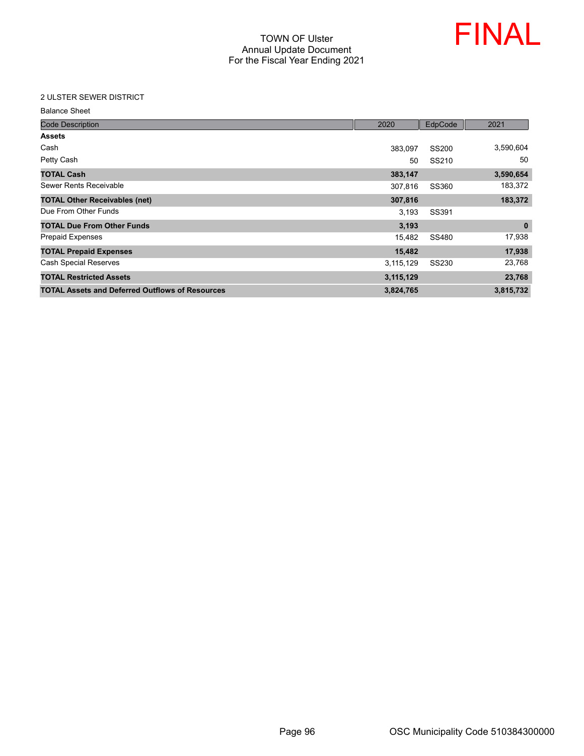# TOWN OF Ulster
## Annual Update Document
## For the Fiscal Year Ending 2021

FINAL

2 ULSTER SEWER DISTRICT

Balance Sheet

| Code Description | 2020 | EdpCode | 2021 |
|---|---|---|---|
| **Assets** | | | |
| Cash | 383,097 | SS200 | 3,590,604 |
| Petty Cash | 50 | SS210 | 50 |
| **TOTAL Cash** | **383,147** | | **3,590,654** |
| Sewer Rents Receivable | 307,816 | SS360 | 183,372 |
| **TOTAL Other Receivables (net)** | **307,816** | | **183,372** |
| Due From Other Funds | 3,193 | SS391 | |
| **TOTAL Due From Other Funds** | **3,193** | | **0** |
| Prepaid Expenses | 15,482 | SS480 | 17,938 |
| **TOTAL Prepaid Expenses** | **15,482** | | **17,938** |
| Cash Special Reserves | 3,115,129 | SS230 | 23,768 |
| **TOTAL Restricted Assets** | **3,115,129** | | **23,768** |
| **TOTAL Assets and Deferred Outflows of Resources** | **3,824,765** | | **3,815,732** |

OSC Municipality Code 510384300000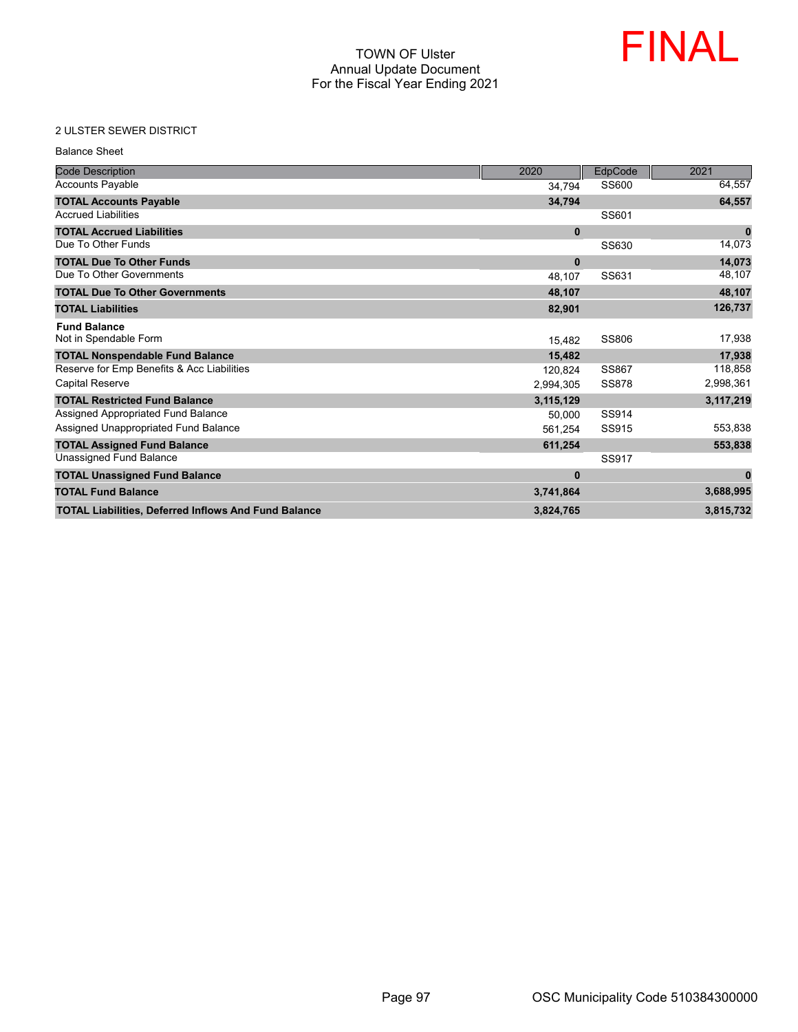TOWN OF Ulster
Annual Update Document
For the Fiscal Year Ending 2021

FINAL

2 ULSTER SEWER DISTRICT

Balance Sheet

| Code Description | 2020 | EdpCode | 2021 |
|---|---|---|---|
| Accounts Payable | 34,794 | SS600 | 64,557 |
| **TOTAL Accounts Payable** | **34,794** | | **64,557** |
| Accrued Liabilities | | SS601 | |
| **TOTAL Accrued Liabilities** | **0** | | **0** |
| Due To Other Funds | | SS630 | 14,073 |
| **TOTAL Due To Other Funds** | **0** | | **14,073** |
| Due To Other Governments | 48,107 | SS631 | 48,107 |
| **TOTAL Due To Other Governments** | **48,107** | | **48,107** |
| **TOTAL Liabilities** | **82,901** | | **126,737** |
| **Fund Balance** | | | |
| Not in Spendable Form | 15,482 | SS806 | 17,938 |
| **TOTAL Nonspendable Fund Balance** | **15,482** | | **17,938** |
| Reserve for Emp Benefits & Acc Liabilities | 120,824 | SS867 | 118,858 |
| Capital Reserve | 2,994,305 | SS878 | 2,998,361 |
| **TOTAL Restricted Fund Balance** | **3,115,129** | | **3,117,219** |
| Assigned Appropriated Fund Balance | 50,000 | SS914 | |
| Assigned Unappropriated Fund Balance | 561,254 | SS915 | 553,838 |
| **TOTAL Assigned Fund Balance** | **611,254** | | **553,838** |
| Unassigned Fund Balance | | SS917 | |
| **TOTAL Unassigned Fund Balance** | **0** | | **0** |
| **TOTAL Fund Balance** | **3,741,864** | | **3,688,995** |
| **TOTAL Liabilities, Deferred Inflows And Fund Balance** | **3,824,765** | | **3,815,732** |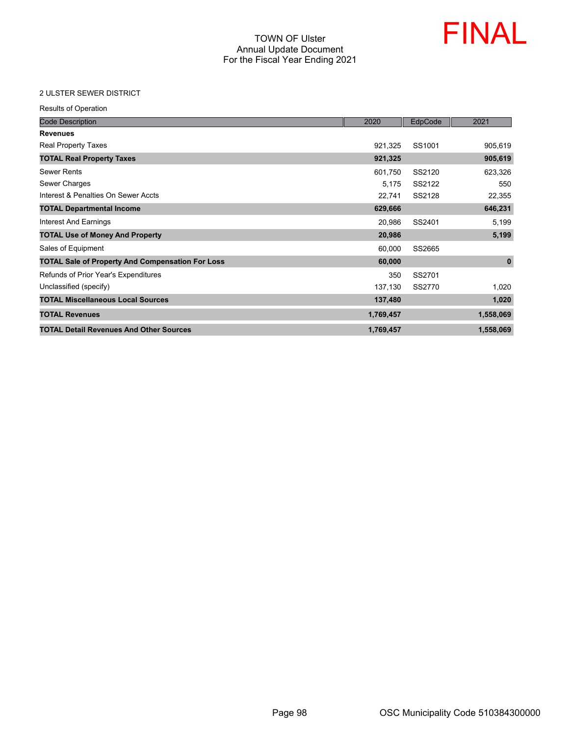TOWN OF Ulster
Annual Update Document
For the Fiscal Year Ending 2021

FINAL

2 ULSTER SEWER DISTRICT

Results of Operation

| Code Description | 2020 | EdpCode | 2021 |
|---|---|---|---|
| **Revenues** | | | |
| Real Property Taxes | 921,325 | SS1001 | 905,619 |
| **TOTAL Real Property Taxes** | **921,325** | | **905,619** |
| Sewer Rents | 601,750 | SS2120 | 623,326 |
| Sewer Charges | 5,175 | SS2122 | 550 |
| Interest & Penalties On Sewer Accts | 22,741 | SS2128 | 22,355 |
| **TOTAL Departmental Income** | **629,666** | | **646,231** |
| Interest And Earnings | 20,986 | SS2401 | 5,199 |
| **TOTAL Use of Money And Property** | **20,986** | | **5,199** |
| Sales of Equipment | 60,000 | SS2665 | |
| **TOTAL Sale of Property And Compensation For Loss** | **60,000** | | **0** |
| Refunds of Prior Year's Expenditures | 350 | SS2701 | |
| Unclassified (specify) | 137,130 | SS2770 | 1,020 |
| **TOTAL Miscellaneous Local Sources** | **137,480** | | **1,020** |
| **TOTAL Revenues** | **1,769,457** | | **1,558,069** |
| **TOTAL Detail Revenues And Other Sources** | **1,769,457** | | **1,558,069** |

OSC Municipality Code 510384300000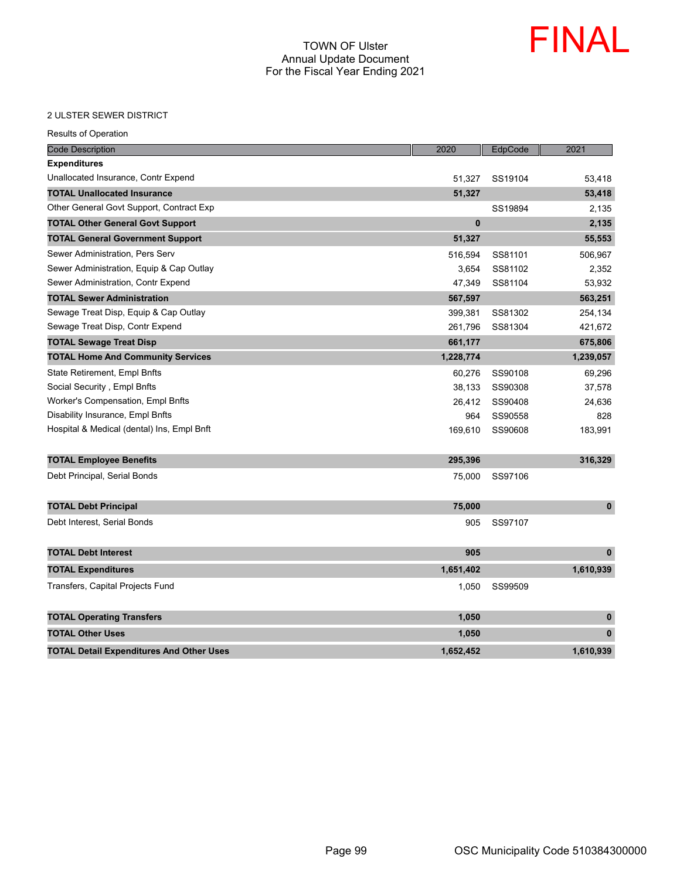TOWN OF Ulster
Annual Update Document
For the Fiscal Year Ending 2021

FINAL

2 ULSTER SEWER DISTRICT

Results of Operation

| Code Description | 2020 | EdpCode | 2021 |
|---|---|---|---|
| **Expenditures** | | | |
| Unallocated Insurance, Contr Expend | 51,327 | SS19104 | 53,418 |
| **TOTAL Unallocated Insurance** | **51,327** | | **53,418** |
| Other General Govt Support, Contract Exp | | SS19894 | 2,135 |
| **TOTAL Other General Govt Support** | **0** | | **2,135** |
| **TOTAL General Government Support** | **51,327** | | **55,553** |
| Sewer Administration, Pers Serv | 516,594 | SS81101 | 506,967 |
| Sewer Administration, Equip & Cap Outlay | 3,654 | SS81102 | 2,352 |
| Sewer Administration, Contr Expend | 47,349 | SS81104 | 53,932 |
| **TOTAL Sewer Administration** | **567,597** | | **563,251** |
| Sewage Treat Disp, Equip & Cap Outlay | 399,381 | SS81302 | 254,134 |
| Sewage Treat Disp, Contr Expend | 261,796 | SS81304 | 421,672 |
| **TOTAL Sewage Treat Disp** | **661,177** | | **675,806** |
| **TOTAL Home And Community Services** | **1,228,774** | | **1,239,057** |
| State Retirement, Empl Bnfts | 60,276 | SS90108 | 69,296 |
| Social Security , Empl Bnfts | 38,133 | SS90308 | 37,578 |
| Worker's Compensation, Empl Bnfts | 26,412 | SS90408 | 24,636 |
| Disability Insurance, Empl Bnfts | 964 | SS90558 | 828 |
| Hospital & Medical (dental) Ins, Empl Bnft | 169,610 | SS90608 | 183,991 |
| **TOTAL Employee Benefits** | **295,396** | | **316,329** |
| Debt Principal, Serial Bonds | 75,000 | SS97106 | |
| **TOTAL Debt Principal** | **75,000** | | **0** |
| Debt Interest, Serial Bonds | 905 | SS97107 | |
| **TOTAL Debt Interest** | **905** | | **0** |
| **TOTAL Expenditures** | **1,651,402** | | **1,610,939** |
| Transfers, Capital Projects Fund | 1,050 | SS99509 | |
| **TOTAL Operating Transfers** | **1,050** | | **0** |
| **TOTAL Other Uses** | **1,050** | | **0** |
| **TOTAL Detail Expenditures And Other Uses** | **1,652,452** | | **1,610,939** |

OSC Municipality Code 510384300000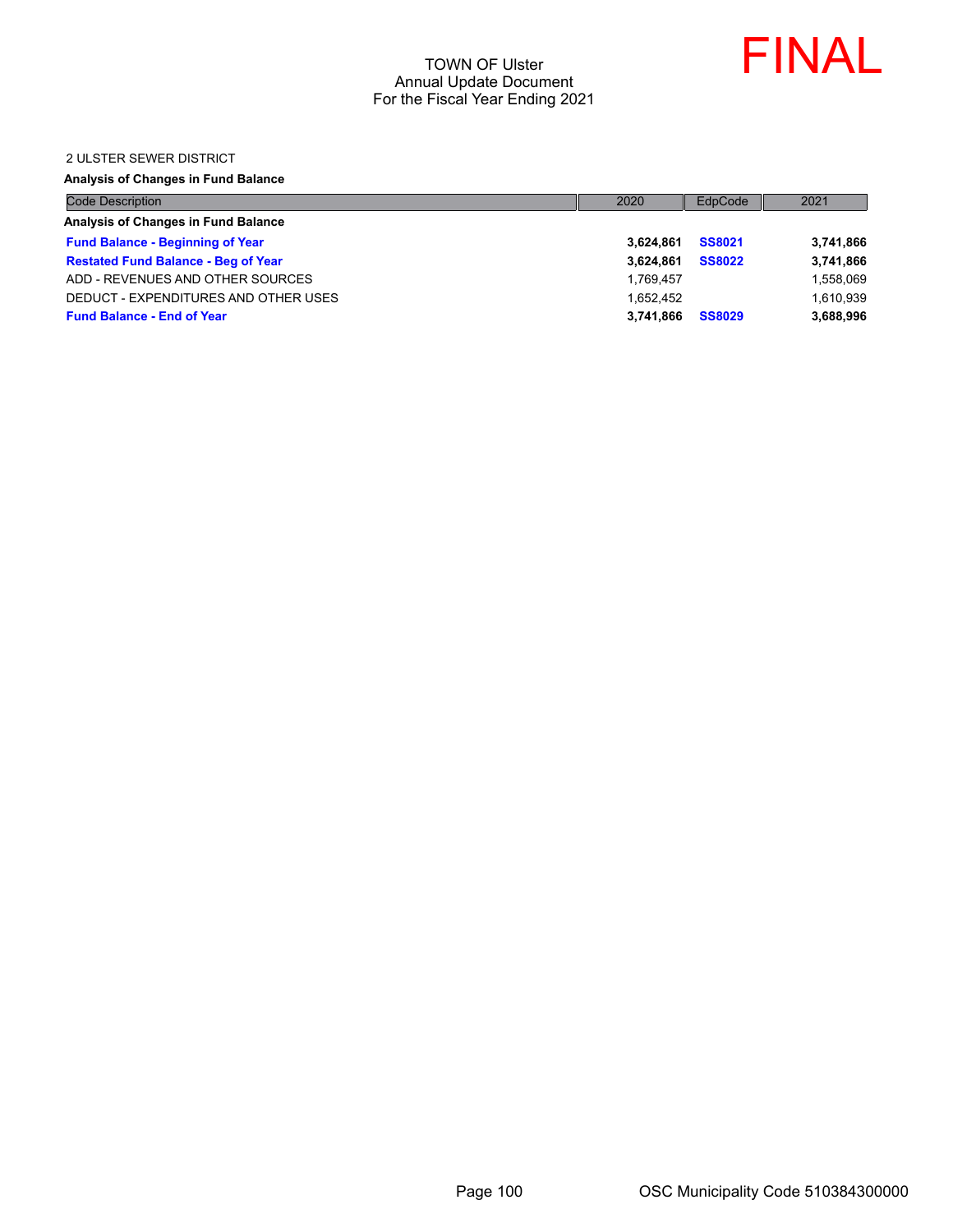TOWN OF Ulster
Annual Update Document
For the Fiscal Year Ending 2021

FINAL

2 ULSTER SEWER DISTRICT

**Analysis of Changes in Fund Balance**

| Code Description | 2020 | EdpCode | 2021 |
|---|---|---|---|
| **Analysis of Changes in Fund Balance** | | | |
| **Fund Balance - Beginning of Year** | **3,624,861** | **SS8021** | **3,741,866** |
| **Restated Fund Balance - Beg of Year** | **3,624,861** | **SS8022** | **3,741,866** |
| ADD - REVENUES AND OTHER SOURCES | 1,769,457 | | 1,558,069 |
| DEDUCT - EXPENDITURES AND OTHER USES | 1,652,452 | | 1,610,939 |
| **Fund Balance - End of Year** | **3,741,866** | **SS8029** | **3,688,996** |

OSC Municipality Code 510384300000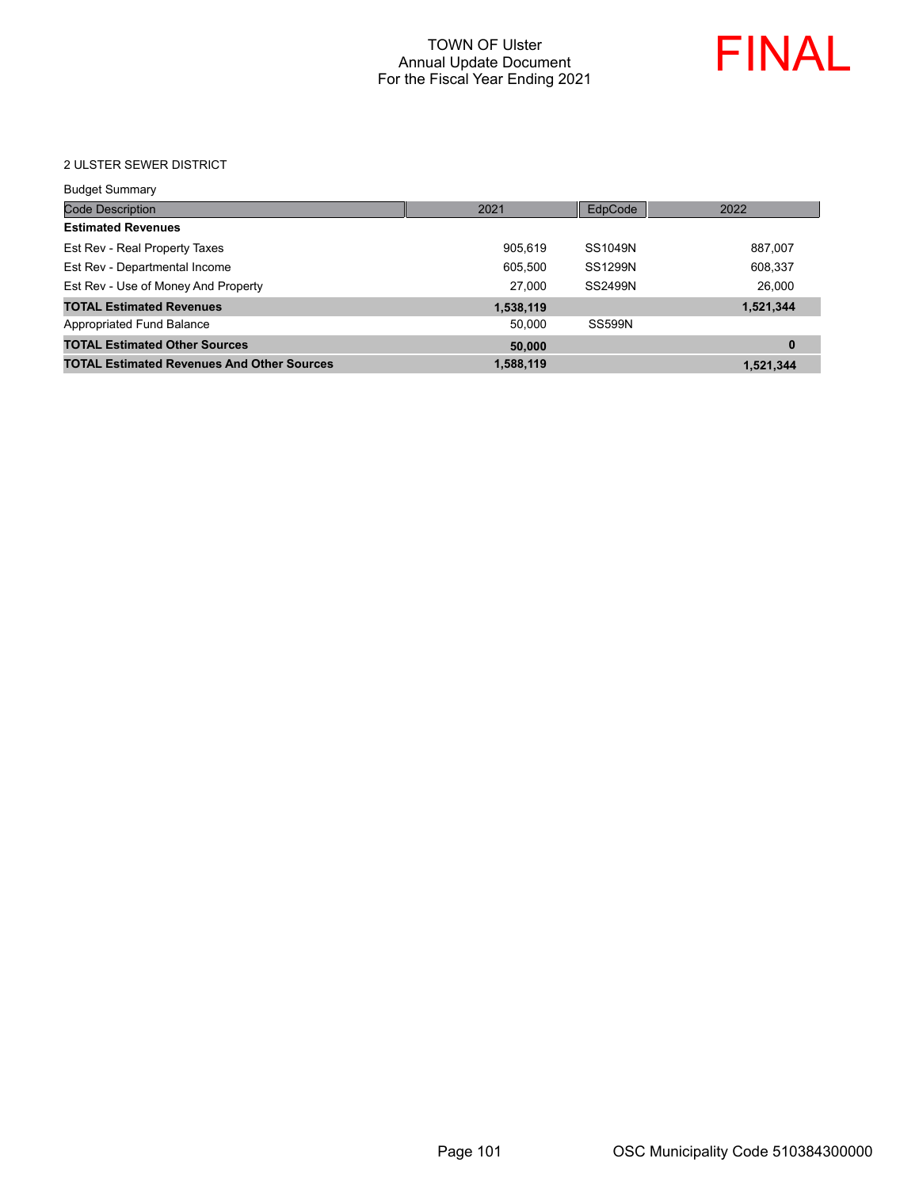TOWN OF Ulster
Annual Update Document
For the Fiscal Year Ending 2021

FINAL

2 ULSTER SEWER DISTRICT

Budget Summary

| Code Description | 2021 | EdpCode | 2022 |
|---|---|---|---|
| **Estimated Revenues** | | | |
| Est Rev - Real Property Taxes | 905,619 | SS1049N | 887,007 |
| Est Rev - Departmental Income | 605,500 | SS1299N | 608,337 |
| Est Rev - Use of Money And Property | 27,000 | SS2499N | 26,000 |
| **TOTAL Estimated Revenues** | **1,538,119** | | **1,521,344** |
| Appropriated Fund Balance | 50,000 | SS599N | |
| **TOTAL Estimated Other Sources** | **50,000** | | **0** |
| **TOTAL Estimated Revenues And Other Sources** | **1,588,119** | | **1,521,344** |

OSC Municipality Code 510384300000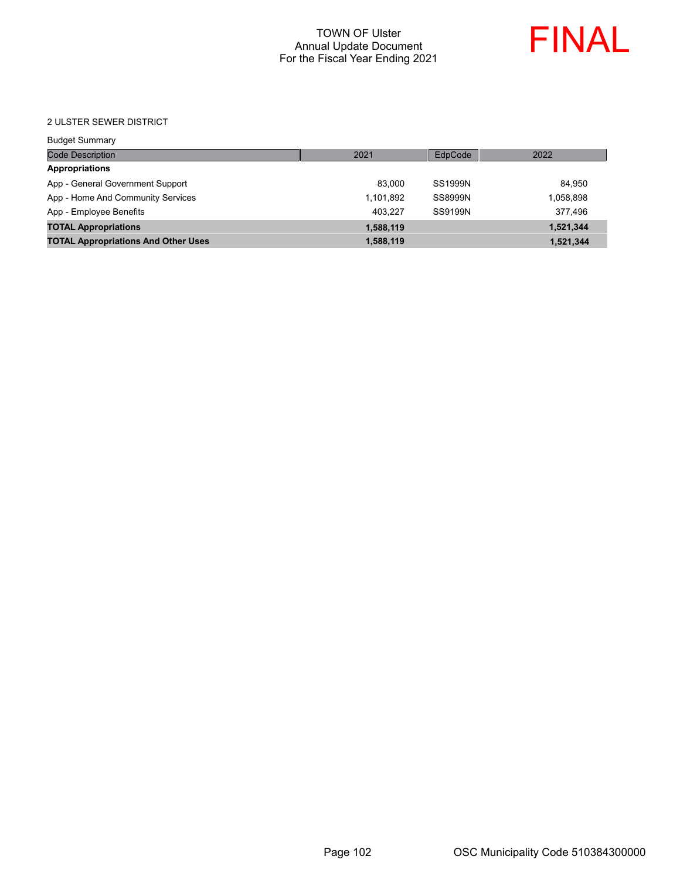TOWN OF Ulster
Annual Update Document
For the Fiscal Year Ending 2021

FINAL

2 ULSTER SEWER DISTRICT

Budget Summary

| Code Description | 2021 | EdpCode | 2022 |
|---|---|---|---|
| **Appropriations** | | | |
| App - General Government Support | 83,000 | SS1999N | 84,950 |
| App - Home And Community Services | 1,101,892 | SS8999N | 1,058,898 |
| App - Employee Benefits | 403,227 | SS9199N | 377,496 |
| **TOTAL Appropriations** | **1,588,119** | | **1,521,344** |
| **TOTAL Appropriations And Other Uses** | **1,588,119** | | **1,521,344** |

OSC Municipality Code 510384300000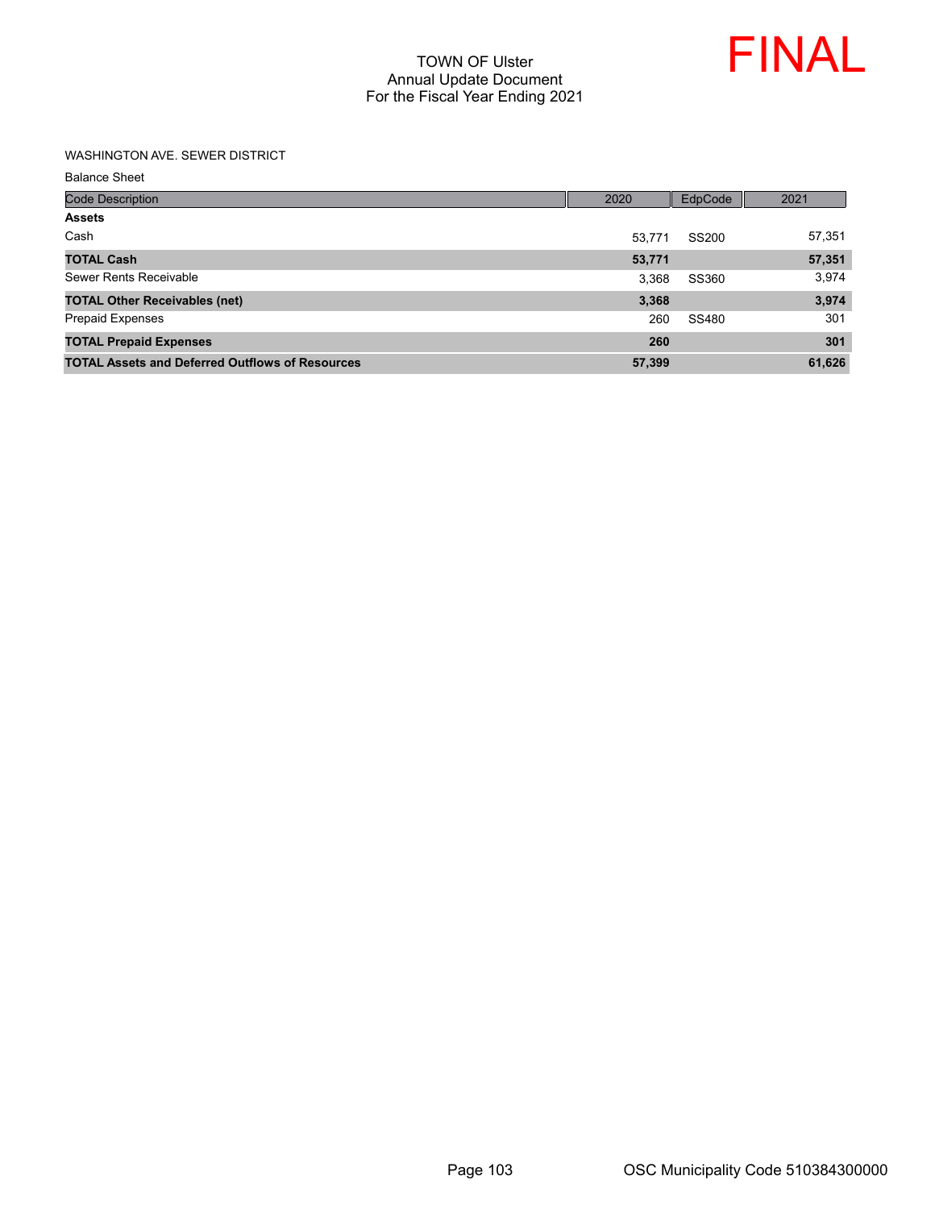# TOWN OF Ulster
## Annual Update Document
## For the Fiscal Year Ending 2021

FINAL

WASHINGTON AVE. SEWER DISTRICT

Balance Sheet

| Code Description | 2020 | EdpCode | 2021 |
|---|---|---|---|
| **Assets** | | | |
| Cash | 53,771 | SS200 | 57,351 |
| **TOTAL Cash** | **53,771** | | **57,351** |
| Sewer Rents Receivable | 3,368 | SS360 | 3,974 |
| **TOTAL Other Receivables (net)** | **3,368** | | **3,974** |
| Prepaid Expenses | 260 | SS480 | 301 |
| **TOTAL Prepaid Expenses** | **260** | | **301** |
| **TOTAL Assets and Deferred Outflows of Resources** | **57,399** | | **61,626** |

OSC Municipality Code 510384300000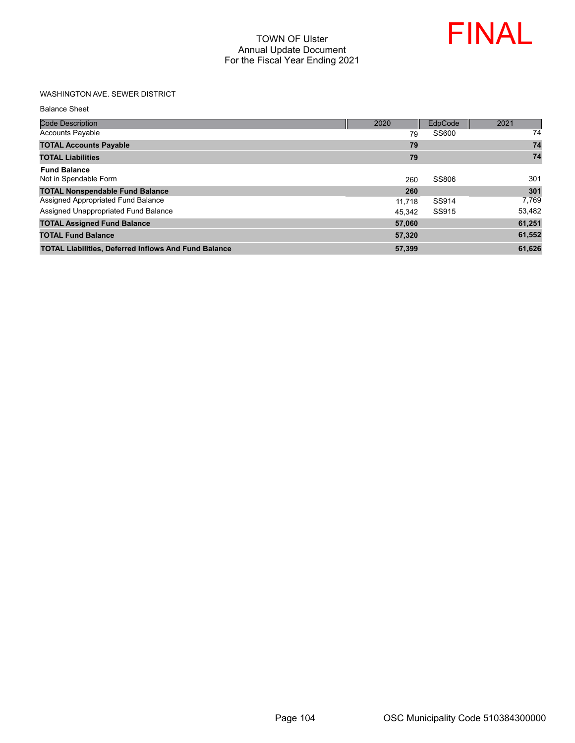# TOWN OF Ulster
## Annual Update Document
## For the Fiscal Year Ending 2021

FINAL

WASHINGTON AVE. SEWER DISTRICT

Balance Sheet

| Code Description | 2020 | EdpCode | 2021 |
|---|---|---|---|
| Accounts Payable | 79 | SS600 | 74 |
| **TOTAL Accounts Payable** | **79** | | **74** |
| **TOTAL Liabilities** | **79** | | **74** |
| **Fund Balance** | | | |
| Not in Spendable Form | 260 | SS806 | 301 |
| **TOTAL Nonspendable Fund Balance** | **260** | | **301** |
| Assigned Appropriated Fund Balance | 11,718 | SS914 | 7,769 |
| Assigned Unappropriated Fund Balance | 45,342 | SS915 | 53,482 |
| **TOTAL Assigned Fund Balance** | **57,060** | | **61,251** |
| **TOTAL Fund Balance** | **57,320** | | **61,552** |
| **TOTAL Liabilities, Deferred Inflows And Fund Balance** | **57,399** | | **61,626** |

OSC Municipality Code 510384300000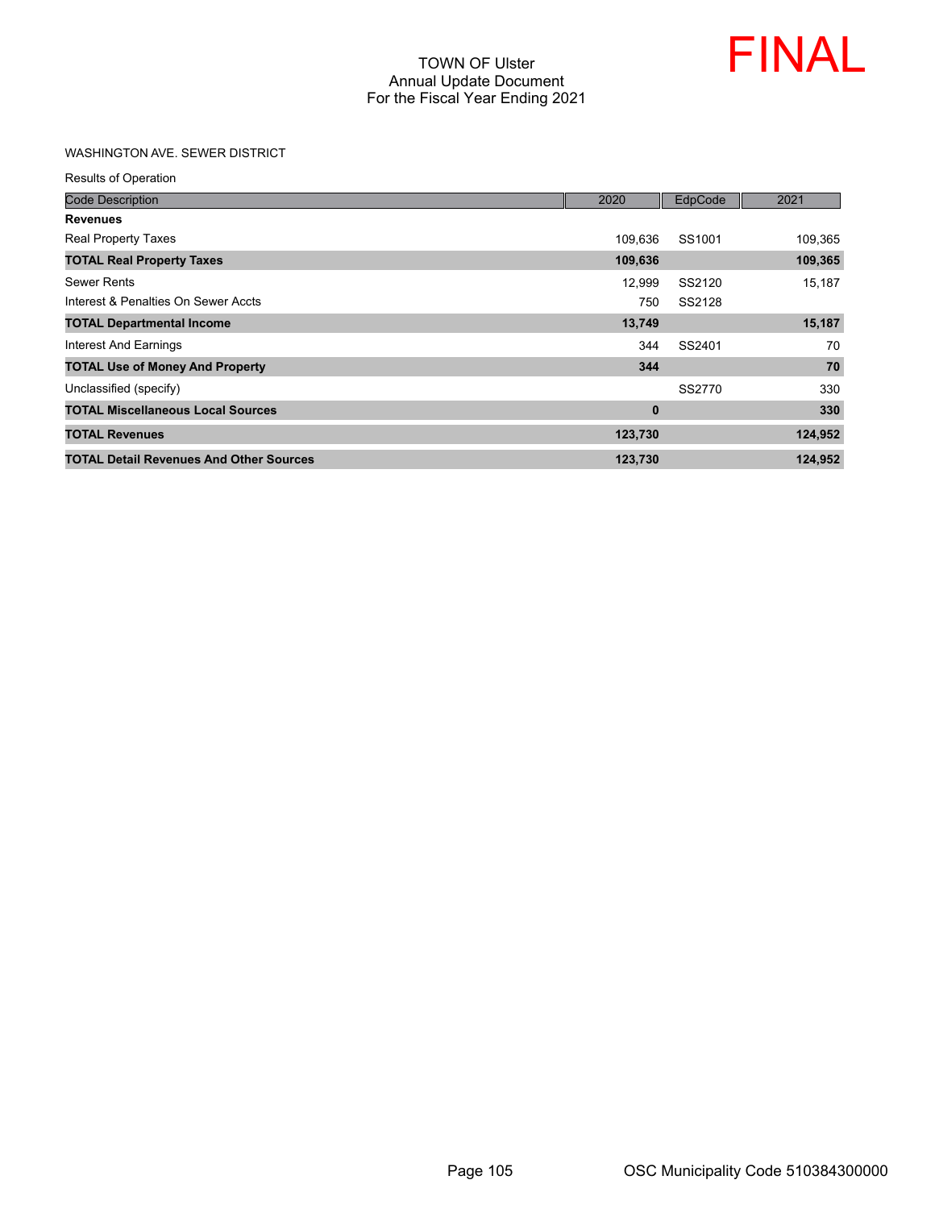# TOWN OF Ulster
## Annual Update Document
## For the Fiscal Year Ending 2021

FINAL

WASHINGTON AVE. SEWER DISTRICT

Results of Operation

| Code Description | 2020 | EdpCode | 2021 |
|---|---|---|---|
| **Revenues** | | | |
| Real Property Taxes | 109,636 | SS1001 | 109,365 |
| **TOTAL Real Property Taxes** | **109,636** | | **109,365** |
| Sewer Rents | 12,999 | SS2120 | 15,187 |
| Interest & Penalties On Sewer Accts | 750 | SS2128 | |
| **TOTAL Departmental Income** | **13,749** | | **15,187** |
| Interest And Earnings | 344 | SS2401 | 70 |
| **TOTAL Use of Money And Property** | **344** | | **70** |
| Unclassified (specify) | | SS2770 | 330 |
| **TOTAL Miscellaneous Local Sources** | **0** | | **330** |
| **TOTAL Revenues** | **123,730** | | **124,952** |
| **TOTAL Detail Revenues And Other Sources** | **123,730** | | **124,952** |

OSC Municipality Code 510384300000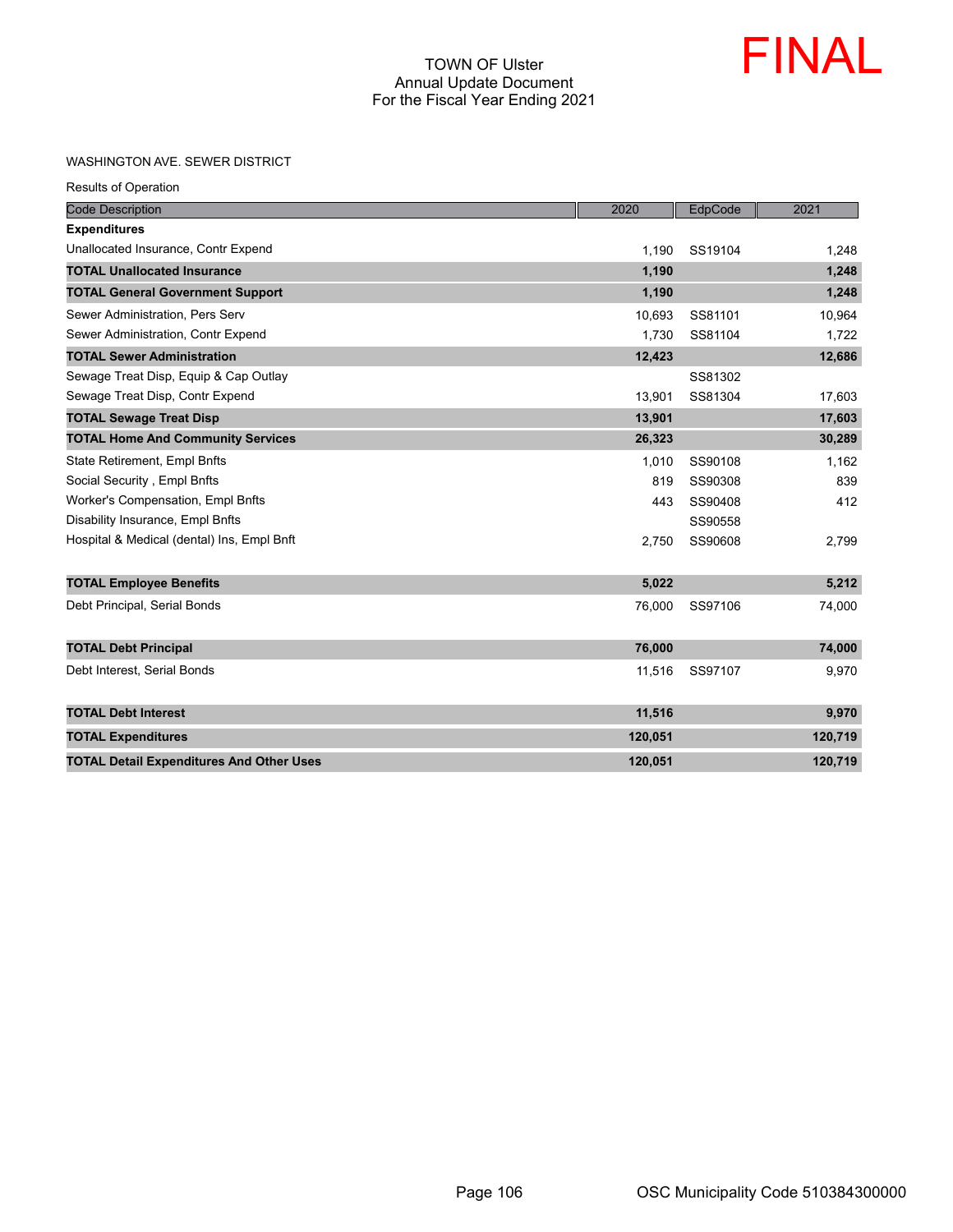# TOWN OF Ulster
## Annual Update Document
## For the Fiscal Year Ending 2021

FINAL

WASHINGTON AVE. SEWER DISTRICT

Results of Operation

| Code Description | 2020 | EdpCode | 2021 |
|---|---|---|---|
| **Expenditures** | | | |
| Unallocated Insurance, Contr Expend | 1,190 | SS19104 | 1,248 |
| **TOTAL Unallocated Insurance** | **1,190** | | **1,248** |
| **TOTAL General Government Support** | **1,190** | | **1,248** |
| Sewer Administration, Pers Serv | 10,693 | SS81101 | 10,964 |
| Sewer Administration, Contr Expend | 1,730 | SS81104 | 1,722 |
| **TOTAL Sewer Administration** | **12,423** | | **12,686** |
| Sewage Treat Disp, Equip & Cap Outlay | | SS81302 | |
| Sewage Treat Disp, Contr Expend | 13,901 | SS81304 | 17,603 |
| **TOTAL Sewage Treat Disp** | **13,901** | | **17,603** |
| **TOTAL Home And Community Services** | **26,323** | | **30,289** |
| State Retirement, Empl Bnfts | 1,010 | SS90108 | 1,162 |
| Social Security , Empl Bnfts | 819 | SS90308 | 839 |
| Worker's Compensation, Empl Bnfts | 443 | SS90408 | 412 |
| Disability Insurance, Empl Bnfts | | SS90558 | |
| Hospital & Medical (dental) Ins, Empl Bnft | 2,750 | SS90608 | 2,799 |
| **TOTAL Employee Benefits** | **5,022** | | **5,212** |
| Debt Principal, Serial Bonds | 76,000 | SS97106 | 74,000 |
| **TOTAL Debt Principal** | **76,000** | | **74,000** |
| Debt Interest, Serial Bonds | 11,516 | SS97107 | 9,970 |
| **TOTAL Debt Interest** | **11,516** | | **9,970** |
| **TOTAL Expenditures** | **120,051** | | **120,719** |
| **TOTAL Detail Expenditures And Other Uses** | **120,051** | | **120,719** |

OSC Municipality Code 510384300000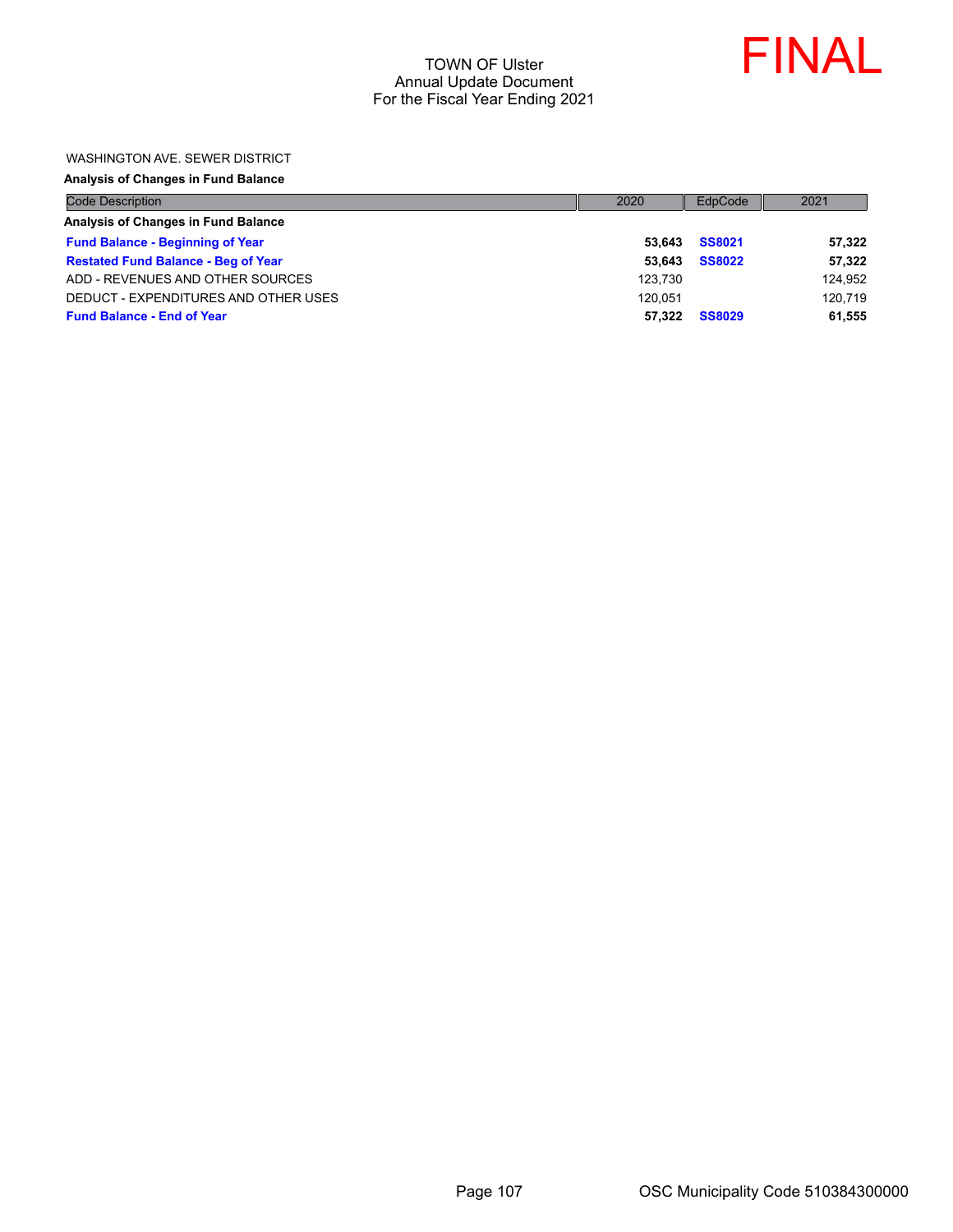TOWN OF Ulster
Annual Update Document
For the Fiscal Year Ending 2021

FINAL

WASHINGTON AVE. SEWER DISTRICT

**Analysis of Changes in Fund Balance**

| Code Description | 2020 | EdpCode | 2021 |
|---|---|---|---|
| **Analysis of Changes in Fund Balance** | | | |
| **Fund Balance - Beginning of Year** | **53,643** | **SS8021** | **57,322** |
| **Restated Fund Balance - Beg of Year** | **53,643** | **SS8022** | **57,322** |
| ADD - REVENUES AND OTHER SOURCES | 123,730 | | 124,952 |
| DEDUCT - EXPENDITURES AND OTHER USES | 120,051 | | 120,719 |
| **Fund Balance - End of Year** | **57,322** | **SS8029** | **61,555** |

OSC Municipality Code 510384300000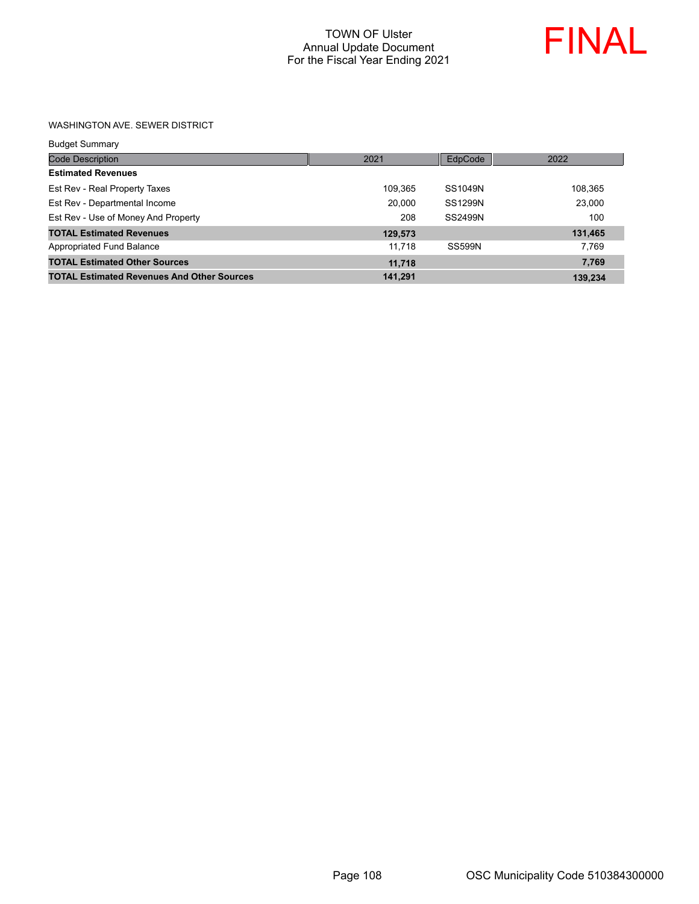TOWN OF Ulster
Annual Update Document
For the Fiscal Year Ending 2021

FINAL

WASHINGTON AVE. SEWER DISTRICT

Budget Summary

| Code Description | 2021 | EdpCode | 2022 |
|---|---|---|---|
| **Estimated Revenues** | | | |
| Est Rev - Real Property Taxes | 109,365 | SS1049N | 108,365 |
| Est Rev - Departmental Income | 20,000 | SS1299N | 23,000 |
| Est Rev - Use of Money And Property | 208 | SS2499N | 100 |
| **TOTAL Estimated Revenues** | **129,573** | | **131,465** |
| Appropriated Fund Balance | 11,718 | SS599N | 7,769 |
| **TOTAL Estimated Other Sources** | **11,718** | | **7,769** |
| **TOTAL Estimated Revenues And Other Sources** | **141,291** | | **139,234** |

OSC Municipality Code 510384300000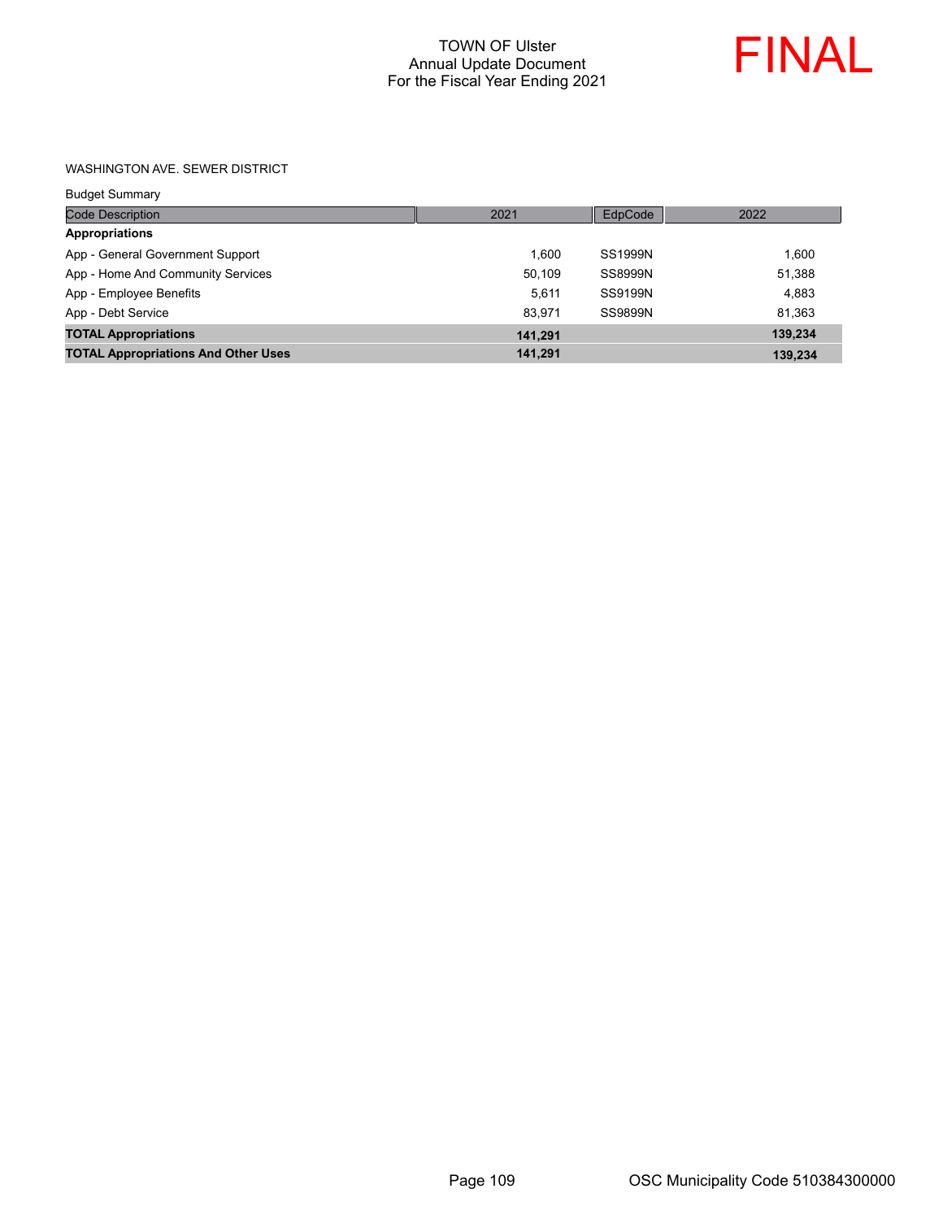TOWN OF Ulster
Annual Update Document
For the Fiscal Year Ending 2021

FINAL

WASHINGTON AVE. SEWER DISTRICT

Budget Summary

| Code Description | 2021 | EdpCode | 2022 |
|---|---|---|---|
| **Appropriations** | | | |
| App - General Government Support | 1,600 | SS1999N | 1,600 |
| App - Home And Community Services | 50,109 | SS8999N | 51,388 |
| App - Employee Benefits | 5,611 | SS9199N | 4,883 |
| App - Debt Service | 83,971 | SS9899N | 81,363 |
| **TOTAL Appropriations** | **141,291** | | **139,234** |
| **TOTAL Appropriations And Other Uses** | **141,291** | | **139,234** |

OSC Municipality Code 510384300000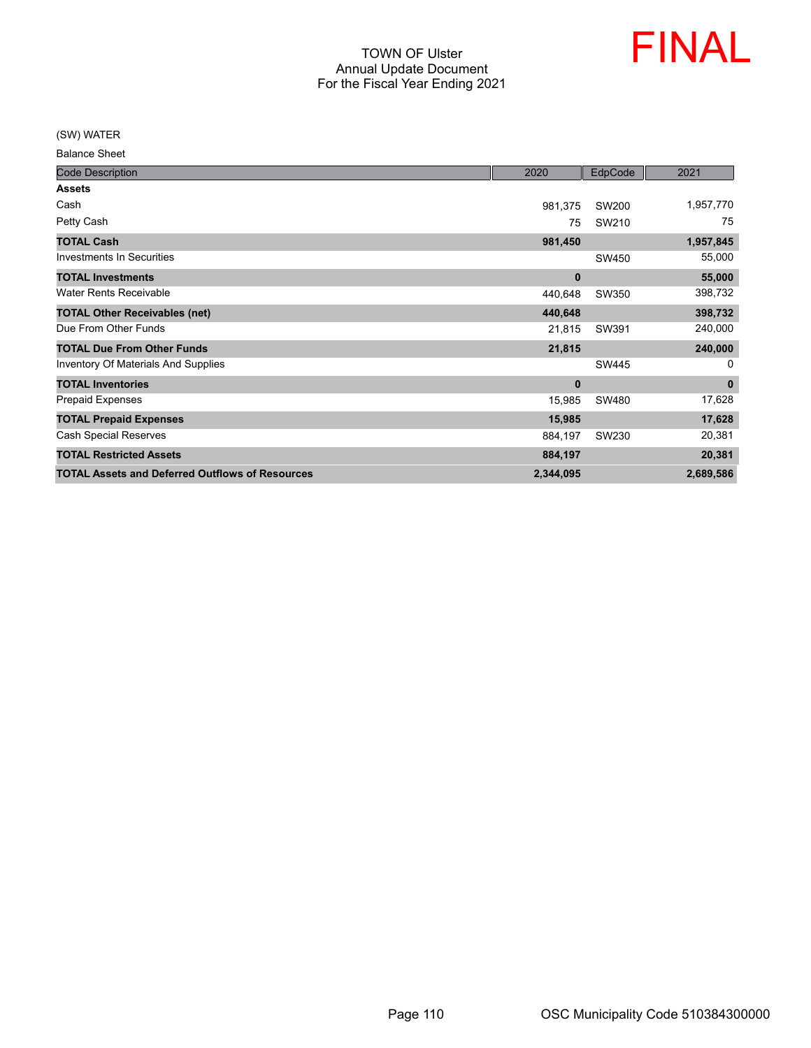TOWN OF Ulster
Annual Update Document
For the Fiscal Year Ending 2021

FINAL

(SW) WATER

Balance Sheet

| Code Description | 2020 | EdpCode | 2021 |
|---|---|---|---|
| **Assets** | | | |
| Cash | 981,375 | SW200 | 1,957,770 |
| Petty Cash | 75 | SW210 | 75 |
| **TOTAL Cash** | **981,450** | | **1,957,845** |
| Investments In Securities | | SW450 | 55,000 |
| **TOTAL Investments** | **0** | | **55,000** |
| Water Rents Receivable | 440,648 | SW350 | 398,732 |
| **TOTAL Other Receivables (net)** | **440,648** | | **398,732** |
| Due From Other Funds | 21,815 | SW391 | 240,000 |
| **TOTAL Due From Other Funds** | **21,815** | | **240,000** |
| Inventory Of Materials And Supplies | | SW445 | 0 |
| **TOTAL Inventories** | **0** | | **0** |
| Prepaid Expenses | 15,985 | SW480 | 17,628 |
| **TOTAL Prepaid Expenses** | **15,985** | | **17,628** |
| Cash Special Reserves | 884,197 | SW230 | 20,381 |
| **TOTAL Restricted Assets** | **884,197** | | **20,381** |
| **TOTAL Assets and Deferred Outflows of Resources** | **2,344,095** | | **2,689,586** |

OSC Municipality Code 510384300000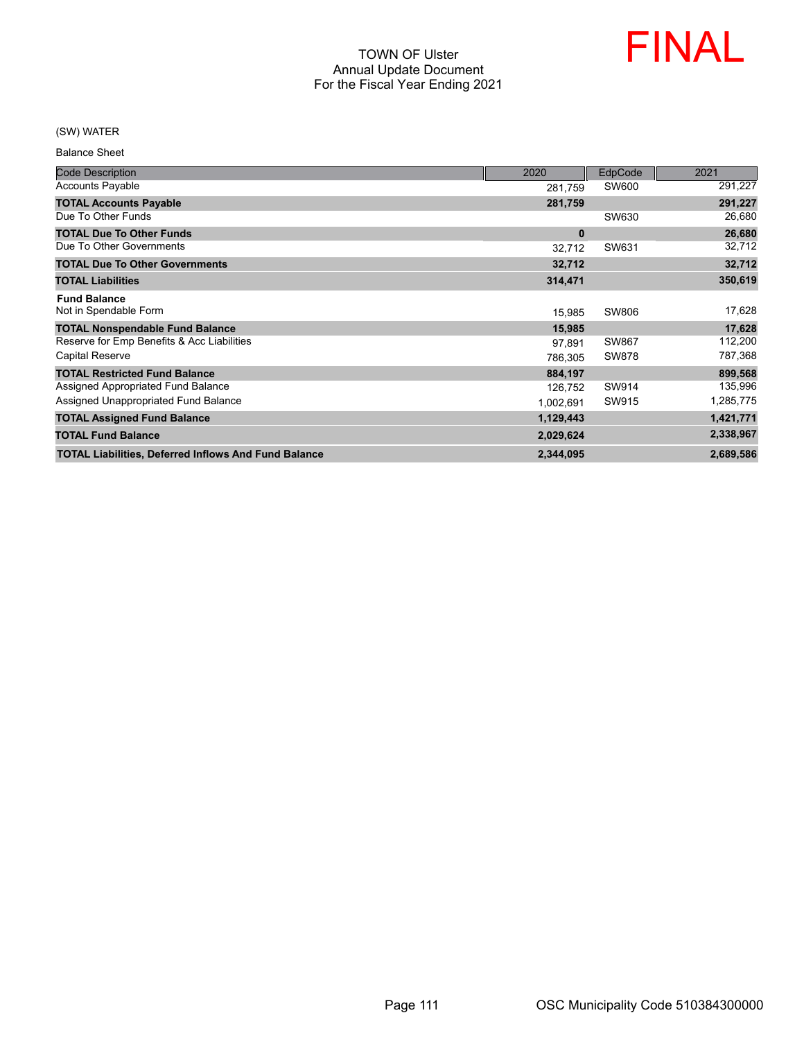# TOWN OF Ulster
## Annual Update Document
## For the Fiscal Year Ending 2021

FINAL

(SW) WATER

Balance Sheet

| Code Description | 2020 | EdpCode | 2021 |
|---|---|---|---|
| Accounts Payable | 281,759 | SW600 | 291,227 |
| **TOTAL Accounts Payable** | **281,759** | | **291,227** |
| Due To Other Funds | | SW630 | 26,680 |
| **TOTAL Due To Other Funds** | **0** | | **26,680** |
| Due To Other Governments | 32,712 | SW631 | 32,712 |
| **TOTAL Due To Other Governments** | **32,712** | | **32,712** |
| **TOTAL Liabilities** | **314,471** | | **350,619** |
| **Fund Balance** | | | |
| Not in Spendable Form | 15,985 | SW806 | 17,628 |
| **TOTAL Nonspendable Fund Balance** | **15,985** | | **17,628** |
| Reserve for Emp Benefits & Acc Liabilities | 97,891 | SW867 | 112,200 |
| Capital Reserve | 786,305 | SW878 | 787,368 |
| **TOTAL Restricted Fund Balance** | **884,197** | | **899,568** |
| Assigned Appropriated Fund Balance | 126,752 | SW914 | 135,996 |
| Assigned Unappropriated Fund Balance | 1,002,691 | SW915 | 1,285,775 |
| **TOTAL Assigned Fund Balance** | **1,129,443** | | **1,421,771** |
| **TOTAL Fund Balance** | **2,029,624** | | **2,338,967** |
| **TOTAL Liabilities, Deferred Inflows And Fund Balance** | **2,344,095** | | **2,689,586** |

OSC Municipality Code 510384300000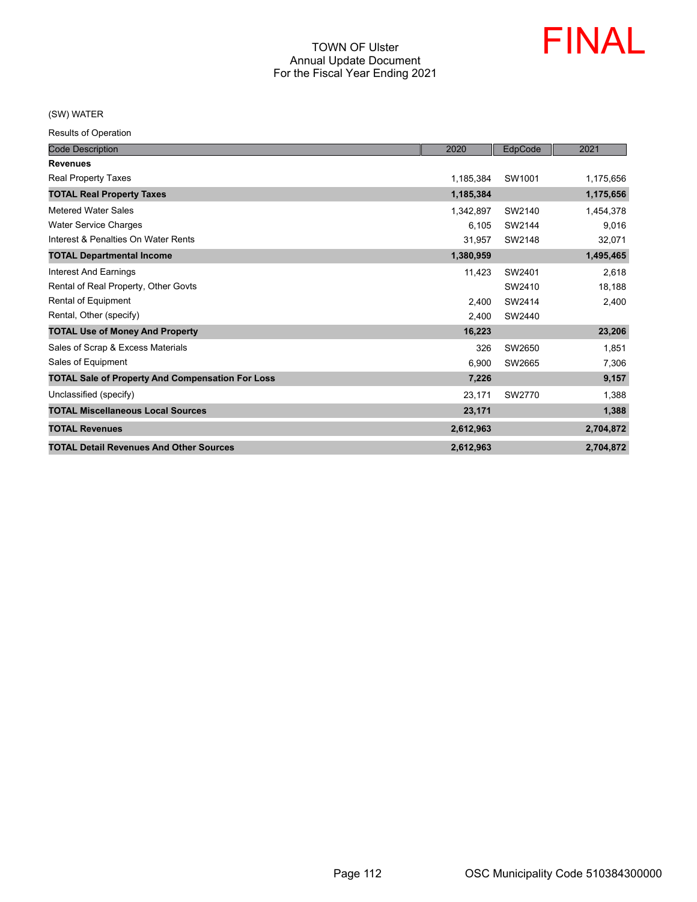TOWN OF Ulster
Annual Update Document
For the Fiscal Year Ending 2021

FINAL

(SW) WATER

Results of Operation

| Code Description | 2020 | EdpCode | 2021 |
|---|---|---|---|
| **Revenues** | | | |
| Real Property Taxes | 1,185,384 | SW1001 | 1,175,656 |
| **TOTAL Real Property Taxes** | **1,185,384** | | **1,175,656** |
| Metered Water Sales | 1,342,897 | SW2140 | 1,454,378 |
| Water Service Charges | 6,105 | SW2144 | 9,016 |
| Interest & Penalties On Water Rents | 31,957 | SW2148 | 32,071 |
| **TOTAL Departmental Income** | **1,380,959** | | **1,495,465** |
| Interest And Earnings | 11,423 | SW2401 | 2,618 |
| Rental of Real Property, Other Govts | | SW2410 | 18,188 |
| Rental of Equipment | 2,400 | SW2414 | 2,400 |
| Rental, Other (specify) | 2,400 | SW2440 | |
| **TOTAL Use of Money And Property** | **16,223** | | **23,206** |
| Sales of Scrap & Excess Materials | 326 | SW2650 | 1,851 |
| Sales of Equipment | 6,900 | SW2665 | 7,306 |
| **TOTAL Sale of Property And Compensation For Loss** | **7,226** | | **9,157** |
| Unclassified (specify) | 23,171 | SW2770 | 1,388 |
| **TOTAL Miscellaneous Local Sources** | **23,171** | | **1,388** |
| **TOTAL Revenues** | **2,612,963** | | **2,704,872** |
| **TOTAL Detail Revenues And Other Sources** | **2,612,963** | | **2,704,872** |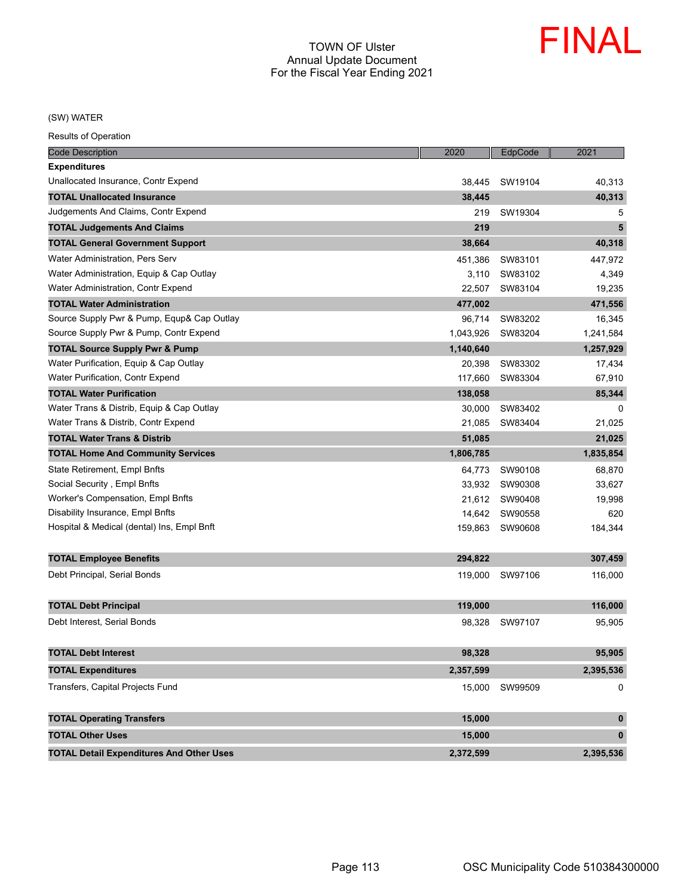TOWN OF Ulster
Annual Update Document
For the Fiscal Year Ending 2021

FINAL

(SW) WATER

Results of Operation

| Code Description | 2020 | EdpCode | 2021 |
|---|---|---|---|
| **Expenditures** | | | |
| Unallocated Insurance, Contr Expend | 38,445 | SW19104 | 40,313 |
| **TOTAL Unallocated Insurance** | **38,445** | | **40,313** |
| Judgements And Claims, Contr Expend | 219 | SW19304 | 5 |
| **TOTAL Judgements And Claims** | **219** | | **5** |
| **TOTAL General Government Support** | **38,664** | | **40,318** |
| Water Administration, Pers Serv | 451,386 | SW83101 | 447,972 |
| Water Administration, Equip & Cap Outlay | 3,110 | SW83102 | 4,349 |
| Water Administration, Contr Expend | 22,507 | SW83104 | 19,235 |
| **TOTAL Water Administration** | **477,002** | | **471,556** |
| Source Supply Pwr & Pump, Equp& Cap Outlay | 96,714 | SW83202 | 16,345 |
| Source Supply Pwr & Pump, Contr Expend | 1,043,926 | SW83204 | 1,241,584 |
| **TOTAL Source Supply Pwr & Pump** | **1,140,640** | | **1,257,929** |
| Water Purification, Equip & Cap Outlay | 20,398 | SW83302 | 17,434 |
| Water Purification, Contr Expend | 117,660 | SW83304 | 67,910 |
| **TOTAL Water Purification** | **138,058** | | **85,344** |
| Water Trans & Distrib, Equip & Cap Outlay | 30,000 | SW83402 | 0 |
| Water Trans & Distrib, Contr Expend | 21,085 | SW83404 | 21,025 |
| **TOTAL Water Trans & Distrib** | **51,085** | | **21,025** |
| **TOTAL Home And Community Services** | **1,806,785** | | **1,835,854** |
| State Retirement, Empl Bnfts | 64,773 | SW90108 | 68,870 |
| Social Security , Empl Bnfts | 33,932 | SW90308 | 33,627 |
| Worker's Compensation, Empl Bnfts | 21,612 | SW90408 | 19,998 |
| Disability Insurance, Empl Bnfts | 14,642 | SW90558 | 620 |
| Hospital & Medical (dental) Ins, Empl Bnft | 159,863 | SW90608 | 184,344 |
| **TOTAL Employee Benefits** | **294,822** | | **307,459** |
| Debt Principal, Serial Bonds | 119,000 | SW97106 | 116,000 |
| **TOTAL Debt Principal** | **119,000** | | **116,000** |
| Debt Interest, Serial Bonds | 98,328 | SW97107 | 95,905 |
| **TOTAL Debt Interest** | **98,328** | | **95,905** |
| **TOTAL Expenditures** | **2,357,599** | | **2,395,536** |
| Transfers, Capital Projects Fund | 15,000 | SW99509 | 0 |
| **TOTAL Operating Transfers** | **15,000** | | **0** |
| **TOTAL Other Uses** | **15,000** | | **0** |
| **TOTAL Detail Expenditures And Other Uses** | **2,372,599** | | **2,395,536** |

OSC Municipality Code 510384300000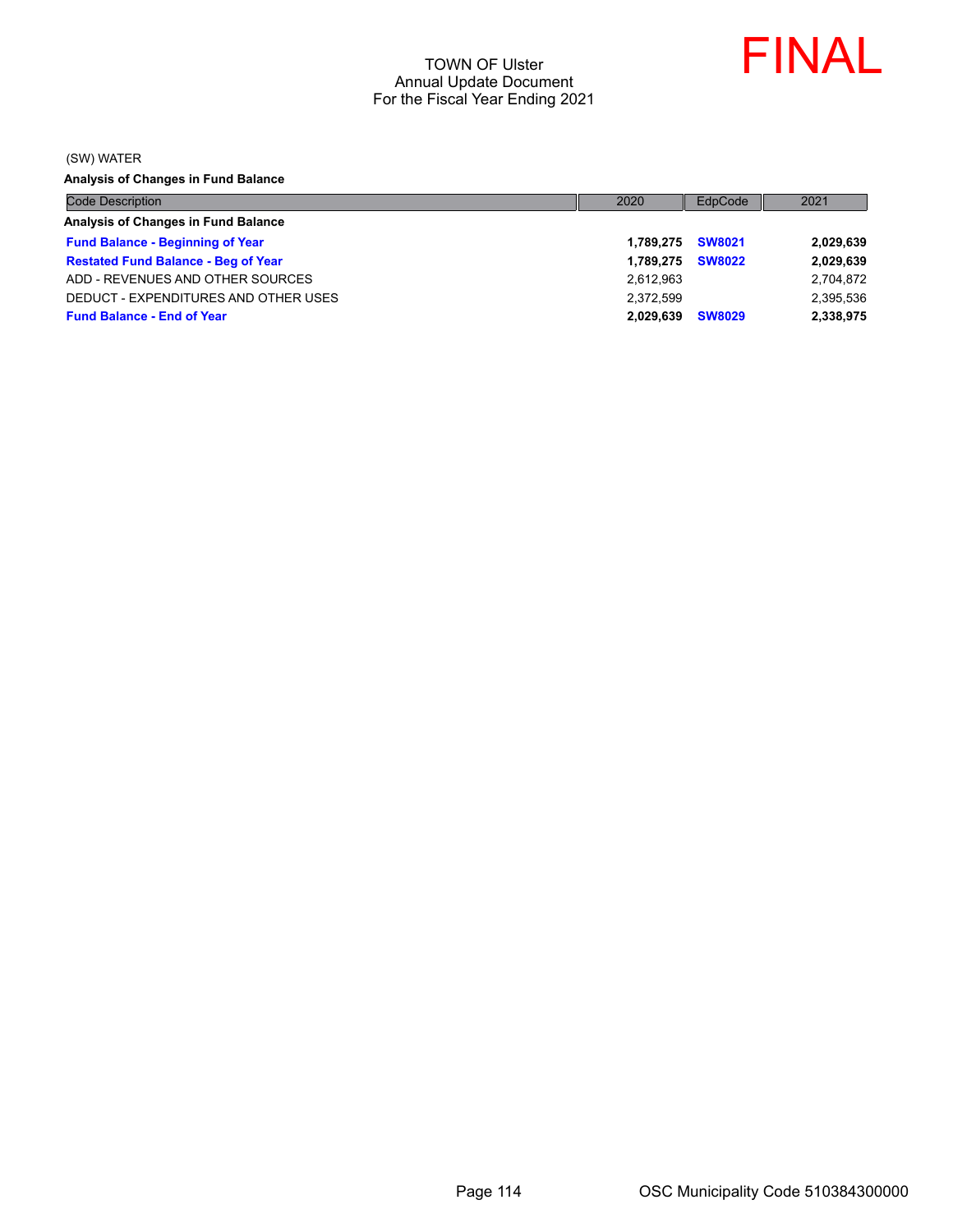TOWN OF Ulster
Annual Update Document
For the Fiscal Year Ending 2021

FINAL

(SW) WATER

**Analysis of Changes in Fund Balance**

| Code Description | 2020 | EdpCode | 2021 |
|---|---|---|---|
| **Analysis of Changes in Fund Balance** | | | |
| **Fund Balance - Beginning of Year** | **1,789,275** | **SW8021** | **2,029,639** |
| **Restated Fund Balance - Beg of Year** | **1,789,275** | **SW8022** | **2,029,639** |
| ADD - REVENUES AND OTHER SOURCES | 2,612,963 | | 2,704,872 |
| DEDUCT - EXPENDITURES AND OTHER USES | 2,372,599 | | 2,395,536 |
| **Fund Balance - End of Year** | **2,029,639** | **SW8029** | **2,338,975** |

OSC Municipality Code 510384300000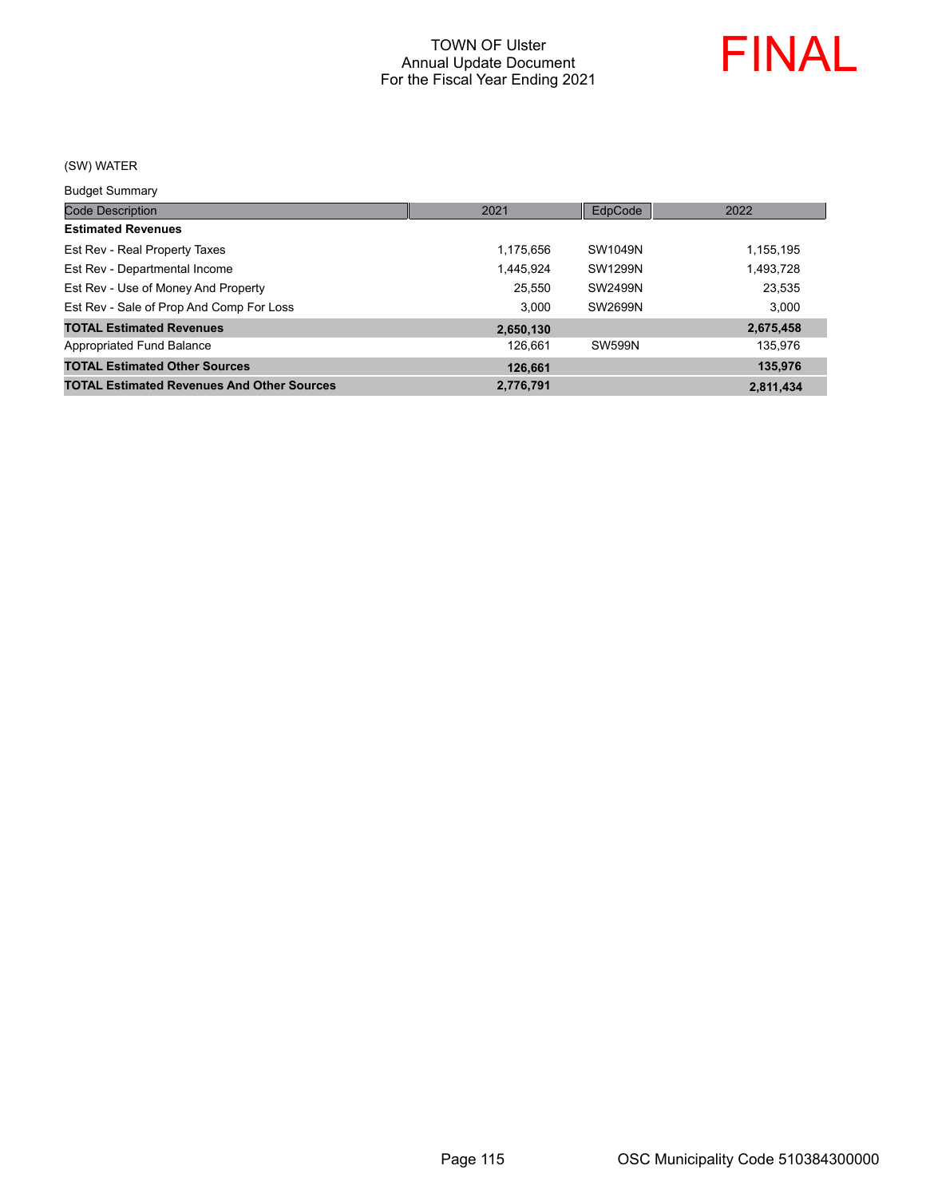# TOWN OF Ulster
## Annual Update Document
## For the Fiscal Year Ending 2021

FINAL

(SW) WATER

Budget Summary

| Code Description | 2021 | EdpCode | 2022 |
|---|---|---|---|
| **Estimated Revenues** | | | |
| Est Rev - Real Property Taxes | 1,175,656 | SW1049N | 1,155,195 |
| Est Rev - Departmental Income | 1,445,924 | SW1299N | 1,493,728 |
| Est Rev - Use of Money And Property | 25,550 | SW2499N | 23,535 |
| Est Rev - Sale of Prop And Comp For Loss | 3,000 | SW2699N | 3,000 |
| **TOTAL Estimated Revenues** | **2,650,130** | | **2,675,458** |
| Appropriated Fund Balance | 126,661 | SW599N | 135,976 |
| **TOTAL Estimated Other Sources** | **126,661** | | **135,976** |
| **TOTAL Estimated Revenues And Other Sources** | **2,776,791** | | **2,811,434** |

OSC Municipality Code 510384300000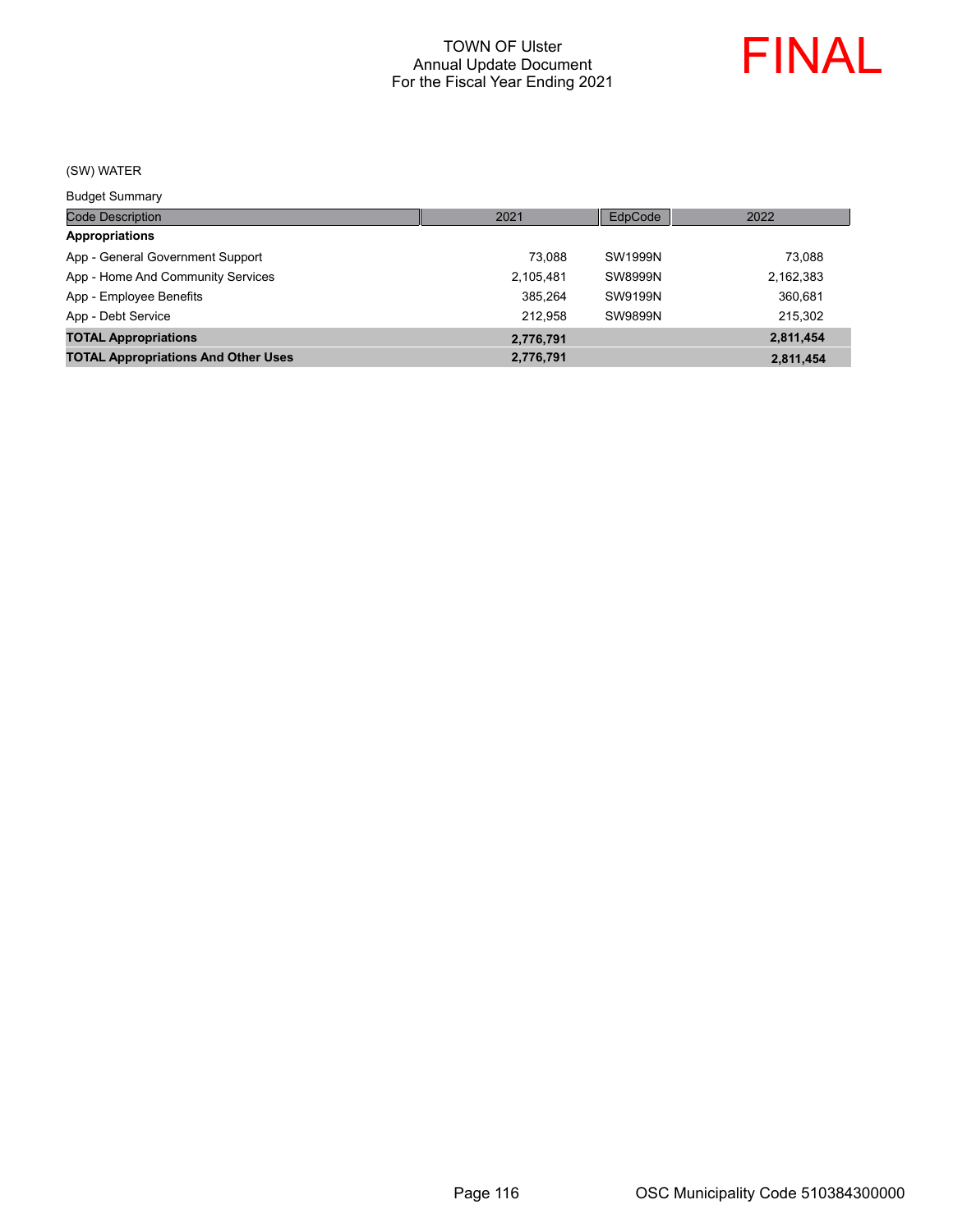TOWN OF Ulster
Annual Update Document
For the Fiscal Year Ending 2021

FINAL

(SW) WATER

Budget Summary

| Code Description | 2021 | EdpCode | 2022 |
|---|---|---|---|
| **Appropriations** | | | |
| App - General Government Support | 73,088 | SW1999N | 73,088 |
| App - Home And Community Services | 2,105,481 | SW8999N | 2,162,383 |
| App - Employee Benefits | 385,264 | SW9199N | 360,681 |
| App - Debt Service | 212,958 | SW9899N | 215,302 |
| **TOTAL Appropriations** | **2,776,791** | | **2,811,454** |
| **TOTAL Appropriations And Other Uses** | **2,776,791** | | **2,811,454** |

OSC Municipality Code 510384300000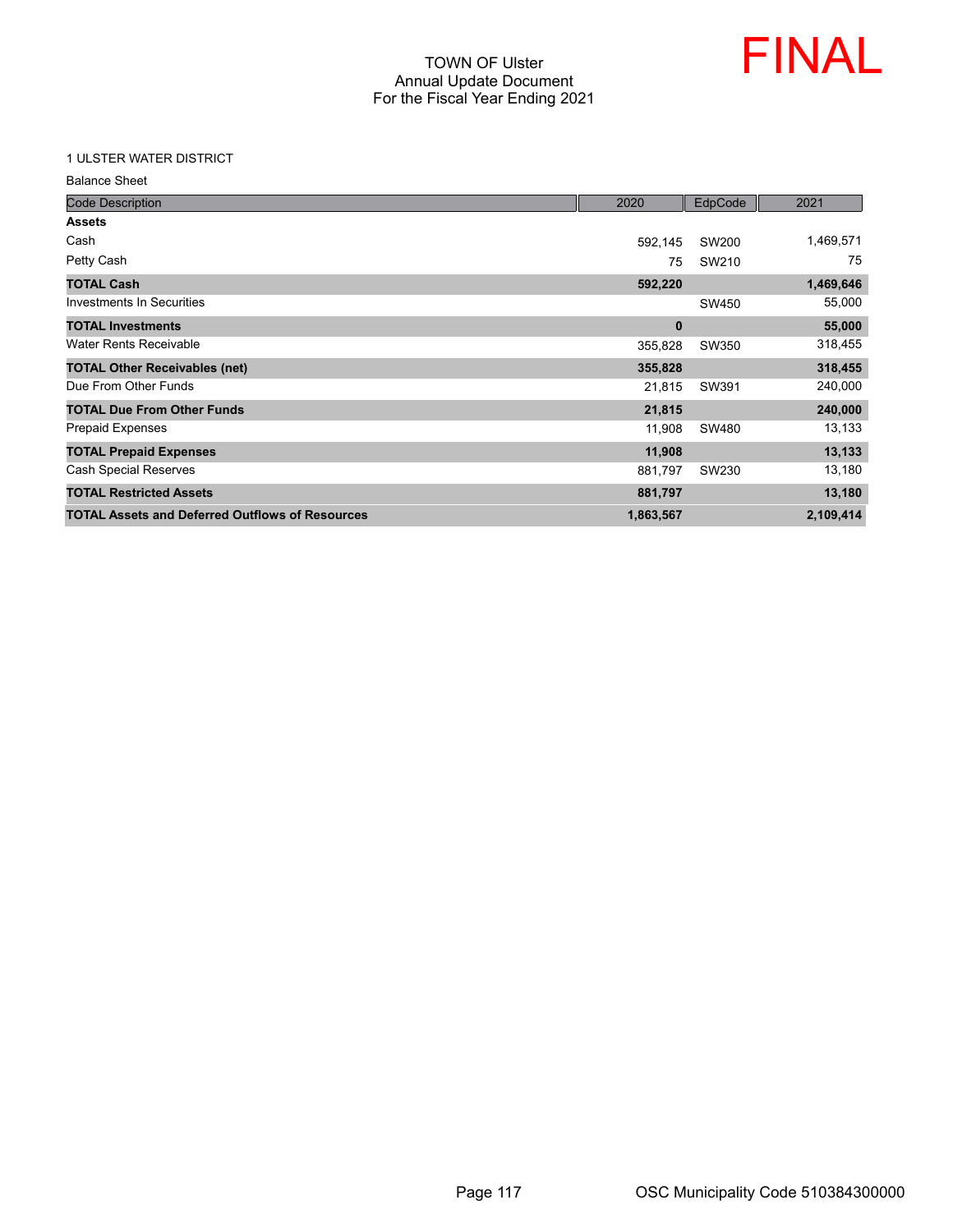# TOWN OF Ulster
## Annual Update Document
## For the Fiscal Year Ending 2021

FINAL

1 ULSTER WATER DISTRICT

Balance Sheet

| Code Description | 2020 | EdpCode | 2021 |
|---|---|---|---|
| **Assets** | | | |
| Cash | 592,145 | SW200 | 1,469,571 |
| Petty Cash | 75 | SW210 | 75 |
| **TOTAL Cash** | **592,220** | | **1,469,646** |
| Investments In Securities | | SW450 | 55,000 |
| **TOTAL Investments** | **0** | | **55,000** |
| Water Rents Receivable | 355,828 | SW350 | 318,455 |
| **TOTAL Other Receivables (net)** | **355,828** | | **318,455** |
| Due From Other Funds | 21,815 | SW391 | 240,000 |
| **TOTAL Due From Other Funds** | **21,815** | | **240,000** |
| Prepaid Expenses | 11,908 | SW480 | 13,133 |
| **TOTAL Prepaid Expenses** | **11,908** | | **13,133** |
| Cash Special Reserves | 881,797 | SW230 | 13,180 |
| **TOTAL Restricted Assets** | **881,797** | | **13,180** |
| **TOTAL Assets and Deferred Outflows of Resources** | **1,863,567** | | **2,109,414** |

OSC Municipality Code 510384300000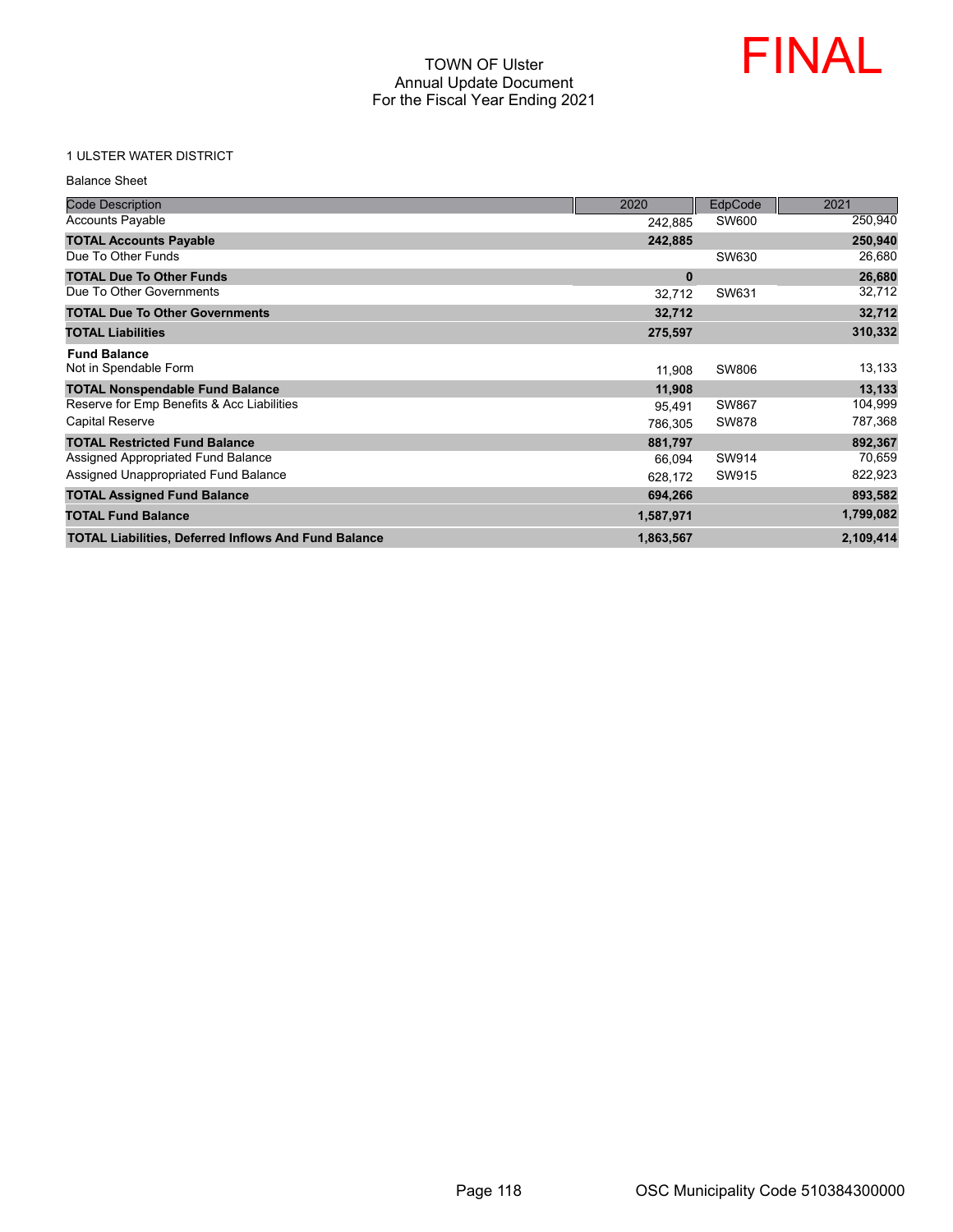TOWN OF Ulster
Annual Update Document
For the Fiscal Year Ending 2021

FINAL

1 ULSTER WATER DISTRICT

Balance Sheet

| Code Description | 2020 | EdpCode | 2021 |
|---|---|---|---|
| Accounts Payable | 242,885 | SW600 | 250,940 |
| **TOTAL Accounts Payable** | **242,885** | | **250,940** |
| Due To Other Funds | | SW630 | 26,680 |
| **TOTAL Due To Other Funds** | **0** | | **26,680** |
| Due To Other Governments | 32,712 | SW631 | 32,712 |
| **TOTAL Due To Other Governments** | **32,712** | | **32,712** |
| **TOTAL Liabilities** | **275,597** | | **310,332** |
| **Fund Balance** | | | |
| Not in Spendable Form | 11,908 | SW806 | 13,133 |
| **TOTAL Nonspendable Fund Balance** | **11,908** | | **13,133** |
| Reserve for Emp Benefits & Acc Liabilities | 95,491 | SW867 | 104,999 |
| Capital Reserve | 786,305 | SW878 | 787,368 |
| **TOTAL Restricted Fund Balance** | **881,797** | | **892,367** |
| Assigned Appropriated Fund Balance | 66,094 | SW914 | 70,659 |
| Assigned Unappropriated Fund Balance | 628,172 | SW915 | 822,923 |
| **TOTAL Assigned Fund Balance** | **694,266** | | **893,582** |
| **TOTAL Fund Balance** | **1,587,971** | | **1,799,082** |
| **TOTAL Liabilities, Deferred Inflows And Fund Balance** | **1,863,567** | | **2,109,414** |

OSC Municipality Code 510384300000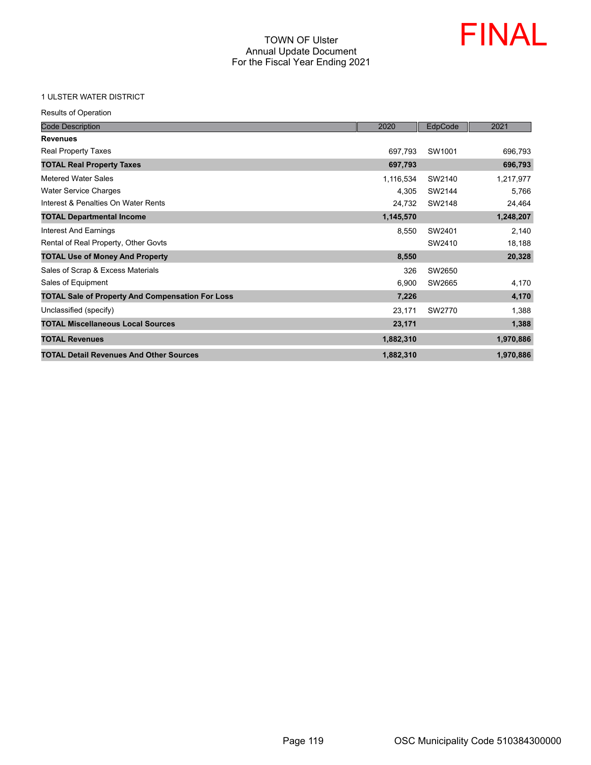TOWN OF Ulster
Annual Update Document
For the Fiscal Year Ending 2021

FINAL

1 ULSTER WATER DISTRICT

Results of Operation

| Code Description | 2020 | EdpCode | 2021 |
|---|---|---|---|
| **Revenues** | | | |
| Real Property Taxes | 697,793 | SW1001 | 696,793 |
| **TOTAL Real Property Taxes** | **697,793** | | **696,793** |
| Metered Water Sales | 1,116,534 | SW2140 | 1,217,977 |
| Water Service Charges | 4,305 | SW2144 | 5,766 |
| Interest & Penalties On Water Rents | 24,732 | SW2148 | 24,464 |
| **TOTAL Departmental Income** | **1,145,570** | | **1,248,207** |
| Interest And Earnings | 8,550 | SW2401 | 2,140 |
| Rental of Real Property, Other Govts | | SW2410 | 18,188 |
| **TOTAL Use of Money And Property** | **8,550** | | **20,328** |
| Sales of Scrap & Excess Materials | 326 | SW2650 | |
| Sales of Equipment | 6,900 | SW2665 | 4,170 |
| **TOTAL Sale of Property And Compensation For Loss** | **7,226** | | **4,170** |
| Unclassified (specify) | 23,171 | SW2770 | 1,388 |
| **TOTAL Miscellaneous Local Sources** | **23,171** | | **1,388** |
| **TOTAL Revenues** | **1,882,310** | | **1,970,886** |
| **TOTAL Detail Revenues And Other Sources** | **1,882,310** | | **1,970,886** |

OSC Municipality Code 510384300000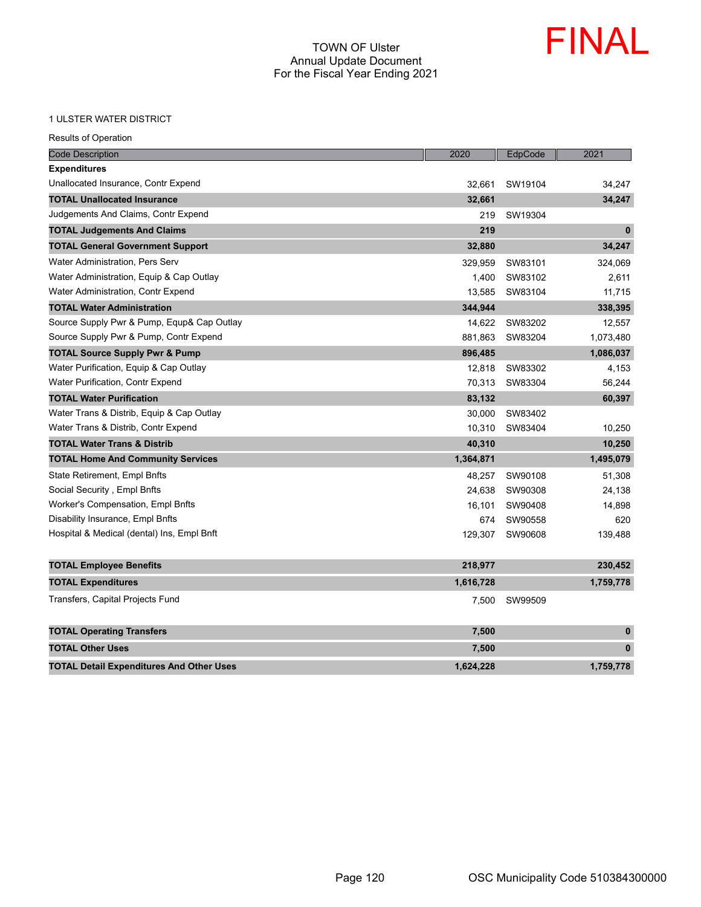TOWN OF Ulster
Annual Update Document
For the Fiscal Year Ending 2021

FINAL

1 ULSTER WATER DISTRICT

Results of Operation

| Code Description | 2020 | EdpCode | 2021 |
|---|---|---|---|
| **Expenditures** | | | |
| Unallocated Insurance, Contr Expend | 32,661 | SW19104 | 34,247 |
| **TOTAL Unallocated Insurance** | **32,661** | | **34,247** |
| Judgements And Claims, Contr Expend | 219 | SW19304 | |
| **TOTAL Judgements And Claims** | **219** | | **0** |
| **TOTAL General Government Support** | **32,880** | | **34,247** |
| Water Administration, Pers Serv | 329,959 | SW83101 | 324,069 |
| Water Administration, Equip & Cap Outlay | 1,400 | SW83102 | 2,611 |
| Water Administration, Contr Expend | 13,585 | SW83104 | 11,715 |
| **TOTAL Water Administration** | **344,944** | | **338,395** |
| Source Supply Pwr & Pump, Equp& Cap Outlay | 14,622 | SW83202 | 12,557 |
| Source Supply Pwr & Pump, Contr Expend | 881,863 | SW83204 | 1,073,480 |
| **TOTAL Source Supply Pwr & Pump** | **896,485** | | **1,086,037** |
| Water Purification, Equip & Cap Outlay | 12,818 | SW83302 | 4,153 |
| Water Purification, Contr Expend | 70,313 | SW83304 | 56,244 |
| **TOTAL Water Purification** | **83,132** | | **60,397** |
| Water Trans & Distrib, Equip & Cap Outlay | 30,000 | SW83402 | |
| Water Trans & Distrib, Contr Expend | 10,310 | SW83404 | 10,250 |
| **TOTAL Water Trans & Distrib** | **40,310** | | **10,250** |
| **TOTAL Home And Community Services** | **1,364,871** | | **1,495,079** |
| State Retirement, Empl Bnfts | 48,257 | SW90108 | 51,308 |
| Social Security , Empl Bnfts | 24,638 | SW90308 | 24,138 |
| Worker's Compensation, Empl Bnfts | 16,101 | SW90408 | 14,898 |
| Disability Insurance, Empl Bnfts | 674 | SW90558 | 620 |
| Hospital & Medical (dental) Ins, Empl Bnft | 129,307 | SW90608 | 139,488 |
| **TOTAL Employee Benefits** | **218,977** | | **230,452** |
| **TOTAL Expenditures** | **1,616,728** | | **1,759,778** |
| Transfers, Capital Projects Fund | 7,500 | SW99509 | |
| **TOTAL Operating Transfers** | **7,500** | | **0** |
| **TOTAL Other Uses** | **7,500** | | **0** |
| **TOTAL Detail Expenditures And Other Uses** | **1,624,228** | | **1,759,778** |

OSC Municipality Code 510384300000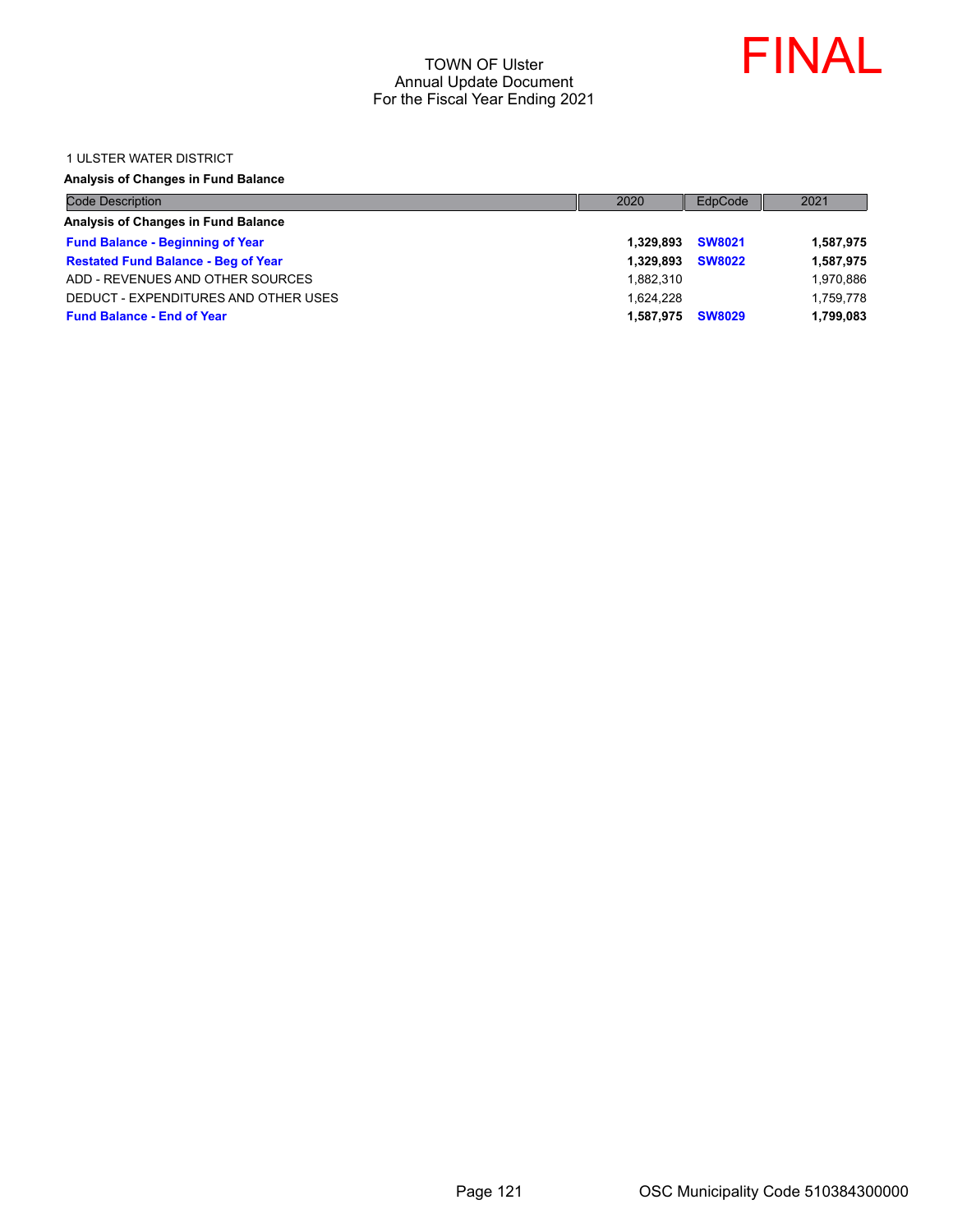TOWN OF Ulster
Annual Update Document
For the Fiscal Year Ending 2021

FINAL

1 ULSTER WATER DISTRICT

**Analysis of Changes in Fund Balance**

| Code Description | 2020 | EdpCode | 2021 |
|---|---|---|---|
| **Analysis of Changes in Fund Balance** | | | |
| **Fund Balance - Beginning of Year** | **1,329,893** | **SW8021** | **1,587,975** |
| **Restated Fund Balance - Beg of Year** | **1,329,893** | **SW8022** | **1,587,975** |
| ADD - REVENUES AND OTHER SOURCES | 1,882,310 | | 1,970,886 |
| DEDUCT - EXPENDITURES AND OTHER USES | 1,624,228 | | 1,759,778 |
| **Fund Balance - End of Year** | **1,587,975** | **SW8029** | **1,799,083** |

OSC Municipality Code 510384300000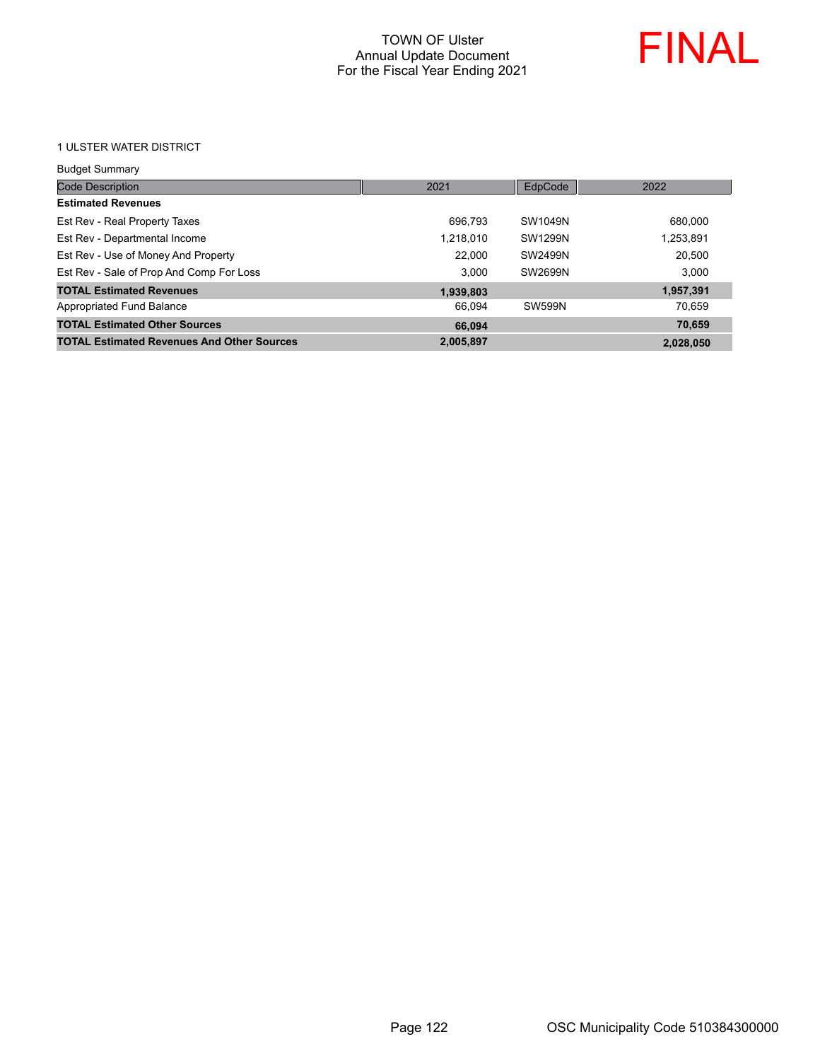# TOWN OF Ulster
## Annual Update Document
## For the Fiscal Year Ending 2021

FINAL

1 ULSTER WATER DISTRICT

Budget Summary

| Code Description | 2021 | EdpCode | 2022 |
|---|---|---|---|
| **Estimated Revenues** | | | |
| Est Rev - Real Property Taxes | 696,793 | SW1049N | 680,000 |
| Est Rev - Departmental Income | 1,218,010 | SW1299N | 1,253,891 |
| Est Rev - Use of Money And Property | 22,000 | SW2499N | 20,500 |
| Est Rev - Sale of Prop And Comp For Loss | 3,000 | SW2699N | 3,000 |
| **TOTAL Estimated Revenues** | **1,939,803** | | **1,957,391** |
| Appropriated Fund Balance | 66,094 | SW599N | 70,659 |
| **TOTAL Estimated Other Sources** | **66,094** | | **70,659** |
| **TOTAL Estimated Revenues And Other Sources** | **2,005,897** | | **2,028,050** |

OSC Municipality Code 510384300000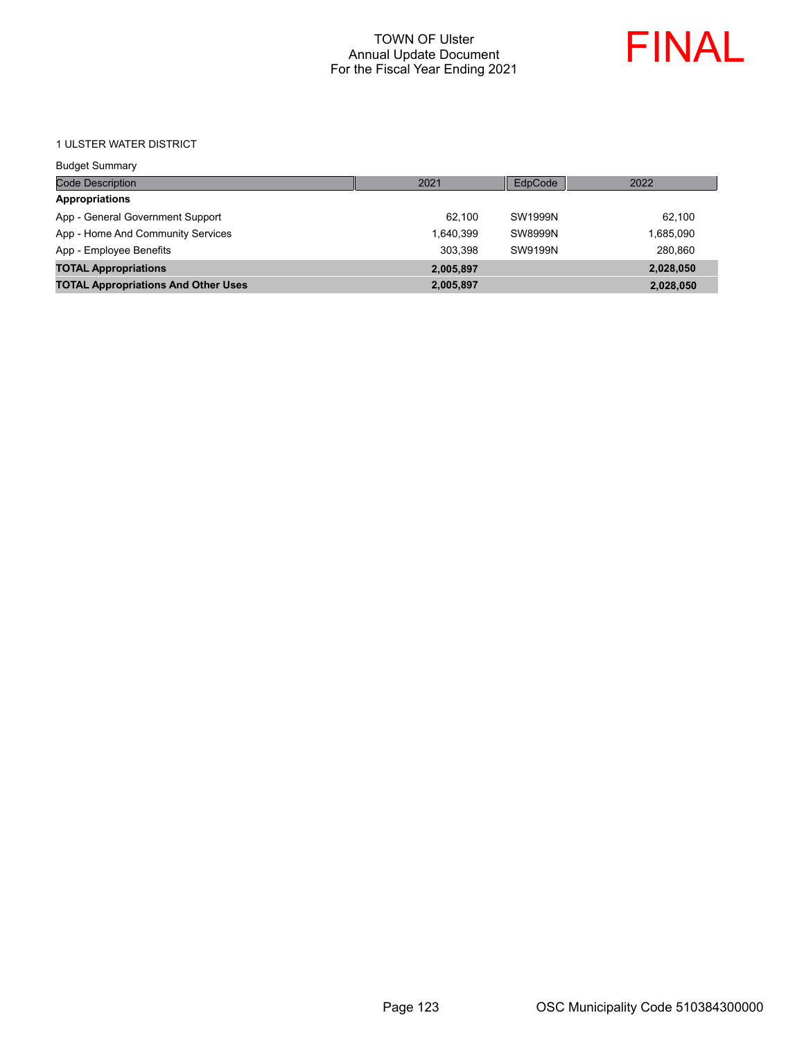# TOWN OF Ulster
## Annual Update Document
## For the Fiscal Year Ending 2021

FINAL

1 ULSTER WATER DISTRICT

Budget Summary

| Code Description | 2021 | EdpCode | 2022 |
|---|---|---|---|
| **Appropriations** | | | |
| App - General Government Support | 62,100 | SW1999N | 62,100 |
| App - Home And Community Services | 1,640,399 | SW8999N | 1,685,090 |
| App - Employee Benefits | 303,398 | SW9199N | 280,860 |
| **TOTAL Appropriations** | **2,005,897** | | **2,028,050** |
| **TOTAL Appropriations And Other Uses** | **2,005,897** | | **2,028,050** |

OSC Municipality Code 510384300000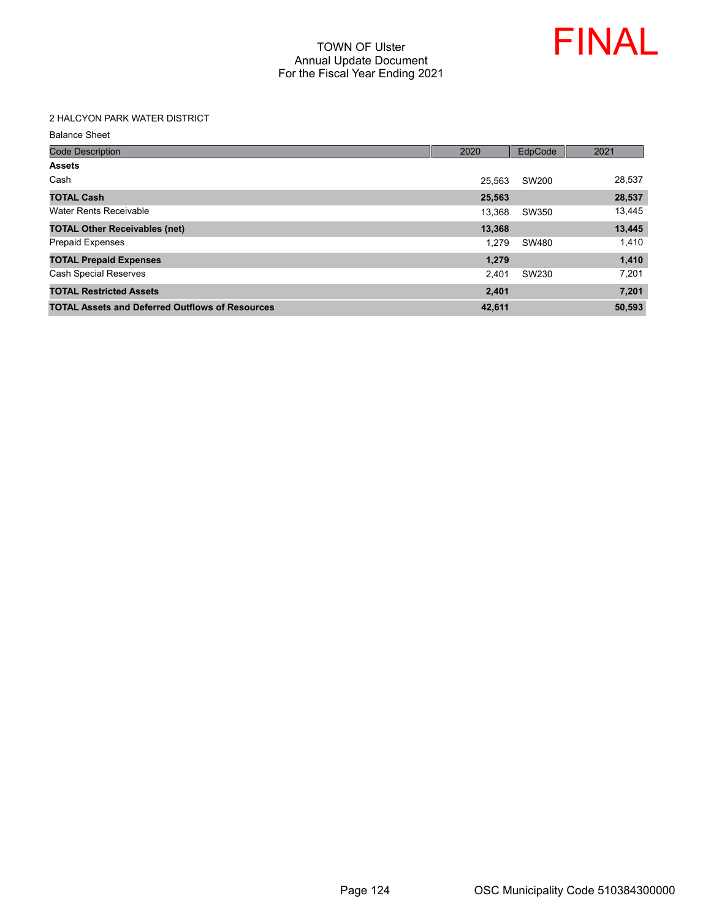# TOWN OF Ulster
## Annual Update Document
## For the Fiscal Year Ending 2021

FINAL

2 HALCYON PARK WATER DISTRICT

Balance Sheet

| Code Description | 2020 | EdpCode | 2021 |
|---|---|---|---|
| **Assets** | | | |
| Cash | 25,563 | SW200 | 28,537 |
| **TOTAL Cash** | **25,563** | | **28,537** |
| Water Rents Receivable | 13,368 | SW350 | 13,445 |
| **TOTAL Other Receivables (net)** | **13,368** | | **13,445** |
| Prepaid Expenses | 1,279 | SW480 | 1,410 |
| **TOTAL Prepaid Expenses** | **1,279** | | **1,410** |
| Cash Special Reserves | 2,401 | SW230 | 7,201 |
| **TOTAL Restricted Assets** | **2,401** | | **7,201** |
| **TOTAL Assets and Deferred Outflows of Resources** | **42,611** | | **50,593** |

OSC Municipality Code 510384300000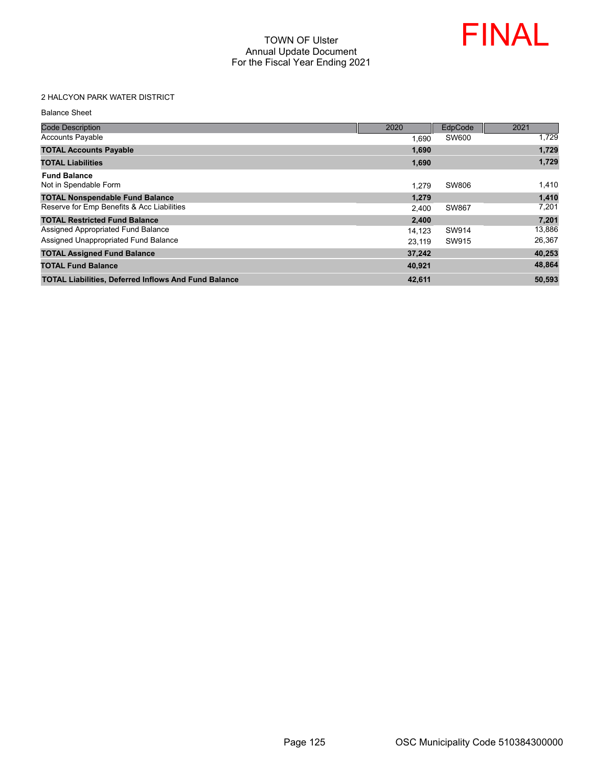TOWN OF Ulster
Annual Update Document
For the Fiscal Year Ending 2021

FINAL

2 HALCYON PARK WATER DISTRICT

Balance Sheet

| Code Description | 2020 | EdpCode | 2021 |
|---|---|---|---|
| Accounts Payable | 1,690 | SW600 | 1,729 |
| **TOTAL Accounts Payable** | **1,690** | | **1,729** |
| **TOTAL Liabilities** | **1,690** | | **1,729** |
| **Fund Balance** | | | |
| Not in Spendable Form | 1,279 | SW806 | 1,410 |
| **TOTAL Nonspendable Fund Balance** | **1,279** | | **1,410** |
| Reserve for Emp Benefits & Acc Liabilities | 2,400 | SW867 | 7,201 |
| **TOTAL Restricted Fund Balance** | **2,400** | | **7,201** |
| Assigned Appropriated Fund Balance | 14,123 | SW914 | 13,886 |
| Assigned Unappropriated Fund Balance | 23,119 | SW915 | 26,367 |
| **TOTAL Assigned Fund Balance** | **37,242** | | **40,253** |
| **TOTAL Fund Balance** | **40,921** | | **48,864** |
| **TOTAL Liabilities, Deferred Inflows And Fund Balance** | **42,611** | | **50,593** |

OSC Municipality Code 510384300000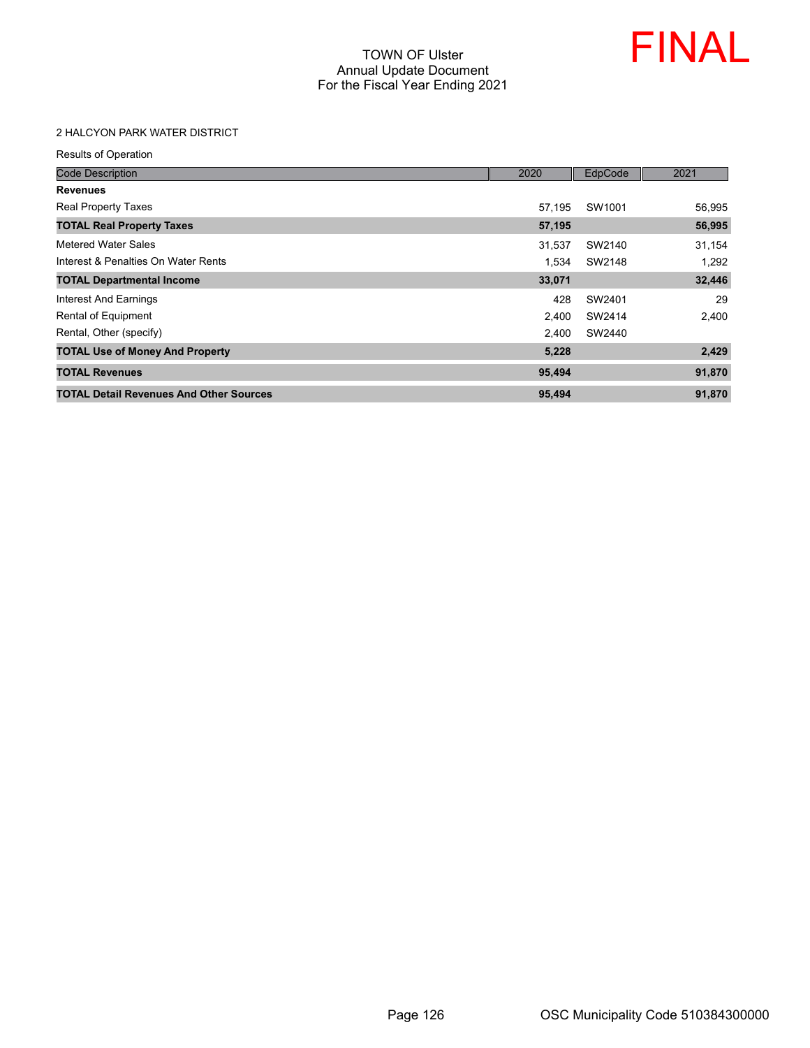TOWN OF Ulster
Annual Update Document
For the Fiscal Year Ending 2021

FINAL

2 HALCYON PARK WATER DISTRICT

Results of Operation

| Code Description | 2020 | EdpCode | 2021 |
|---|---|---|---|
| **Revenues** | | | |
| Real Property Taxes | 57,195 | SW1001 | 56,995 |
| **TOTAL Real Property Taxes** | **57,195** | | **56,995** |
| Metered Water Sales | 31,537 | SW2140 | 31,154 |
| Interest & Penalties On Water Rents | 1,534 | SW2148 | 1,292 |
| **TOTAL Departmental Income** | **33,071** | | **32,446** |
| Interest And Earnings | 428 | SW2401 | 29 |
| Rental of Equipment | 2,400 | SW2414 | 2,400 |
| Rental, Other (specify) | 2,400 | SW2440 | |
| **TOTAL Use of Money And Property** | **5,228** | | **2,429** |
| **TOTAL Revenues** | **95,494** | | **91,870** |
| **TOTAL Detail Revenues And Other Sources** | **95,494** | | **91,870** |

OSC Municipality Code 510384300000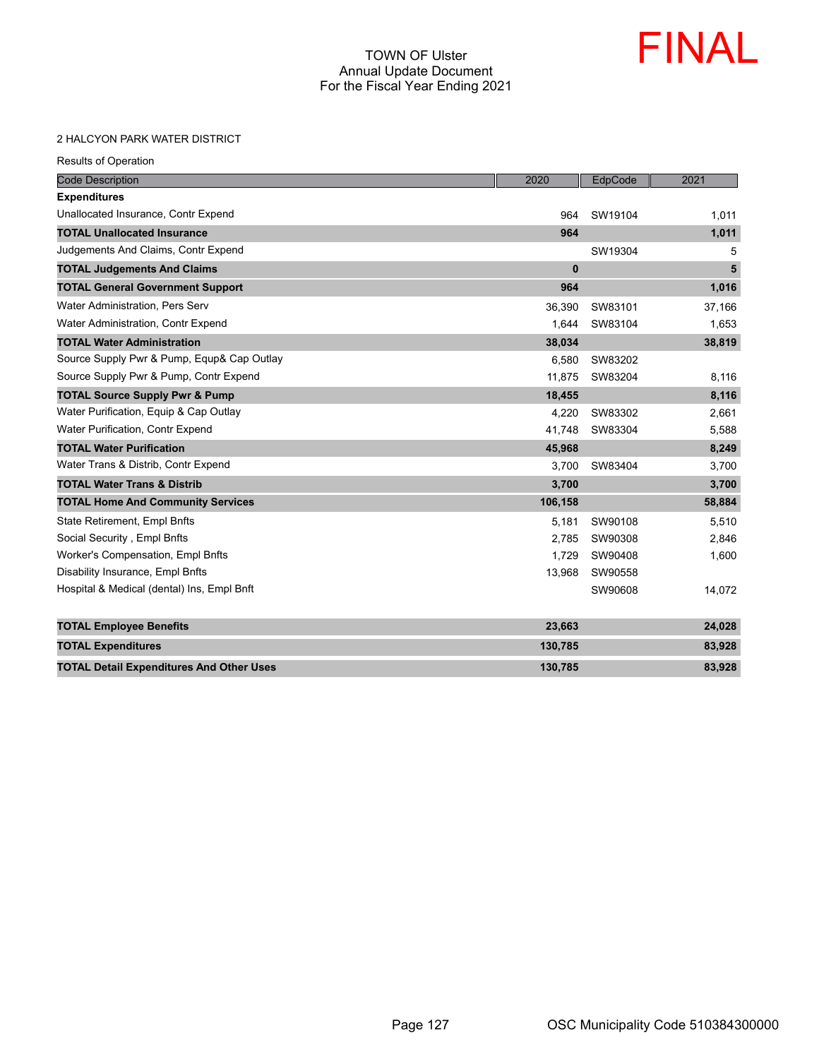TOWN OF Ulster
Annual Update Document
For the Fiscal Year Ending 2021

FINAL

2 HALCYON PARK WATER DISTRICT

Results of Operation

| Code Description | 2020 | EdpCode | 2021 |
|---|---|---|---|
| **Expenditures** | | | |
| Unallocated Insurance, Contr Expend | 964 | SW19104 | 1,011 |
| **TOTAL Unallocated Insurance** | **964** | | **1,011** |
| Judgements And Claims, Contr Expend | | SW19304 | 5 |
| **TOTAL Judgements And Claims** | **0** | | **5** |
| **TOTAL General Government Support** | **964** | | **1,016** |
| Water Administration, Pers Serv | 36,390 | SW83101 | 37,166 |
| Water Administration, Contr Expend | 1,644 | SW83104 | 1,653 |
| **TOTAL Water Administration** | **38,034** | | **38,819** |
| Source Supply Pwr & Pump, Equp& Cap Outlay | 6,580 | SW83202 | |
| Source Supply Pwr & Pump, Contr Expend | 11,875 | SW83204 | 8,116 |
| **TOTAL Source Supply Pwr & Pump** | **18,455** | | **8,116** |
| Water Purification, Equip & Cap Outlay | 4,220 | SW83302 | 2,661 |
| Water Purification, Contr Expend | 41,748 | SW83304 | 5,588 |
| **TOTAL Water Purification** | **45,968** | | **8,249** |
| Water Trans & Distrib, Contr Expend | 3,700 | SW83404 | 3,700 |
| **TOTAL Water Trans & Distrib** | **3,700** | | **3,700** |
| **TOTAL Home And Community Services** | **106,158** | | **58,884** |
| State Retirement, Empl Bnfts | 5,181 | SW90108 | 5,510 |
| Social Security , Empl Bnfts | 2,785 | SW90308 | 2,846 |
| Worker's Compensation, Empl Bnfts | 1,729 | SW90408 | 1,600 |
| Disability Insurance, Empl Bnfts | 13,968 | SW90558 | |
| Hospital & Medical (dental) Ins, Empl Bnft | | SW90608 | 14,072 |
| **TOTAL Employee Benefits** | **23,663** | | **24,028** |
| **TOTAL Expenditures** | **130,785** | | **83,928** |
| **TOTAL Detail Expenditures And Other Uses** | **130,785** | | **83,928** |

OSC Municipality Code 510384300000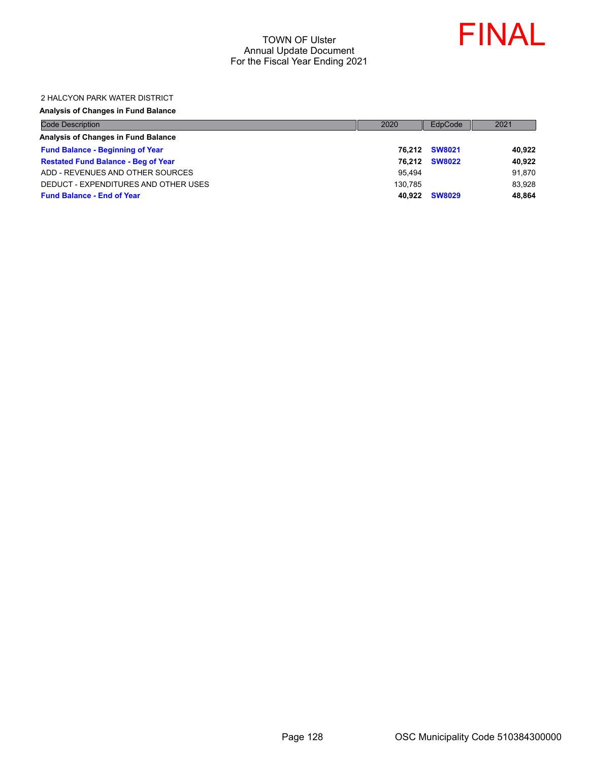TOWN OF Ulster
Annual Update Document
For the Fiscal Year Ending 2021

FINAL

2 HALCYON PARK WATER DISTRICT

**Analysis of Changes in Fund Balance**

| Code Description | 2020 | EdpCode | 2021 |
|---|---|---|---|
| **Analysis of Changes in Fund Balance** | | | |
| **Fund Balance - Beginning of Year** | **76,212** | **SW8021** | **40,922** |
| **Restated Fund Balance - Beg of Year** | **76,212** | **SW8022** | **40,922** |
| ADD - REVENUES AND OTHER SOURCES | 95,494 | | 91,870 |
| DEDUCT - EXPENDITURES AND OTHER USES | 130,785 | | 83,928 |
| **Fund Balance - End of Year** | **40,922** | **SW8029** | **48,864** |

OSC Municipality Code 510384300000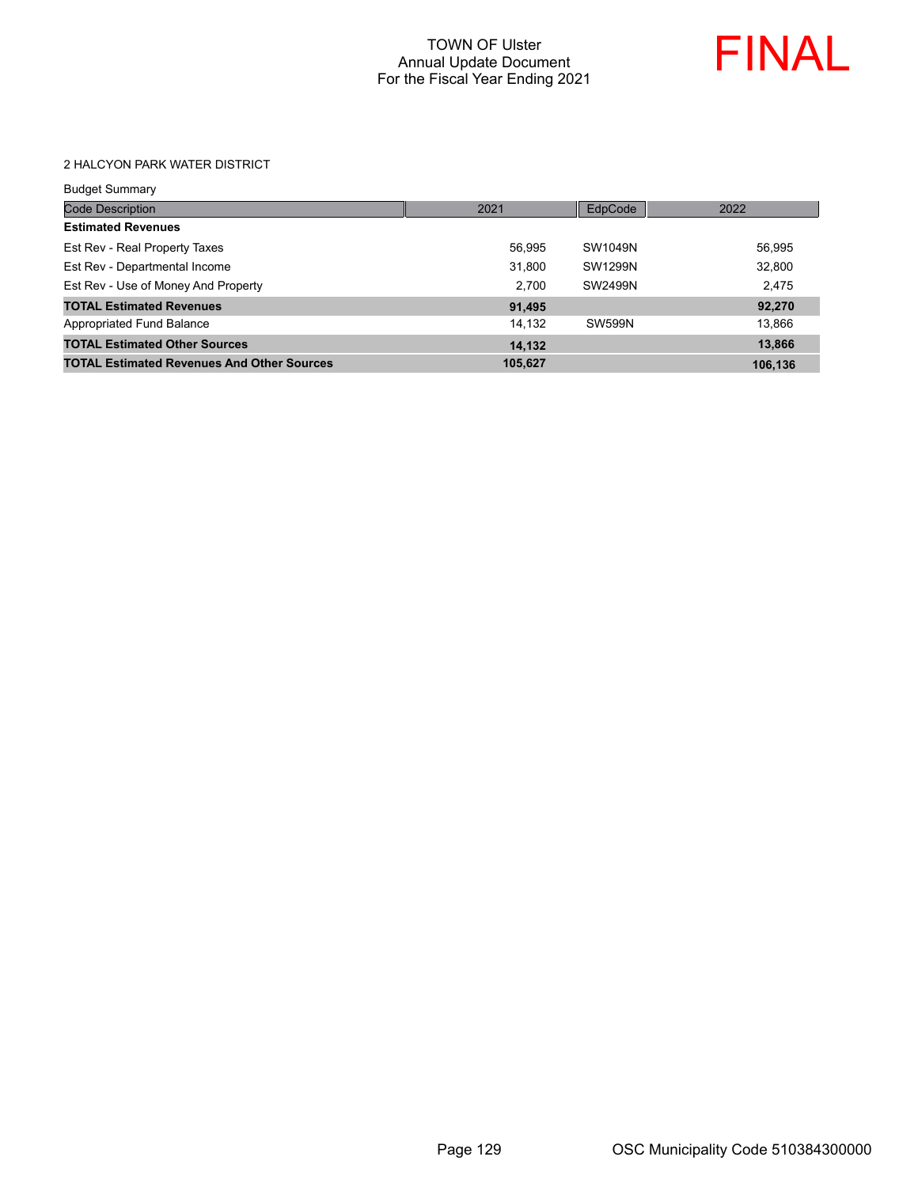# TOWN OF Ulster
## Annual Update Document
## For the Fiscal Year Ending 2021

**FINAL**

### 2 HALCYON PARK WATER DISTRICT

Budget Summary

| Code Description | 2021 | EdpCode | 2022 |
|---|---|---|---|
| **Estimated Revenues** | | | |
| Est Rev - Real Property Taxes | 56,995 | SW1049N | 56,995 |
| Est Rev - Departmental Income | 31,800 | SW1299N | 32,800 |
| Est Rev - Use of Money And Property | 2,700 | SW2499N | 2,475 |
| **TOTAL Estimated Revenues** | **91,495** | | **92,270** |
| Appropriated Fund Balance | 14,132 | SW599N | 13,866 |
| **TOTAL Estimated Other Sources** | **14,132** | | **13,866** |
| **TOTAL Estimated Revenues And Other Sources** | **105,627** | | **106,136** |

OSC Municipality Code 510384300000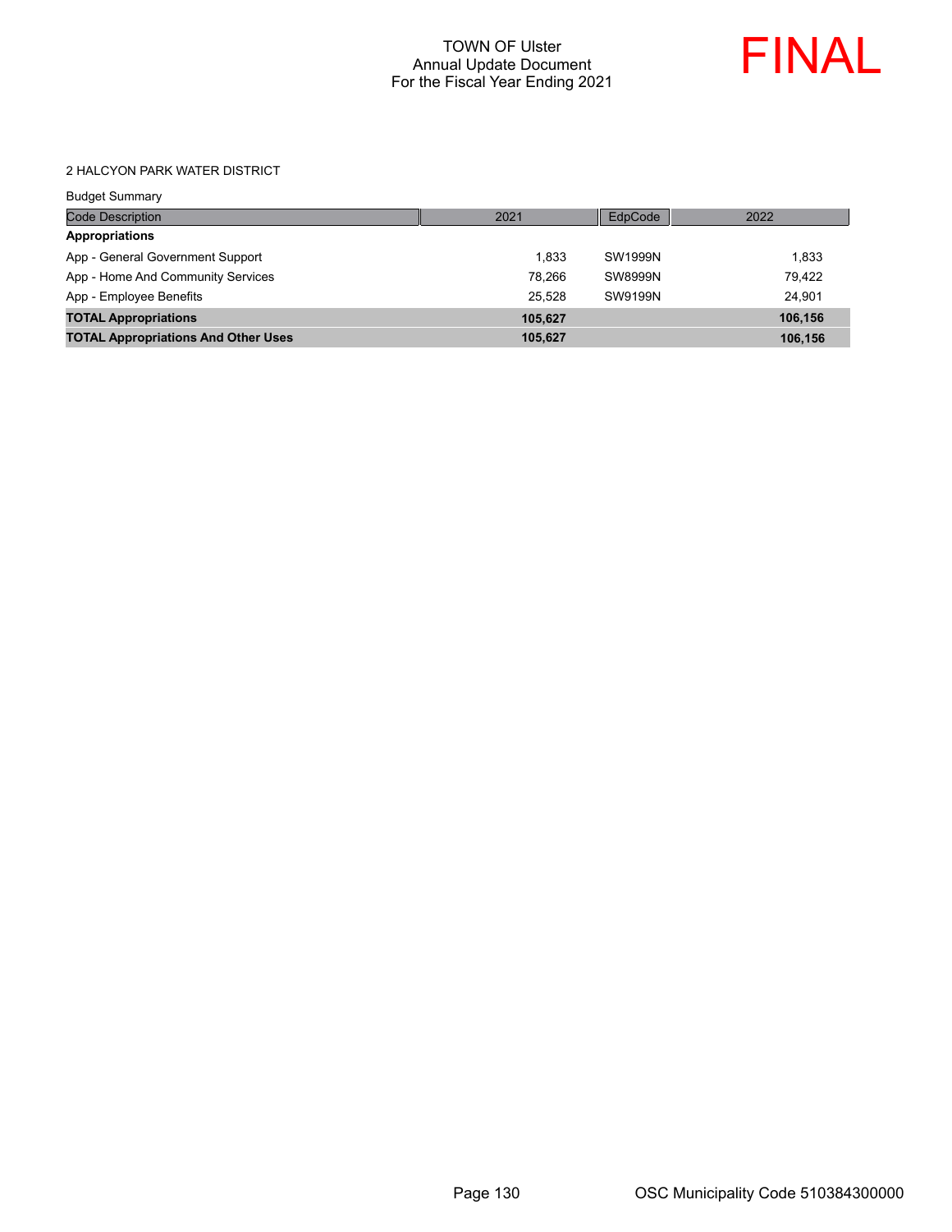# TOWN OF Ulster
## Annual Update Document
## For the Fiscal Year Ending 2021

**FINAL**

2 HALCYON PARK WATER DISTRICT

Budget Summary

| Code Description | 2021 | EdpCode | 2022 |
|---|---|---|---|
| **Appropriations** | | | |
| App - General Government Support | 1,833 | SW1999N | 1,833 |
| App - Home And Community Services | 78,266 | SW8999N | 79,422 |
| App - Employee Benefits | 25,528 | SW9199N | 24,901 |
| **TOTAL Appropriations** | **105,627** | | **106,156** |
| **TOTAL Appropriations And Other Uses** | **105,627** | | **106,156** |

OSC Municipality Code 510384300000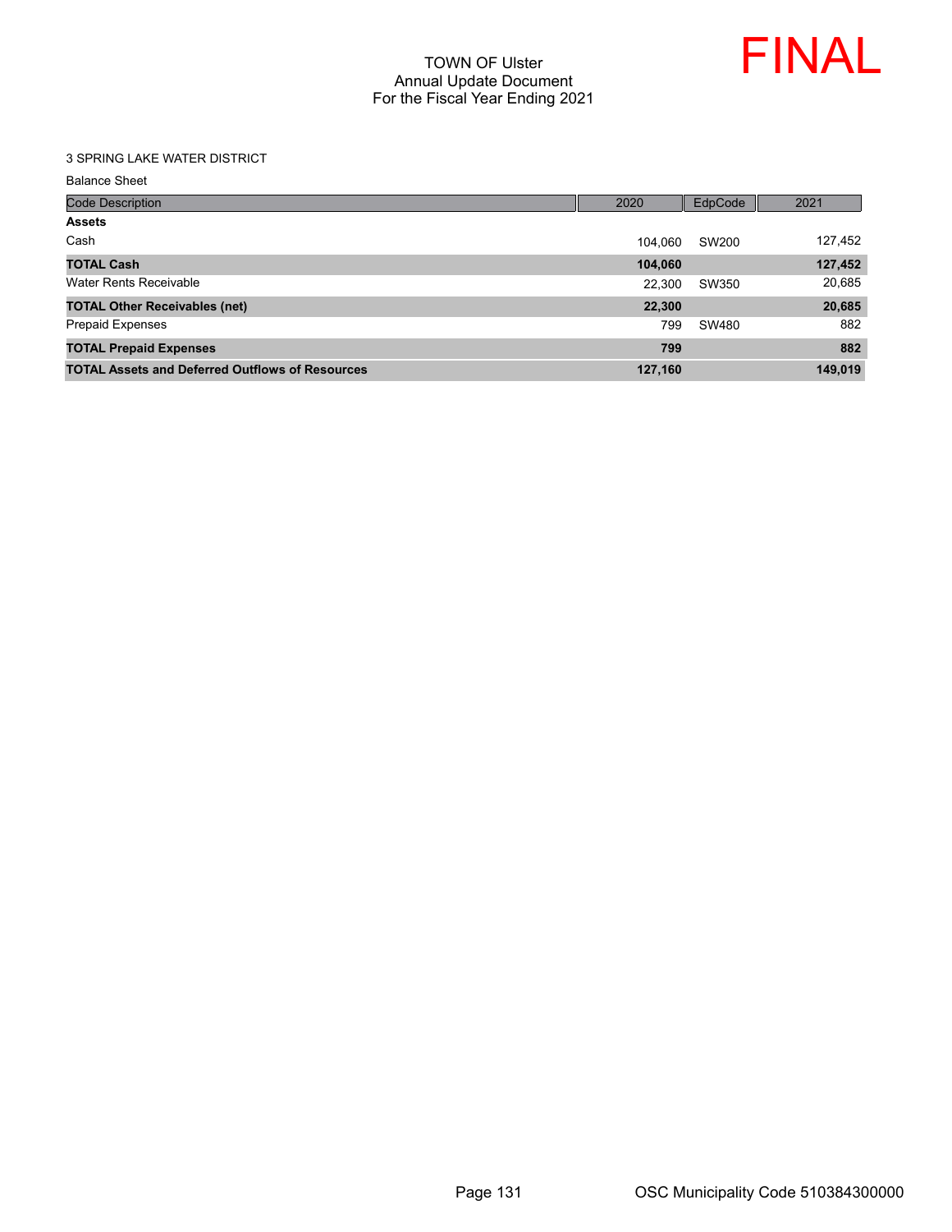# TOWN OF Ulster
## Annual Update Document
## For the Fiscal Year Ending 2021

FINAL

3 SPRING LAKE WATER DISTRICT

Balance Sheet

| Code Description | 2020 | EdpCode | 2021 |
|---|---|---|---|
| **Assets** | | | |
| Cash | 104,060 | SW200 | 127,452 |
| **TOTAL Cash** | **104,060** | | **127,452** |
| Water Rents Receivable | 22,300 | SW350 | 20,685 |
| **TOTAL Other Receivables (net)** | **22,300** | | **20,685** |
| Prepaid Expenses | 799 | SW480 | 882 |
| **TOTAL Prepaid Expenses** | **799** | | **882** |
| **TOTAL Assets and Deferred Outflows of Resources** | **127,160** | | **149,019** |

OSC Municipality Code 510384300000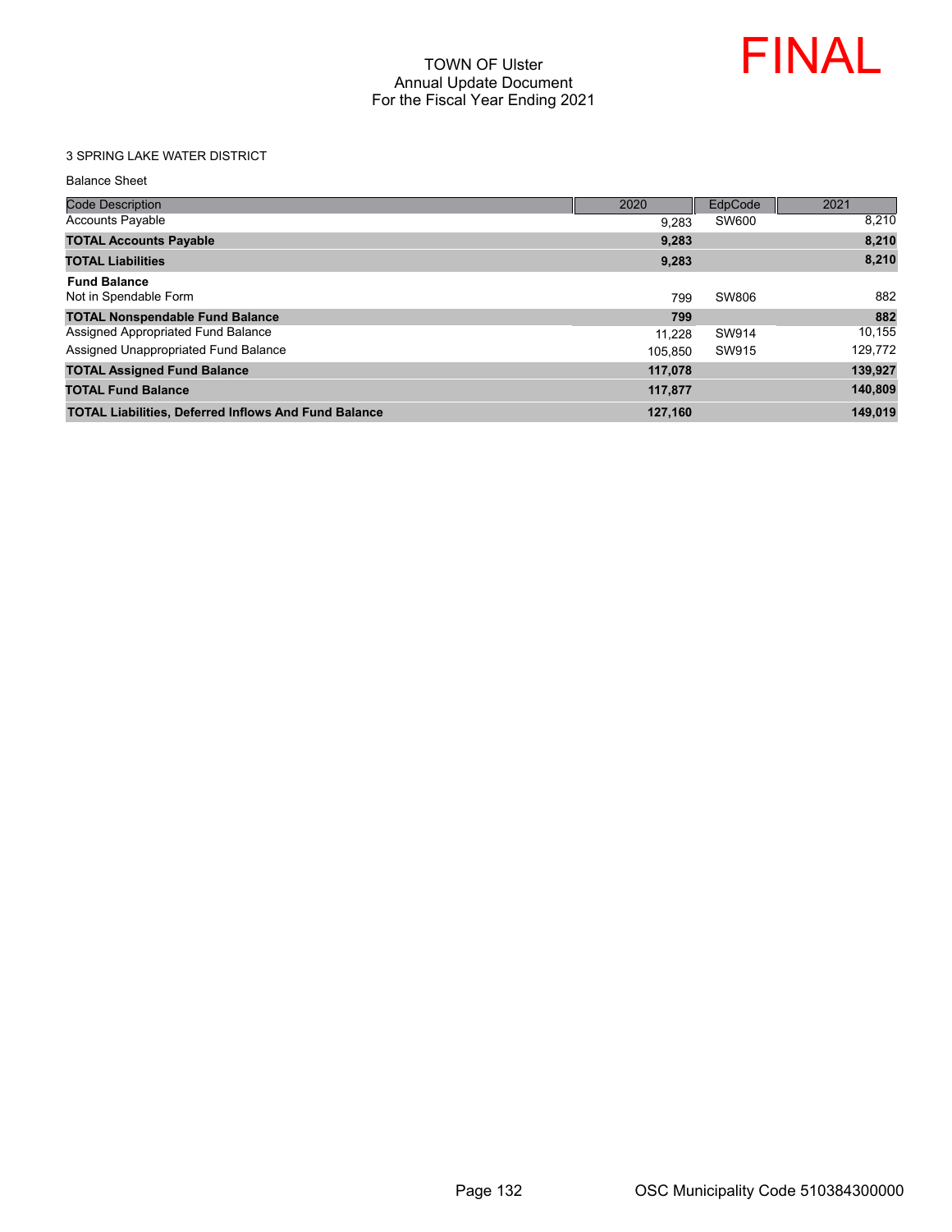TOWN OF Ulster
Annual Update Document
For the Fiscal Year Ending 2021

FINAL

3 SPRING LAKE WATER DISTRICT

Balance Sheet

| Code Description | 2020 | EdpCode | 2021 |
|---|---|---|---|
| Accounts Payable | 9,283 | SW600 | 8,210 |
| **TOTAL Accounts Payable** | **9,283** | | **8,210** |
| **TOTAL Liabilities** | **9,283** | | **8,210** |
| **Fund Balance** | | | |
| Not in Spendable Form | 799 | SW806 | 882 |
| **TOTAL Nonspendable Fund Balance** | **799** | | **882** |
| Assigned Appropriated Fund Balance | 11,228 | SW914 | 10,155 |
| Assigned Unappropriated Fund Balance | 105,850 | SW915 | 129,772 |
| **TOTAL Assigned Fund Balance** | **117,078** | | **139,927** |
| **TOTAL Fund Balance** | **117,877** | | **140,809** |
| **TOTAL Liabilities, Deferred Inflows And Fund Balance** | **127,160** | | **149,019** |

OSC Municipality Code 510384300000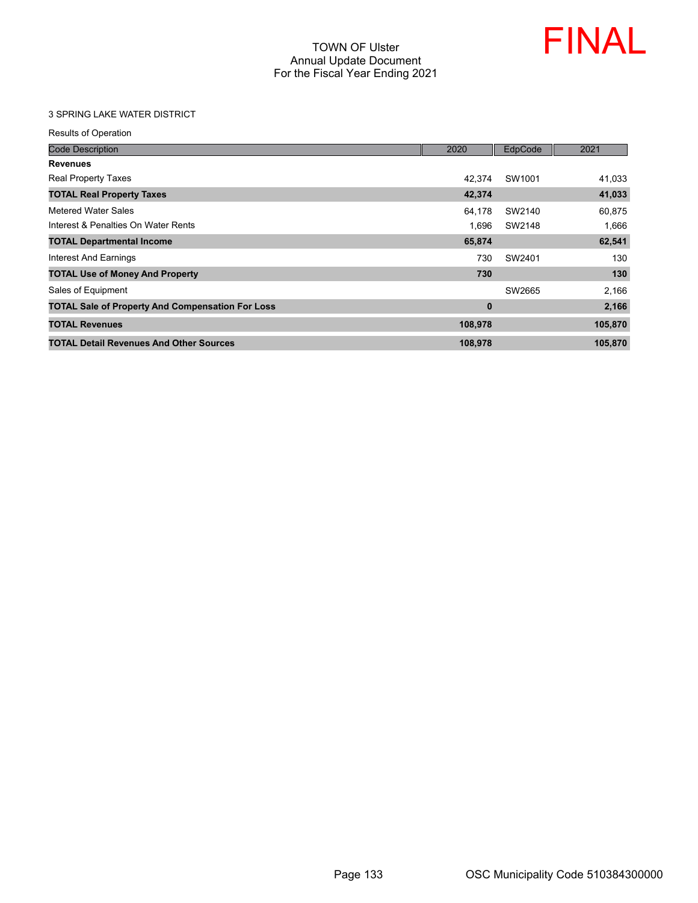# TOWN OF Ulster
## Annual Update Document
## For the Fiscal Year Ending 2021

FINAL

3 SPRING LAKE WATER DISTRICT

Results of Operation

| Code Description | 2020 | EdpCode | 2021 |
|---|---|---|---|
| **Revenues** | | | |
| Real Property Taxes | 42,374 | SW1001 | 41,033 |
| **TOTAL Real Property Taxes** | **42,374** | | **41,033** |
| Metered Water Sales | 64,178 | SW2140 | 60,875 |
| Interest & Penalties On Water Rents | 1,696 | SW2148 | 1,666 |
| **TOTAL Departmental Income** | **65,874** | | **62,541** |
| Interest And Earnings | 730 | SW2401 | 130 |
| **TOTAL Use of Money And Property** | **730** | | **130** |
| Sales of Equipment | | SW2665 | 2,166 |
| **TOTAL Sale of Property And Compensation For Loss** | **0** | | **2,166** |
| **TOTAL Revenues** | **108,978** | | **105,870** |
| **TOTAL Detail Revenues And Other Sources** | **108,978** | | **105,870** |

OSC Municipality Code 510384300000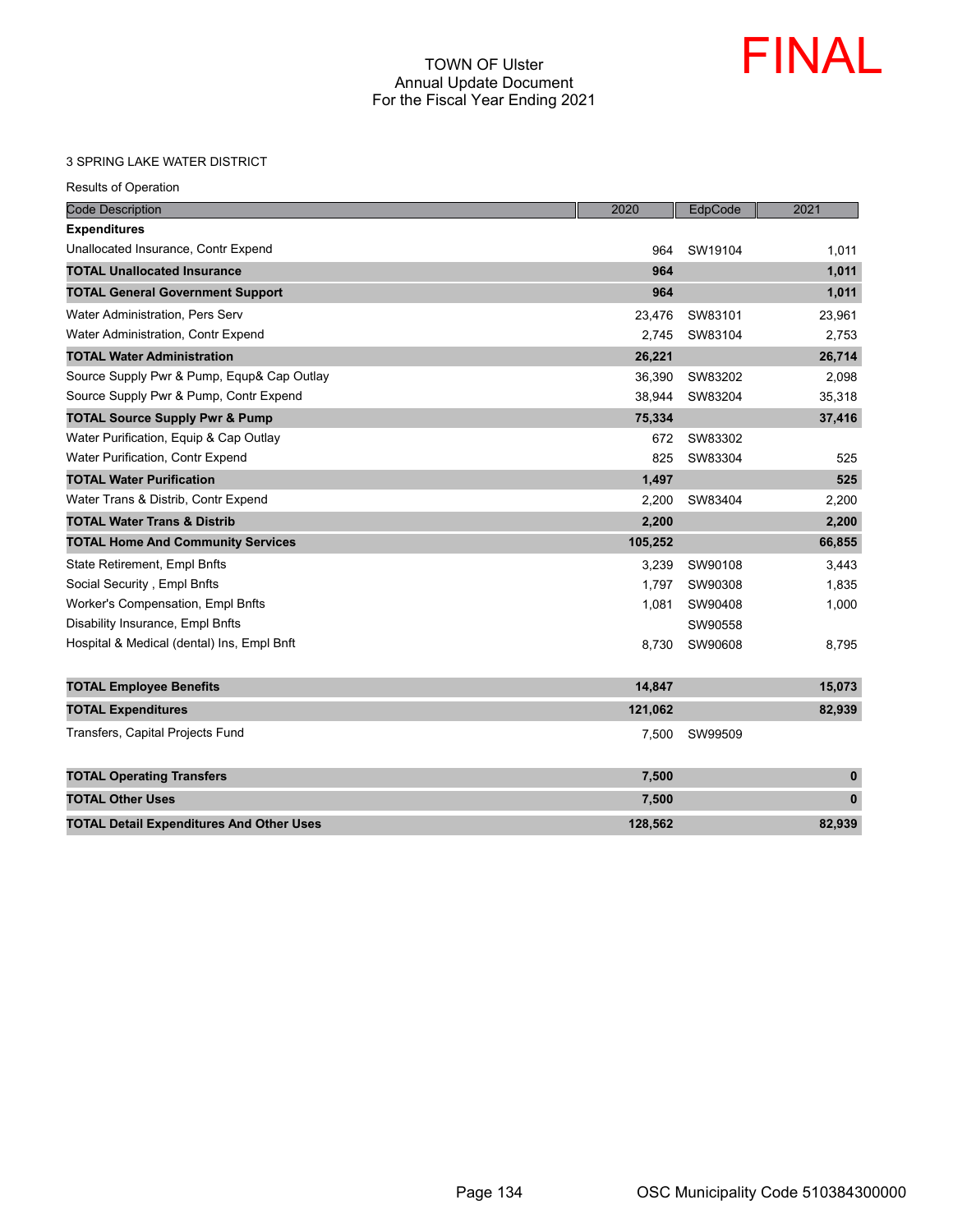# TOWN OF Ulster
## Annual Update Document
## For the Fiscal Year Ending 2021

FINAL

3 SPRING LAKE WATER DISTRICT

Results of Operation

| Code Description | 2020 | EdpCode | 2021 |
|---|---|---|---|
| **Expenditures** | | | |
| Unallocated Insurance, Contr Expend | 964 | SW19104 | 1,011 |
| **TOTAL Unallocated Insurance** | **964** | | **1,011** |
| **TOTAL General Government Support** | **964** | | **1,011** |
| Water Administration, Pers Serv | 23,476 | SW83101 | 23,961 |
| Water Administration, Contr Expend | 2,745 | SW83104 | 2,753 |
| **TOTAL Water Administration** | **26,221** | | **26,714** |
| Source Supply Pwr & Pump, Equp& Cap Outlay | 36,390 | SW83202 | 2,098 |
| Source Supply Pwr & Pump, Contr Expend | 38,944 | SW83204 | 35,318 |
| **TOTAL Source Supply Pwr & Pump** | **75,334** | | **37,416** |
| Water Purification, Equip & Cap Outlay | 672 | SW83302 | |
| Water Purification, Contr Expend | 825 | SW83304 | 525 |
| **TOTAL Water Purification** | **1,497** | | **525** |
| Water Trans & Distrib, Contr Expend | 2,200 | SW83404 | 2,200 |
| **TOTAL Water Trans & Distrib** | **2,200** | | **2,200** |
| **TOTAL Home And Community Services** | **105,252** | | **66,855** |
| State Retirement, Empl Bnfts | 3,239 | SW90108 | 3,443 |
| Social Security , Empl Bnfts | 1,797 | SW90308 | 1,835 |
| Worker's Compensation, Empl Bnfts | 1,081 | SW90408 | 1,000 |
| Disability Insurance, Empl Bnfts | | SW90558 | |
| Hospital & Medical (dental) Ins, Empl Bnft | 8,730 | SW90608 | 8,795 |
| **TOTAL Employee Benefits** | **14,847** | | **15,073** |
| **TOTAL Expenditures** | **121,062** | | **82,939** |
| Transfers, Capital Projects Fund | 7,500 | SW99509 | |
| **TOTAL Operating Transfers** | **7,500** | | **0** |
| **TOTAL Other Uses** | **7,500** | | **0** |
| **TOTAL Detail Expenditures And Other Uses** | **128,562** | | **82,939** |

OSC Municipality Code 510384300000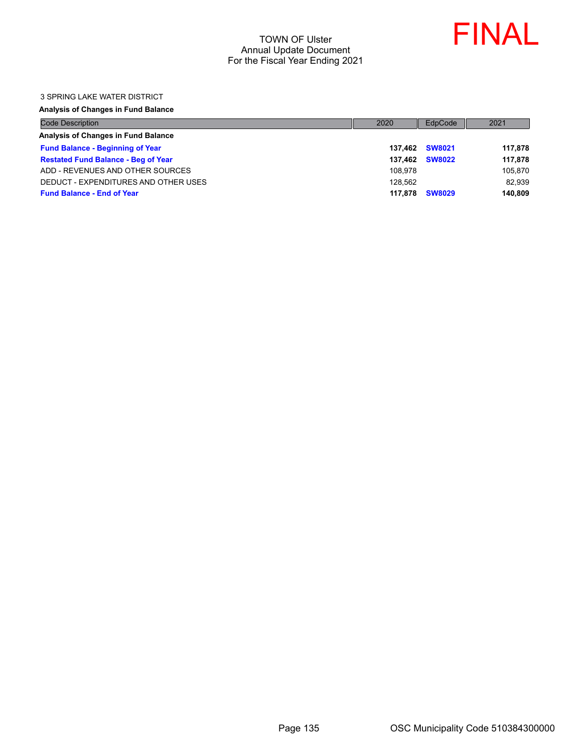TOWN OF Ulster
Annual Update Document
For the Fiscal Year Ending 2021

FINAL

3 SPRING LAKE WATER DISTRICT

**Analysis of Changes in Fund Balance**

| Code Description | 2020 | EdpCode | 2021 |
|---|---|---|---|
| **Analysis of Changes in Fund Balance** | | | |
| **Fund Balance - Beginning of Year** | **137,462** | **SW8021** | **117,878** |
| **Restated Fund Balance - Beg of Year** | **137,462** | **SW8022** | **117,878** |
| ADD - REVENUES AND OTHER SOURCES | 108,978 | | 105,870 |
| DEDUCT - EXPENDITURES AND OTHER USES | 128,562 | | 82,939 |
| **Fund Balance - End of Year** | **117,878** | **SW8029** | **140,809** |

OSC Municipality Code 510384300000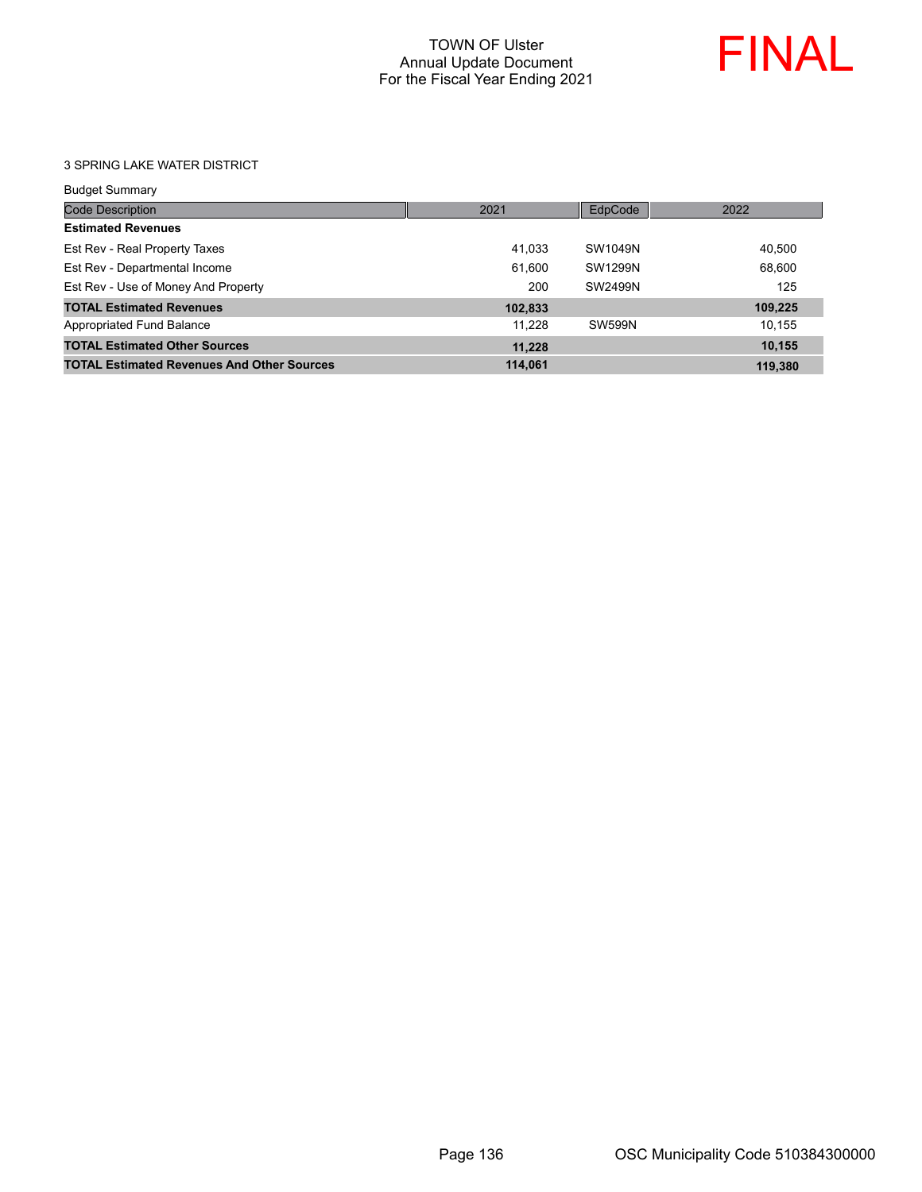TOWN OF Ulster
Annual Update Document
For the Fiscal Year Ending 2021

FINAL

3 SPRING LAKE WATER DISTRICT

Budget Summary

| Code Description | 2021 | EdpCode | 2022 |
|---|---|---|---|
| **Estimated Revenues** | | | |
| Est Rev - Real Property Taxes | 41,033 | SW1049N | 40,500 |
| Est Rev - Departmental Income | 61,600 | SW1299N | 68,600 |
| Est Rev - Use of Money And Property | 200 | SW2499N | 125 |
| **TOTAL Estimated Revenues** | **102,833** | | **109,225** |
| Appropriated Fund Balance | 11,228 | SW599N | 10,155 |
| **TOTAL Estimated Other Sources** | **11,228** | | **10,155** |
| **TOTAL Estimated Revenues And Other Sources** | **114,061** | | **119,380** |

OSC Municipality Code 510384300000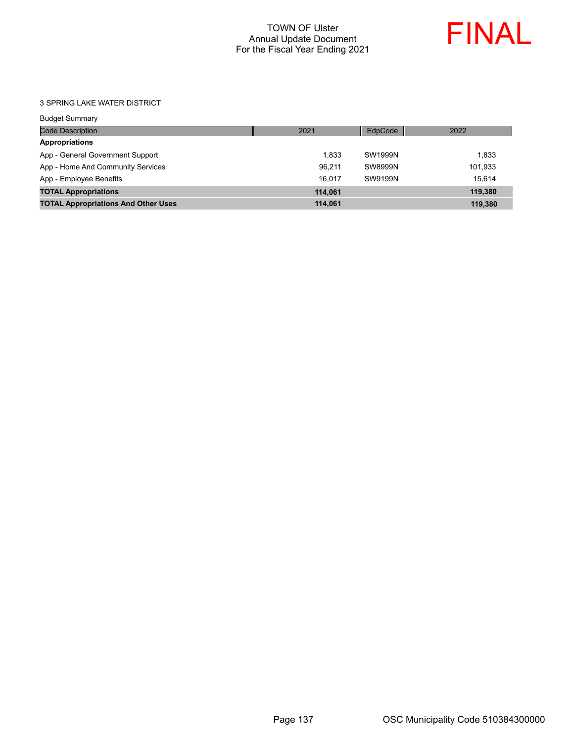TOWN OF Ulster
Annual Update Document
For the Fiscal Year Ending 2021

FINAL

3 SPRING LAKE WATER DISTRICT

Budget Summary

| Code Description | 2021 | EdpCode | 2022 |
|---|---|---|---|
| **Appropriations** | | | |
| App - General Government Support | 1,833 | SW1999N | 1,833 |
| App - Home And Community Services | 96,211 | SW8999N | 101,933 |
| App - Employee Benefits | 16,017 | SW9199N | 15,614 |
| **TOTAL Appropriations** | **114,061** | | **119,380** |
| **TOTAL Appropriations And Other Uses** | **114,061** | | **119,380** |

OSC Municipality Code 510384300000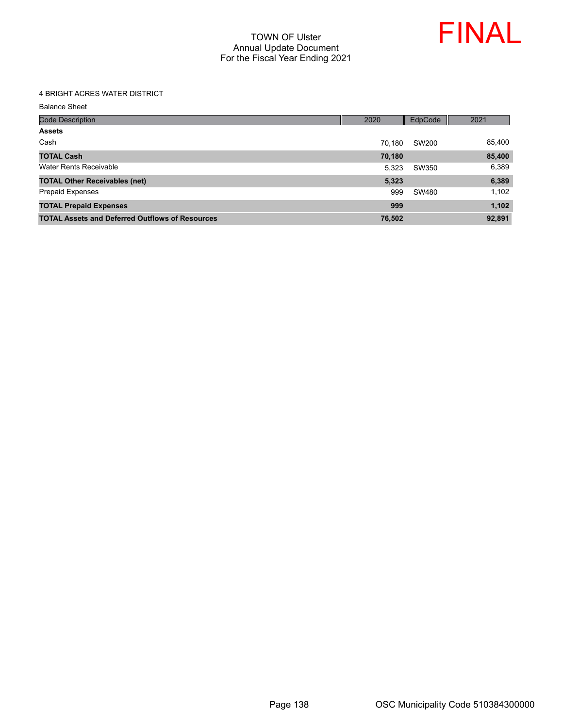TOWN OF Ulster
Annual Update Document
For the Fiscal Year Ending 2021

FINAL

4 BRIGHT ACRES WATER DISTRICT

Balance Sheet

| Code Description | 2020 | EdpCode | 2021 |
|---|---|---|---|
| **Assets** | | | |
| Cash | 70,180 | SW200 | 85,400 |
| **TOTAL Cash** | **70,180** | | **85,400** |
| Water Rents Receivable | 5,323 | SW350 | 6,389 |
| **TOTAL Other Receivables (net)** | **5,323** | | **6,389** |
| Prepaid Expenses | 999 | SW480 | 1,102 |
| **TOTAL Prepaid Expenses** | **999** | | **1,102** |
| **TOTAL Assets and Deferred Outflows of Resources** | **76,502** | | **92,891** |

OSC Municipality Code 510384300000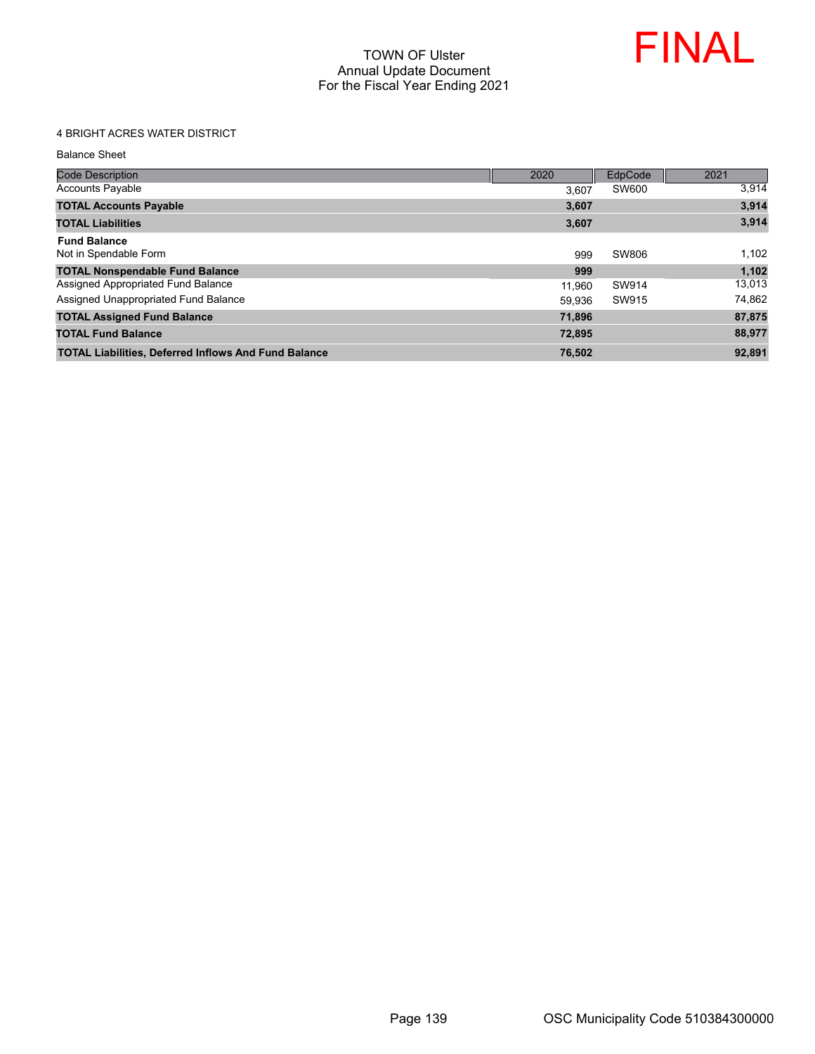TOWN OF Ulster
Annual Update Document
For the Fiscal Year Ending 2021

FINAL

4 BRIGHT ACRES WATER DISTRICT

Balance Sheet

| Code Description | 2020 | EdpCode | 2021 |
|---|---|---|---|
| Accounts Payable | 3,607 | SW600 | 3,914 |
| **TOTAL Accounts Payable** | **3,607** | | **3,914** |
| **TOTAL Liabilities** | **3,607** | | **3,914** |
| **Fund Balance** | | | |
| Not in Spendable Form | 999 | SW806 | 1,102 |
| **TOTAL Nonspendable Fund Balance** | **999** | | **1,102** |
| Assigned Appropriated Fund Balance | 11,960 | SW914 | 13,013 |
| Assigned Unappropriated Fund Balance | 59,936 | SW915 | 74,862 |
| **TOTAL Assigned Fund Balance** | **71,896** | | **87,875** |
| **TOTAL Fund Balance** | **72,895** | | **88,977** |
| **TOTAL Liabilities, Deferred Inflows And Fund Balance** | **76,502** | | **92,891** |

OSC Municipality Code 510384300000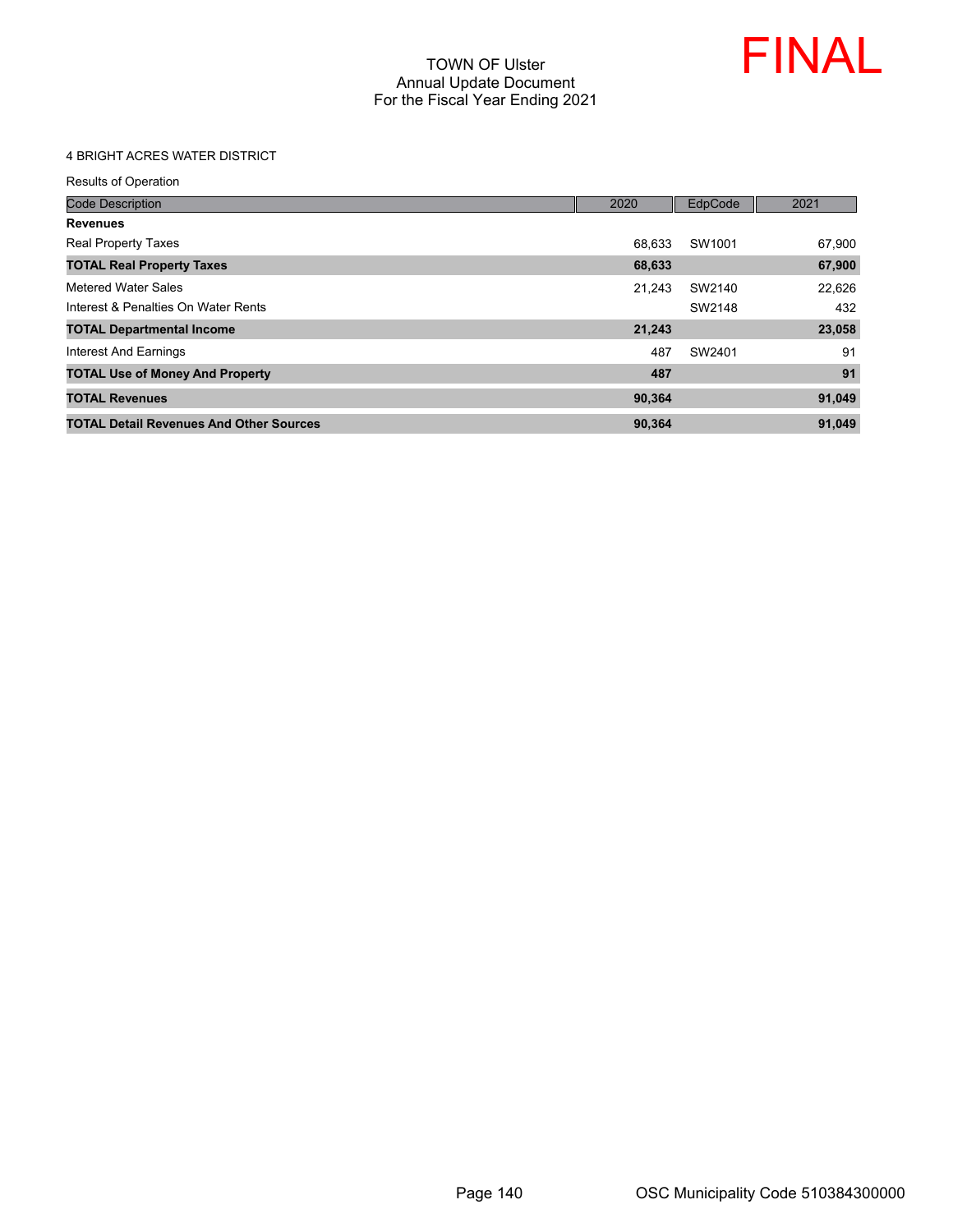TOWN OF Ulster
Annual Update Document
For the Fiscal Year Ending 2021

FINAL

4 BRIGHT ACRES WATER DISTRICT

Results of Operation

| Code Description | 2020 | EdpCode | 2021 |
|---|---|---|---|
| **Revenues** | | | |
| Real Property Taxes | 68,633 | SW1001 | 67,900 |
| **TOTAL Real Property Taxes** | **68,633** | | **67,900** |
| Metered Water Sales | 21,243 | SW2140 | 22,626 |
| Interest & Penalties On Water Rents | | SW2148 | 432 |
| **TOTAL Departmental Income** | **21,243** | | **23,058** |
| Interest And Earnings | 487 | SW2401 | 91 |
| **TOTAL Use of Money And Property** | **487** | | **91** |
| **TOTAL Revenues** | **90,364** | | **91,049** |
| **TOTAL Detail Revenues And Other Sources** | **90,364** | | **91,049** |

OSC Municipality Code 510384300000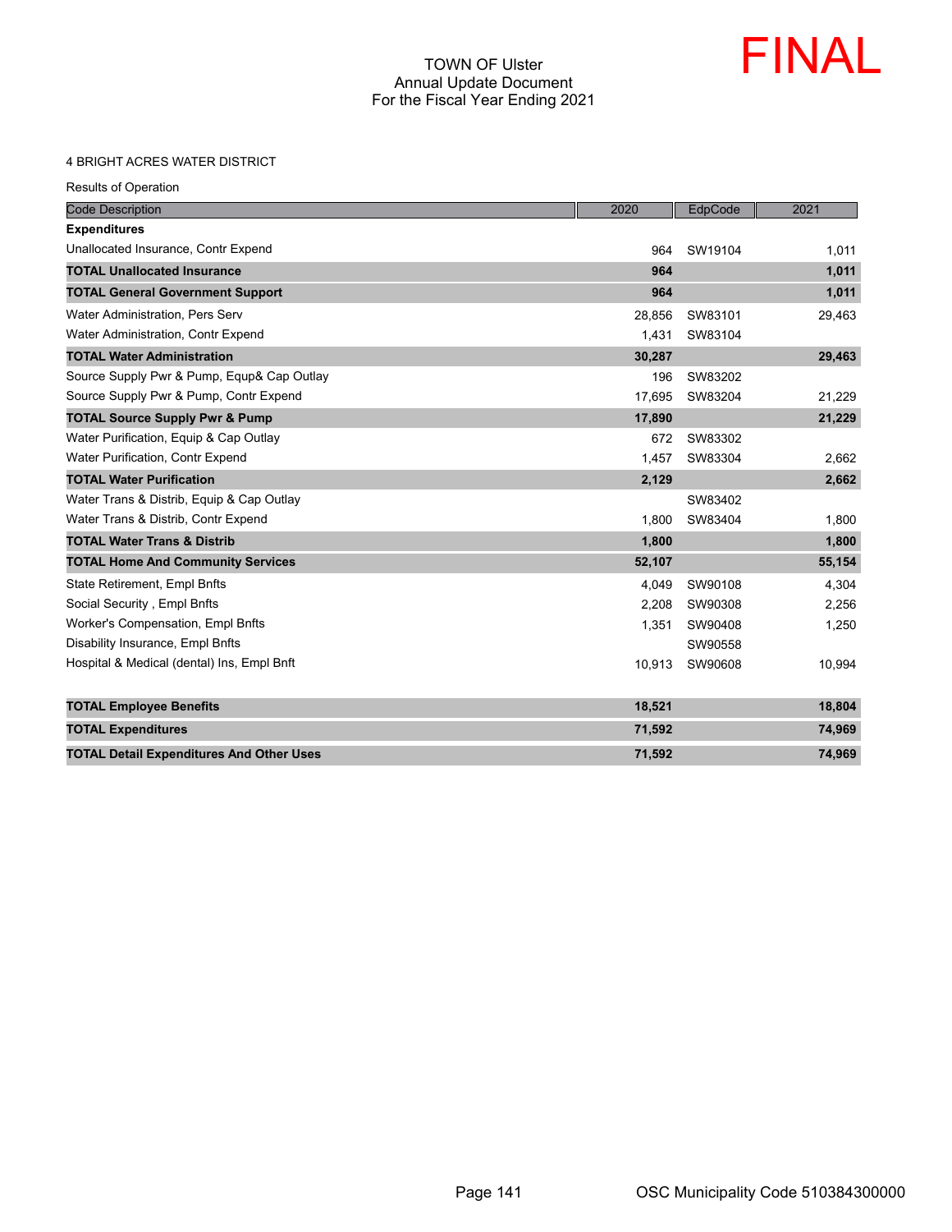# TOWN OF Ulster
## Annual Update Document
## For the Fiscal Year Ending 2021

FINAL

4 BRIGHT ACRES WATER DISTRICT

Results of Operation

| Code Description | 2020 | EdpCode | 2021 |
|---|---|---|---|
| **Expenditures** | | | |
| Unallocated Insurance, Contr Expend | 964 | SW19104 | 1,011 |
| **TOTAL Unallocated Insurance** | **964** | | **1,011** |
| **TOTAL General Government Support** | **964** | | **1,011** |
| Water Administration, Pers Serv | 28,856 | SW83101 | 29,463 |
| Water Administration, Contr Expend | 1,431 | SW83104 | |
| **TOTAL Water Administration** | **30,287** | | **29,463** |
| Source Supply Pwr & Pump, Equp& Cap Outlay | 196 | SW83202 | |
| Source Supply Pwr & Pump, Contr Expend | 17,695 | SW83204 | 21,229 |
| **TOTAL Source Supply Pwr & Pump** | **17,890** | | **21,229** |
| Water Purification, Equip & Cap Outlay | 672 | SW83302 | |
| Water Purification, Contr Expend | 1,457 | SW83304 | 2,662 |
| **TOTAL Water Purification** | **2,129** | | **2,662** |
| Water Trans & Distrib, Equip & Cap Outlay | | SW83402 | |
| Water Trans & Distrib, Contr Expend | 1,800 | SW83404 | 1,800 |
| **TOTAL Water Trans & Distrib** | **1,800** | | **1,800** |
| **TOTAL Home And Community Services** | **52,107** | | **55,154** |
| State Retirement, Empl Bnfts | 4,049 | SW90108 | 4,304 |
| Social Security , Empl Bnfts | 2,208 | SW90308 | 2,256 |
| Worker's Compensation, Empl Bnfts | 1,351 | SW90408 | 1,250 |
| Disability Insurance, Empl Bnfts | | SW90558 | |
| Hospital & Medical (dental) Ins, Empl Bnft | 10,913 | SW90608 | 10,994 |
| **TOTAL Employee Benefits** | **18,521** | | **18,804** |
| **TOTAL Expenditures** | **71,592** | | **74,969** |
| **TOTAL Detail Expenditures And Other Uses** | **71,592** | | **74,969** |

OSC Municipality Code 510384300000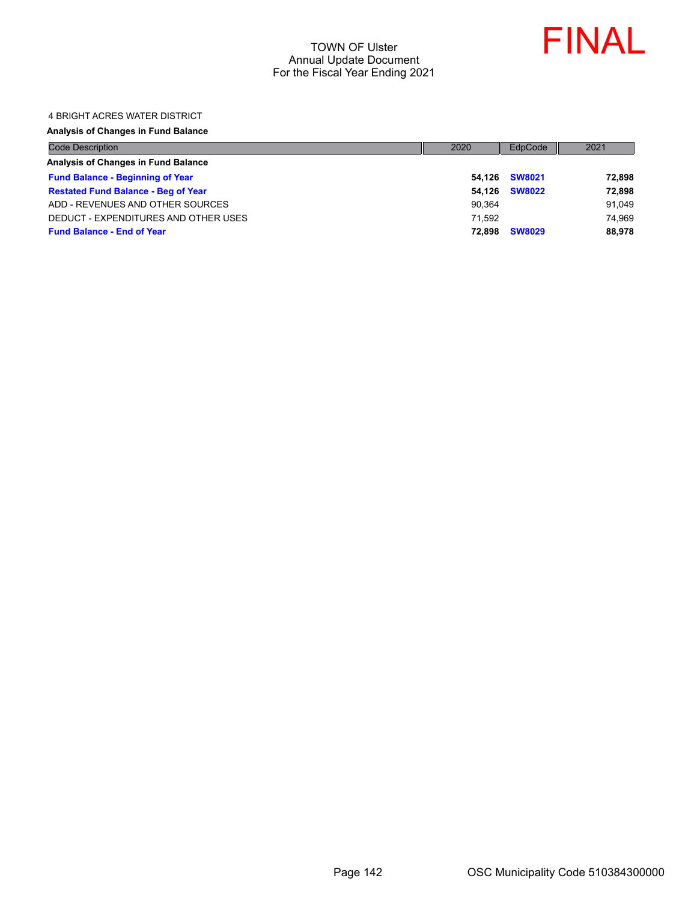TOWN OF Ulster
Annual Update Document
For the Fiscal Year Ending 2021

FINAL

4 BRIGHT ACRES WATER DISTRICT

**Analysis of Changes in Fund Balance**

| Code Description | 2020 | EdpCode | 2021 |
|---|---|---|---|
| **Analysis of Changes in Fund Balance** | | | |
| **Fund Balance - Beginning of Year** | **54,126** | **SW8021** | **72,898** |
| **Restated Fund Balance - Beg of Year** | **54,126** | **SW8022** | **72,898** |
| ADD - REVENUES AND OTHER SOURCES | 90,364 | | 91,049 |
| DEDUCT - EXPENDITURES AND OTHER USES | 71,592 | | 74,969 |
| **Fund Balance - End of Year** | **72,898** | **SW8029** | **88,978** |

OSC Municipality Code 510384300000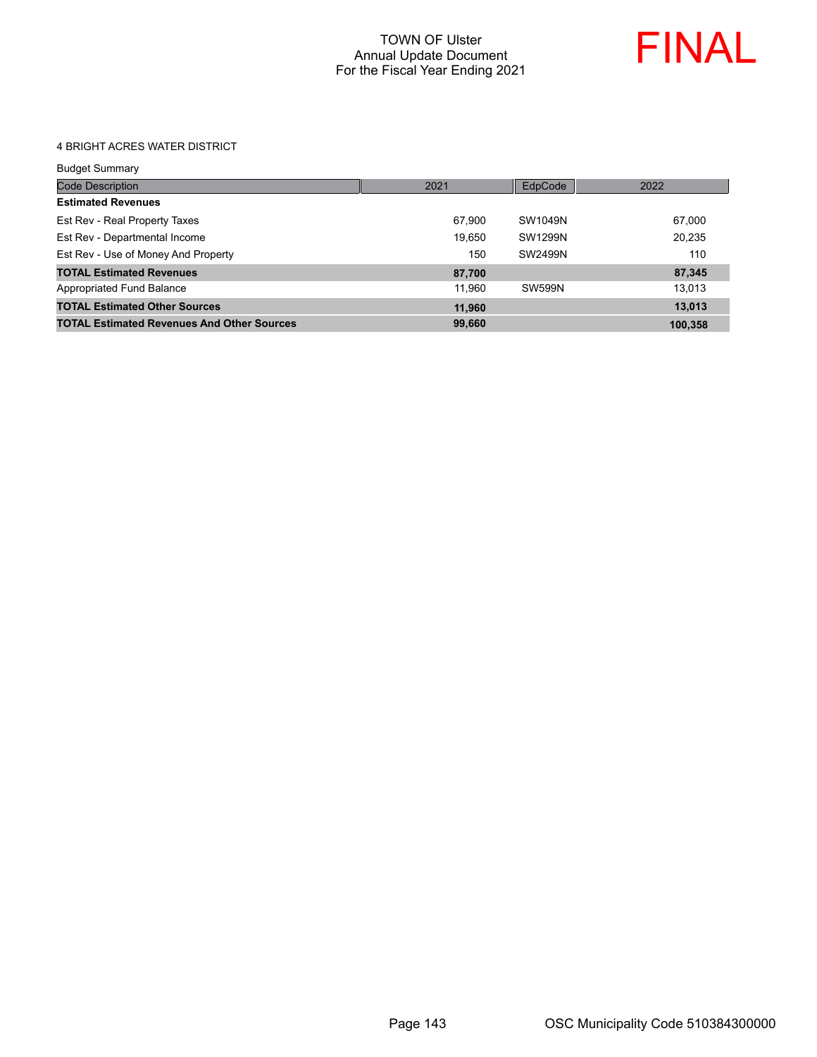TOWN OF Ulster
Annual Update Document
For the Fiscal Year Ending 2021

FINAL

4 BRIGHT ACRES WATER DISTRICT

Budget Summary

| Code Description | 2021 | EdpCode | 2022 |
|---|---|---|---|
| **Estimated Revenues** | | | |
| Est Rev - Real Property Taxes | 67,900 | SW1049N | 67,000 |
| Est Rev - Departmental Income | 19,650 | SW1299N | 20,235 |
| Est Rev - Use of Money And Property | 150 | SW2499N | 110 |
| **TOTAL Estimated Revenues** | **87,700** | | **87,345** |
| Appropriated Fund Balance | 11,960 | SW599N | 13,013 |
| **TOTAL Estimated Other Sources** | **11,960** | | **13,013** |
| **TOTAL Estimated Revenues And Other Sources** | **99,660** | | **100,358** |

OSC Municipality Code 510384300000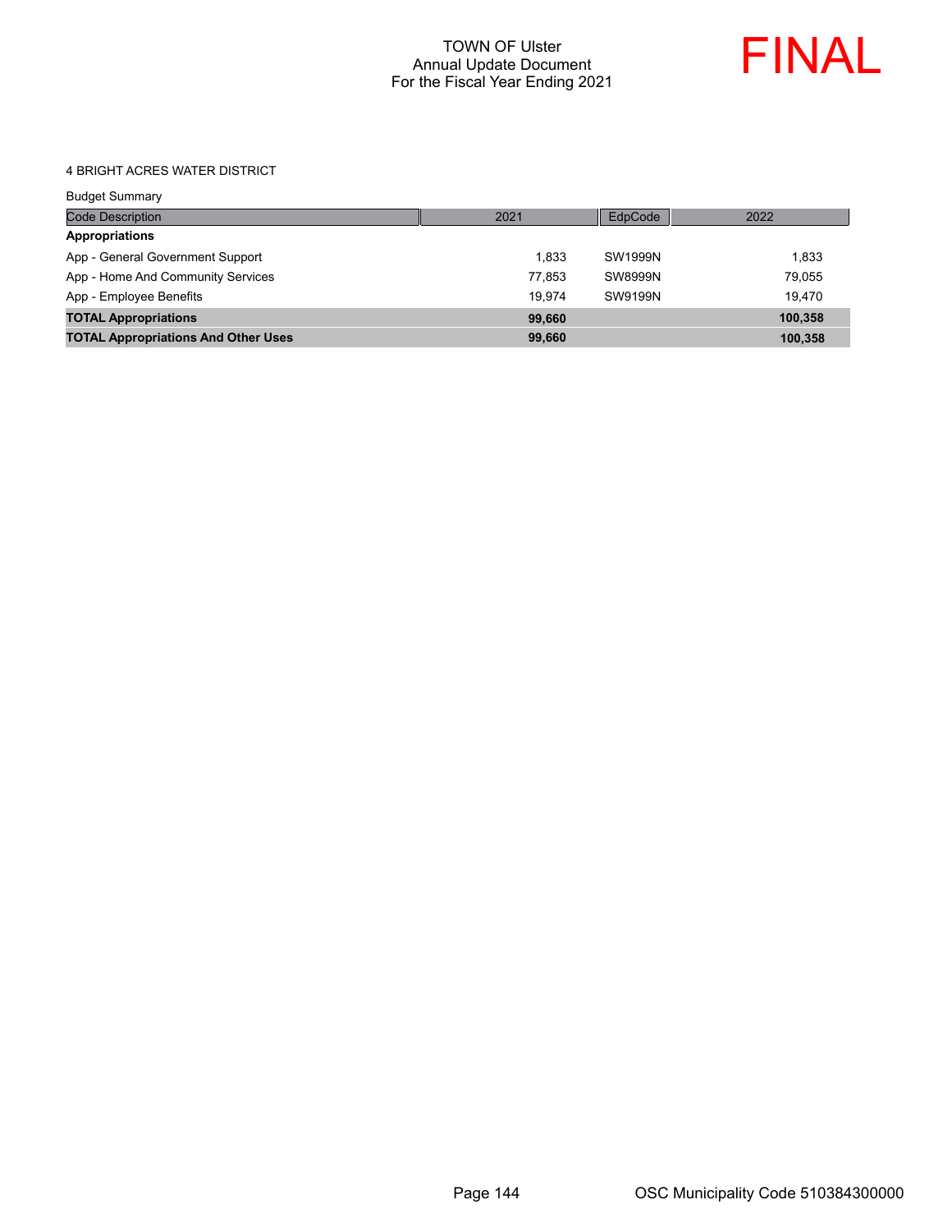TOWN OF Ulster
Annual Update Document
For the Fiscal Year Ending 2021

FINAL

4 BRIGHT ACRES WATER DISTRICT

Budget Summary

| Code Description | 2021 | EdpCode | 2022 |
|---|---|---|---|
| **Appropriations** | | | |
| App - General Government Support | 1,833 | SW1999N | 1,833 |
| App - Home And Community Services | 77,853 | SW8999N | 79,055 |
| App - Employee Benefits | 19,974 | SW9199N | 19,470 |
| **TOTAL Appropriations** | **99,660** | | **100,358** |
| **TOTAL Appropriations And Other Uses** | **99,660** | | **100,358** |

OSC Municipality Code 510384300000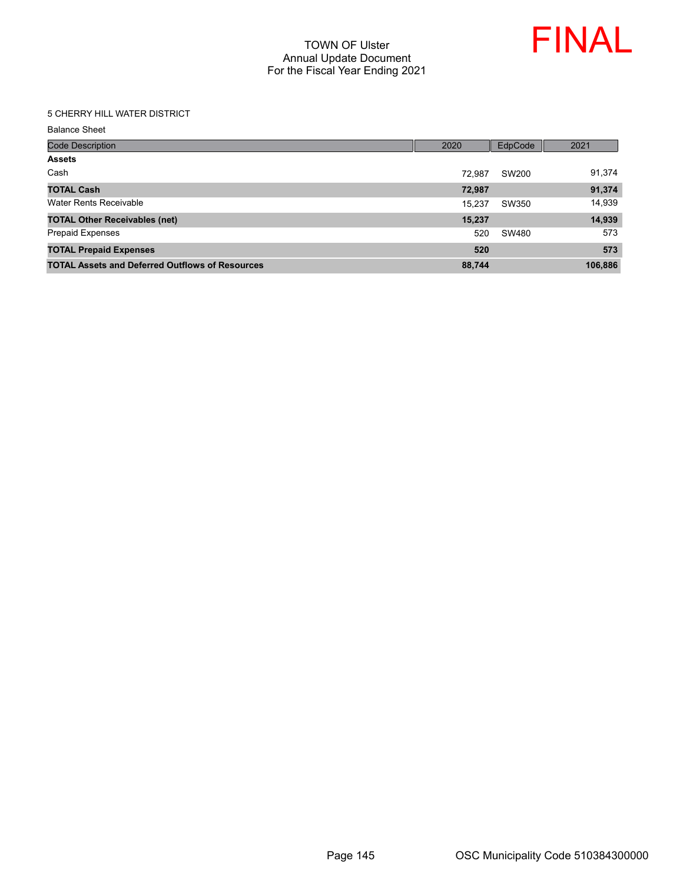# TOWN OF Ulster
## Annual Update Document
## For the Fiscal Year Ending 2021

FINAL

5 CHERRY HILL WATER DISTRICT

Balance Sheet

| Code Description | 2020 | EdpCode | 2021 |
|---|---|---|---|
| **Assets** | | | |
| Cash | 72,987 | SW200 | 91,374 |
| **TOTAL Cash** | **72,987** | | **91,374** |
| Water Rents Receivable | 15,237 | SW350 | 14,939 |
| **TOTAL Other Receivables (net)** | **15,237** | | **14,939** |
| Prepaid Expenses | 520 | SW480 | 573 |
| **TOTAL Prepaid Expenses** | **520** | | **573** |
| **TOTAL Assets and Deferred Outflows of Resources** | **88,744** | | **106,886** |

OSC Municipality Code 510384300000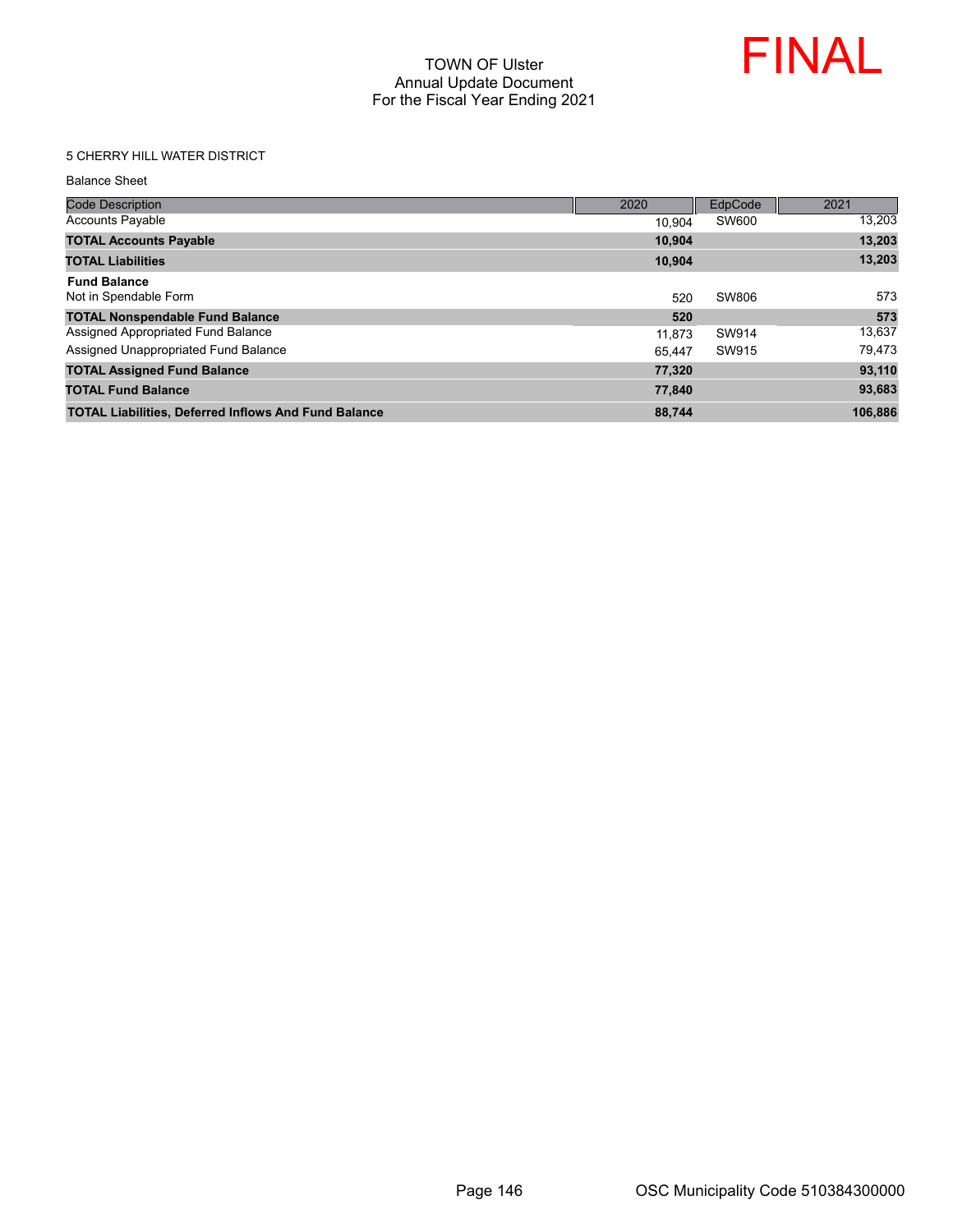TOWN OF Ulster
Annual Update Document
For the Fiscal Year Ending 2021

FINAL

5 CHERRY HILL WATER DISTRICT

Balance Sheet

| Code Description | 2020 | EdpCode | 2021 |
|---|---|---|---|
| Accounts Payable | 10,904 | SW600 | 13,203 |
| **TOTAL Accounts Payable** | **10,904** | | **13,203** |
| **TOTAL Liabilities** | **10,904** | | **13,203** |
| **Fund Balance** | | | |
| Not in Spendable Form | 520 | SW806 | 573 |
| **TOTAL Nonspendable Fund Balance** | **520** | | **573** |
| Assigned Appropriated Fund Balance | 11,873 | SW914 | 13,637 |
| Assigned Unappropriated Fund Balance | 65,447 | SW915 | 79,473 |
| **TOTAL Assigned Fund Balance** | **77,320** | | **93,110** |
| **TOTAL Fund Balance** | **77,840** | | **93,683** |
| **TOTAL Liabilities, Deferred Inflows And Fund Balance** | **88,744** | | **106,886** |

OSC Municipality Code 510384300000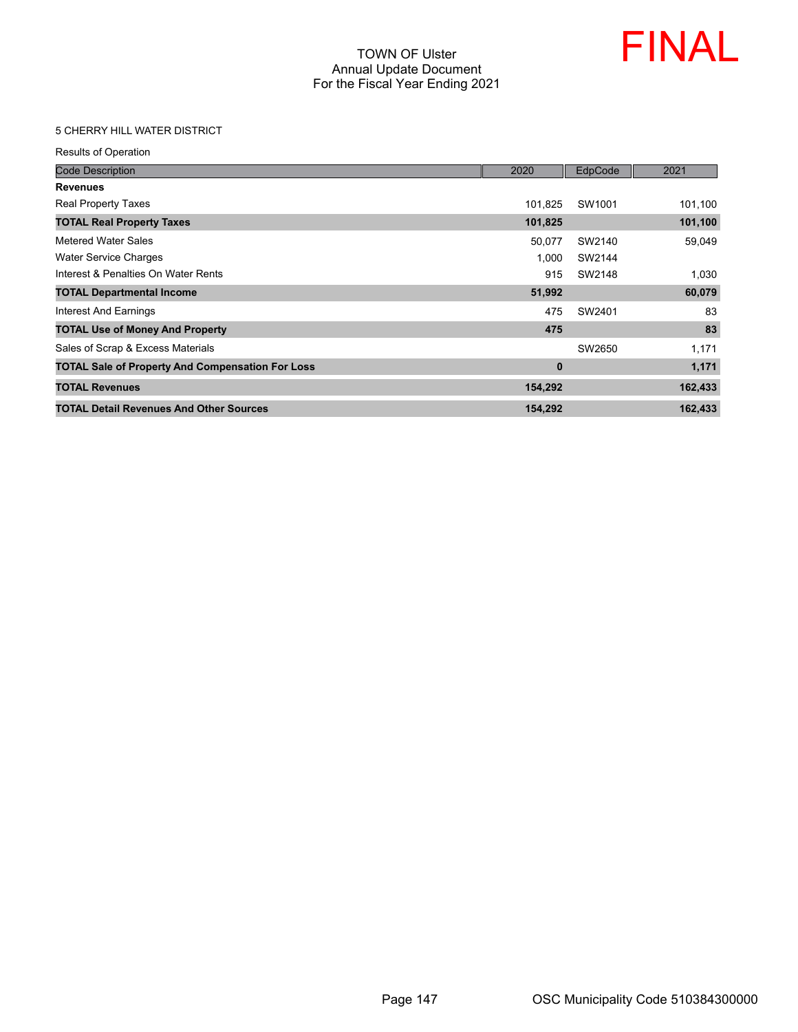# TOWN OF Ulster
## Annual Update Document
## For the Fiscal Year Ending 2021

FINAL

5 CHERRY HILL WATER DISTRICT

Results of Operation

| Code Description | 2020 | EdpCode | 2021 |
|---|---|---|---|
| **Revenues** | | | |
| Real Property Taxes | 101,825 | SW1001 | 101,100 |
| **TOTAL Real Property Taxes** | **101,825** | | **101,100** |
| Metered Water Sales | 50,077 | SW2140 | 59,049 |
| Water Service Charges | 1,000 | SW2144 | |
| Interest & Penalties On Water Rents | 915 | SW2148 | 1,030 |
| **TOTAL Departmental Income** | **51,992** | | **60,079** |
| Interest And Earnings | 475 | SW2401 | 83 |
| **TOTAL Use of Money And Property** | **475** | | **83** |
| Sales of Scrap & Excess Materials | | SW2650 | 1,171 |
| **TOTAL Sale of Property And Compensation For Loss** | **0** | | **1,171** |
| **TOTAL Revenues** | **154,292** | | **162,433** |
| **TOTAL Detail Revenues And Other Sources** | **154,292** | | **162,433** |

OSC Municipality Code 510384300000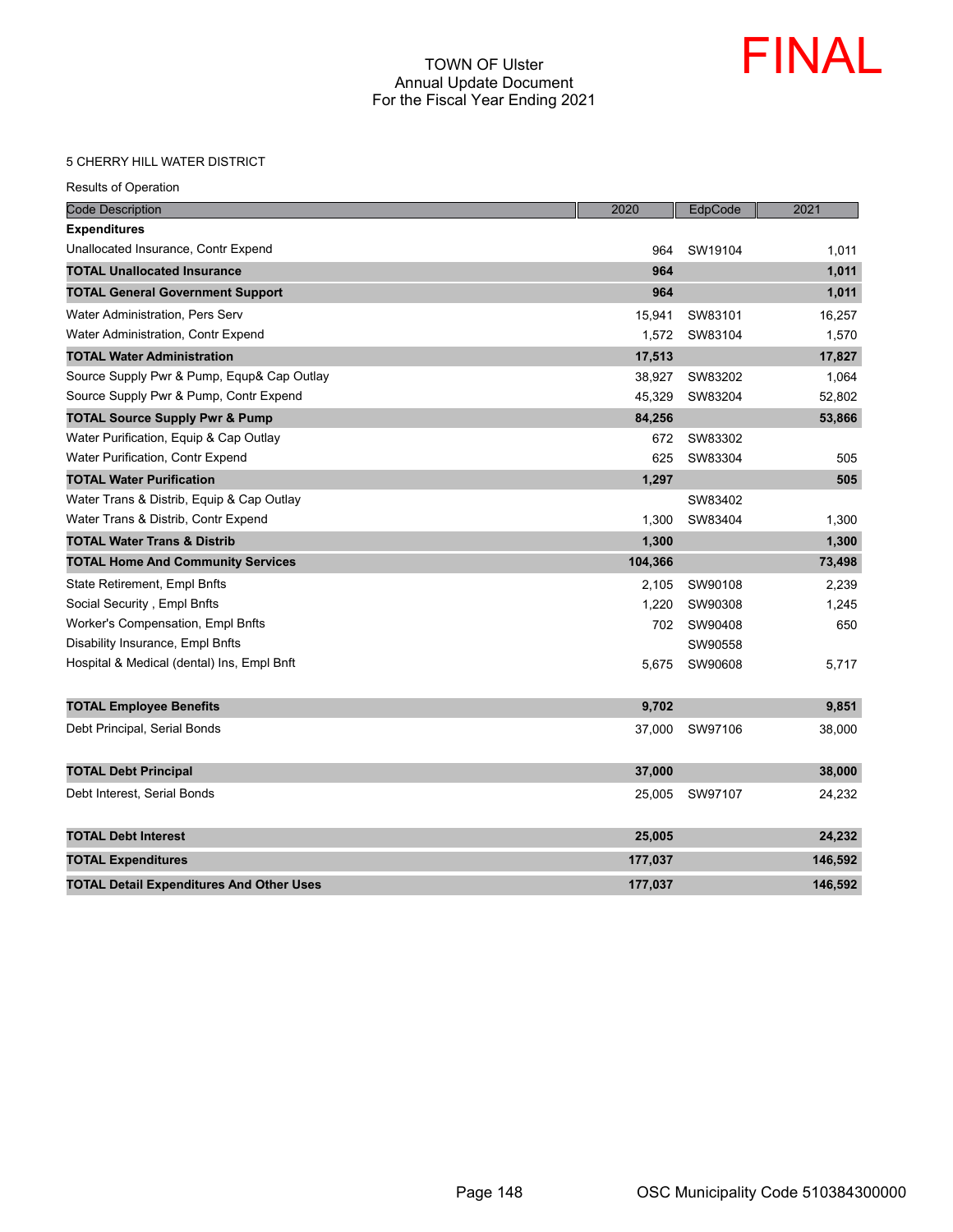TOWN OF Ulster
Annual Update Document
For the Fiscal Year Ending 2021

FINAL

5 CHERRY HILL WATER DISTRICT

Results of Operation

| Code Description | 2020 | EdpCode | 2021 |
|---|---|---|---|
| **Expenditures** | | | |
| Unallocated Insurance, Contr Expend | 964 | SW19104 | 1,011 |
| **TOTAL Unallocated Insurance** | **964** | | **1,011** |
| **TOTAL General Government Support** | **964** | | **1,011** |
| Water Administration, Pers Serv | 15,941 | SW83101 | 16,257 |
| Water Administration, Contr Expend | 1,572 | SW83104 | 1,570 |
| **TOTAL Water Administration** | **17,513** | | **17,827** |
| Source Supply Pwr & Pump, Equp& Cap Outlay | 38,927 | SW83202 | 1,064 |
| Source Supply Pwr & Pump, Contr Expend | 45,329 | SW83204 | 52,802 |
| **TOTAL Source Supply Pwr & Pump** | **84,256** | | **53,866** |
| Water Purification, Equip & Cap Outlay | 672 | SW83302 | |
| Water Purification, Contr Expend | 625 | SW83304 | 505 |
| **TOTAL Water Purification** | **1,297** | | **505** |
| Water Trans & Distrib, Equip & Cap Outlay | | SW83402 | |
| Water Trans & Distrib, Contr Expend | 1,300 | SW83404 | 1,300 |
| **TOTAL Water Trans & Distrib** | **1,300** | | **1,300** |
| **TOTAL Home And Community Services** | **104,366** | | **73,498** |
| State Retirement, Empl Bnfts | 2,105 | SW90108 | 2,239 |
| Social Security , Empl Bnfts | 1,220 | SW90308 | 1,245 |
| Worker's Compensation, Empl Bnfts | 702 | SW90408 | 650 |
| Disability Insurance, Empl Bnfts | | SW90558 | |
| Hospital & Medical (dental) Ins, Empl Bnft | 5,675 | SW90608 | 5,717 |
| **TOTAL Employee Benefits** | **9,702** | | **9,851** |
| Debt Principal, Serial Bonds | 37,000 | SW97106 | 38,000 |
| **TOTAL Debt Principal** | **37,000** | | **38,000** |
| Debt Interest, Serial Bonds | 25,005 | SW97107 | 24,232 |
| **TOTAL Debt Interest** | **25,005** | | **24,232** |
| **TOTAL Expenditures** | **177,037** | | **146,592** |
| **TOTAL Detail Expenditures And Other Uses** | **177,037** | | **146,592** |

OSC Municipality Code 510384300000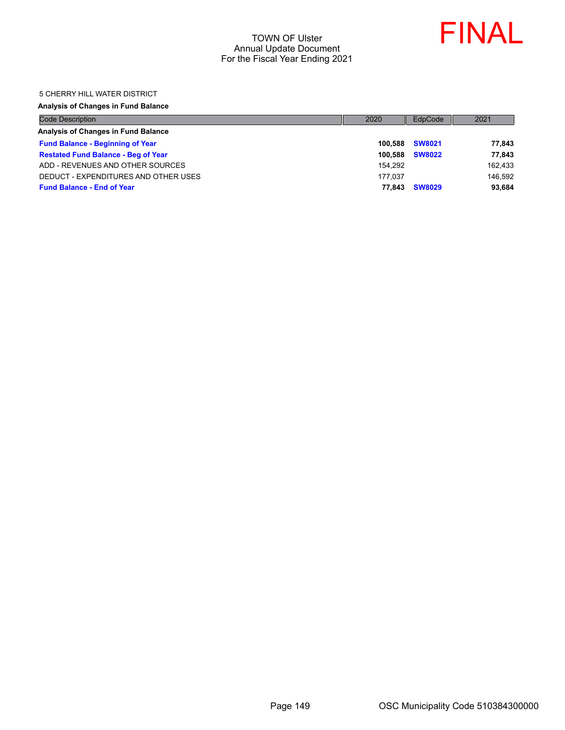TOWN OF Ulster
Annual Update Document
For the Fiscal Year Ending 2021

FINAL

5 CHERRY HILL WATER DISTRICT

**Analysis of Changes in Fund Balance**

| Code Description | 2020 | EdpCode | 2021 |
|---|---|---|---|
| **Analysis of Changes in Fund Balance** | | | |
| **Fund Balance - Beginning of Year** | **100,588** | **SW8021** | **77,843** |
| **Restated Fund Balance - Beg of Year** | **100,588** | **SW8022** | **77,843** |
| ADD - REVENUES AND OTHER SOURCES | 154,292 | | 162,433 |
| DEDUCT - EXPENDITURES AND OTHER USES | 177,037 | | 146,592 |
| **Fund Balance - End of Year** | **77,843** | **SW8029** | **93,684** |

OSC Municipality Code 510384300000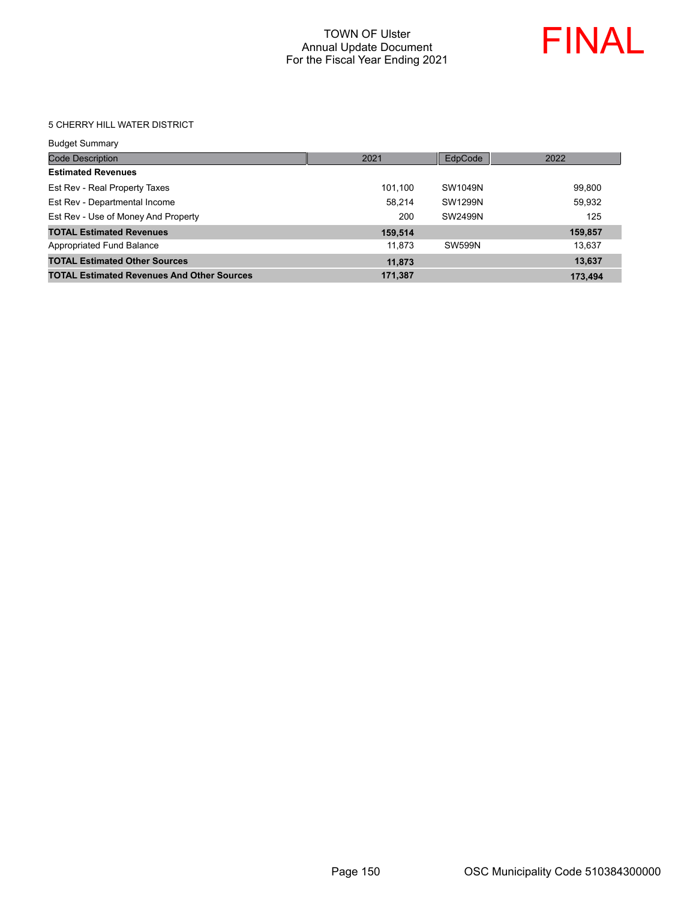TOWN OF Ulster
Annual Update Document
For the Fiscal Year Ending 2021

FINAL

5 CHERRY HILL WATER DISTRICT

Budget Summary

| Code Description | 2021 | EdpCode | 2022 |
|---|---|---|---|
| **Estimated Revenues** | | | |
| Est Rev - Real Property Taxes | 101,100 | SW1049N | 99,800 |
| Est Rev - Departmental Income | 58,214 | SW1299N | 59,932 |
| Est Rev - Use of Money And Property | 200 | SW2499N | 125 |
| **TOTAL Estimated Revenues** | **159,514** | | **159,857** |
| Appropriated Fund Balance | 11,873 | SW599N | 13,637 |
| **TOTAL Estimated Other Sources** | **11,873** | | **13,637** |
| **TOTAL Estimated Revenues And Other Sources** | **171,387** | | **173,494** |

OSC Municipality Code 510384300000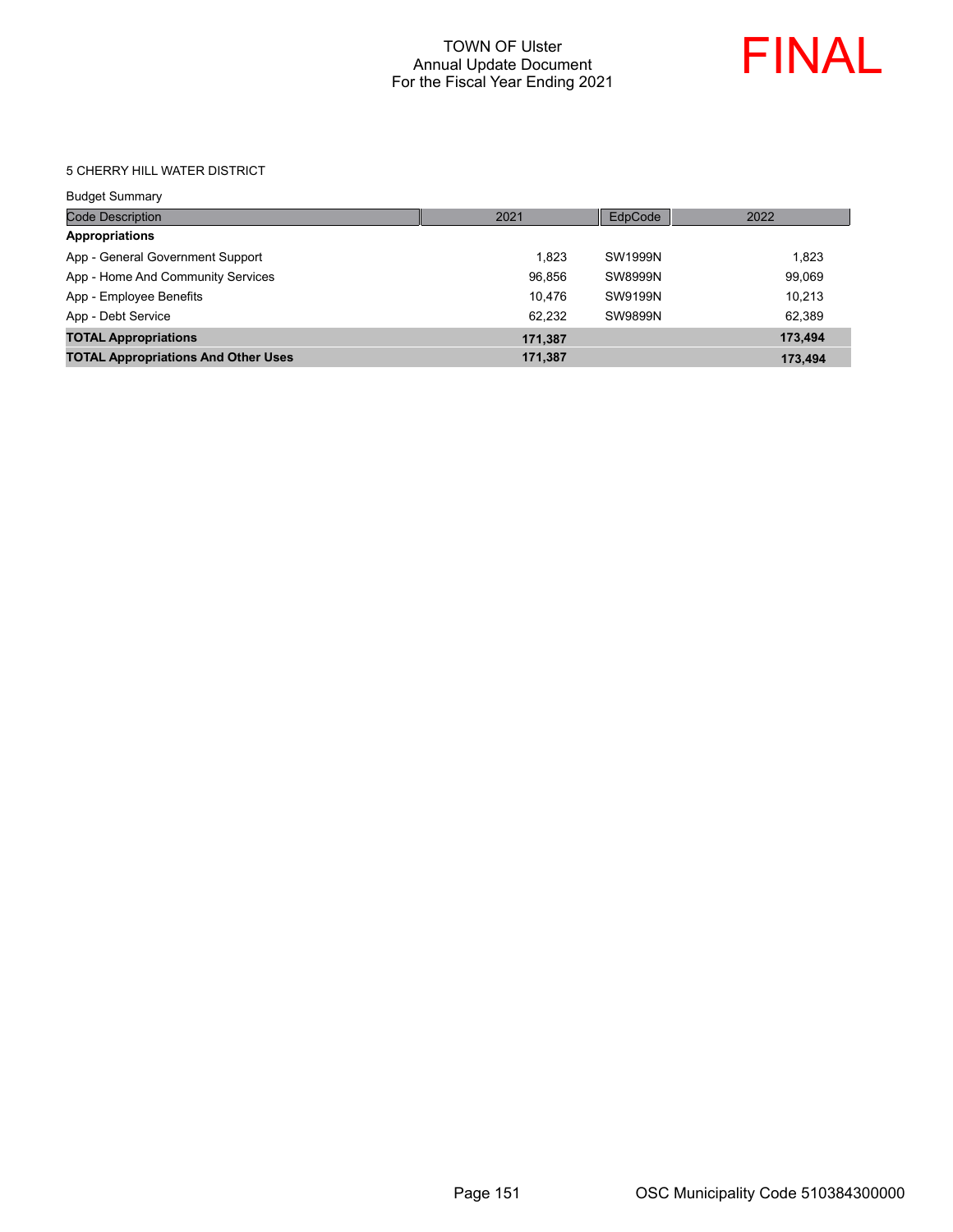TOWN OF Ulster
Annual Update Document
For the Fiscal Year Ending 2021

FINAL

5 CHERRY HILL WATER DISTRICT

Budget Summary

| Code Description | 2021 | EdpCode | 2022 |
|---|---|---|---|
| **Appropriations** | | | |
| App - General Government Support | 1,823 | SW1999N | 1,823 |
| App - Home And Community Services | 96,856 | SW8999N | 99,069 |
| App - Employee Benefits | 10,476 | SW9199N | 10,213 |
| App - Debt Service | 62,232 | SW9899N | 62,389 |
| **TOTAL Appropriations** | **171,387** | | **173,494** |
| **TOTAL Appropriations And Other Uses** | **171,387** | | **173,494** |

OSC Municipality Code 510384300000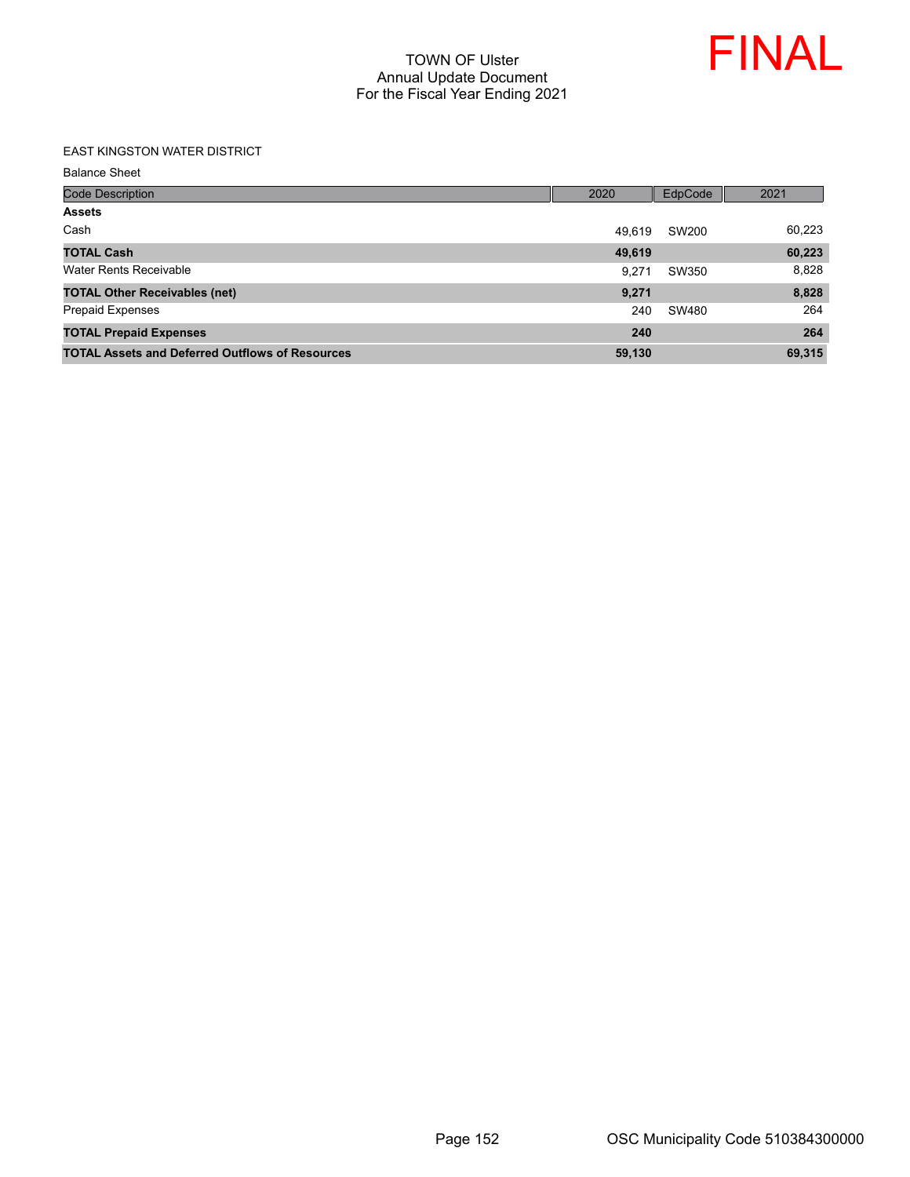# TOWN OF Ulster
## Annual Update Document
## For the Fiscal Year Ending 2021

FINAL

EAST KINGSTON WATER DISTRICT

Balance Sheet

| Code Description | 2020 | EdpCode | 2021 |
|---|---|---|---|
| **Assets** | | | |
| Cash | 49,619 | SW200 | 60,223 |
| **TOTAL Cash** | **49,619** | | **60,223** |
| Water Rents Receivable | 9,271 | SW350 | 8,828 |
| **TOTAL Other Receivables (net)** | **9,271** | | **8,828** |
| Prepaid Expenses | 240 | SW480 | 264 |
| **TOTAL Prepaid Expenses** | **240** | | **264** |
| **TOTAL Assets and Deferred Outflows of Resources** | **59,130** | | **69,315** |

OSC Municipality Code 510384300000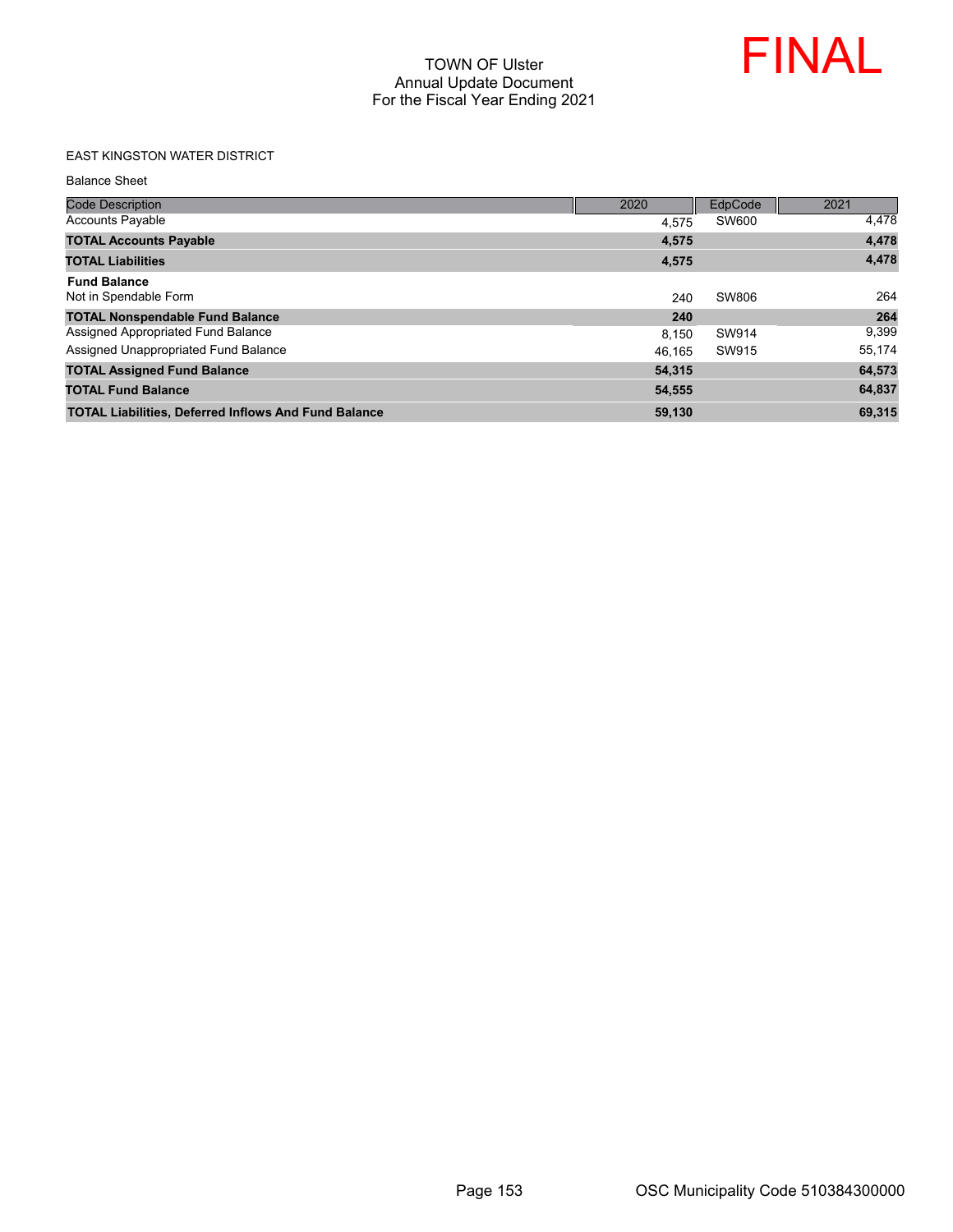TOWN OF Ulster
Annual Update Document
For the Fiscal Year Ending 2021

FINAL

EAST KINGSTON WATER DISTRICT

Balance Sheet

| Code Description | 2020 | EdpCode | 2021 |
|---|---|---|---|
| Accounts Payable | 4,575 | SW600 | 4,478 |
| **TOTAL Accounts Payable** | **4,575** | | **4,478** |
| **TOTAL Liabilities** | **4,575** | | **4,478** |
| **Fund Balance** | | | |
| Not in Spendable Form | 240 | SW806 | 264 |
| **TOTAL Nonspendable Fund Balance** | **240** | | **264** |
| Assigned Appropriated Fund Balance | 8,150 | SW914 | 9,399 |
| Assigned Unappropriated Fund Balance | 46,165 | SW915 | 55,174 |
| **TOTAL Assigned Fund Balance** | **54,315** | | **64,573** |
| **TOTAL Fund Balance** | **54,555** | | **64,837** |
| **TOTAL Liabilities, Deferred Inflows And Fund Balance** | **59,130** | | **69,315** |

OSC Municipality Code 510384300000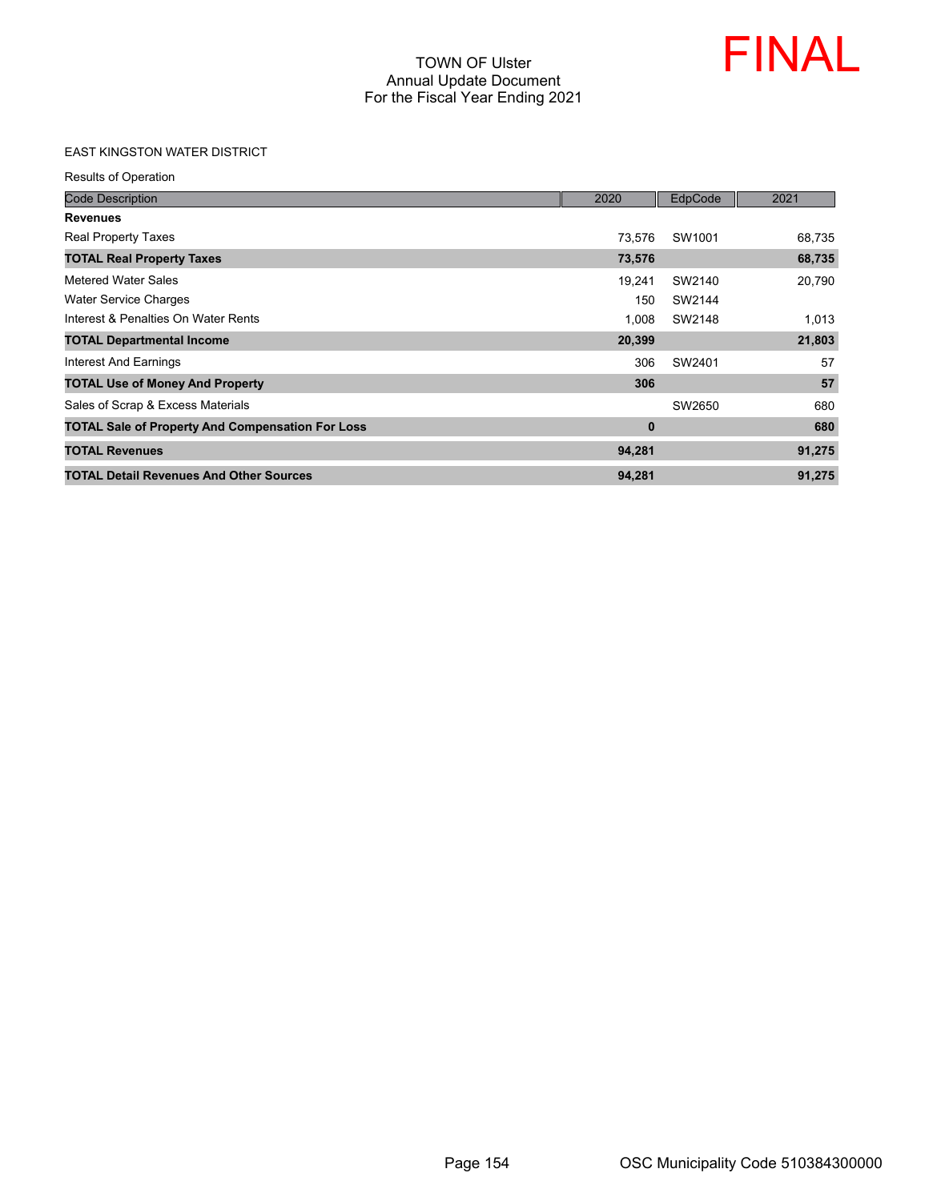# TOWN OF Ulster
## Annual Update Document
## For the Fiscal Year Ending 2021

FINAL

EAST KINGSTON WATER DISTRICT

Results of Operation

| Code Description | 2020 | EdpCode | 2021 |
|---|---|---|---|
| **Revenues** | | | |
| Real Property Taxes | 73,576 | SW1001 | 68,735 |
| **TOTAL Real Property Taxes** | **73,576** | | **68,735** |
| Metered Water Sales | 19,241 | SW2140 | 20,790 |
| Water Service Charges | 150 | SW2144 | |
| Interest & Penalties On Water Rents | 1,008 | SW2148 | 1,013 |
| **TOTAL Departmental Income** | **20,399** | | **21,803** |
| Interest And Earnings | 306 | SW2401 | 57 |
| **TOTAL Use of Money And Property** | **306** | | **57** |
| Sales of Scrap & Excess Materials | | SW2650 | 680 |
| **TOTAL Sale of Property And Compensation For Loss** | **0** | | **680** |
| **TOTAL Revenues** | **94,281** | | **91,275** |
| **TOTAL Detail Revenues And Other Sources** | **94,281** | | **91,275** |

OSC Municipality Code 510384300000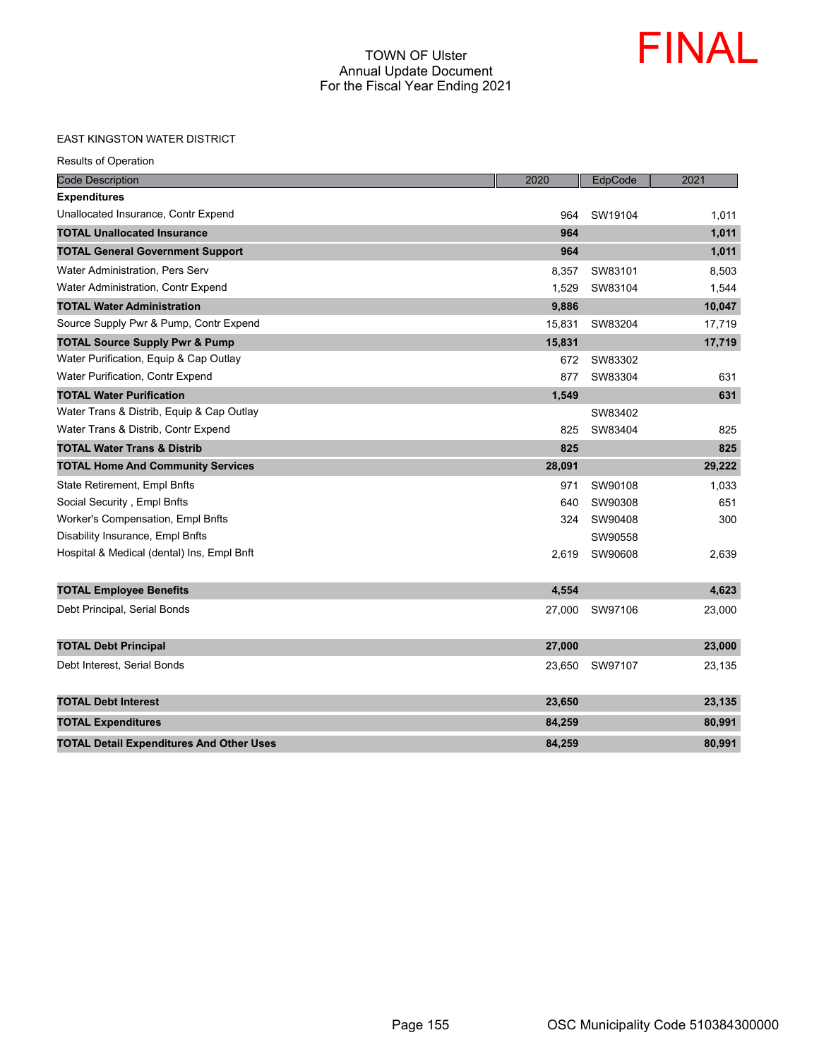# TOWN OF Ulster
## Annual Update Document
## For the Fiscal Year Ending 2021

FINAL

EAST KINGSTON WATER DISTRICT

Results of Operation

| Code Description | 2020 | EdpCode | 2021 |
|---|---|---|---|
| **Expenditures** | | | |
| Unallocated Insurance, Contr Expend | 964 | SW19104 | 1,011 |
| **TOTAL Unallocated Insurance** | **964** | | **1,011** |
| **TOTAL General Government Support** | **964** | | **1,011** |
| Water Administration, Pers Serv | 8,357 | SW83101 | 8,503 |
| Water Administration, Contr Expend | 1,529 | SW83104 | 1,544 |
| **TOTAL Water Administration** | **9,886** | | **10,047** |
| Source Supply Pwr & Pump, Contr Expend | 15,831 | SW83204 | 17,719 |
| **TOTAL Source Supply Pwr & Pump** | **15,831** | | **17,719** |
| Water Purification, Equip & Cap Outlay | 672 | SW83302 | |
| Water Purification, Contr Expend | 877 | SW83304 | 631 |
| **TOTAL Water Purification** | **1,549** | | **631** |
| Water Trans & Distrib, Equip & Cap Outlay | | SW83402 | |
| Water Trans & Distrib, Contr Expend | 825 | SW83404 | 825 |
| **TOTAL Water Trans & Distrib** | **825** | | **825** |
| **TOTAL Home And Community Services** | **28,091** | | **29,222** |
| State Retirement, Empl Bnfts | 971 | SW90108 | 1,033 |
| Social Security , Empl Bnfts | 640 | SW90308 | 651 |
| Worker's Compensation, Empl Bnfts | 324 | SW90408 | 300 |
| Disability Insurance, Empl Bnfts | | SW90558 | |
| Hospital & Medical (dental) Ins, Empl Bnft | 2,619 | SW90608 | 2,639 |
| **TOTAL Employee Benefits** | **4,554** | | **4,623** |
| Debt Principal, Serial Bonds | 27,000 | SW97106 | 23,000 |
| **TOTAL Debt Principal** | **27,000** | | **23,000** |
| Debt Interest, Serial Bonds | 23,650 | SW97107 | 23,135 |
| **TOTAL Debt Interest** | **23,650** | | **23,135** |
| **TOTAL Expenditures** | **84,259** | | **80,991** |
| **TOTAL Detail Expenditures And Other Uses** | **84,259** | | **80,991** |

OSC Municipality Code 510384300000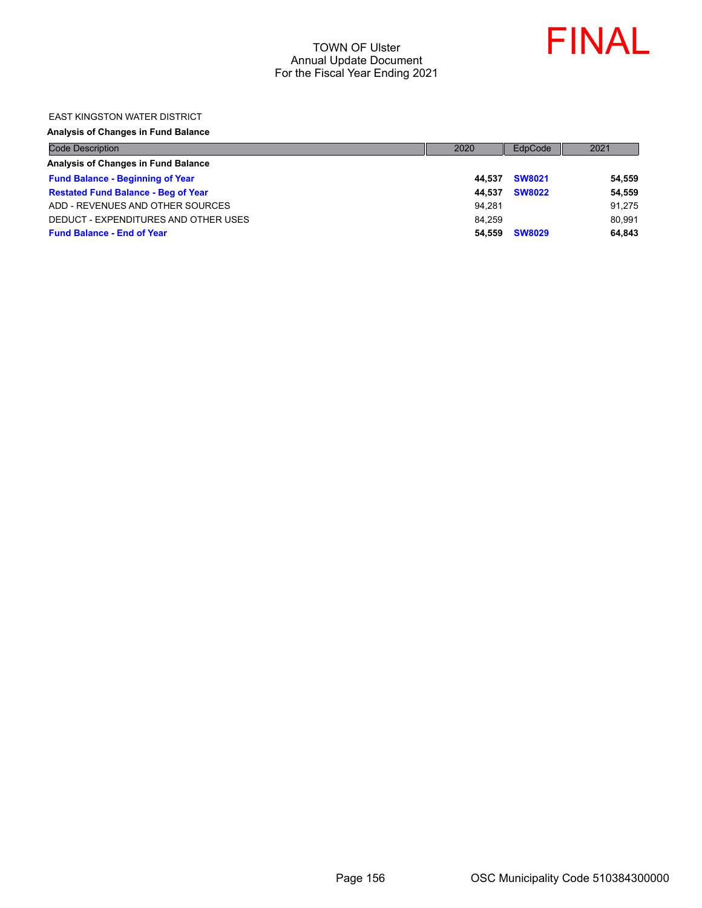TOWN OF Ulster
Annual Update Document
For the Fiscal Year Ending 2021

FINAL

EAST KINGSTON WATER DISTRICT

**Analysis of Changes in Fund Balance**

| Code Description | 2020 | EdpCode | 2021 |
|---|---|---|---|
| **Analysis of Changes in Fund Balance** | | | |
| **Fund Balance - Beginning of Year** | **44,537** | **SW8021** | **54,559** |
| **Restated Fund Balance - Beg of Year** | **44,537** | **SW8022** | **54,559** |
| ADD - REVENUES AND OTHER SOURCES | 94,281 | | 91,275 |
| DEDUCT - EXPENDITURES AND OTHER USES | 84,259 | | 80,991 |
| **Fund Balance - End of Year** | **54,559** | **SW8029** | **64,843** |

OSC Municipality Code 510384300000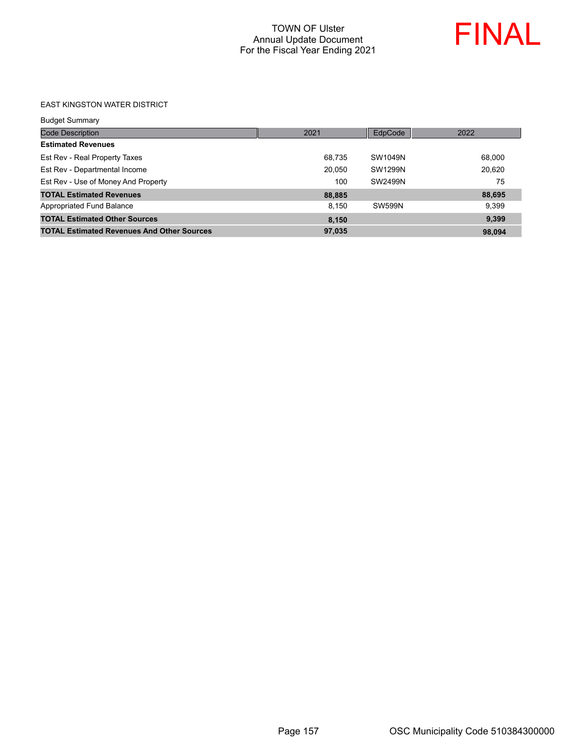TOWN OF Ulster
Annual Update Document
For the Fiscal Year Ending 2021

FINAL

EAST KINGSTON WATER DISTRICT

Budget Summary

| Code Description | 2021 | EdpCode | 2022 |
|---|---|---|---|
| **Estimated Revenues** | | | |
| Est Rev - Real Property Taxes | 68,735 | SW1049N | 68,000 |
| Est Rev - Departmental Income | 20,050 | SW1299N | 20,620 |
| Est Rev - Use of Money And Property | 100 | SW2499N | 75 |
| **TOTAL Estimated Revenues** | **88,885** | | **88,695** |
| Appropriated Fund Balance | 8,150 | SW599N | 9,399 |
| **TOTAL Estimated Other Sources** | **8,150** | | **9,399** |
| **TOTAL Estimated Revenues And Other Sources** | **97,035** | | **98,094** |

OSC Municipality Code 510384300000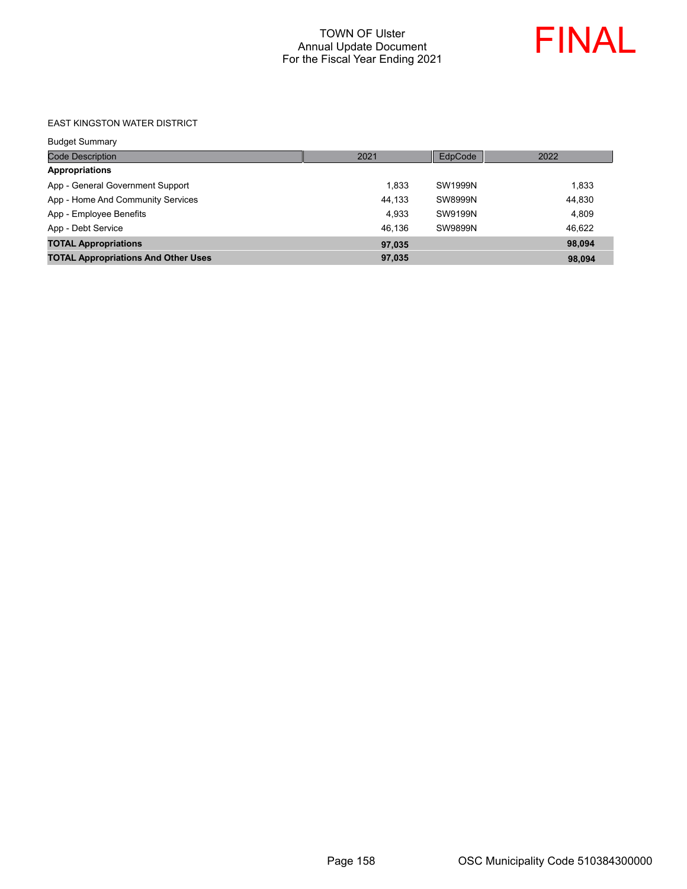TOWN OF Ulster
Annual Update Document
For the Fiscal Year Ending 2021

FINAL

EAST KINGSTON WATER DISTRICT

Budget Summary

| Code Description | 2021 | EdpCode | 2022 |
|---|---|---|---|
| **Appropriations** | | | |
| App - General Government Support | 1,833 | SW1999N | 1,833 |
| App - Home And Community Services | 44,133 | SW8999N | 44,830 |
| App - Employee Benefits | 4,933 | SW9199N | 4,809 |
| App - Debt Service | 46,136 | SW9899N | 46,622 |
| **TOTAL Appropriations** | **97,035** | | **98,094** |
| **TOTAL Appropriations And Other Uses** | **97,035** | | **98,094** |

OSC Municipality Code 510384300000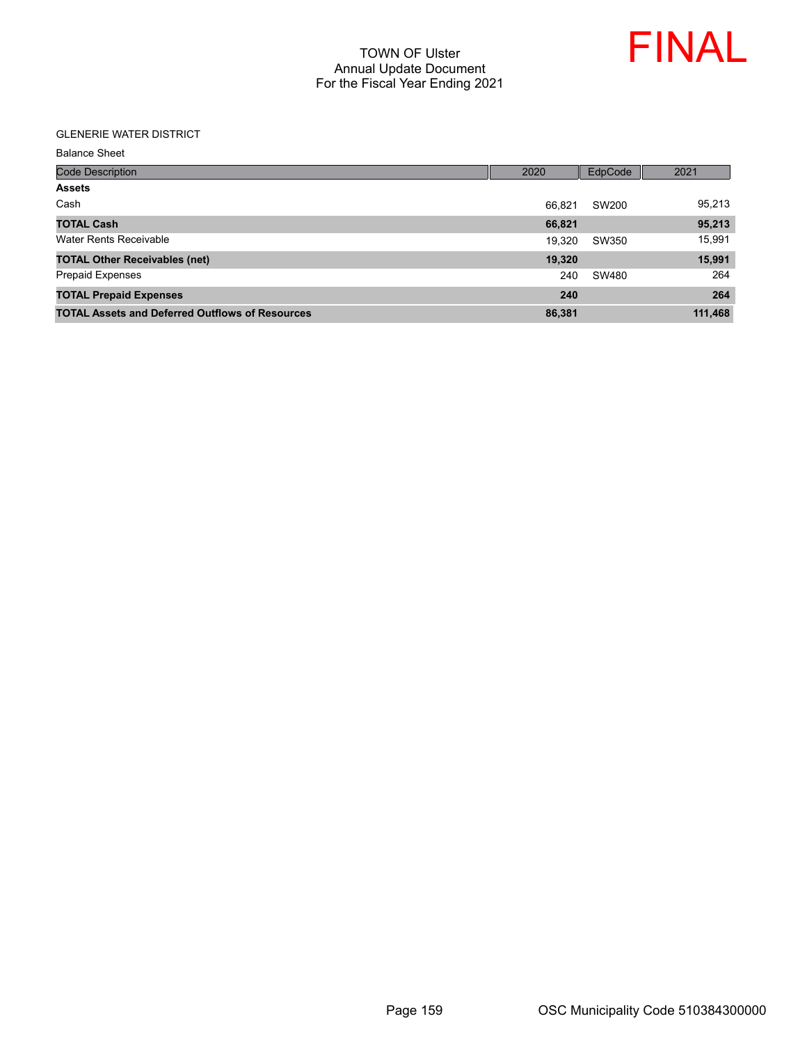# TOWN OF Ulster
## Annual Update Document
## For the Fiscal Year Ending 2021

FINAL

GLENERIE WATER DISTRICT

Balance Sheet

| Code Description | 2020 | EdpCode | 2021 |
|---|---|---|---|
| **Assets** | | | |
| Cash | 66,821 | SW200 | 95,213 |
| **TOTAL Cash** | **66,821** | | **95,213** |
| Water Rents Receivable | 19,320 | SW350 | 15,991 |
| **TOTAL Other Receivables (net)** | **19,320** | | **15,991** |
| Prepaid Expenses | 240 | SW480 | 264 |
| **TOTAL Prepaid Expenses** | **240** | | **264** |
| **TOTAL Assets and Deferred Outflows of Resources** | **86,381** | | **111,468** |

OSC Municipality Code 510384300000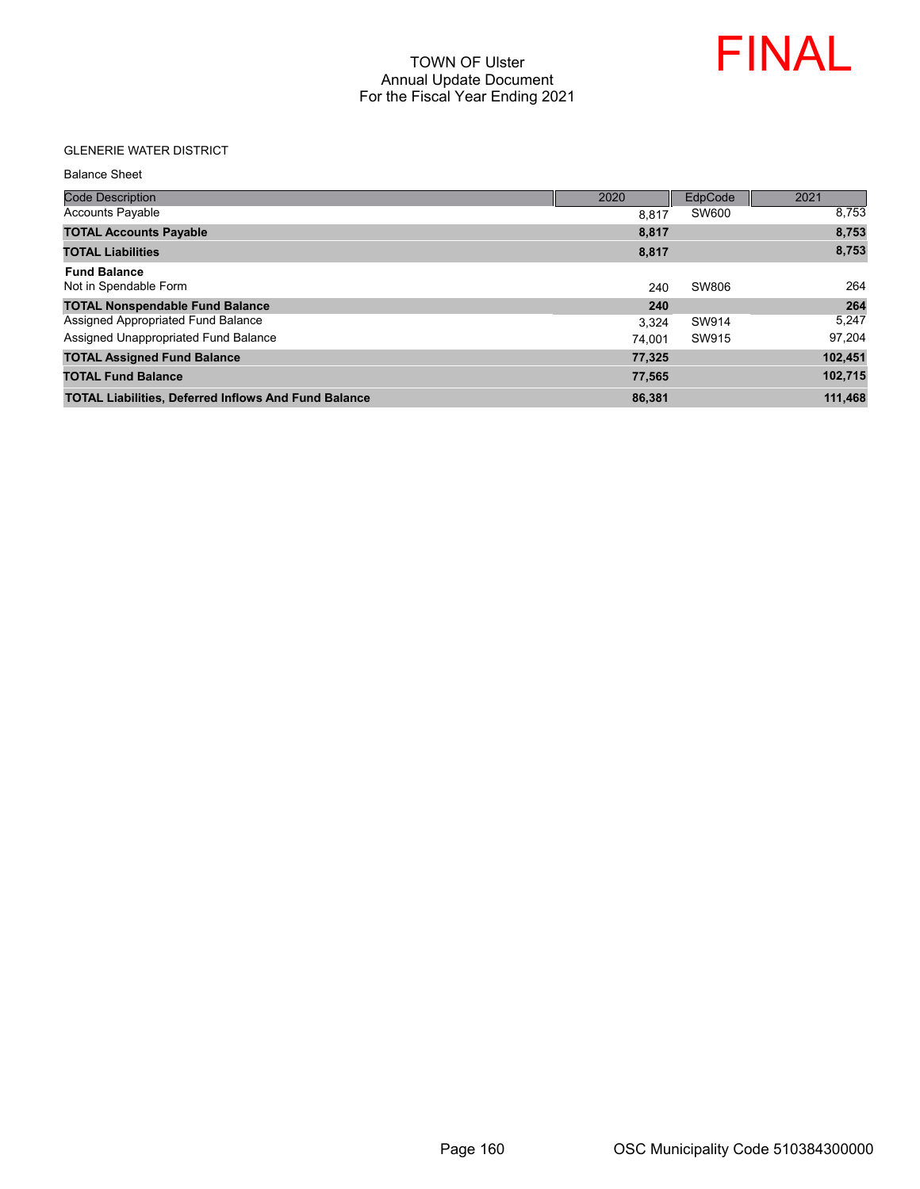# TOWN OF Ulster
## Annual Update Document
## For the Fiscal Year Ending 2021

FINAL

GLENERIE WATER DISTRICT

Balance Sheet

| Code Description | 2020 | EdpCode | 2021 |
|---|---|---|---|
| Accounts Payable | 8,817 | SW600 | 8,753 |
| **TOTAL Accounts Payable** | **8,817** | | **8,753** |
| **TOTAL Liabilities** | **8,817** | | **8,753** |
| **Fund Balance** | | | |
| Not in Spendable Form | 240 | SW806 | 264 |
| **TOTAL Nonspendable Fund Balance** | **240** | | **264** |
| Assigned Appropriated Fund Balance | 3,324 | SW914 | 5,247 |
| Assigned Unappropriated Fund Balance | 74,001 | SW915 | 97,204 |
| **TOTAL Assigned Fund Balance** | **77,325** | | **102,451** |
| **TOTAL Fund Balance** | **77,565** | | **102,715** |
| **TOTAL Liabilities, Deferred Inflows And Fund Balance** | **86,381** | | **111,468** |

OSC Municipality Code 510384300000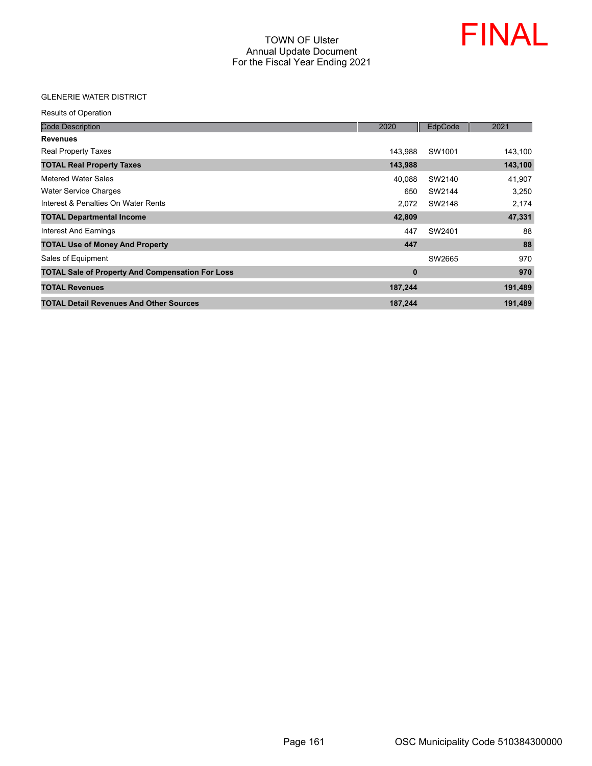# TOWN OF Ulster
## Annual Update Document
## For the Fiscal Year Ending 2021

FINAL

GLENERIE WATER DISTRICT

Results of Operation

| Code Description | 2020 | EdpCode | 2021 |
|---|---|---|---|
| **Revenues** | | | |
| Real Property Taxes | 143,988 | SW1001 | 143,100 |
| **TOTAL Real Property Taxes** | **143,988** | | **143,100** |
| Metered Water Sales | 40,088 | SW2140 | 41,907 |
| Water Service Charges | 650 | SW2144 | 3,250 |
| Interest & Penalties On Water Rents | 2,072 | SW2148 | 2,174 |
| **TOTAL Departmental Income** | **42,809** | | **47,331** |
| Interest And Earnings | 447 | SW2401 | 88 |
| **TOTAL Use of Money And Property** | **447** | | **88** |
| Sales of Equipment | | SW2665 | 970 |
| **TOTAL Sale of Property And Compensation For Loss** | **0** | | **970** |
| **TOTAL Revenues** | **187,244** | | **191,489** |
| **TOTAL Detail Revenues And Other Sources** | **187,244** | | **191,489** |

OSC Municipality Code 510384300000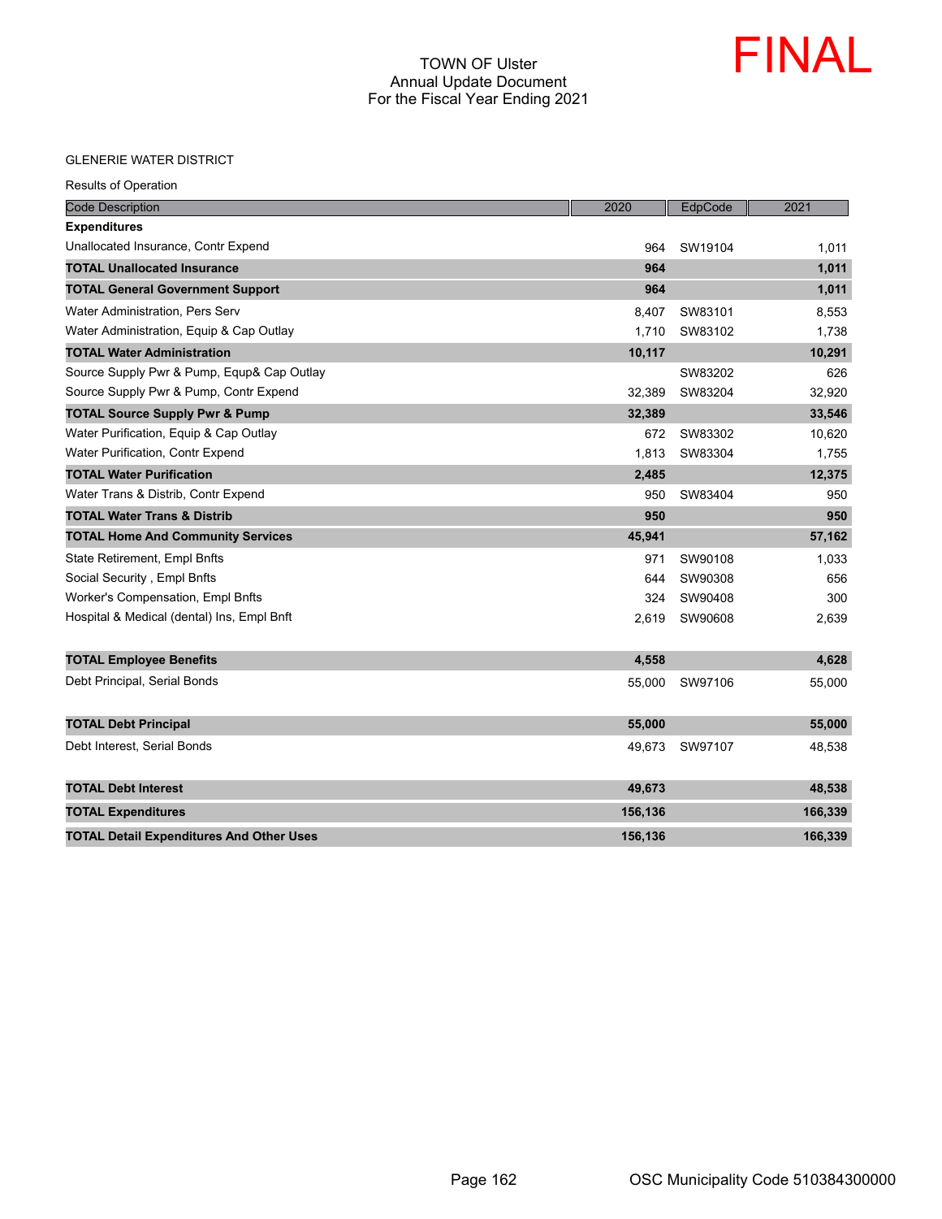TOWN OF Ulster
Annual Update Document
For the Fiscal Year Ending 2021

FINAL

GLENERIE WATER DISTRICT

Results of Operation

| Code Description | 2020 | EdpCode | 2021 |
|---|---|---|---|
| **Expenditures** | | | |
| Unallocated Insurance, Contr Expend | 964 | SW19104 | 1,011 |
| **TOTAL Unallocated Insurance** | **964** | | **1,011** |
| **TOTAL General Government Support** | **964** | | **1,011** |
| Water Administration, Pers Serv | 8,407 | SW83101 | 8,553 |
| Water Administration, Equip & Cap Outlay | 1,710 | SW83102 | 1,738 |
| **TOTAL Water Administration** | **10,117** | | **10,291** |
| Source Supply Pwr & Pump, Equp& Cap Outlay | | SW83202 | 626 |
| Source Supply Pwr & Pump, Contr Expend | 32,389 | SW83204 | 32,920 |
| **TOTAL Source Supply Pwr & Pump** | **32,389** | | **33,546** |
| Water Purification, Equip & Cap Outlay | 672 | SW83302 | 10,620 |
| Water Purification, Contr Expend | 1,813 | SW83304 | 1,755 |
| **TOTAL Water Purification** | **2,485** | | **12,375** |
| Water Trans & Distrib, Contr Expend | 950 | SW83404 | 950 |
| **TOTAL Water Trans & Distrib** | **950** | | **950** |
| **TOTAL Home And Community Services** | **45,941** | | **57,162** |
| State Retirement, Empl Bnfts | 971 | SW90108 | 1,033 |
| Social Security , Empl Bnfts | 644 | SW90308 | 656 |
| Worker's Compensation, Empl Bnfts | 324 | SW90408 | 300 |
| Hospital & Medical (dental) Ins, Empl Bnft | 2,619 | SW90608 | 2,639 |
| **TOTAL Employee Benefits** | **4,558** | | **4,628** |
| Debt Principal, Serial Bonds | 55,000 | SW97106 | 55,000 |
| **TOTAL Debt Principal** | **55,000** | | **55,000** |
| Debt Interest, Serial Bonds | 49,673 | SW97107 | 48,538 |
| **TOTAL Debt Interest** | **49,673** | | **48,538** |
| **TOTAL Expenditures** | **156,136** | | **166,339** |
| **TOTAL Detail Expenditures And Other Uses** | **156,136** | | **166,339** |

OSC Municipality Code 510384300000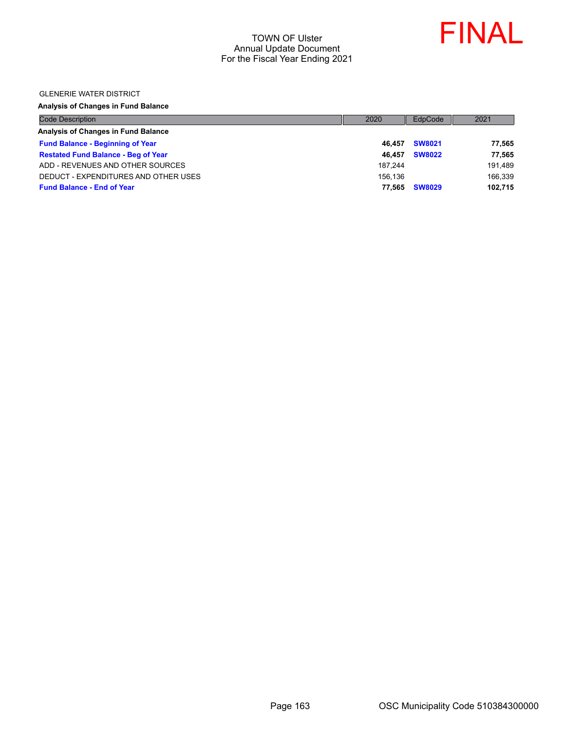TOWN OF Ulster
Annual Update Document
For the Fiscal Year Ending 2021

FINAL

GLENERIE WATER DISTRICT

**Analysis of Changes in Fund Balance**

| Code Description | 2020 | EdpCode | 2021 |
|---|---|---|---|
| **Analysis of Changes in Fund Balance** | | | |
| **Fund Balance - Beginning of Year** | **46,457** | **SW8021** | **77,565** |
| **Restated Fund Balance - Beg of Year** | **46,457** | **SW8022** | **77,565** |
| ADD - REVENUES AND OTHER SOURCES | 187,244 | | 191,489 |
| DEDUCT - EXPENDITURES AND OTHER USES | 156,136 | | 166,339 |
| **Fund Balance - End of Year** | **77,565** | **SW8029** | **102,715** |

OSC Municipality Code 510384300000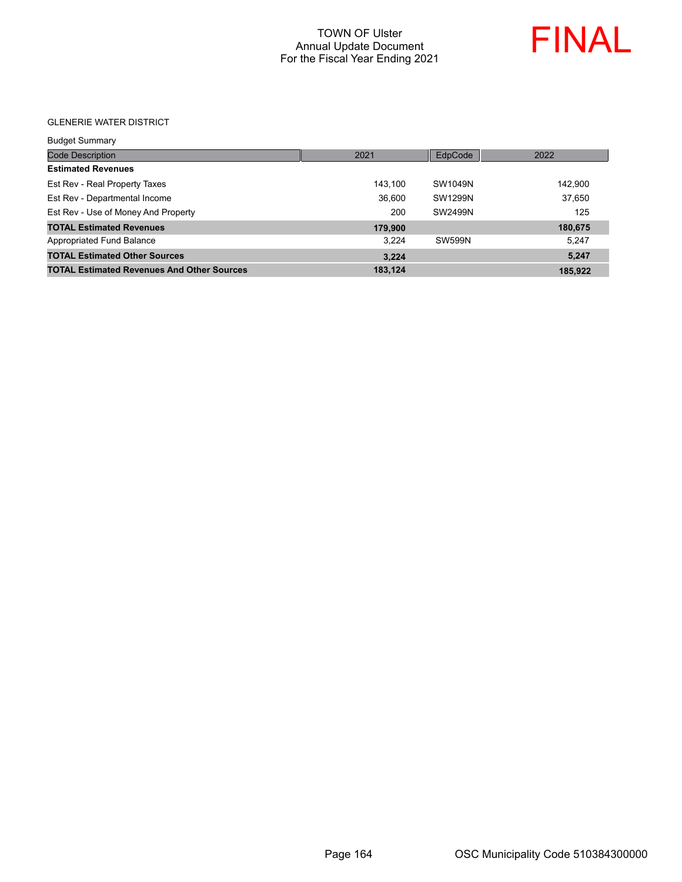# TOWN OF Ulster
## Annual Update Document
## For the Fiscal Year Ending 2021

FINAL

GLENERIE WATER DISTRICT

Budget Summary

| Code Description | 2021 | EdpCode | 2022 |
|---|---|---|---|
| **Estimated Revenues** | | | |
| Est Rev - Real Property Taxes | 143,100 | SW1049N | 142,900 |
| Est Rev - Departmental Income | 36,600 | SW1299N | 37,650 |
| Est Rev - Use of Money And Property | 200 | SW2499N | 125 |
| **TOTAL Estimated Revenues** | **179,900** | | **180,675** |
| Appropriated Fund Balance | 3,224 | SW599N | 5,247 |
| **TOTAL Estimated Other Sources** | **3,224** | | **5,247** |
| **TOTAL Estimated Revenues And Other Sources** | **183,124** | | **185,922** |

OSC Municipality Code 510384300000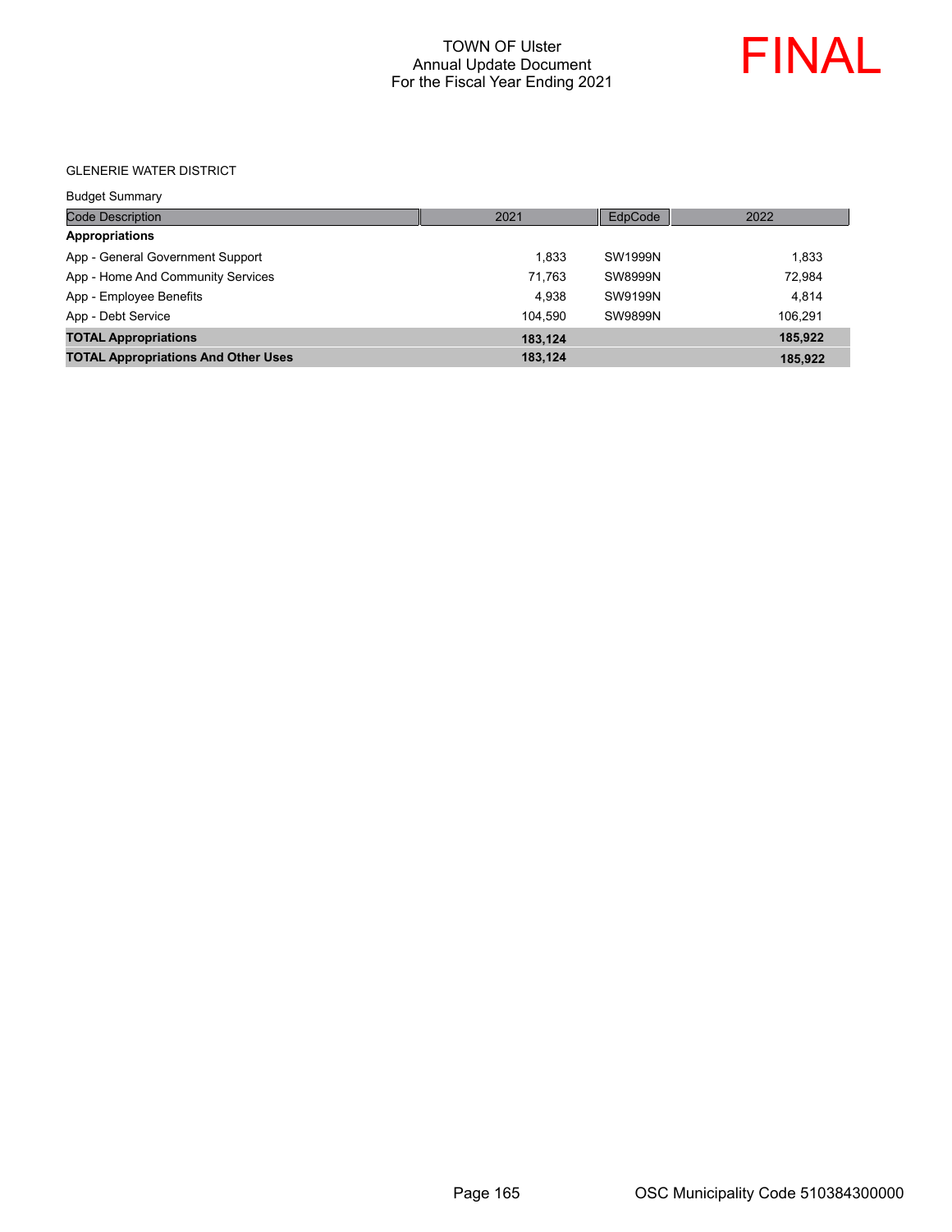TOWN OF Ulster
Annual Update Document
For the Fiscal Year Ending 2021

FINAL

GLENERIE WATER DISTRICT

Budget Summary

| Code Description | 2021 | EdpCode | 2022 |
|---|---|---|---|
| **Appropriations** | | | |
| App - General Government Support | 1,833 | SW1999N | 1,833 |
| App - Home And Community Services | 71,763 | SW8999N | 72,984 |
| App - Employee Benefits | 4,938 | SW9199N | 4,814 |
| App - Debt Service | 104,590 | SW9899N | 106,291 |
| **TOTAL Appropriations** | **183,124** | | **185,922** |
| **TOTAL Appropriations And Other Uses** | **183,124** | | **185,922** |

OSC Municipality Code 510384300000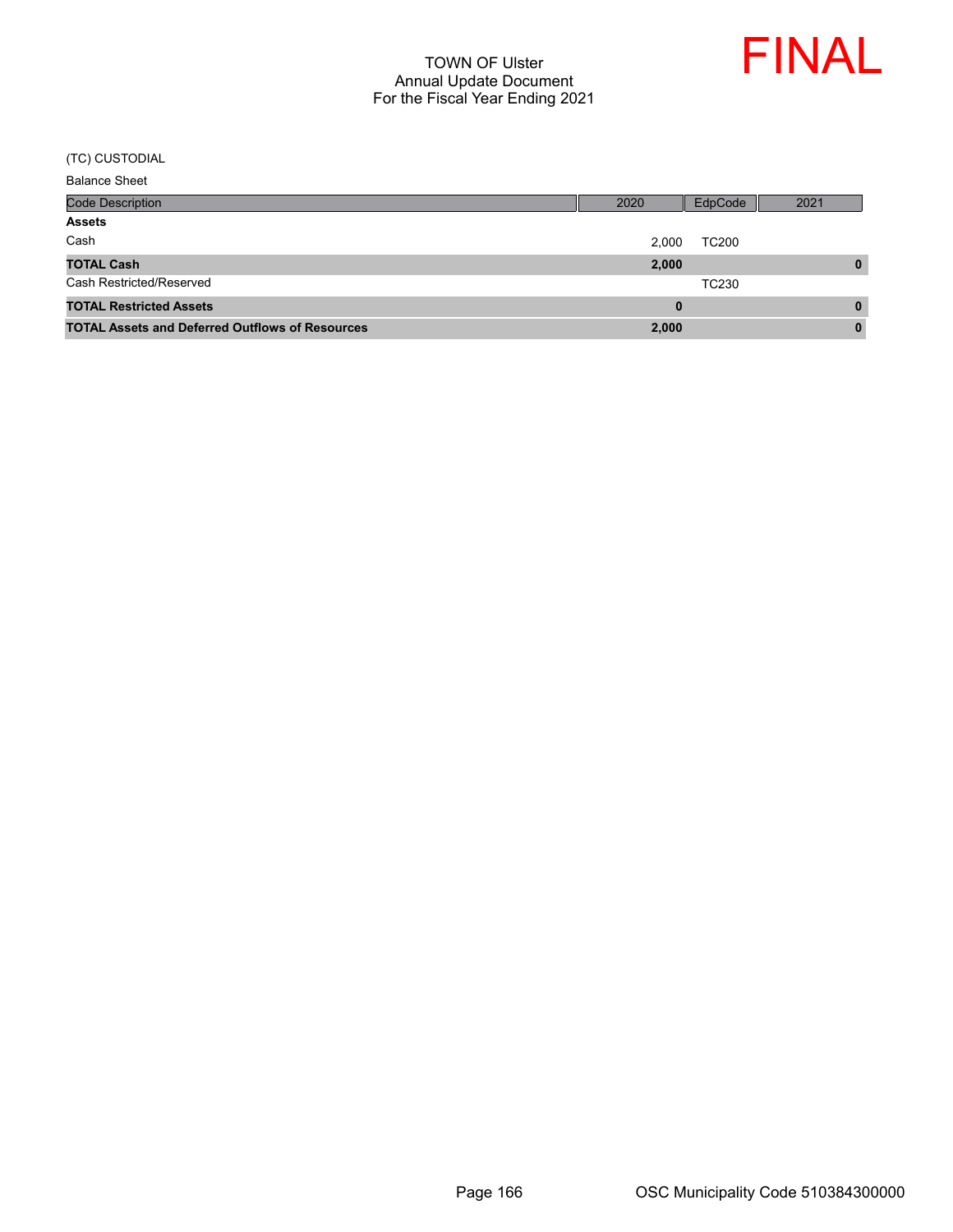# TOWN OF Ulster
## Annual Update Document
## For the Fiscal Year Ending 2021

**FINAL**

(TC) CUSTODIAL

Balance Sheet

| Code Description | 2020 | EdpCode | 2021 |
|---|---|---|---|
| **Assets** | | | |
| Cash | 2,000 | TC200 | |
| **TOTAL Cash** | **2,000** | | **0** |
| Cash Restricted/Reserved | | TC230 | |
| **TOTAL Restricted Assets** | **0** | | **0** |
| **TOTAL Assets and Deferred Outflows of Resources** | **2,000** | | **0** |

OSC Municipality Code 510384300000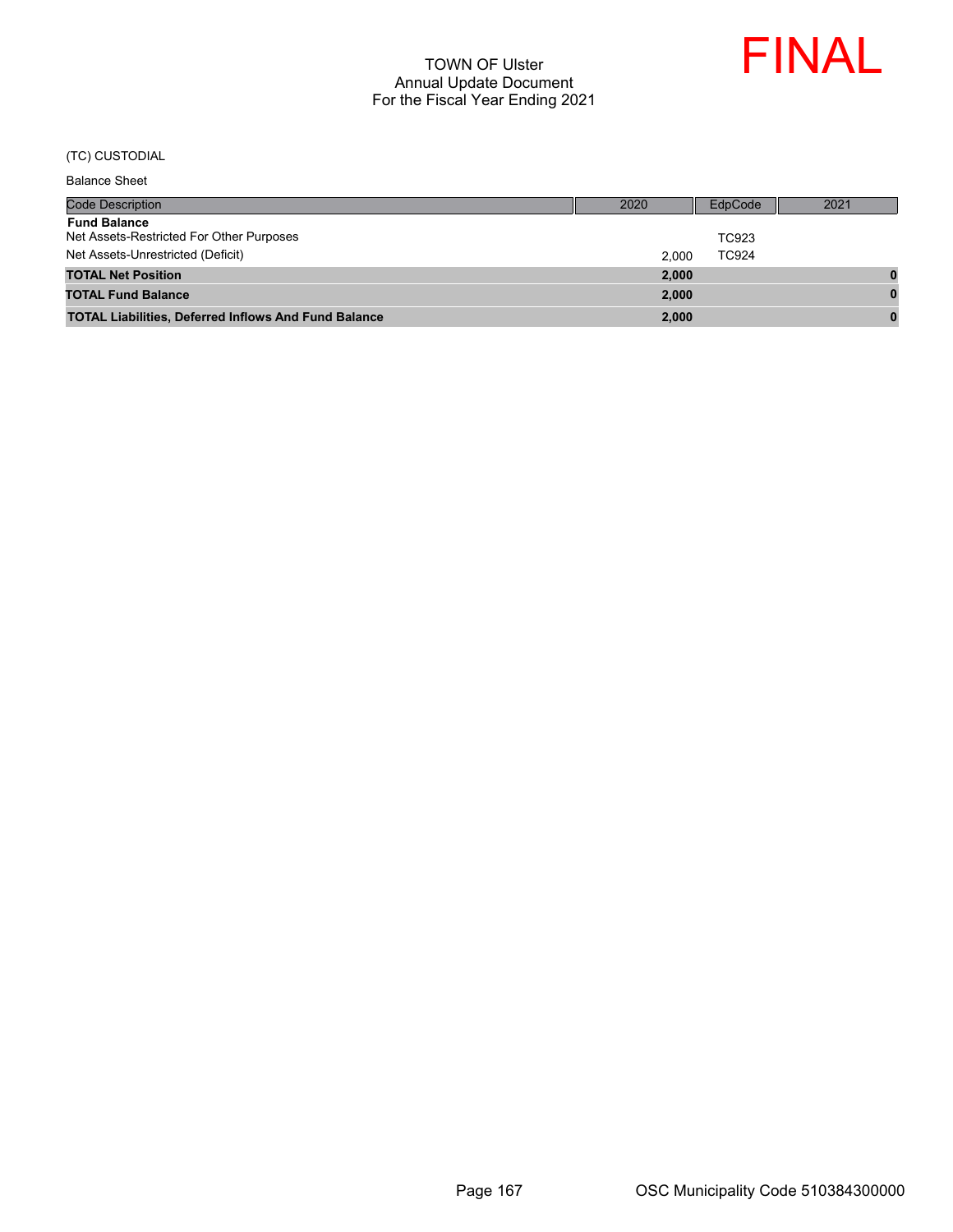# TOWN OF Ulster
## Annual Update Document
## For the Fiscal Year Ending 2021

FINAL

(TC) CUSTODIAL

Balance Sheet

| Code Description | 2020 | EdpCode | 2021 |
|---|---|---|---|
| **Fund Balance** | | | |
| Net Assets-Restricted For Other Purposes | | TC923 | |
| Net Assets-Unrestricted (Deficit) | 2,000 | TC924 | |
| **TOTAL Net Position** | **2,000** | | **0** |
| **TOTAL Fund Balance** | **2,000** | | **0** |
| **TOTAL Liabilities, Deferred Inflows And Fund Balance** | **2,000** | | **0** |

OSC Municipality Code 510384300000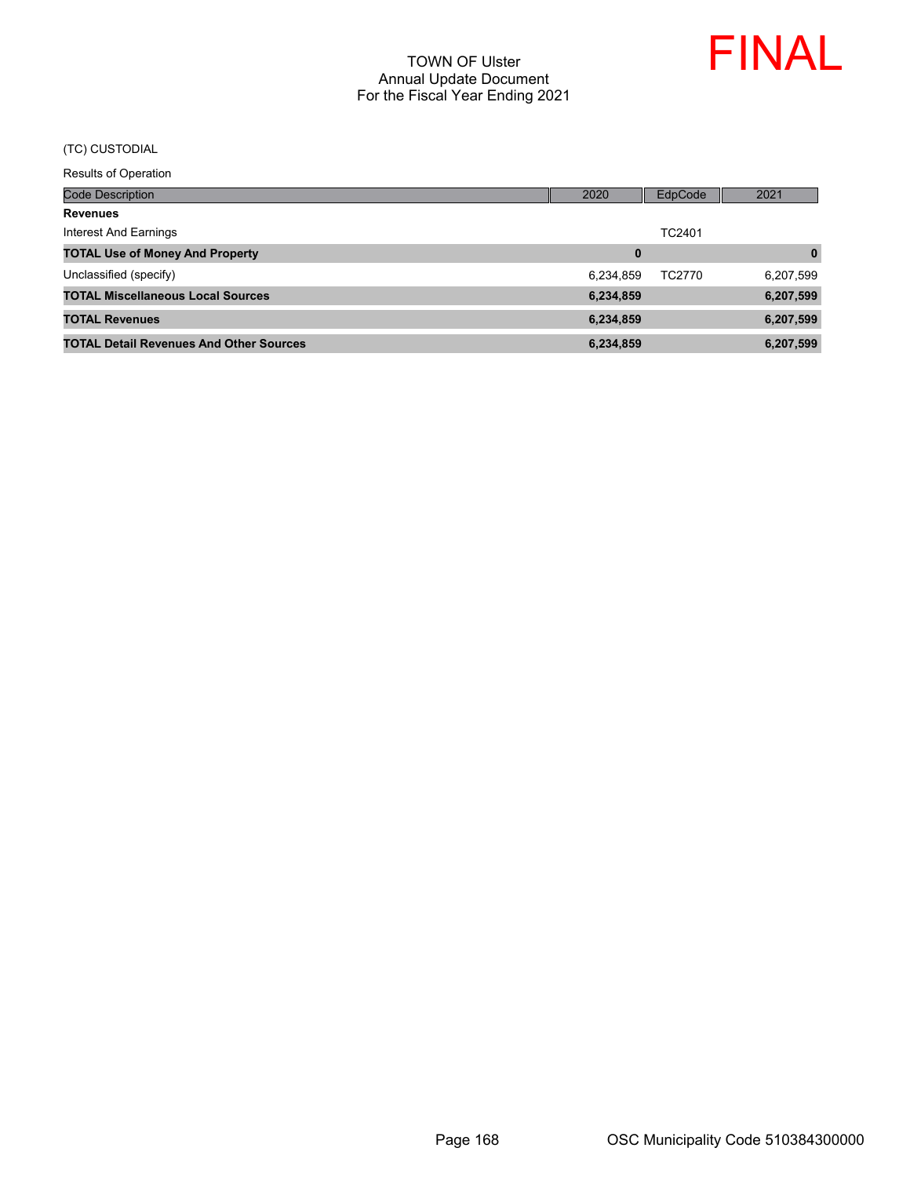# TOWN OF Ulster
## Annual Update Document
## For the Fiscal Year Ending 2021

FINAL

(TC) CUSTODIAL

Results of Operation

| Code Description | 2020 | EdpCode | 2021 |
|---|---|---|---|
| **Revenues** | | | |
| Interest And Earnings | | TC2401 | |
| **TOTAL Use of Money And Property** | **0** | | **0** |
| Unclassified (specify) | 6,234,859 | TC2770 | 6,207,599 |
| **TOTAL Miscellaneous Local Sources** | **6,234,859** | | **6,207,599** |
| **TOTAL Revenues** | **6,234,859** | | **6,207,599** |
| **TOTAL Detail Revenues And Other Sources** | **6,234,859** | | **6,207,599** |

OSC Municipality Code 510384300000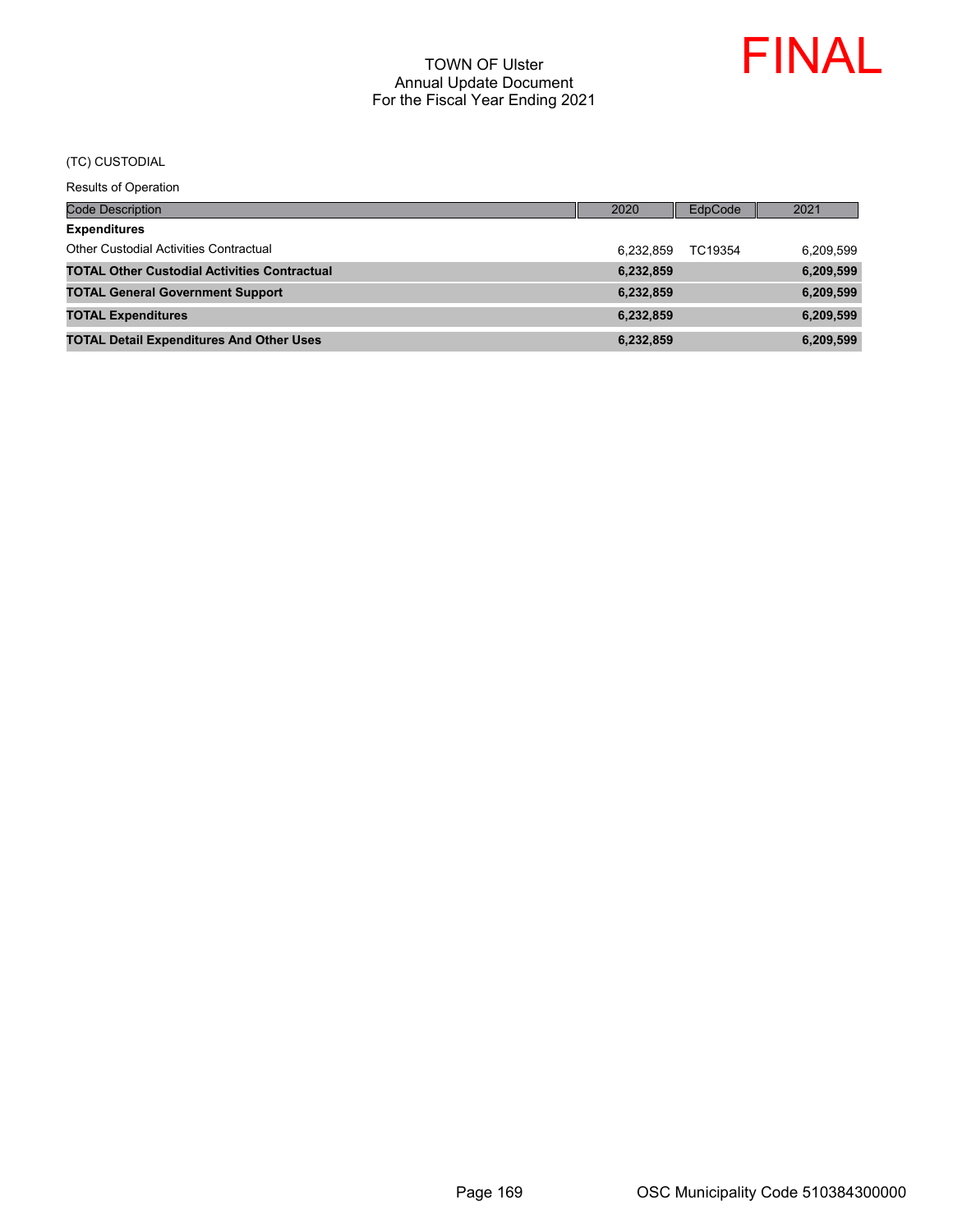TOWN OF Ulster
Annual Update Document
For the Fiscal Year Ending 2021

FINAL

(TC) CUSTODIAL

Results of Operation

| Code Description | 2020 | EdpCode | 2021 |
|---|---|---|---|
| **Expenditures** | | | |
| Other Custodial Activities Contractual | 6,232,859 | TC19354 | 6,209,599 |
| **TOTAL Other Custodial Activities Contractual** | **6,232,859** | | **6,209,599** |
| **TOTAL General Government Support** | **6,232,859** | | **6,209,599** |
| **TOTAL Expenditures** | **6,232,859** | | **6,209,599** |
| **TOTAL Detail Expenditures And Other Uses** | **6,232,859** | | **6,209,599** |

OSC Municipality Code 510384300000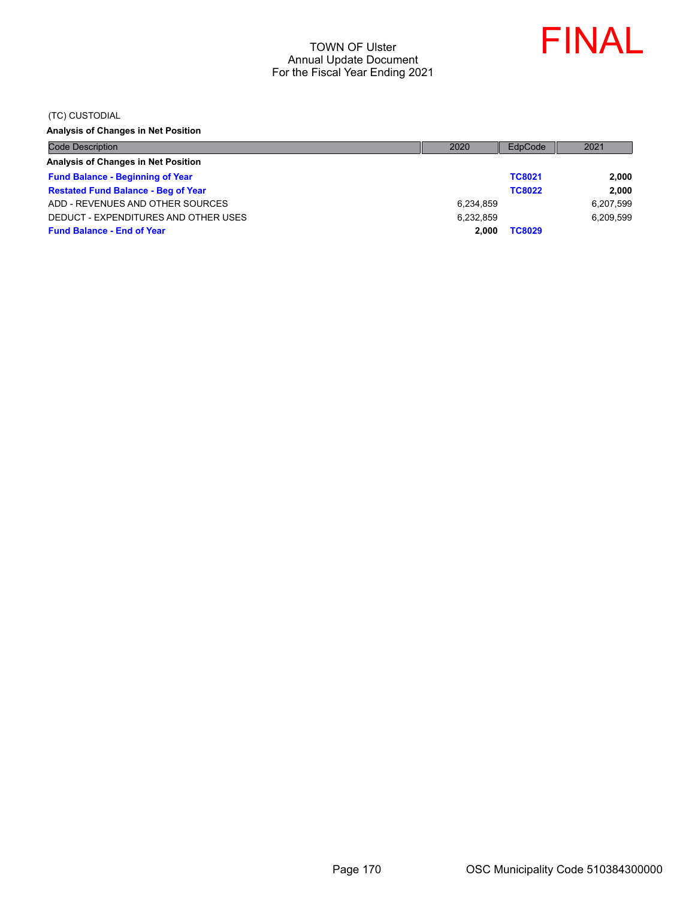TOWN OF Ulster
Annual Update Document
For the Fiscal Year Ending 2021

FINAL

(TC) CUSTODIAL

**Analysis of Changes in Net Position**

| Code Description | 2020 | EdpCode | 2021 |
|---|---|---|---|
| **Analysis of Changes in Net Position** | | | |
| **Fund Balance - Beginning of Year** | | **TC8021** | **2,000** |
| **Restated Fund Balance - Beg of Year** | | **TC8022** | **2,000** |
| ADD - REVENUES AND OTHER SOURCES | 6,234,859 | | 6,207,599 |
| DEDUCT - EXPENDITURES AND OTHER USES | 6,232,859 | | 6,209,599 |
| **Fund Balance - End of Year** | **2,000** | **TC8029** | |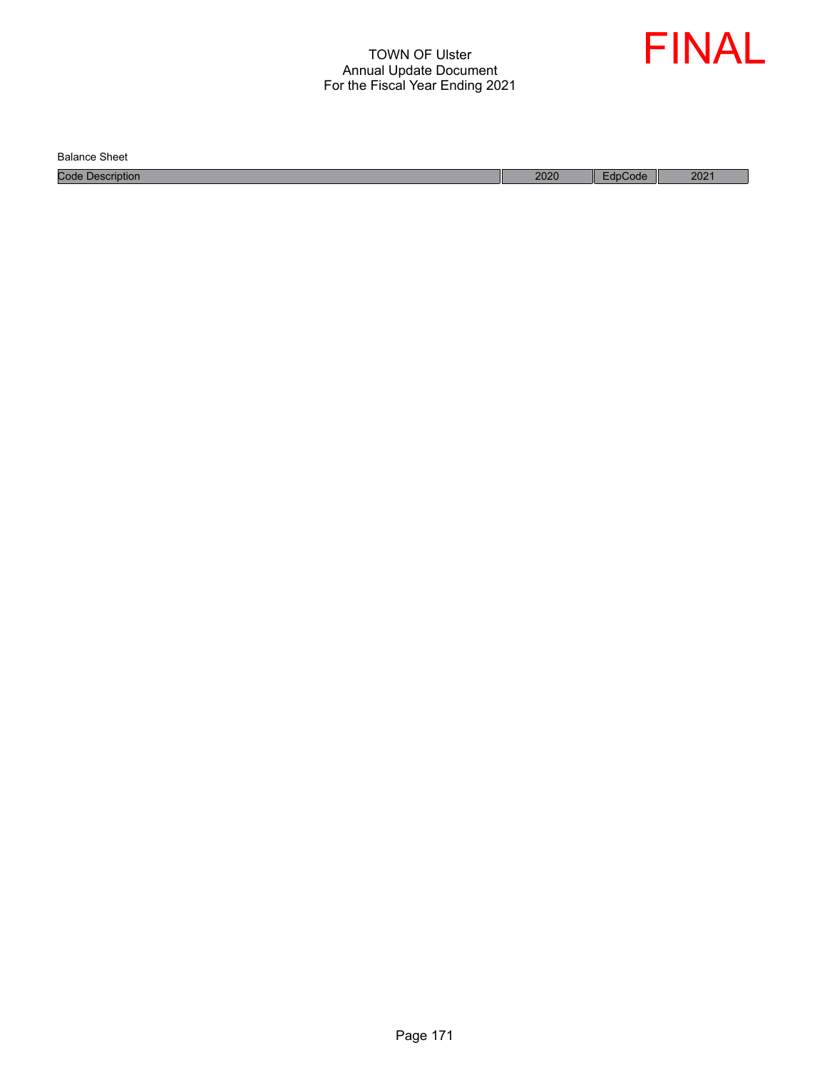TOWN OF Ulster
Annual Update Document
For the Fiscal Year Ending 2021

FINAL

Balance Sheet

| Code Description | 2020 | EdpCode | 2021 |
|---|---|---|---|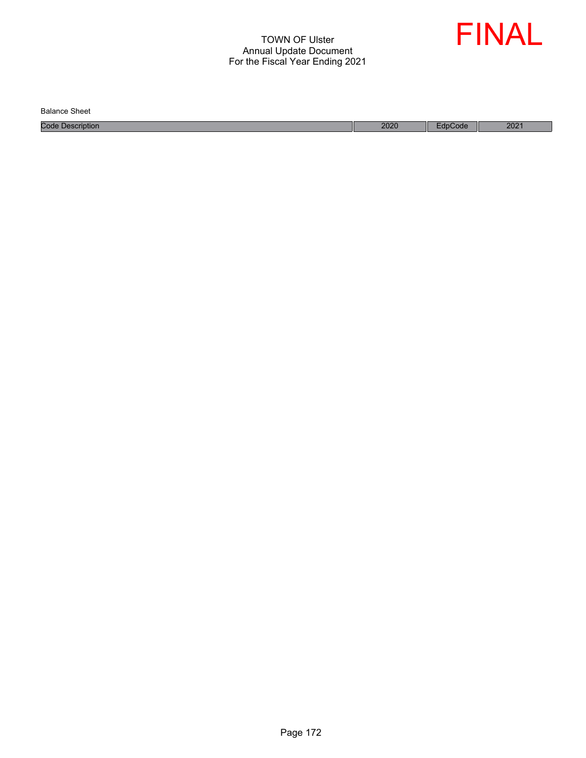TOWN OF Ulster
Annual Update Document
For the Fiscal Year Ending 2021

FINAL

Balance Sheet

| Code Description | 2020 | EdpCode | 2021 |
|---|---|---|---|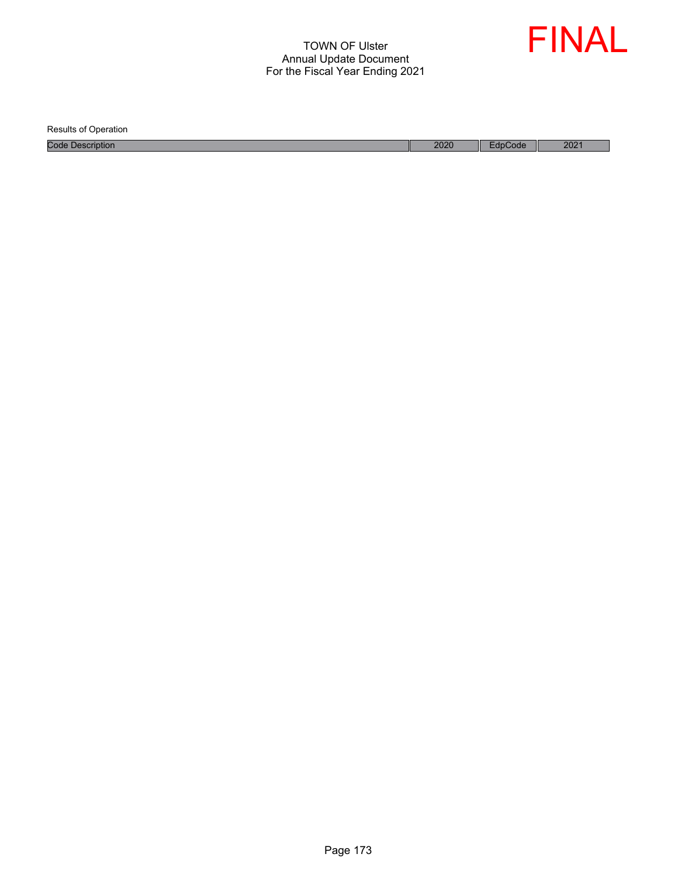# TOWN OF Ulster
## Annual Update Document
## For the Fiscal Year Ending 2021

FINAL

Results of Operation

| Code Description | 2020 | EdpCode | 2021 |
|---|---|---|---|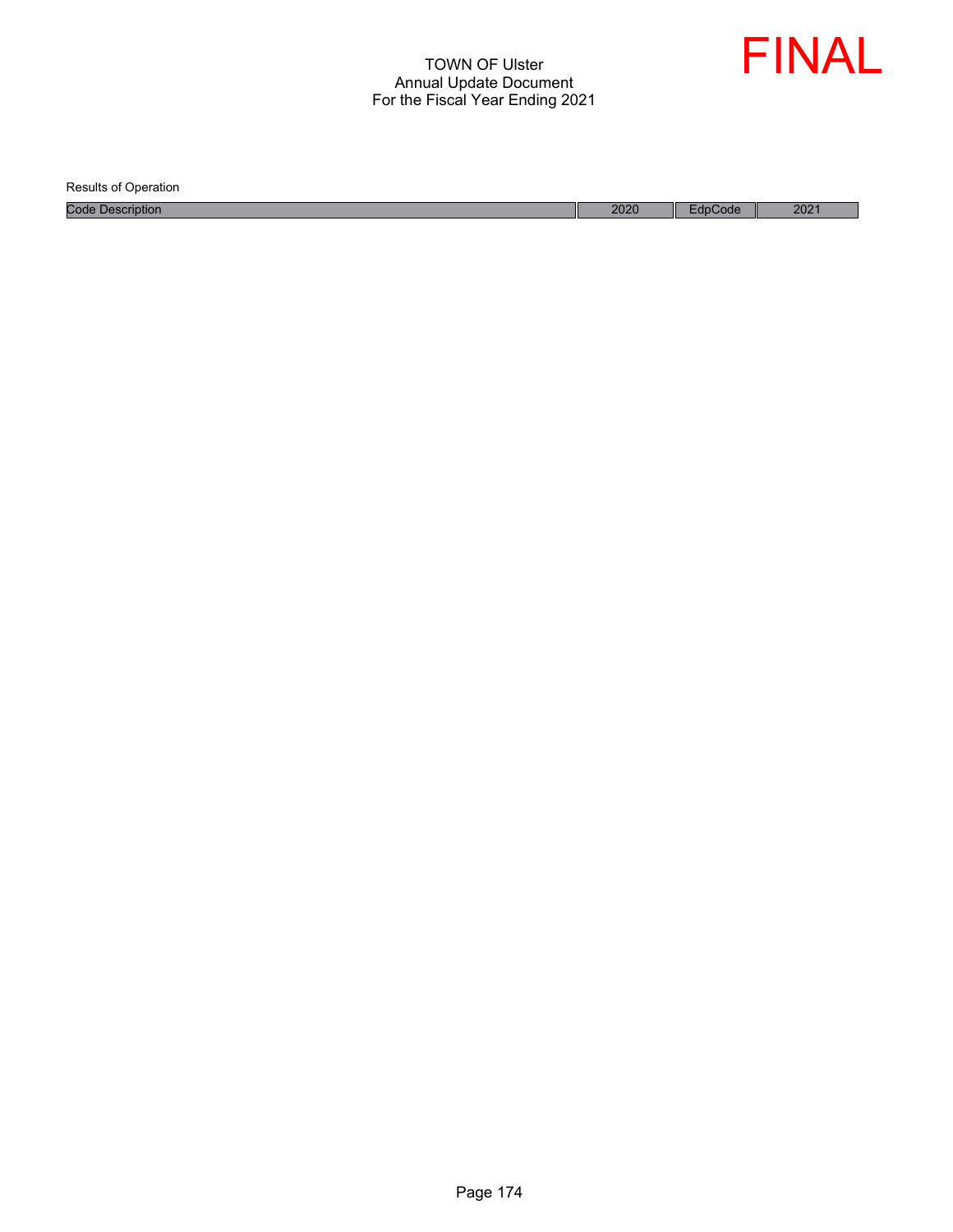TOWN OF Ulster
Annual Update Document
For the Fiscal Year Ending 2021

FINAL

Results of Operation

| Code Description | 2020 | EdpCode | 2021 |
|---|---|---|---|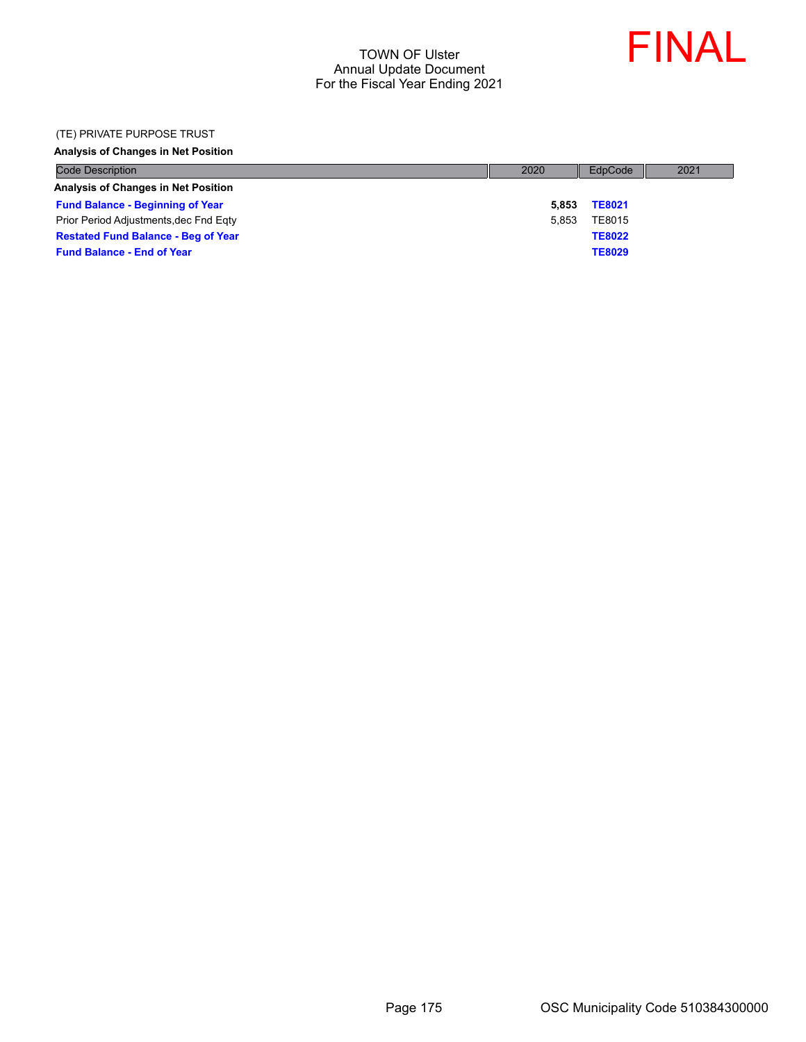TOWN OF Ulster
Annual Update Document
For the Fiscal Year Ending 2021

FINAL

(TE) PRIVATE PURPOSE TRUST

**Analysis of Changes in Net Position**

| Code Description | 2020 | EdpCode | 2021 |
| --- | --- | --- | --- |
| **Analysis of Changes in Net Position** | | | |
| **Fund Balance - Beginning of Year** | **5,853** | **TE8021** | |
| Prior Period Adjustments,dec Fnd Eqty | 5,853 | TE8015 | |
| **Restated Fund Balance - Beg of Year** | | **TE8022** | |
| **Fund Balance - End of Year** | | **TE8029** | |

OSC Municipality Code 510384300000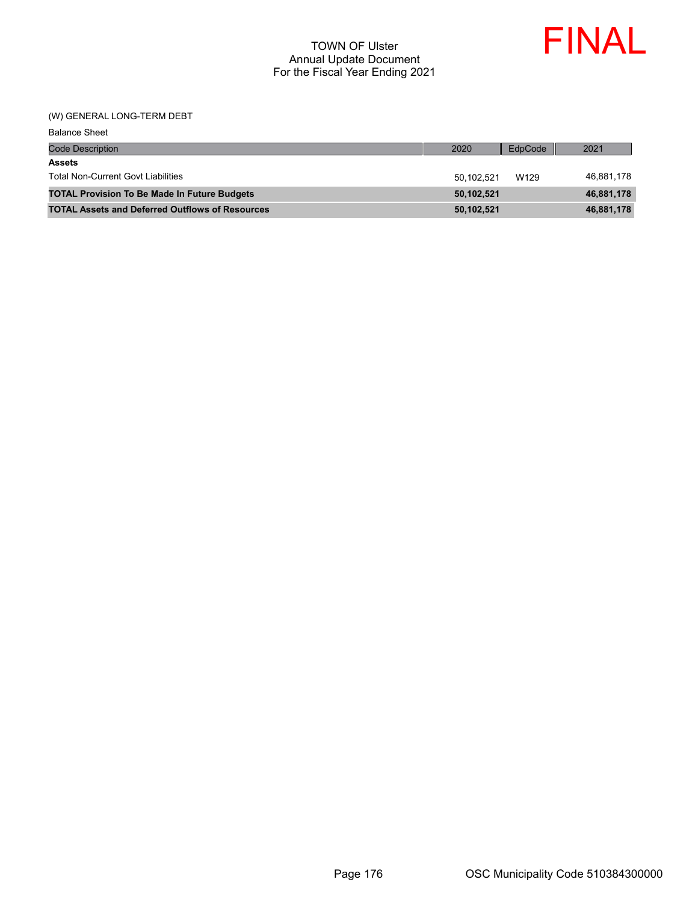# TOWN OF Ulster
## Annual Update Document
## For the Fiscal Year Ending 2021

FINAL

(W) GENERAL LONG-TERM DEBT

Balance Sheet

| Code Description | 2020 | EdpCode | 2021 |
|---|---|---|---|
| **Assets** | | | |
| Total Non-Current Govt Liabilities | 50,102,521 | W129 | 46,881,178 |
| **TOTAL Provision To Be Made In Future Budgets** | **50,102,521** | | **46,881,178** |
| **TOTAL Assets and Deferred Outflows of Resources** | **50,102,521** | | **46,881,178** |

OSC Municipality Code 510384300000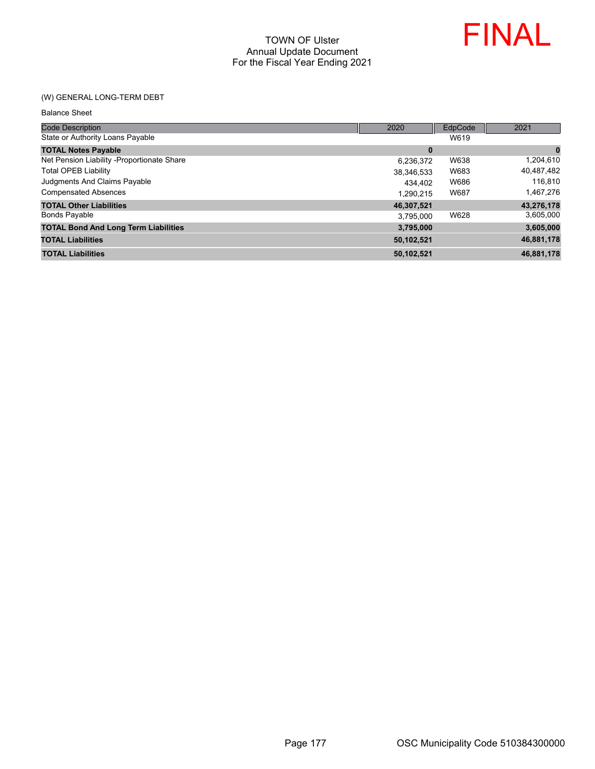TOWN OF Ulster
Annual Update Document
For the Fiscal Year Ending 2021

FINAL

(W) GENERAL LONG-TERM DEBT

Balance Sheet

| Code Description | 2020 | EdpCode | 2021 |
|---|---|---|---|
| State or Authority Loans Payable | | W619 | |
| **TOTAL Notes Payable** | **0** | | **0** |
| Net Pension Liability -Proportionate Share | 6,236,372 | W638 | 1,204,610 |
| Total OPEB Liability | 38,346,533 | W683 | 40,487,482 |
| Judgments And Claims Payable | 434,402 | W686 | 116,810 |
| Compensated Absences | 1,290,215 | W687 | 1,467,276 |
| **TOTAL Other Liabilities** | **46,307,521** | | **43,276,178** |
| Bonds Payable | 3,795,000 | W628 | 3,605,000 |
| **TOTAL Bond And Long Term Liabilities** | **3,795,000** | | **3,605,000** |
| **TOTAL Liabilities** | **50,102,521** | | **46,881,178** |
| **TOTAL Liabilities** | **50,102,521** | | **46,881,178** |

OSC Municipality Code 510384300000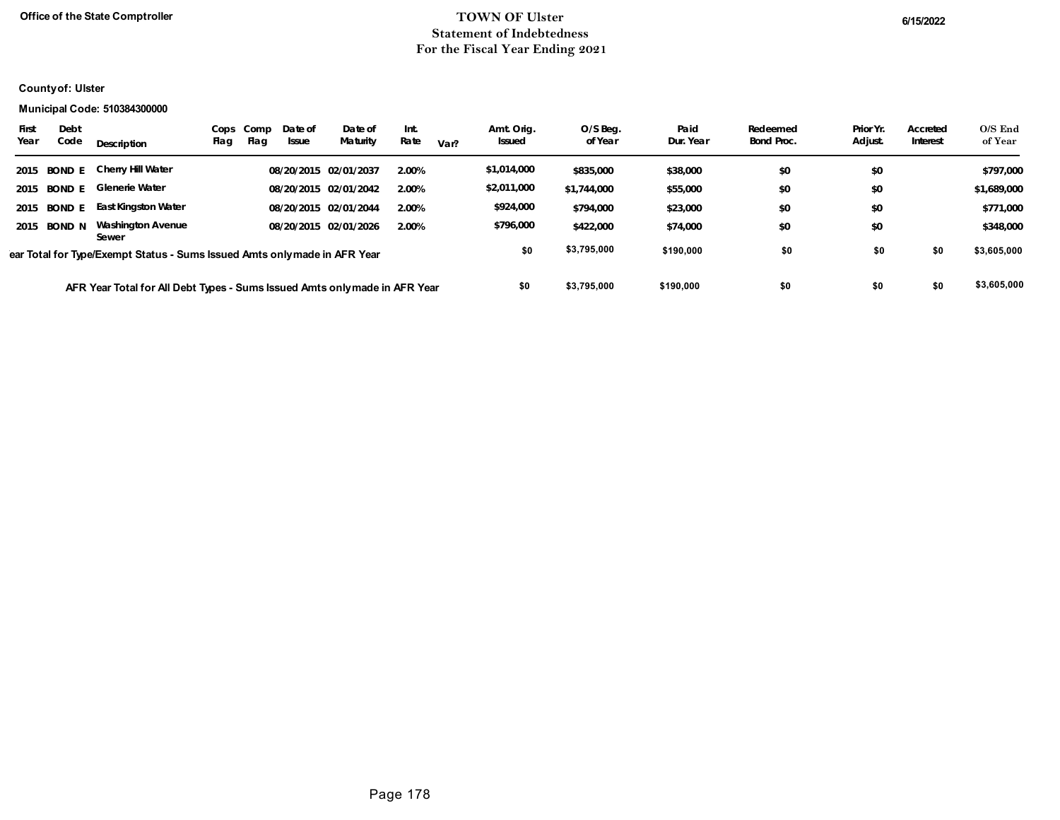Office of the State Comptroller

# TOWN OF Ulster
## Statement of Indebtedness
## For the Fiscal Year Ending 2021

6/15/2022

**County of: Ulster**

**Municipal Code: 510384300000**

| First Year | Debt Code | Description | Cops Flag | Comp Flag | Date of Issue | Date of Maturity | Int. Rate | Var? | Amt. Orig. Issued | O/S Beg. of Year | Paid Dur. Year | Redeemed Bond Proc. | Prior Yr. Adjust. | Accreted Interest | O/S End of Year |
|---|---|---|---|---|---|---|---|---|---|---|---|---|---|---|---|
| 2015 | BOND E | Cherry Hill Water | | | 08/20/2015 | 02/01/2037 | 2.00% | | $1,014,000 | $835,000 | $38,000 | $0 | $0 | | $797,000 |
| 2015 | BOND E | Glenerie Water | | | 08/20/2015 | 02/01/2042 | 2.00% | | $2,011,000 | $1,744,000 | $55,000 | $0 | $0 | | $1,689,000 |
| 2015 | BOND E | East Kingston Water | | | 08/20/2015 | 02/01/2044 | 2.00% | | $924,000 | $794,000 | $23,000 | $0 | $0 | | $771,000 |
| 2015 | BOND N | Washington Avenue Sewer | | | 08/20/2015 | 02/01/2026 | 2.00% | | $796,000 | $422,000 | $74,000 | $0 | $0 | | $348,000 |
| Year Total for Type/Exempt Status - Sums Issued Amts only made in AFR Year | | | | | | | | | $0 | $3,795,000 | $190,000 | $0 | $0 | $0 | $3,605,000 |
| AFR Year Total for All Debt Types - Sums Issued Amts only made in AFR Year | | | | | | | | | $0 | $3,795,000 | $190,000 | $0 | $0 | $0 | $3,605,000 |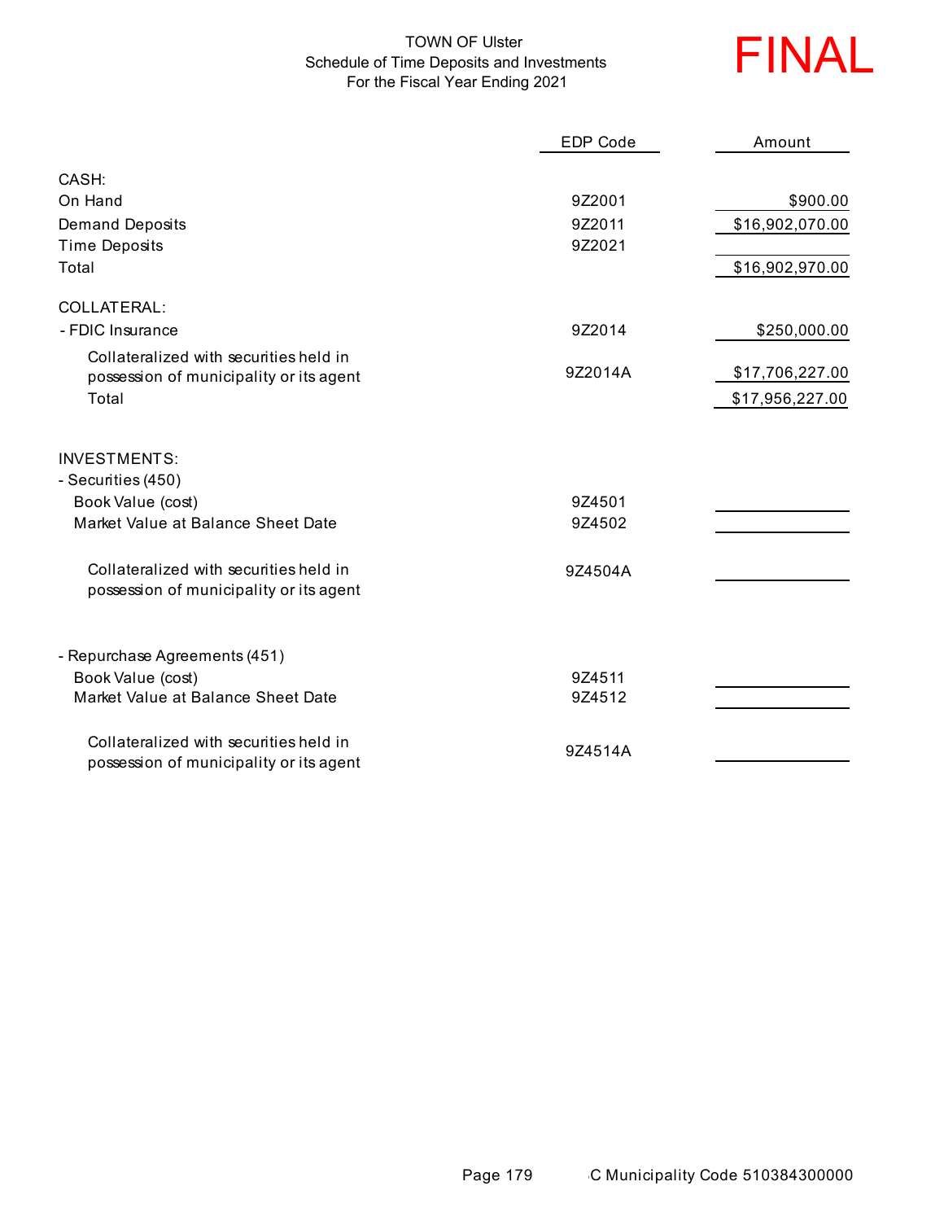TOWN OF Ulster
Schedule of Time Deposits and Investments
For the Fiscal Year Ending 2021

**FINAL**

| | EDP Code | Amount |
|---|---|---|
| **CASH:** | | |
| On Hand | 9Z2001 | $900.00 |
| Demand Deposits | 9Z2011 | $16,902,070.00 |
| Time Deposits | 9Z2021 | |
| Total | | $16,902,970.00 |
| **COLLATERAL:** | | |
| - FDIC Insurance | 9Z2014 | $250,000.00 |
| Collateralized with securities held in possession of municipality or its agent | 9Z2014A | $17,706,227.00 |
| Total | | $17,956,227.00 |
| **INVESTMENTS:** | | |
| - Securities (450) | | |
| Book Value (cost) | 9Z4501 | |
| Market Value at Balance Sheet Date | 9Z4502 | |
| Collateralized with securities held in possession of municipality or its agent | 9Z4504A | |
| - Repurchase Agreements (451) | | |
| Book Value (cost) | 9Z4511 | |
| Market Value at Balance Sheet Date | 9Z4512 | |
| Collateralized with securities held in possession of municipality or its agent | 9Z4514A | |

C Municipality Code 510384300000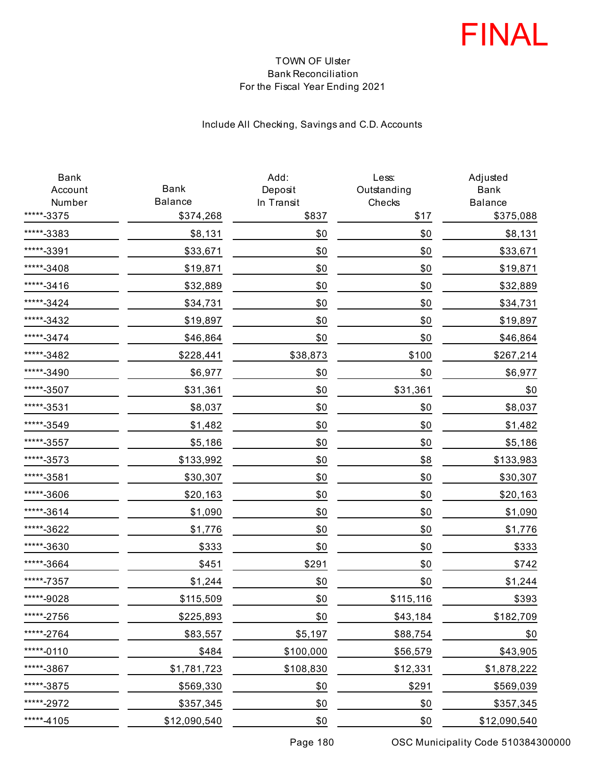FINAL

TOWN OF Ulster
Bank Reconciliation
For the Fiscal Year Ending 2021

Include All Checking, Savings and C.D. Accounts

| Bank Account Number | Bank Balance | Add: Deposit In Transit | Less: Outstanding Checks | Adjusted Bank Balance |
|---|---|---|---|---|
| *****-3375 | $374,268 | $837 | $17 | $375,088 |
| *****-3383 | $8,131 | $0 | $0 | $8,131 |
| *****-3391 | $33,671 | $0 | $0 | $33,671 |
| *****-3408 | $19,871 | $0 | $0 | $19,871 |
| *****-3416 | $32,889 | $0 | $0 | $32,889 |
| *****-3424 | $34,731 | $0 | $0 | $34,731 |
| *****-3432 | $19,897 | $0 | $0 | $19,897 |
| *****-3474 | $46,864 | $0 | $0 | $46,864 |
| *****-3482 | $228,441 | $38,873 | $100 | $267,214 |
| *****-3490 | $6,977 | $0 | $0 | $6,977 |
| *****-3507 | $31,361 | $0 | $31,361 | $0 |
| *****-3531 | $8,037 | $0 | $0 | $8,037 |
| *****-3549 | $1,482 | $0 | $0 | $1,482 |
| *****-3557 | $5,186 | $0 | $0 | $5,186 |
| *****-3573 | $133,992 | $0 | $8 | $133,983 |
| *****-3581 | $30,307 | $0 | $0 | $30,307 |
| *****-3606 | $20,163 | $0 | $0 | $20,163 |
| *****-3614 | $1,090 | $0 | $0 | $1,090 |
| *****-3622 | $1,776 | $0 | $0 | $1,776 |
| *****-3630 | $333 | $0 | $0 | $333 |
| *****-3664 | $451 | $291 | $0 | $742 |
| *****-7357 | $1,244 | $0 | $0 | $1,244 |
| *****-9028 | $115,509 | $0 | $115,116 | $393 |
| *****-2756 | $225,893 | $0 | $43,184 | $182,709 |
| *****-2764 | $83,557 | $5,197 | $88,754 | $0 |
| *****-0110 | $484 | $100,000 | $56,579 | $43,905 |
| *****-3867 | $1,781,723 | $108,830 | $12,331 | $1,878,222 |
| *****-3875 | $569,330 | $0 | $291 | $569,039 |
| *****-2972 | $357,345 | $0 | $0 | $357,345 |
| *****-4105 | $12,090,540 | $0 | $0 | $12,090,540 |

OSC Municipality Code 510384300000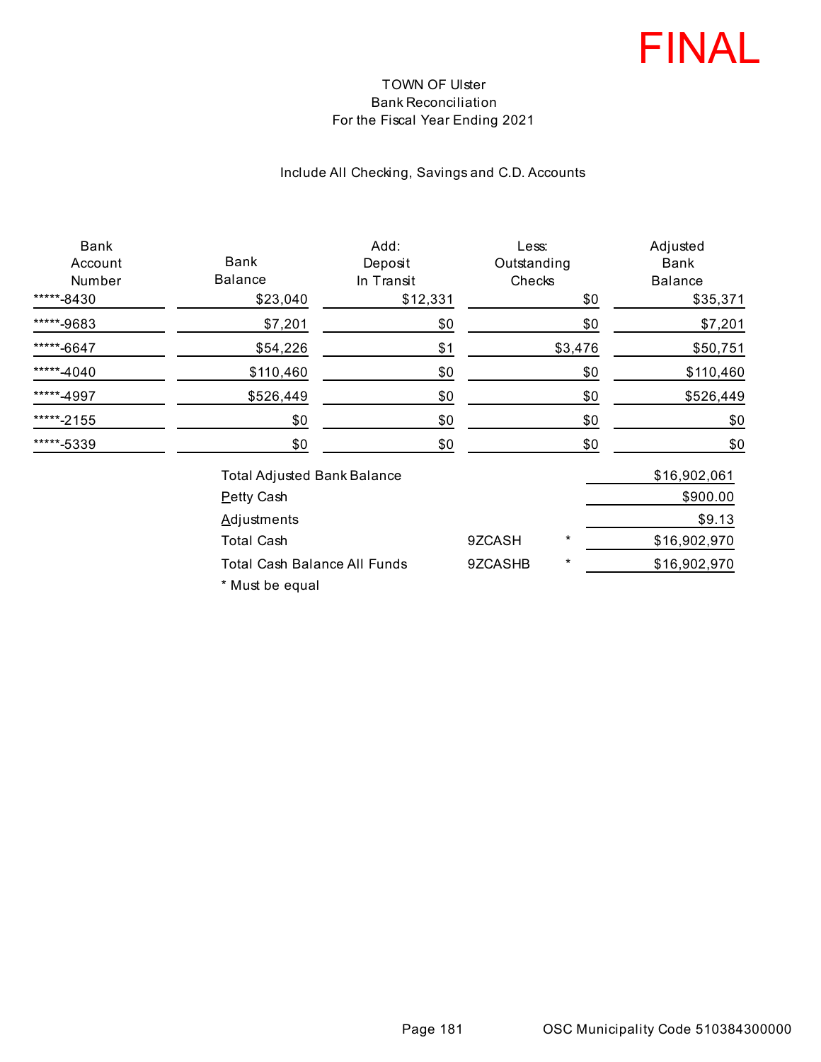FINAL

TOWN OF Ulster
Bank Reconciliation
For the Fiscal Year Ending 2021

Include All Checking, Savings and C.D. Accounts

| Bank Account Number | Bank Balance | Add: Deposit In Transit | Less: Outstanding Checks | Adjusted Bank Balance |
|---|---|---|---|---|
| *****-8430 | $23,040 | $12,331 | $0 | $35,371 |
| *****-9683 | $7,201 | $0 | $0 | $7,201 |
| *****-6647 | $54,226 | $1 | $3,476 | $50,751 |
| *****-4040 | $110,460 | $0 | $0 | $110,460 |
| *****-4997 | $526,449 | $0 | $0 | $526,449 |
| *****-2155 | $0 | $0 | $0 | $0 |
| *****-5339 | $0 | $0 | $0 | $0 |

| | | | |
|---|---|---|---|
| Total Adjusted Bank Balance | | | $16,902,061 |
| Petty Cash | | | $900.00 |
| Adjustments | | | $9.13 |
| Total Cash | 9ZCASH | * | $16,902,970 |
| Total Cash Balance All Funds | 9ZCASHB | * | $16,902,970 |

* Must be equal

OSC Municipality Code 510384300000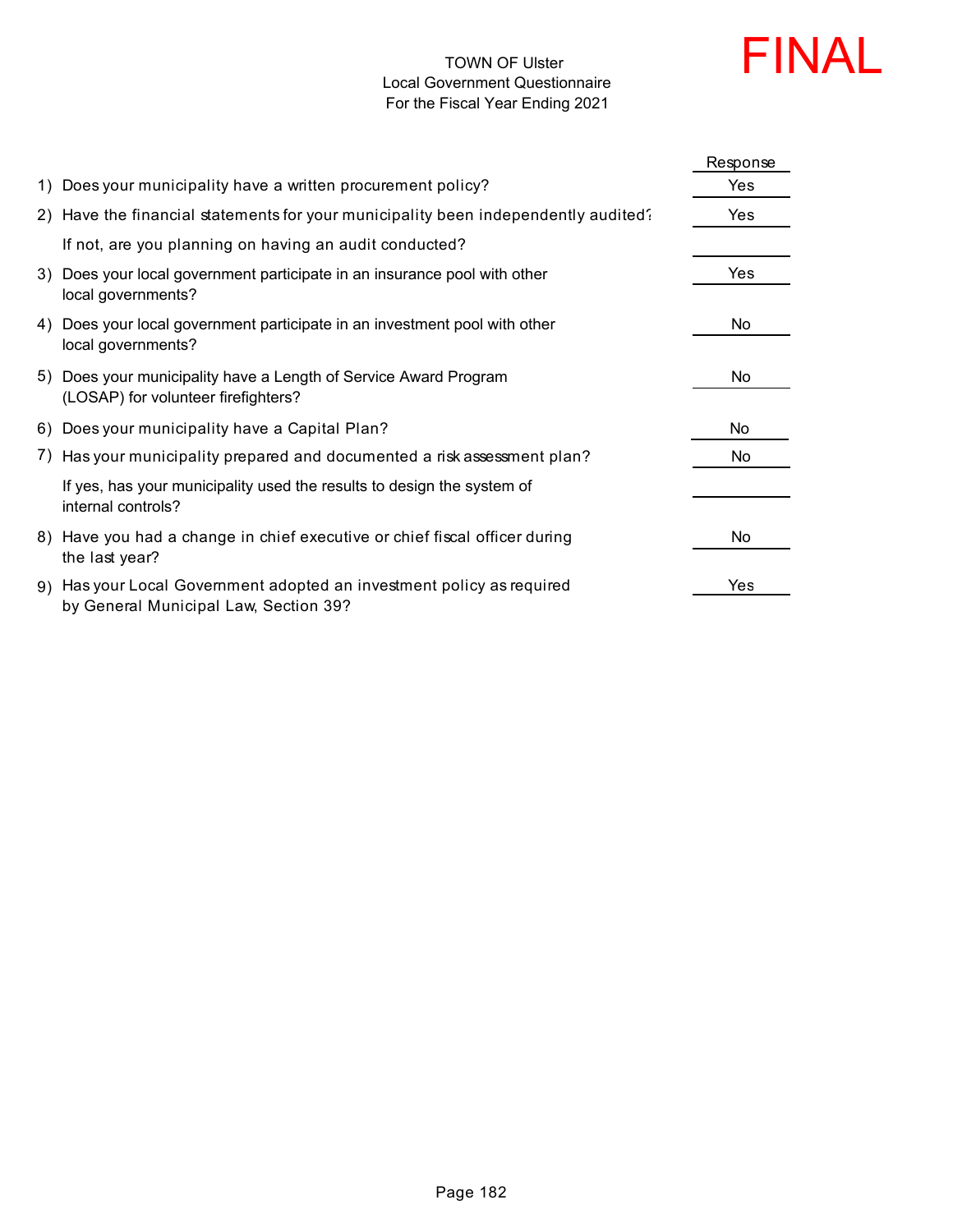# TOWN OF Ulster
## Local Government Questionnaire
## For the Fiscal Year Ending 2021

**FINAL**

| | Question | Response |
|---|---|---|
| 1) | Does your municipality have a written procurement policy? | Yes |
| 2) | Have the financial statements for your municipality been independently audited? | Yes |
| | If not, are you planning on having an audit conducted? | |
| 3) | Does your local government participate in an insurance pool with other local governments? | Yes |
| 4) | Does your local government participate in an investment pool with other local governments? | No |
| 5) | Does your municipality have a Length of Service Award Program (LOSAP) for volunteer firefighters? | No |
| 6) | Does your municipality have a Capital Plan? | No |
| 7) | Has your municipality prepared and documented a risk assessment plan? | No |
| | If yes, has your municipality used the results to design the system of internal controls? | |
| 8) | Have you had a change in chief executive or chief fiscal officer during the last year? | No |
| 9) | Has your Local Government adopted an investment policy as required by General Municipal Law, Section 39? | Yes |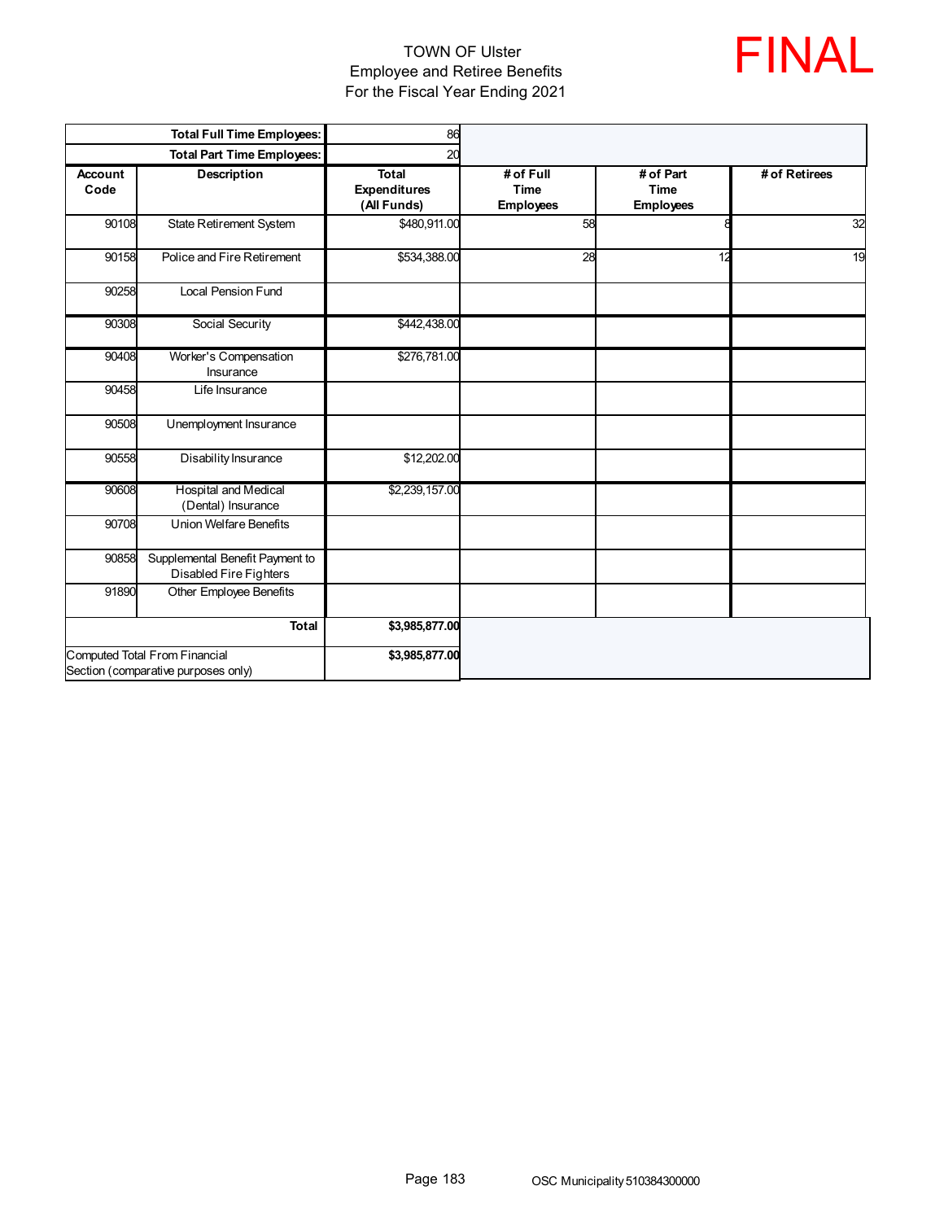# TOWN OF Ulster
## Employee and Retiree Benefits
### For the Fiscal Year Ending 2021

FINAL

| | Total Full Time Employees: | 86 | | | |
|---|---|---|---|---|---|
| | **Total Part Time Employees:** | 20 | | | |
| **Account Code** | **Description** | **Total Expenditures (All Funds)** | **# of Full Time Employees** | **# of Part Time Employees** | **# of Retirees** |
| 90108 | State Retirement System | $480,911.00 | 58 | 8 | 32 |
| 90158 | Police and Fire Retirement | $534,388.00 | 28 | 12 | 19 |
| 90258 | Local Pension Fund | | | | |
| 90308 | Social Security | $442,438.00 | | | |
| 90408 | Worker's Compensation Insurance | $276,781.00 | | | |
| 90458 | Life Insurance | | | | |
| 90508 | Unemployment Insurance | | | | |
| 90558 | Disability Insurance | $12,202.00 | | | |
| 90608 | Hospital and Medical (Dental) Insurance | $2,239,157.00 | | | |
| 90708 | Union Welfare Benefits | | | | |
| 90858 | Supplemental Benefit Payment to Disabled Fire Fighters | | | | |
| 91890 | Other Employee Benefits | | | | |
| | **Total** | **$3,985,877.00** | | | |
| Computed Total From Financial Section (comparative purposes only) | | **$3,985,877.00** | | | |

OSC Municipality 510384300000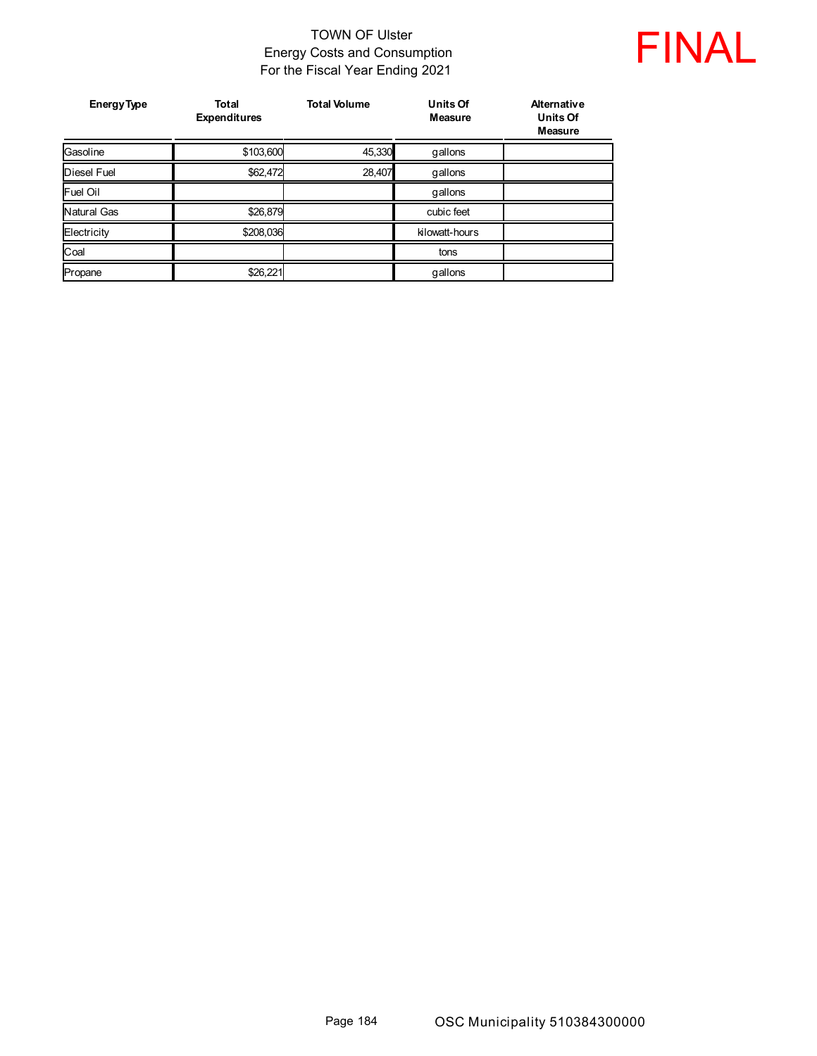# TOWN OF Ulster
## Energy Costs and Consumption
## For the Fiscal Year Ending 2021

FINAL

| Energy Type | Total Expenditures | Total Volume | Units Of Measure | Alternative Units Of Measure |
|---|---|---|---|---|
| Gasoline | $103,600 | 45,330 | gallons | |
| Diesel Fuel | $62,472 | 28,407 | gallons | |
| Fuel Oil | | | gallons | |
| Natural Gas | $26,879 | | cubic feet | |
| Electricity | $208,036 | | kilowatt-hours | |
| Coal | | | tons | |
| Propane | $26,221 | | gallons | |

OSC Municipality 510384300000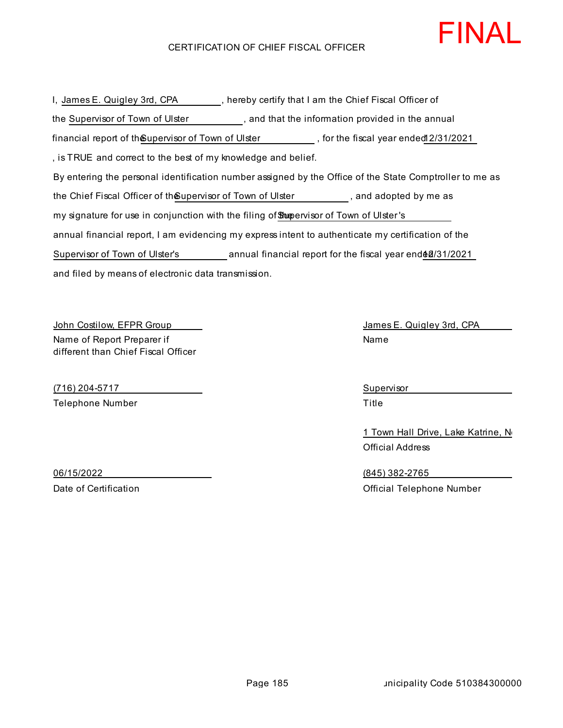FINAL

CERTIFICATION OF CHIEF FISCAL OFFICER

I, James E. Quigley 3rd, CPA, hereby certify that I am the Chief Fiscal Officer of the Supervisor of Town of Ulster, and that the information provided in the annual financial report of the Supervisor of Town of Ulster, for the fiscal year ended 12/31/2021, is TRUE and correct to the best of my knowledge and belief.

By entering the personal identification number assigned by the Office of the State Comptroller to me as the Chief Fiscal Officer of the Supervisor of Town of Ulster, and adopted by me as my signature for use in conjunction with the filing of the Supervisor of Town of Ulster's annual financial report, I am evidencing my express intent to authenticate my certification of the Supervisor of Town of Ulster's annual financial report for the fiscal year ended 12/31/2021 and filed by means of electronic data transmission.

John Costilow, EFPR Group
Name of Report Preparer if different than Chief Fiscal Officer

(716) 204-5717
Telephone Number

06/15/2022
Date of Certification

James E. Quigley 3rd, CPA
Name

Supervisor
Title

1 Town Hall Drive, Lake Katrine, N
Official Address

(845) 382-2765
Official Telephone Number

Municipality Code 510384300000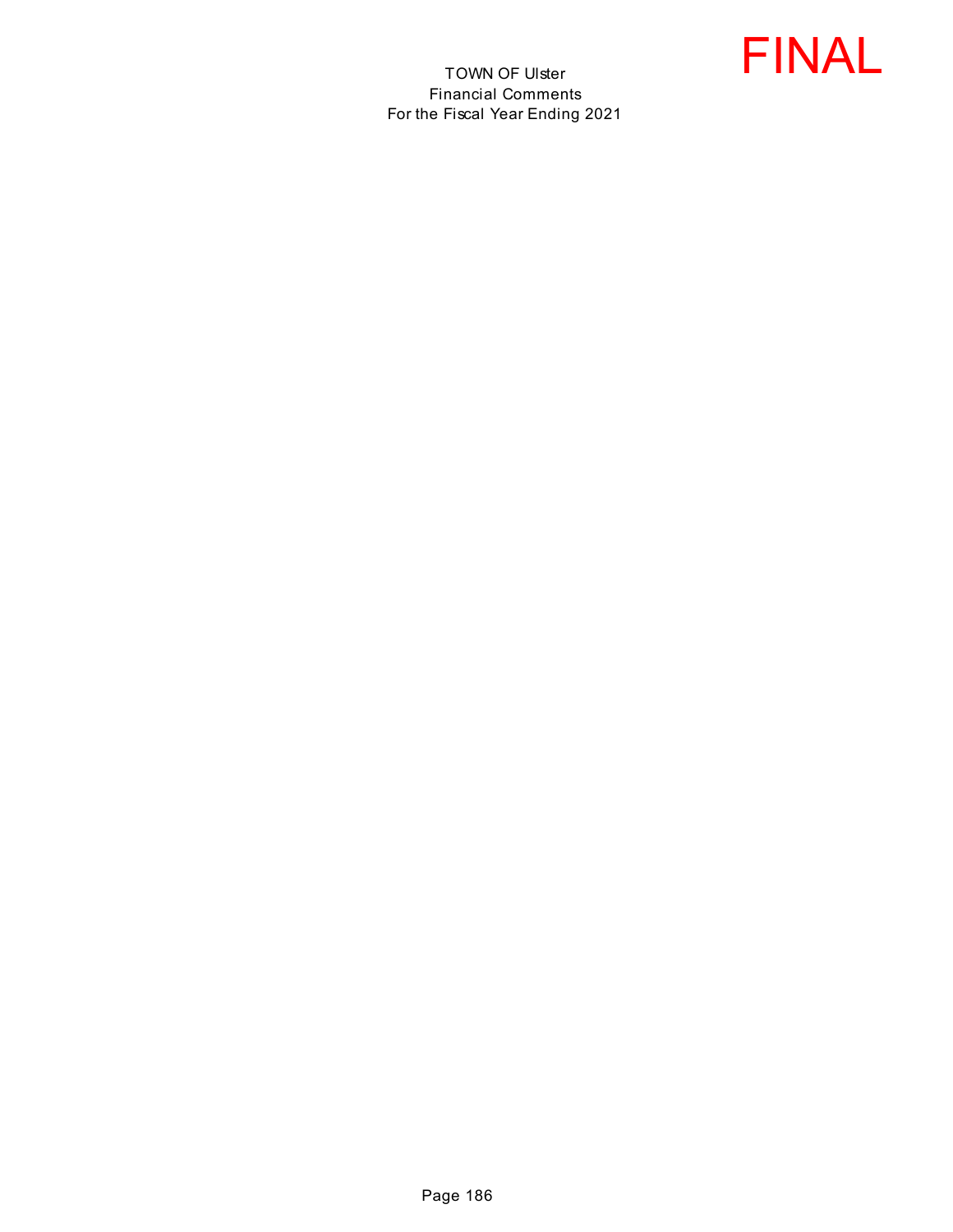FINAL

TOWN OF Ulster
Financial Comments
For the Fiscal Year Ending 2021